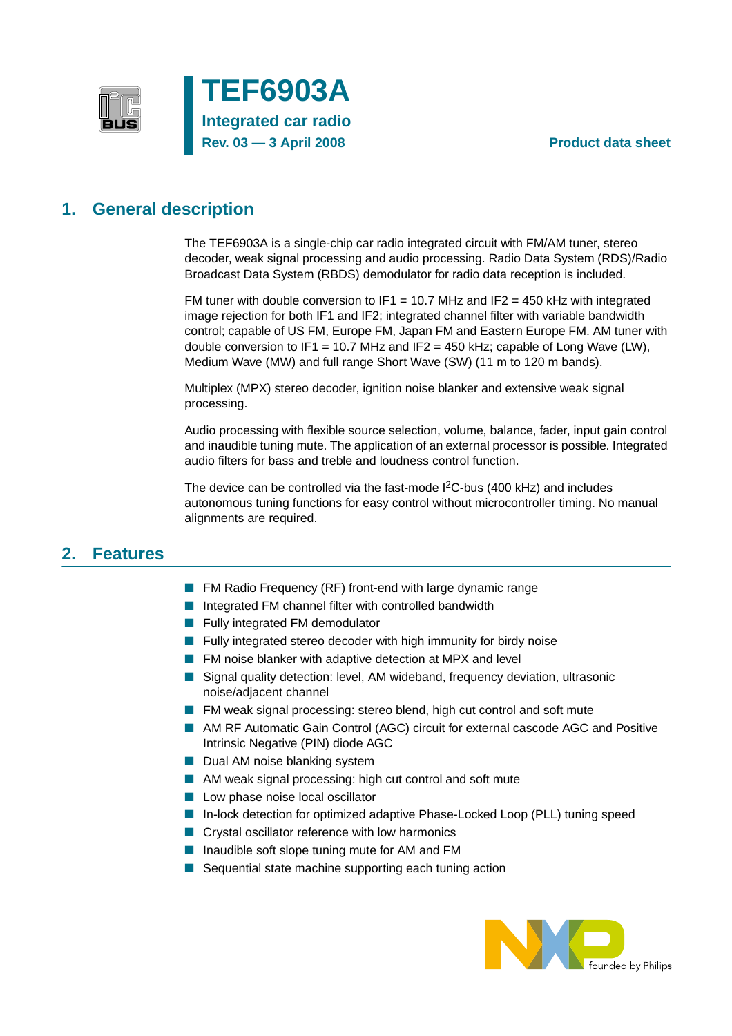# TEF6903A

## Integrated car radio

**Rev. 03 — 3 April 2008** **Product data sheet**

## 1. General description

The TEF6903A is a single-chip car radio integrated circuit with FM/AM tuner, stereo decoder, weak signal processing and audio processing. Radio Data System (RDS)/Radio Broadcast Data System (RBDS) demodulator for radio data reception is included.

FM tuner with double conversion to IF1 = 10.7 MHz and IF2 = 450 kHz with integrated image rejection for both IF1 and IF2; integrated channel filter with variable bandwidth control; capable of US FM, Europe FM, Japan FM and Eastern Europe FM. AM tuner with double conversion to IF1 = 10.7 MHz and IF2 = 450 kHz; capable of Long Wave (LW), Medium Wave (MW) and full range Short Wave (SW) (11 m to 120 m bands).

Multiplex (MPX) stereo decoder, ignition noise blanker and extensive weak signal processing.

Audio processing with flexible source selection, volume, balance, fader, input gain control and inaudible tuning mute. The application of an external processor is possible. Integrated audio filters for bass and treble and loudness control function.

The device can be controlled via the fast-mode $I^2C$-bus (400 kHz) and includes autonomous tuning functions for easy control without microcontroller timing. No manual alignments are required.

## 2. Features

- FM Radio Frequency (RF) front-end with large dynamic range
- Integrated FM channel filter with controlled bandwidth
- Fully integrated FM demodulator
- Fully integrated stereo decoder with high immunity for birdy noise
- FM noise blanker with adaptive detection at MPX and level
- Signal quality detection: level, AM wideband, frequency deviation, ultrasonic noise/adjacent channel
- FM weak signal processing: stereo blend, high cut control and soft mute
- AM RF Automatic Gain Control (AGC) circuit for external cascode AGC and Positive Intrinsic Negative (PIN) diode AGC
- Dual AM noise blanking system
- AM weak signal processing: high cut control and soft mute
- Low phase noise local oscillator
- In-lock detection for optimized adaptive Phase-Locked Loop (PLL) tuning speed
- Crystal oscillator reference with low harmonics
- Inaudible soft slope tuning mute for AM and FM
- Sequential state machine supporting each tuning action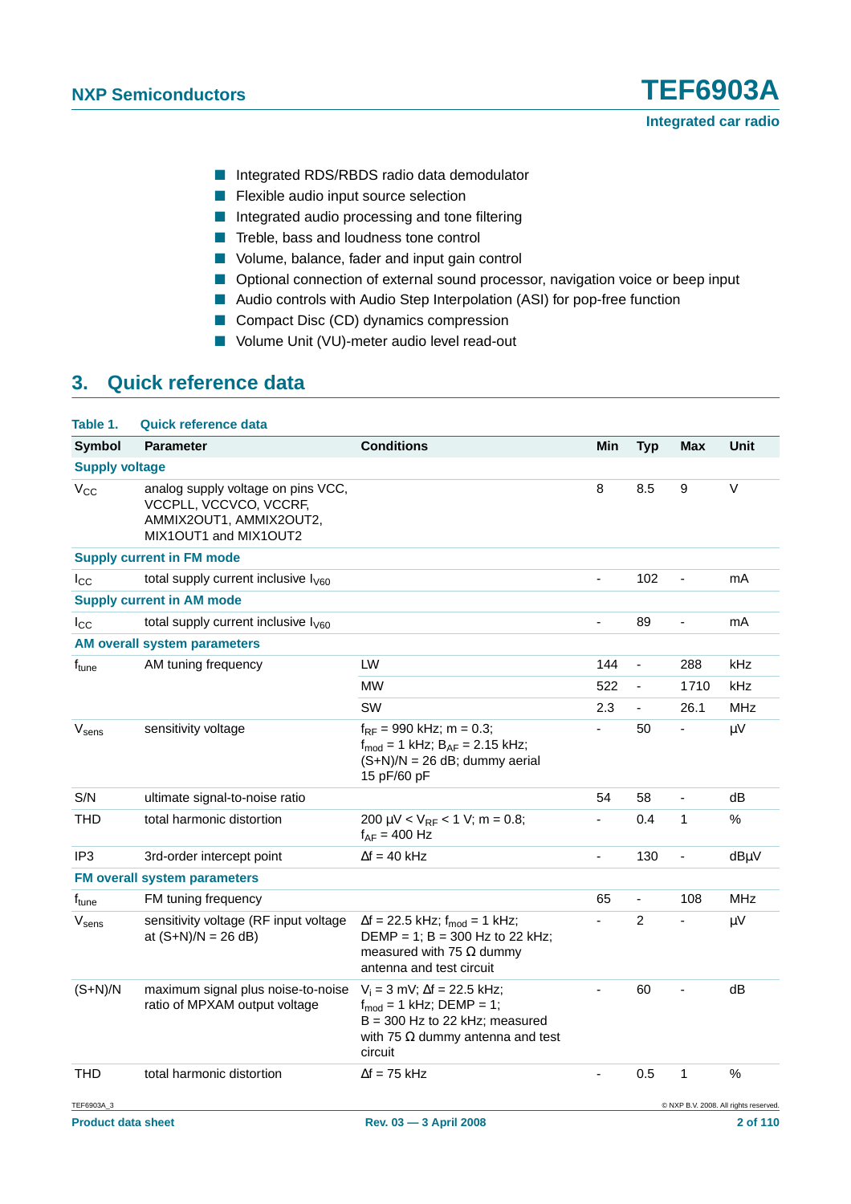- Integrated RDS/RBDS radio data demodulator
- Flexible audio input source selection
- Integrated audio processing and tone filtering
- Treble, bass and loudness tone control
- Volume, balance, fader and input gain control
- Optional connection of external sound processor, navigation voice or beep input
- Audio controls with Audio Step Interpolation (ASI) for pop-free function
- Compact Disc (CD) dynamics compression
- Volume Unit (VU)-meter audio level read-out

## 3. Quick reference data

**Table 1. Quick reference data**

| Symbol | Parameter | Conditions | Min | Typ | Max | Unit |
|---|---|---|---|---|---|---|
| **Supply voltage** | | | | | | |
| $V_{CC}$ | analog supply voltage on pins VCC, VCCPLL, VCCVCO, VCCRF, AMMIX2OUT1, AMMIX2OUT2, MIX1OUT1 and MIX1OUT2 | | 8 | 8.5 | 9 | V |
| **Supply current in FM mode** | | | | | | |
| $I_{CC}$ | total supply current inclusive $I_{V60}$ | | - | 102 | - | mA |
| **Supply current in AM mode** | | | | | | |
| $I_{CC}$ | total supply current inclusive $I_{V60}$ | | - | 89 | - | mA |
| **AM overall system parameters** | | | | | | |
| $f_{tune}$ | AM tuning frequency | LW | 144 | - | 288 | kHz |
| | | MW | 522 | - | 1710 | kHz |
| | | SW | 2.3 | - | 26.1 | MHz |
| $V_{sens}$ | sensitivity voltage | $f_{RF}$ = 990 kHz; m = 0.3; $f_{mod}$ = 1 kHz; $B_{AF}$ = 2.15 kHz; (S+N)/N = 26 dB; dummy aerial 15 pF/60 pF | - | 50 | - | μV |
| S/N | ultimate signal-to-noise ratio | | 54 | 58 | - | dB |
| THD | total harmonic distortion | 200 μV < $V_{RF}$ < 1 V; m = 0.8; $f_{AF}$ = 400 Hz | - | 0.4 | 1 | % |
| IP3 | 3rd-order intercept point | Δf = 40 kHz | - | 130 | - | dBμV |
| **FM overall system parameters** | | | | | | |
| $f_{tune}$ | FM tuning frequency | | 65 | - | 108 | MHz |
| $V_{sens}$ | sensitivity voltage (RF input voltage at (S+N)/N = 26 dB) | Δf = 22.5 kHz; $f_{mod}$ = 1 kHz; DEMP = 1; B = 300 Hz to 22 kHz; measured with 75 Ω dummy antenna and test circuit | - | 2 | - | μV |
| (S+N)/N | maximum signal plus noise-to-noise ratio of MPXAM output voltage | $V_i$ = 3 mV; Δf = 22.5 kHz; $f_{mod}$ = 1 kHz; DEMP = 1; B = 300 Hz to 22 kHz; measured with 75 Ω dummy antenna and test circuit | - | 60 | - | dB |
| THD | total harmonic distortion | Δf = 75 kHz | - | 0.5 | 1 | % |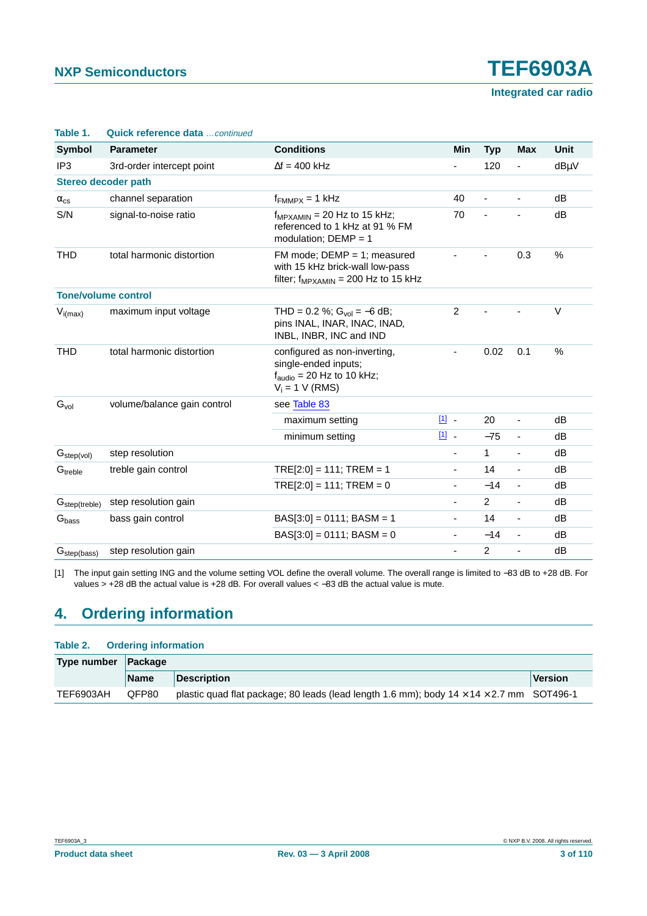**Table 1. Quick reference data** *...continued*

| Symbol | Parameter | Conditions | Min | Typ | Max | Unit |
|---|---|---|---|---|---|---|
| IP3 | 3rd-order intercept point | Δf = 400 kHz | - | 120 | - | dBμV |
| **Stereo decoder path** | | | | | | |
| $\alpha_{cs}$ | channel separation | $f_{FMMPX}$ = 1 kHz | 40 | - | - | dB |
| S/N | signal-to-noise ratio | $f_{MPXAMIN}$ = 20 Hz to 15 kHz; referenced to 1 kHz at 91 % FM modulation; DEMP = 1 | 70 | - | - | dB |
| THD | total harmonic distortion | FM mode; DEMP = 1; measured with 15 kHz brick-wall low-pass filter; $f_{MPXAMIN}$ = 200 Hz to 15 kHz | - | - | 0.3 | % |
| **Tone/volume control** | | | | | | |
| $V_{i(max)}$ | maximum input voltage | THD = 0.2 %; $G_{vol}$ = −6 dB; pins INAL, INAR, INAC, INAD, INBL, INBR, INC and IND | 2 | - | - | V |
| THD | total harmonic distortion | configured as non-inverting, single-ended inputs; $f_{audio}$ = 20 Hz to 10 kHz; $V_i$ = 1 V (RMS) | - | 0.02 | 0.1 | % |
| $G_{vol}$ | volume/balance gain control | see Table 83 | | | | |
| | | maximum setting [1] | - | 20 | - | dB |
| | | minimum setting [1] | - | −75 | - | dB |
| $G_{step(vol)}$ | step resolution | | - | 1 | - | dB |
| $G_{treble}$ | treble gain control | TRE[2:0] = 111; TREM = 1 | - | 14 | - | dB |
| | | TRE[2:0] = 111; TREM = 0 | - | −14 | - | dB |
| $G_{step(treble)}$ | step resolution gain | | - | 2 | - | dB |
| $G_{bass}$ | bass gain control | BAS[3:0] = 0111; BASM = 1 | - | 14 | - | dB |
| | | BAS[3:0] = 0111; BASM = 0 | - | −14 | - | dB |
| $G_{step(bass)}$ | step resolution gain | | - | 2 | - | dB |

[1] The input gain setting ING and the volume setting VOL define the overall volume. The overall range is limited to −83 dB to +28 dB. For values > +28 dB the actual value is +28 dB. For overall values < −83 dB the actual value is mute.

## 4. Ordering information

**Table 2. Ordering information**

| Type number | Package | | |
|---|---|---|---|
| | **Name** | **Description** | **Version** |
| TEF6903AH | QFP80 | plastic quad flat package; 80 leads (lead length 1.6 mm); body 14 × 14 × 2.7 mm | SOT496-1 |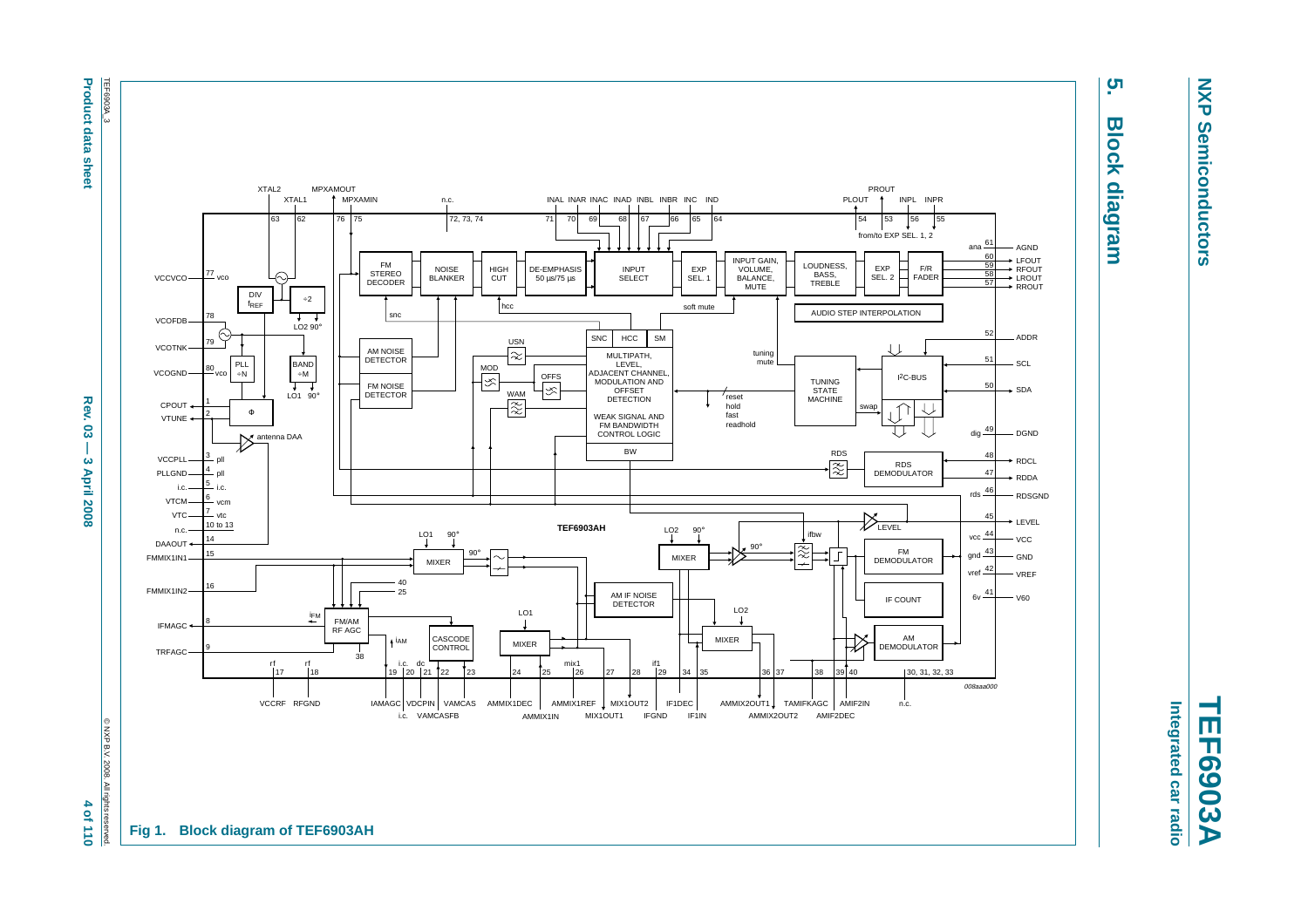## 5. Block diagram

Fig 1. Block diagram of TEF6903AH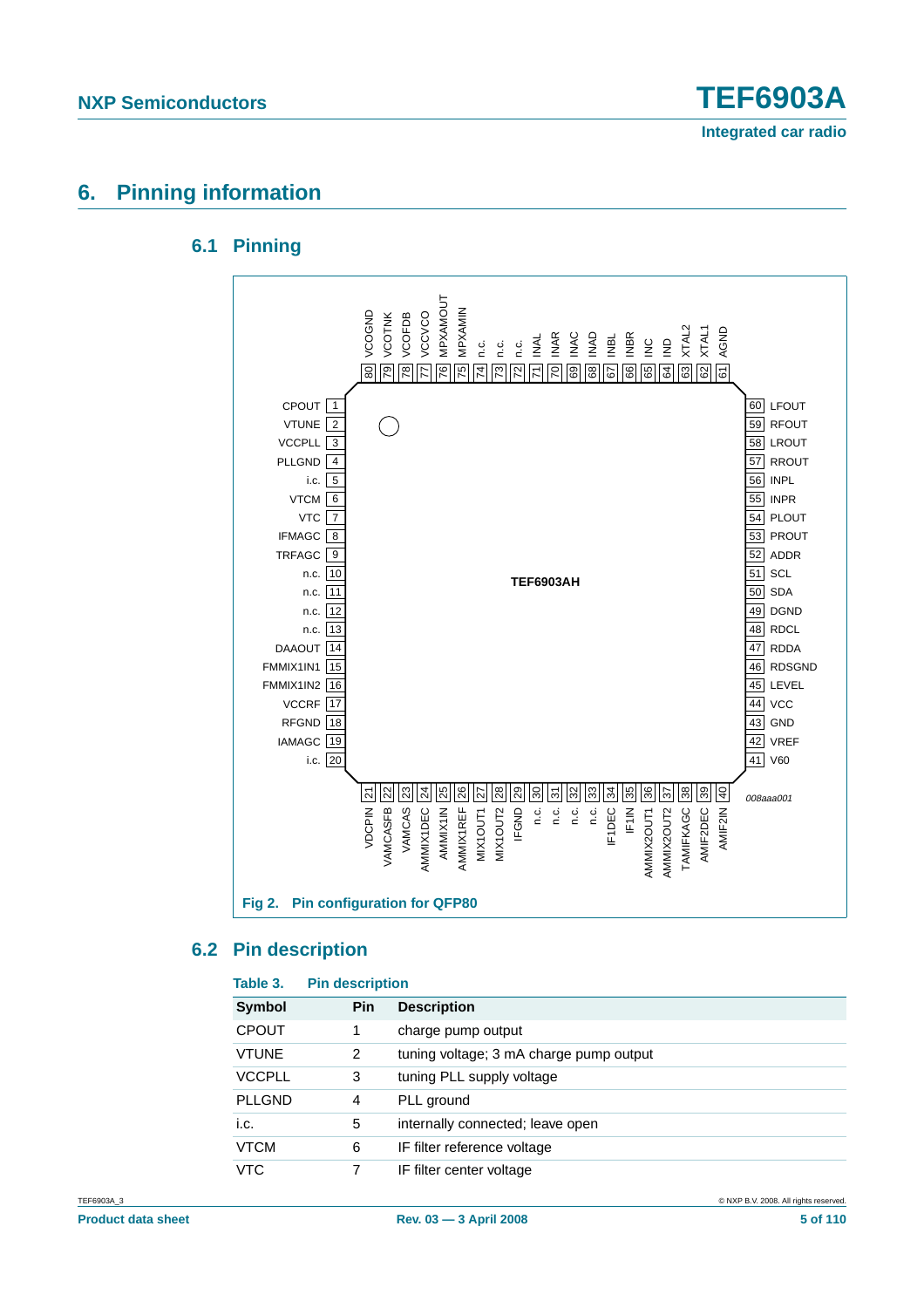# 6. Pinning information

## 6.1 Pinning

Fig 2. Pin configuration for QFP80

## 6.2 Pin description

Table 3. Pin description

| Symbol | Pin | Description |
|---|---|---|
| CPOUT | 1 | charge pump output |
| VTUNE | 2 | tuning voltage; 3 mA charge pump output |
| VCCPLL | 3 | tuning PLL supply voltage |
| PLLGND | 4 | PLL ground |
| i.c. | 5 | internally connected; leave open |
| VTCM | 6 | IF filter reference voltage |
| VTC | 7 | IF filter center voltage |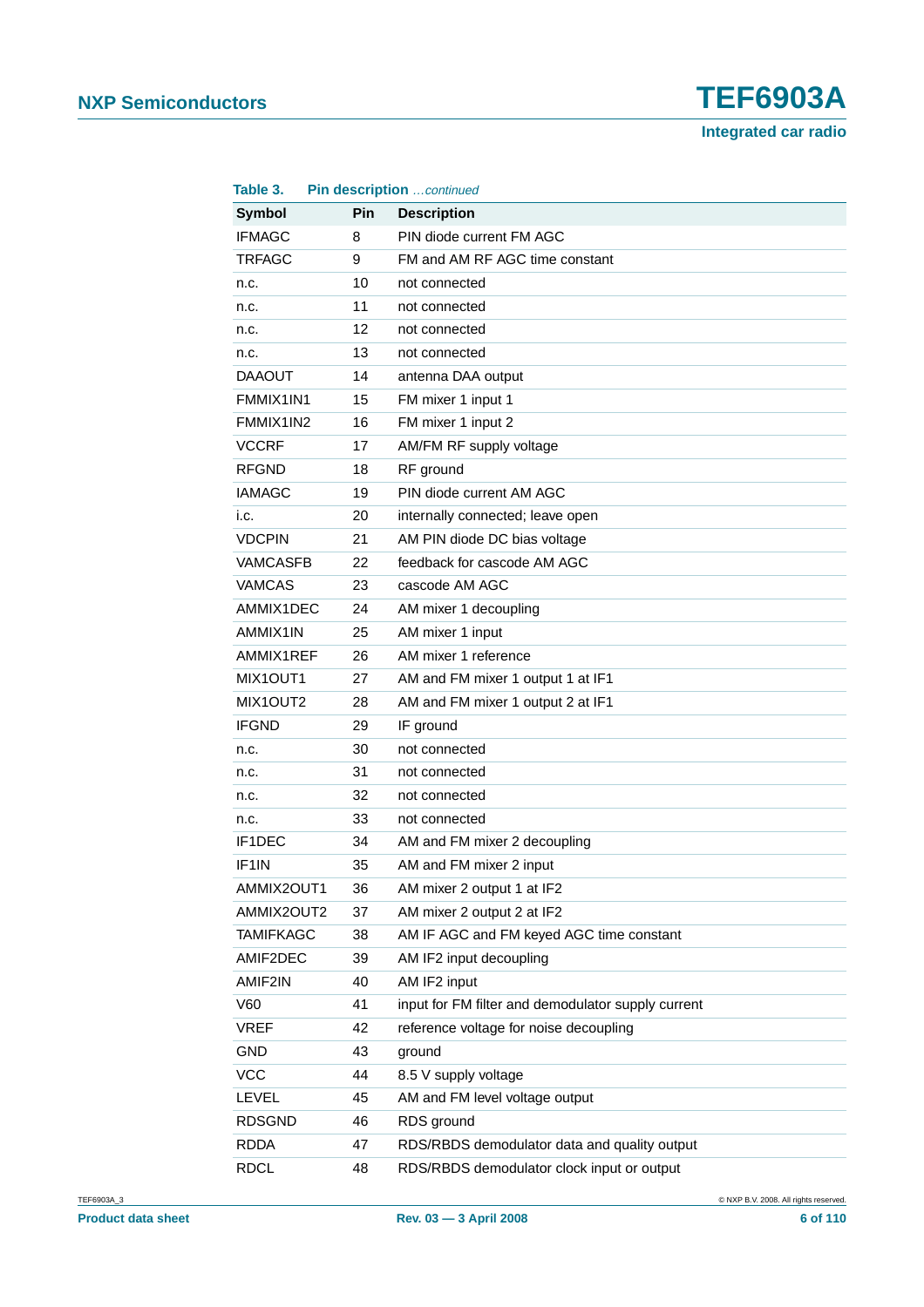**Table 3. Pin description** *…continued*

| Symbol | Pin | Description |
|---|---|---|
| IFMAGC | 8 | PIN diode current FM AGC |
| TRFAGC | 9 | FM and AM RF AGC time constant |
| n.c. | 10 | not connected |
| n.c. | 11 | not connected |
| n.c. | 12 | not connected |
| n.c. | 13 | not connected |
| DAAOUT | 14 | antenna DAA output |
| FMMIX1IN1 | 15 | FM mixer 1 input 1 |
| FMMIX1IN2 | 16 | FM mixer 1 input 2 |
| VCCRF | 17 | AM/FM RF supply voltage |
| RFGND | 18 | RF ground |
| IAMAGC | 19 | PIN diode current AM AGC |
| i.c. | 20 | internally connected; leave open |
| VDCPIN | 21 | AM PIN diode DC bias voltage |
| VAMCASFB | 22 | feedback for cascode AM AGC |
| VAMCAS | 23 | cascode AM AGC |
| AMMIX1DEC | 24 | AM mixer 1 decoupling |
| AMMIX1IN | 25 | AM mixer 1 input |
| AMMIX1REF | 26 | AM mixer 1 reference |
| MIX1OUT1 | 27 | AM and FM mixer 1 output 1 at IF1 |
| MIX1OUT2 | 28 | AM and FM mixer 1 output 2 at IF1 |
| IFGND | 29 | IF ground |
| n.c. | 30 | not connected |
| n.c. | 31 | not connected |
| n.c. | 32 | not connected |
| n.c. | 33 | not connected |
| IF1DEC | 34 | AM and FM mixer 2 decoupling |
| IF1IN | 35 | AM and FM mixer 2 input |
| AMMIX2OUT1 | 36 | AM mixer 2 output 1 at IF2 |
| AMMIX2OUT2 | 37 | AM mixer 2 output 2 at IF2 |
| TAMIFKAGC | 38 | AM IF AGC and FM keyed AGC time constant |
| AMIF2DEC | 39 | AM IF2 input decoupling |
| AMIF2IN | 40 | AM IF2 input |
| V60 | 41 | input for FM filter and demodulator supply current |
| VREF | 42 | reference voltage for noise decoupling |
| GND | 43 | ground |
| VCC | 44 | 8.5 V supply voltage |
| LEVEL | 45 | AM and FM level voltage output |
| RDSGND | 46 | RDS ground |
| RDDA | 47 | RDS/RBDS demodulator data and quality output |
| RDCL | 48 | RDS/RBDS demodulator clock input or output |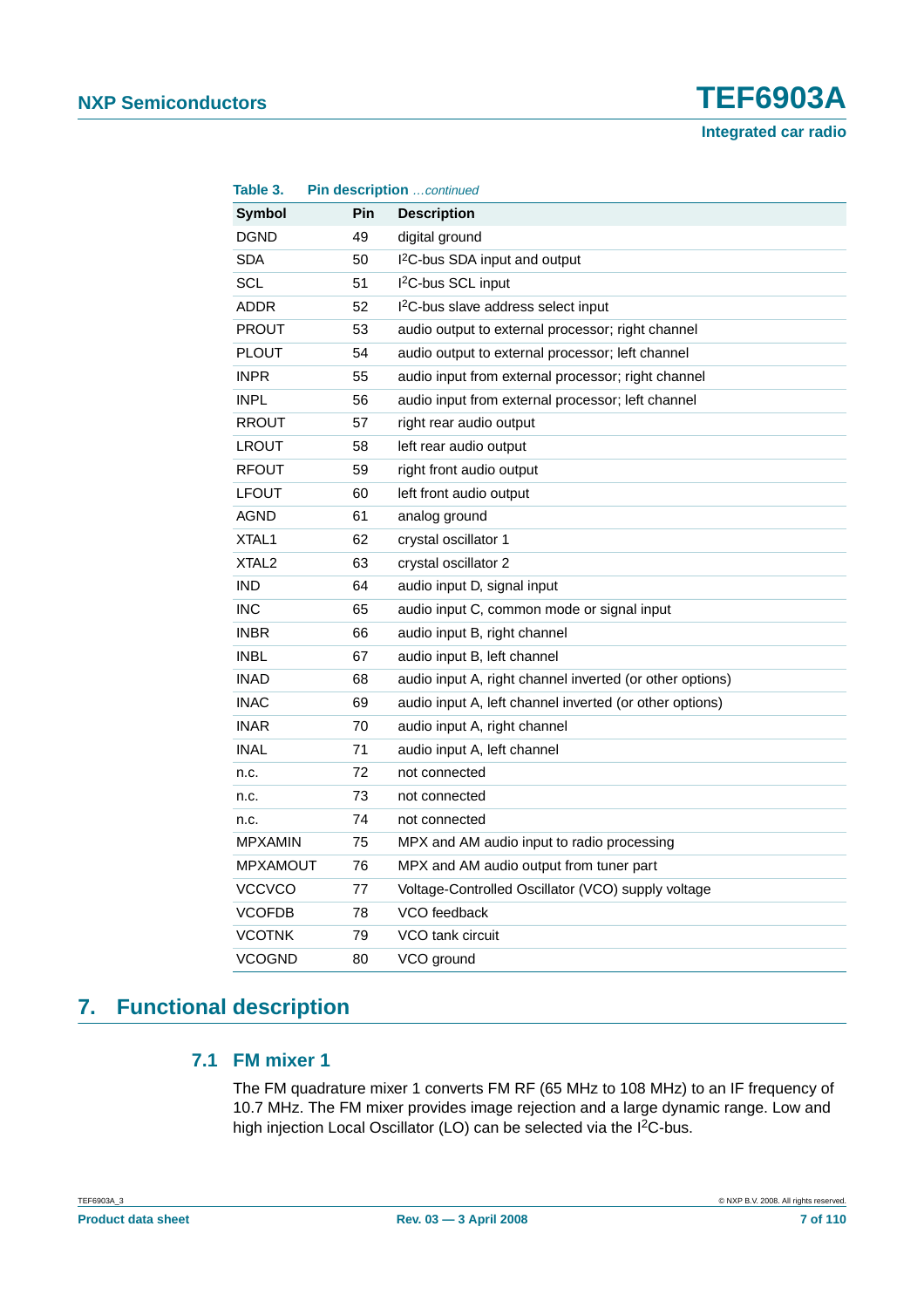**Table 3. Pin description** *…continued*

| Symbol | Pin | Description |
|---|---|---|
| DGND | 49 | digital ground |
| SDA | 50 | $I^2C$-bus SDA input and output |
| SCL | 51 | $I^2C$-bus SCL input |
| ADDR | 52 | $I^2C$-bus slave address select input |
| PROUT | 53 | audio output to external processor; right channel |
| PLOUT | 54 | audio output to external processor; left channel |
| INPR | 55 | audio input from external processor; right channel |
| INPL | 56 | audio input from external processor; left channel |
| RROUT | 57 | right rear audio output |
| LROUT | 58 | left rear audio output |
| RFOUT | 59 | right front audio output |
| LFOUT | 60 | left front audio output |
| AGND | 61 | analog ground |
| XTAL1 | 62 | crystal oscillator 1 |
| XTAL2 | 63 | crystal oscillator 2 |
| IND | 64 | audio input D, signal input |
| INC | 65 | audio input C, common mode or signal input |
| INBR | 66 | audio input B, right channel |
| INBL | 67 | audio input B, left channel |
| INAD | 68 | audio input A, right channel inverted (or other options) |
| INAC | 69 | audio input A, left channel inverted (or other options) |
| INAR | 70 | audio input A, right channel |
| INAL | 71 | audio input A, left channel |
| n.c. | 72 | not connected |
| n.c. | 73 | not connected |
| n.c. | 74 | not connected |
| MPXAMIN | 75 | MPX and AM audio input to radio processing |
| MPXAMOUT | 76 | MPX and AM audio output from tuner part |
| VCCVCO | 77 | Voltage-Controlled Oscillator (VCO) supply voltage |
| VCOFDB | 78 | VCO feedback |
| VCOTNK | 79 | VCO tank circuit |
| VCOGND | 80 | VCO ground |

# 7. Functional description

## 7.1 FM mixer 1

The FM quadrature mixer 1 converts FM RF (65 MHz to 108 MHz) to an IF frequency of 10.7 MHz. The FM mixer provides image rejection and a large dynamic range. Low and high injection Local Oscillator (LO) can be selected via the $I^2C$-bus.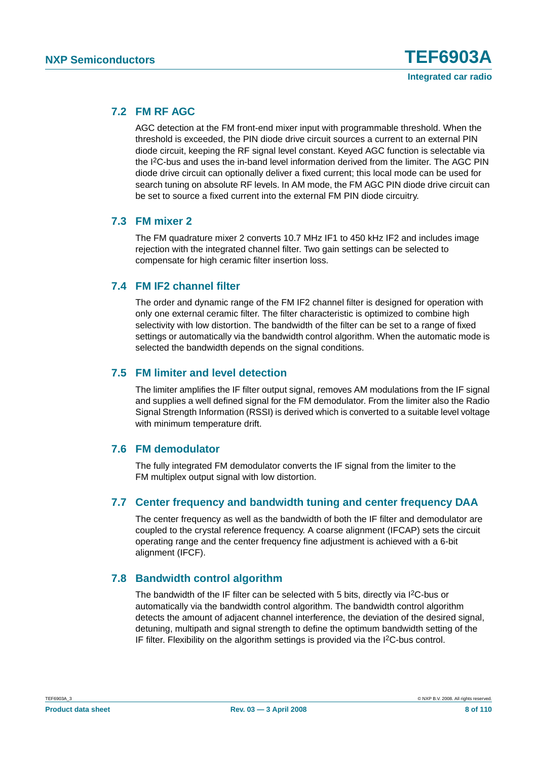### 7.2 FM RF AGC

AGC detection at the FM front-end mixer input with programmable threshold. When the threshold is exceeded, the PIN diode drive circuit sources a current to an external PIN diode circuit, keeping the RF signal level constant. Keyed AGC function is selectable via the I2C-bus and uses the in-band level information derived from the limiter. The AGC PIN diode drive circuit can optionally deliver a fixed current; this local mode can be used for search tuning on absolute RF levels. In AM mode, the FM AGC PIN diode drive circuit can be set to source a fixed current into the external FM PIN diode circuitry.

### 7.3 FM mixer 2

The FM quadrature mixer 2 converts 10.7 MHz IF1 to 450 kHz IF2 and includes image rejection with the integrated channel filter. Two gain settings can be selected to compensate for high ceramic filter insertion loss.

### 7.4 FM IF2 channel filter

The order and dynamic range of the FM IF2 channel filter is designed for operation with only one external ceramic filter. The filter characteristic is optimized to combine high selectivity with low distortion. The bandwidth of the filter can be set to a range of fixed settings or automatically via the bandwidth control algorithm. When the automatic mode is selected the bandwidth depends on the signal conditions.

### 7.5 FM limiter and level detection

The limiter amplifies the IF filter output signal, removes AM modulations from the IF signal and supplies a well defined signal for the FM demodulator. From the limiter also the Radio Signal Strength Information (RSSI) is derived which is converted to a suitable level voltage with minimum temperature drift.

### 7.6 FM demodulator

The fully integrated FM demodulator converts the IF signal from the limiter to the FM multiplex output signal with low distortion.

### 7.7 Center frequency and bandwidth tuning and center frequency DAA

The center frequency as well as the bandwidth of both the IF filter and demodulator are coupled to the crystal reference frequency. A coarse alignment (IFCAP) sets the circuit operating range and the center frequency fine adjustment is achieved with a 6-bit alignment (IFCF).

### 7.8 Bandwidth control algorithm

The bandwidth of the IF filter can be selected with 5 bits, directly via I2C-bus or automatically via the bandwidth control algorithm. The bandwidth control algorithm detects the amount of adjacent channel interference, the deviation of the desired signal, detuning, multipath and signal strength to define the optimum bandwidth setting of the IF filter. Flexibility on the algorithm settings is provided via the I2C-bus control.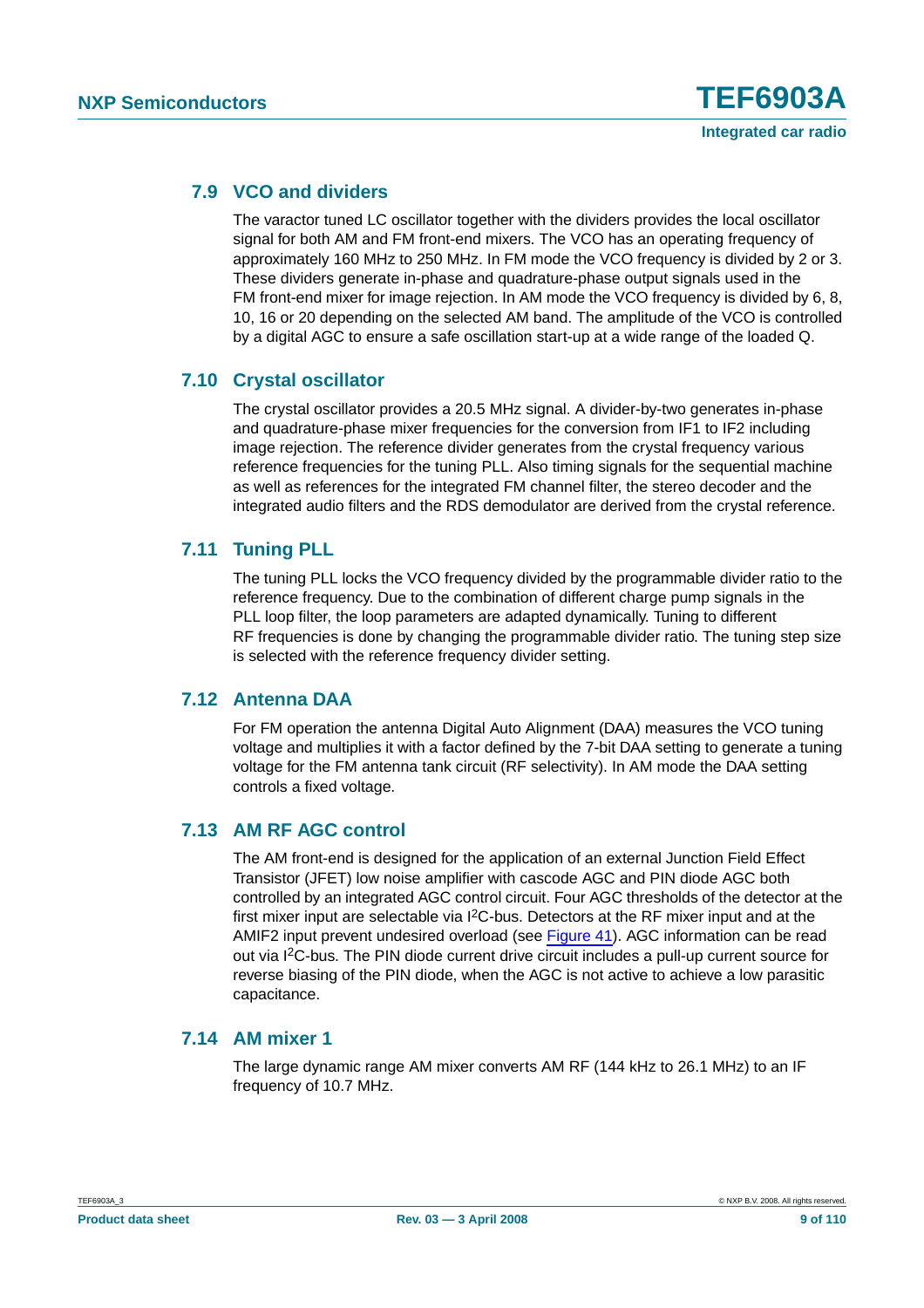### 7.9 VCO and dividers

The varactor tuned LC oscillator together with the dividers provides the local oscillator signal for both AM and FM front-end mixers. The VCO has an operating frequency of approximately 160 MHz to 250 MHz. In FM mode the VCO frequency is divided by 2 or 3. These dividers generate in-phase and quadrature-phase output signals used in the FM front-end mixer for image rejection. In AM mode the VCO frequency is divided by 6, 8, 10, 16 or 20 depending on the selected AM band. The amplitude of the VCO is controlled by a digital AGC to ensure a safe oscillation start-up at a wide range of the loaded Q.

### 7.10 Crystal oscillator

The crystal oscillator provides a 20.5 MHz signal. A divider-by-two generates in-phase and quadrature-phase mixer frequencies for the conversion from IF1 to IF2 including image rejection. The reference divider generates from the crystal frequency various reference frequencies for the tuning PLL. Also timing signals for the sequential machine as well as references for the integrated FM channel filter, the stereo decoder and the integrated audio filters and the RDS demodulator are derived from the crystal reference.

### 7.11 Tuning PLL

The tuning PLL locks the VCO frequency divided by the programmable divider ratio to the reference frequency. Due to the combination of different charge pump signals in the PLL loop filter, the loop parameters are adapted dynamically. Tuning to different RF frequencies is done by changing the programmable divider ratio. The tuning step size is selected with the reference frequency divider setting.

### 7.12 Antenna DAA

For FM operation the antenna Digital Auto Alignment (DAA) measures the VCO tuning voltage and multiplies it with a factor defined by the 7-bit DAA setting to generate a tuning voltage for the FM antenna tank circuit (RF selectivity). In AM mode the DAA setting controls a fixed voltage.

### 7.13 AM RF AGC control

The AM front-end is designed for the application of an external Junction Field Effect Transistor (JFET) low noise amplifier with cascode AGC and PIN diode AGC both controlled by an integrated AGC control circuit. Four AGC thresholds of the detector at the first mixer input are selectable via $I^2C$-bus. Detectors at the RF mixer input and at the AMIF2 input prevent undesired overload (see Figure 41). AGC information can be read out via $I^2C$-bus. The PIN diode current drive circuit includes a pull-up current source for reverse biasing of the PIN diode, when the AGC is not active to achieve a low parasitic capacitance.

### 7.14 AM mixer 1

The large dynamic range AM mixer converts AM RF (144 kHz to 26.1 MHz) to an IF frequency of 10.7 MHz.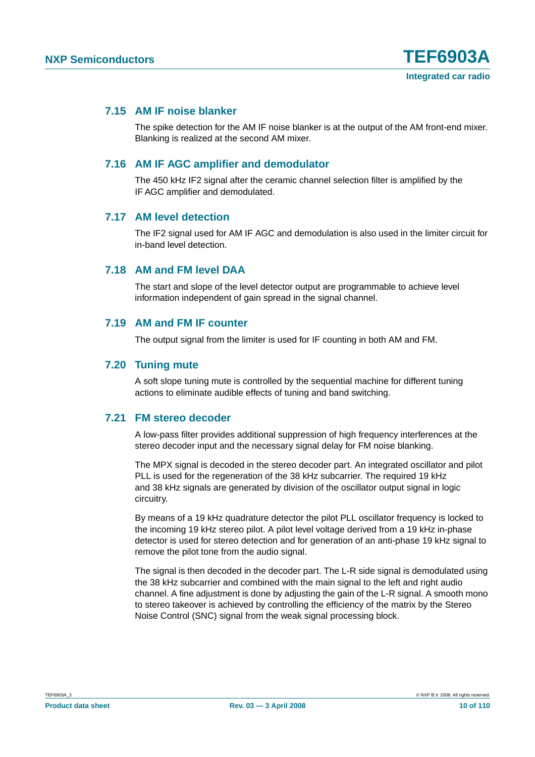### 7.15 AM IF noise blanker

The spike detection for the AM IF noise blanker is at the output of the AM front-end mixer. Blanking is realized at the second AM mixer.

### 7.16 AM IF AGC amplifier and demodulator

The 450 kHz IF2 signal after the ceramic channel selection filter is amplified by the IF AGC amplifier and demodulated.

### 7.17 AM level detection

The IF2 signal used for AM IF AGC and demodulation is also used in the limiter circuit for in-band level detection.

### 7.18 AM and FM level DAA

The start and slope of the level detector output are programmable to achieve level information independent of gain spread in the signal channel.

### 7.19 AM and FM IF counter

The output signal from the limiter is used for IF counting in both AM and FM.

### 7.20 Tuning mute

A soft slope tuning mute is controlled by the sequential machine for different tuning actions to eliminate audible effects of tuning and band switching.

### 7.21 FM stereo decoder

A low-pass filter provides additional suppression of high frequency interferences at the stereo decoder input and the necessary signal delay for FM noise blanking.

The MPX signal is decoded in the stereo decoder part. An integrated oscillator and pilot PLL is used for the regeneration of the 38 kHz subcarrier. The required 19 kHz and 38 kHz signals are generated by division of the oscillator output signal in logic circuitry.

By means of a 19 kHz quadrature detector the pilot PLL oscillator frequency is locked to the incoming 19 kHz stereo pilot. A pilot level voltage derived from a 19 kHz in-phase detector is used for stereo detection and for generation of an anti-phase 19 kHz signal to remove the pilot tone from the audio signal.

The signal is then decoded in the decoder part. The L-R side signal is demodulated using the 38 kHz subcarrier and combined with the main signal to the left and right audio channel. A fine adjustment is done by adjusting the gain of the L-R signal. A smooth mono to stereo takeover is achieved by controlling the efficiency of the matrix by the Stereo Noise Control (SNC) signal from the weak signal processing block.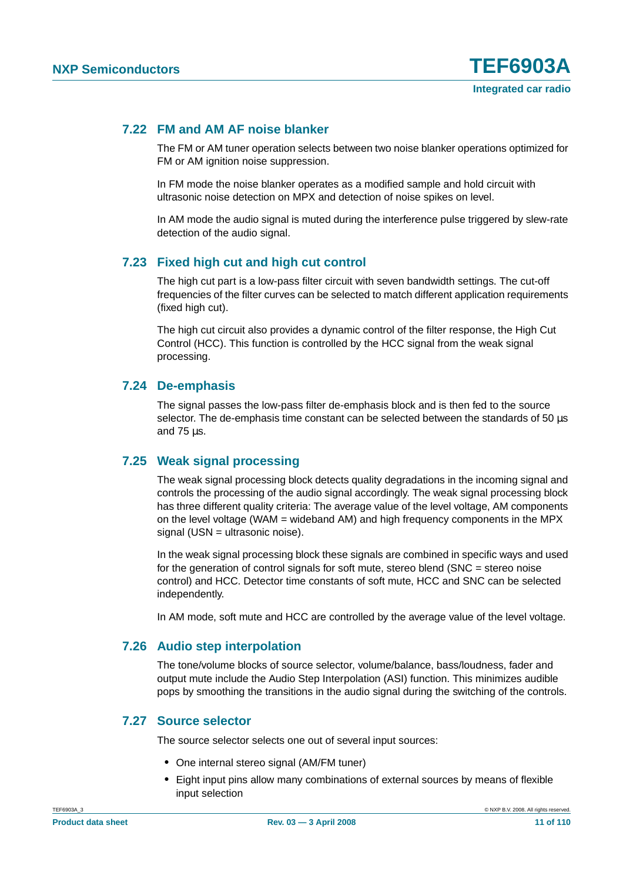### 7.22 FM and AM AF noise blanker

The FM or AM tuner operation selects between two noise blanker operations optimized for FM or AM ignition noise suppression.

In FM mode the noise blanker operates as a modified sample and hold circuit with ultrasonic noise detection on MPX and detection of noise spikes on level.

In AM mode the audio signal is muted during the interference pulse triggered by slew-rate detection of the audio signal.

### 7.23 Fixed high cut and high cut control

The high cut part is a low-pass filter circuit with seven bandwidth settings. The cut-off frequencies of the filter curves can be selected to match different application requirements (fixed high cut).

The high cut circuit also provides a dynamic control of the filter response, the High Cut Control (HCC). This function is controlled by the HCC signal from the weak signal processing.

### 7.24 De-emphasis

The signal passes the low-pass filter de-emphasis block and is then fed to the source selector. The de-emphasis time constant can be selected between the standards of 50 µs and 75 µs.

### 7.25 Weak signal processing

The weak signal processing block detects quality degradations in the incoming signal and controls the processing of the audio signal accordingly. The weak signal processing block has three different quality criteria: The average value of the level voltage, AM components on the level voltage (WAM = wideband AM) and high frequency components in the MPX signal (USN = ultrasonic noise).

In the weak signal processing block these signals are combined in specific ways and used for the generation of control signals for soft mute, stereo blend (SNC = stereo noise control) and HCC. Detector time constants of soft mute, HCC and SNC can be selected independently.

In AM mode, soft mute and HCC are controlled by the average value of the level voltage.

### 7.26 Audio step interpolation

The tone/volume blocks of source selector, volume/balance, bass/loudness, fader and output mute include the Audio Step Interpolation (ASI) function. This minimizes audible pops by smoothing the transitions in the audio signal during the switching of the controls.

### 7.27 Source selector

The source selector selects one out of several input sources:

- One internal stereo signal (AM/FM tuner)
- Eight input pins allow many combinations of external sources by means of flexible input selection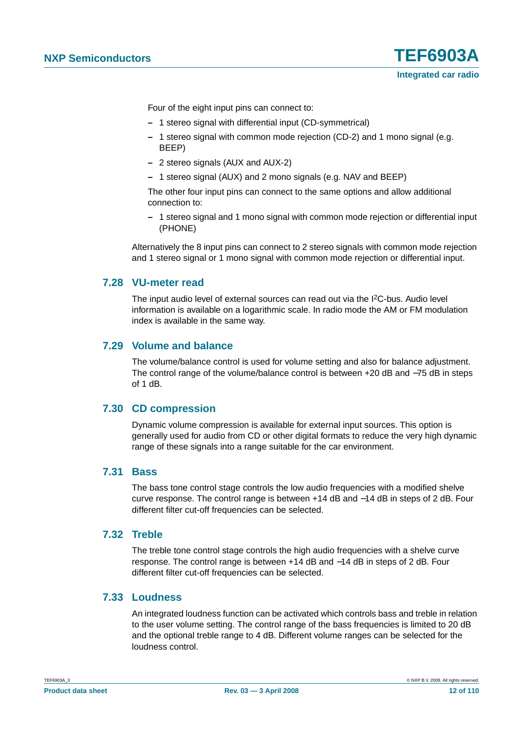Four of the eight input pins can connect to:

– 1 stereo signal with differential input (CD-symmetrical)
– 1 stereo signal with common mode rejection (CD-2) and 1 mono signal (e.g. BEEP)
– 2 stereo signals (AUX and AUX-2)
– 1 stereo signal (AUX) and 2 mono signals (e.g. NAV and BEEP)

The other four input pins can connect to the same options and allow additional connection to:

– 1 stereo signal and 1 mono signal with common mode rejection or differential input (PHONE)

Alternatively the 8 input pins can connect to 2 stereo signals with common mode rejection and 1 stereo signal or 1 mono signal with common mode rejection or differential input.

## 7.28 VU-meter read

The input audio level of external sources can read out via the I²C-bus. Audio level information is available on a logarithmic scale. In radio mode the AM or FM modulation index is available in the same way.

## 7.29 Volume and balance

The volume/balance control is used for volume setting and also for balance adjustment. The control range of the volume/balance control is between +20 dB and −75 dB in steps of 1 dB.

## 7.30 CD compression

Dynamic volume compression is available for external input sources. This option is generally used for audio from CD or other digital formats to reduce the very high dynamic range of these signals into a range suitable for the car environment.

## 7.31 Bass

The bass tone control stage controls the low audio frequencies with a modified shelve curve response. The control range is between +14 dB and −14 dB in steps of 2 dB. Four different filter cut-off frequencies can be selected.

## 7.32 Treble

The treble tone control stage controls the high audio frequencies with a shelve curve response. The control range is between +14 dB and −14 dB in steps of 2 dB. Four different filter cut-off frequencies can be selected.

## 7.33 Loudness

An integrated loudness function can be activated which controls bass and treble in relation to the user volume setting. The control range of the bass frequencies is limited to 20 dB and the optional treble range to 4 dB. Different volume ranges can be selected for the loudness control.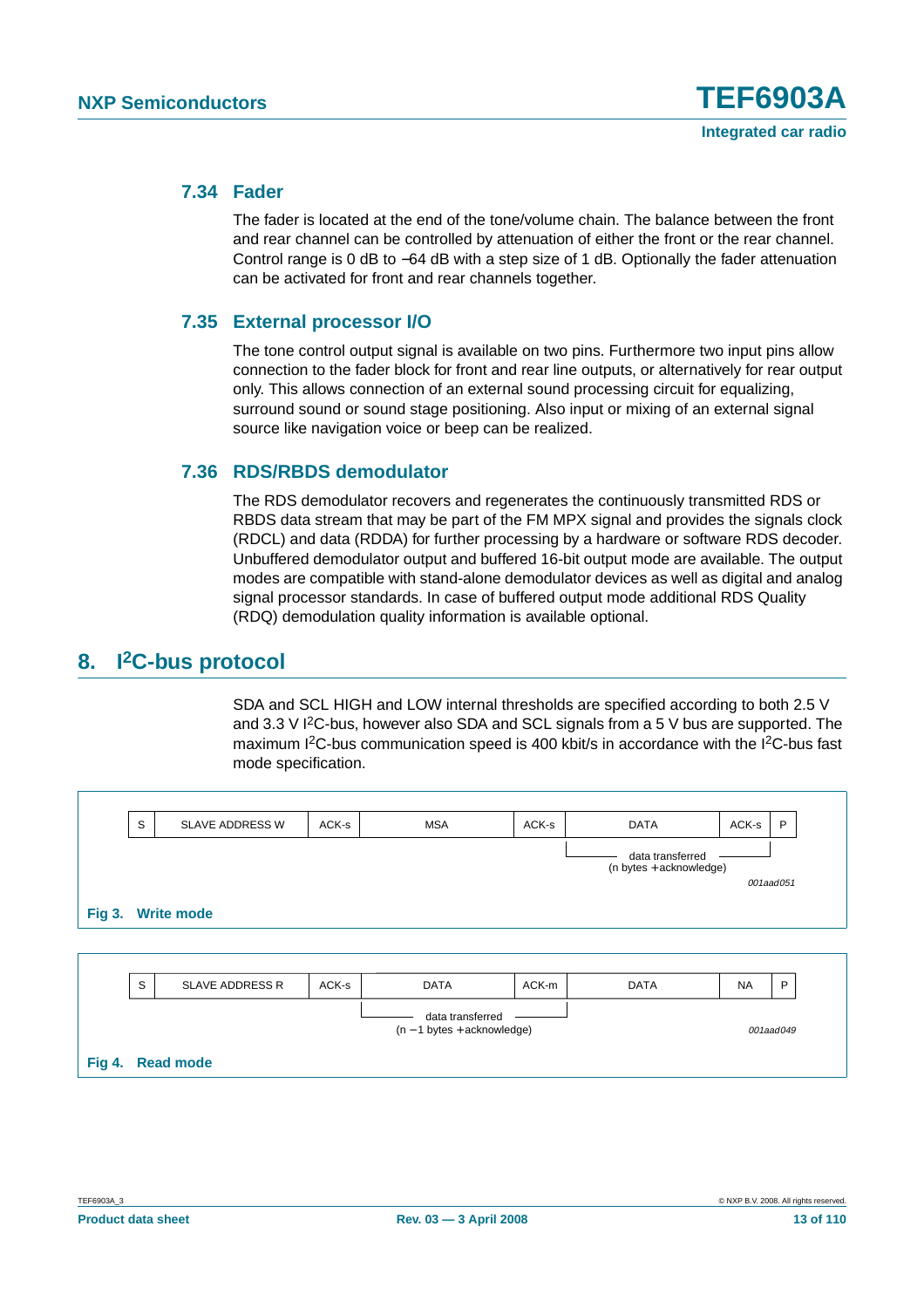### 7.34 Fader

The fader is located at the end of the tone/volume chain. The balance between the front and rear channel can be controlled by attenuation of either the front or the rear channel. Control range is 0 dB to −64 dB with a step size of 1 dB. Optionally the fader attenuation can be activated for front and rear channels together.

### 7.35 External processor I/O

The tone control output signal is available on two pins. Furthermore two input pins allow connection to the fader block for front and rear line outputs, or alternatively for rear output only. This allows connection of an external sound processing circuit for equalizing, surround sound or sound stage positioning. Also input or mixing of an external signal source like navigation voice or beep can be realized.

### 7.36 RDS/RBDS demodulator

The RDS demodulator recovers and regenerates the continuously transmitted RDS or RBDS data stream that may be part of the FM MPX signal and provides the signals clock (RDCL) and data (RDDA) for further processing by a hardware or software RDS decoder. Unbuffered demodulator output and buffered 16-bit output mode are available. The output modes are compatible with stand-alone demodulator devices as well as digital and analog signal processor standards. In case of buffered output mode additional RDS Quality (RDQ) demodulation quality information is available optional.

## 8. I²C-bus protocol

SDA and SCL HIGH and LOW internal thresholds are specified according to both 2.5 V and 3.3 V I²C-bus, however also SDA and SCL signals from a 5 V bus are supported. The maximum I²C-bus communication speed is 400 kbit/s in accordance with the I²C-bus fast mode specification.

| S | SLAVE ADDRESS W | ACK-s | MSA | ACK-s | DATA | ACK-s | P |
|---|---|---|---|---|---|---|---|

data transferred (n bytes + acknowledge) — spans DATA and ACK-s

001aad051

**Fig 3. Write mode**

| S | SLAVE ADDRESS R | ACK-s | DATA | ACK-m | DATA | NA | P |
|---|---|---|---|---|---|---|---|

data transferred (n − 1 bytes + acknowledge) — spans DATA and ACK-m

001aad049

**Fig 4. Read mode**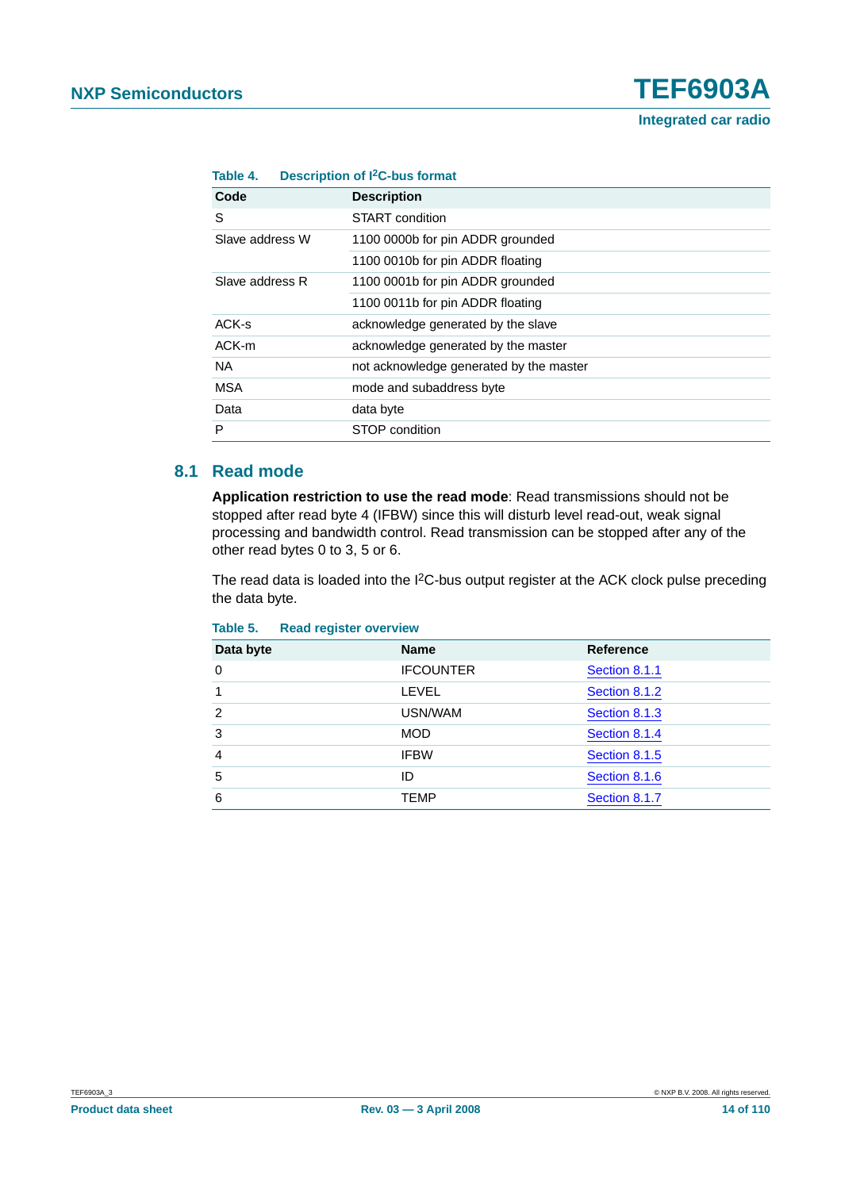**Table 4. Description of $I^2C$-bus format**

| Code | Description |
|---|---|
| S | START condition |
| Slave address W | 1100 0000b for pin ADDR grounded |
| | 1100 0010b for pin ADDR floating |
| Slave address R | 1100 0001b for pin ADDR grounded |
| | 1100 0011b for pin ADDR floating |
| ACK-s | acknowledge generated by the slave |
| ACK-m | acknowledge generated by the master |
| NA | not acknowledge generated by the master |
| MSA | mode and subaddress byte |
| Data | data byte |
| P | STOP condition |

## 8.1 Read mode

**Application restriction to use the read mode**: Read transmissions should not be stopped after read byte 4 (IFBW) since this will disturb level read-out, weak signal processing and bandwidth control. Read transmission can be stopped after any of the other read bytes 0 to 3, 5 or 6.

The read data is loaded into the $I^2C$-bus output register at the ACK clock pulse preceding the data byte.

**Table 5. Read register overview**

| Data byte | Name | Reference |
|---|---|---|
| 0 | IFCOUNTER | Section 8.1.1 |
| 1 | LEVEL | Section 8.1.2 |
| 2 | USN/WAM | Section 8.1.3 |
| 3 | MOD | Section 8.1.4 |
| 4 | IFBW | Section 8.1.5 |
| 5 | ID | Section 8.1.6 |
| 6 | TEMP | Section 8.1.7 |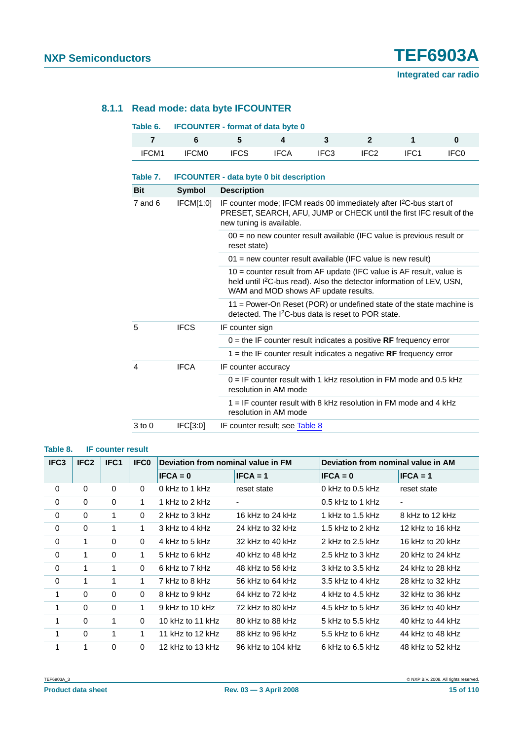### 8.1.1 Read mode: data byte IFCOUNTER

**Table 6. IFCOUNTER - format of data byte 0**

| 7 | 6 | 5 | 4 | 3 | 2 | 1 | 0 |
|---|---|---|---|---|---|---|---|
| IFCM1 | IFCM0 | IFCS | IFCA | IFC3 | IFC2 | IFC1 | IFC0 |

**Table 7. IFCOUNTER - data byte 0 bit description**

| Bit | Symbol | Description |
|---|---|---|
| 7 and 6 | IFCM[1:0] | IF counter mode; IFCM reads 00 immediately after I²C-bus start of PRESET, SEARCH, AFU, JUMP or CHECK until the first IFC result of the new tuning is available. |
| | | 00 = no new counter result available (IFC value is previous result or reset state) |
| | | 01 = new counter result available (IFC value is new result) |
| | | 10 = counter result from AF update (IFC value is AF result, value is held until I²C-bus read). Also the detector information of LEV, USN, WAM and MOD shows AF update results. |
| | | 11 = Power-On Reset (POR) or undefined state of the state machine is detected. The I²C-bus data is reset to POR state. |
| 5 | IFCS | IF counter sign |
| | | 0 = the IF counter result indicates a positive **RF** frequency error |
| | | 1 = the IF counter result indicates a negative **RF** frequency error |
| 4 | IFCA | IF counter accuracy |
| | | 0 = IF counter result with 1 kHz resolution in FM mode and 0.5 kHz resolution in AM mode |
| | | 1 = IF counter result with 8 kHz resolution in FM mode and 4 kHz resolution in AM mode |
| 3 to 0 | IFC[3:0] | IF counter result; see Table 8 |

**Table 8. IF counter result**

| IFC3 | IFC2 | IFC1 | IFC0 | Deviation from nominal value in FM | | Deviation from nominal value in AM | |
|---|---|---|---|---|---|---|---|
| | | | | IFCA = 0 | IFCA = 1 | IFCA = 0 | IFCA = 1 |
| 0 | 0 | 0 | 0 | 0 kHz to 1 kHz | reset state | 0 kHz to 0.5 kHz | reset state |
| 0 | 0 | 0 | 1 | 1 kHz to 2 kHz | - | 0.5 kHz to 1 kHz | - |
| 0 | 0 | 1 | 0 | 2 kHz to 3 kHz | 16 kHz to 24 kHz | 1 kHz to 1.5 kHz | 8 kHz to 12 kHz |
| 0 | 0 | 1 | 1 | 3 kHz to 4 kHz | 24 kHz to 32 kHz | 1.5 kHz to 2 kHz | 12 kHz to 16 kHz |
| 0 | 1 | 0 | 0 | 4 kHz to 5 kHz | 32 kHz to 40 kHz | 2 kHz to 2.5 kHz | 16 kHz to 20 kHz |
| 0 | 1 | 0 | 1 | 5 kHz to 6 kHz | 40 kHz to 48 kHz | 2.5 kHz to 3 kHz | 20 kHz to 24 kHz |
| 0 | 1 | 1 | 0 | 6 kHz to 7 kHz | 48 kHz to 56 kHz | 3 kHz to 3.5 kHz | 24 kHz to 28 kHz |
| 0 | 1 | 1 | 1 | 7 kHz to 8 kHz | 56 kHz to 64 kHz | 3.5 kHz to 4 kHz | 28 kHz to 32 kHz |
| 1 | 0 | 0 | 0 | 8 kHz to 9 kHz | 64 kHz to 72 kHz | 4 kHz to 4.5 kHz | 32 kHz to 36 kHz |
| 1 | 0 | 0 | 1 | 9 kHz to 10 kHz | 72 kHz to 80 kHz | 4.5 kHz to 5 kHz | 36 kHz to 40 kHz |
| 1 | 0 | 1 | 0 | 10 kHz to 11 kHz | 80 kHz to 88 kHz | 5 kHz to 5.5 kHz | 40 kHz to 44 kHz |
| 1 | 0 | 1 | 1 | 11 kHz to 12 kHz | 88 kHz to 96 kHz | 5.5 kHz to 6 kHz | 44 kHz to 48 kHz |
| 1 | 1 | 0 | 0 | 12 kHz to 13 kHz | 96 kHz to 104 kHz | 6 kHz to 6.5 kHz | 48 kHz to 52 kHz |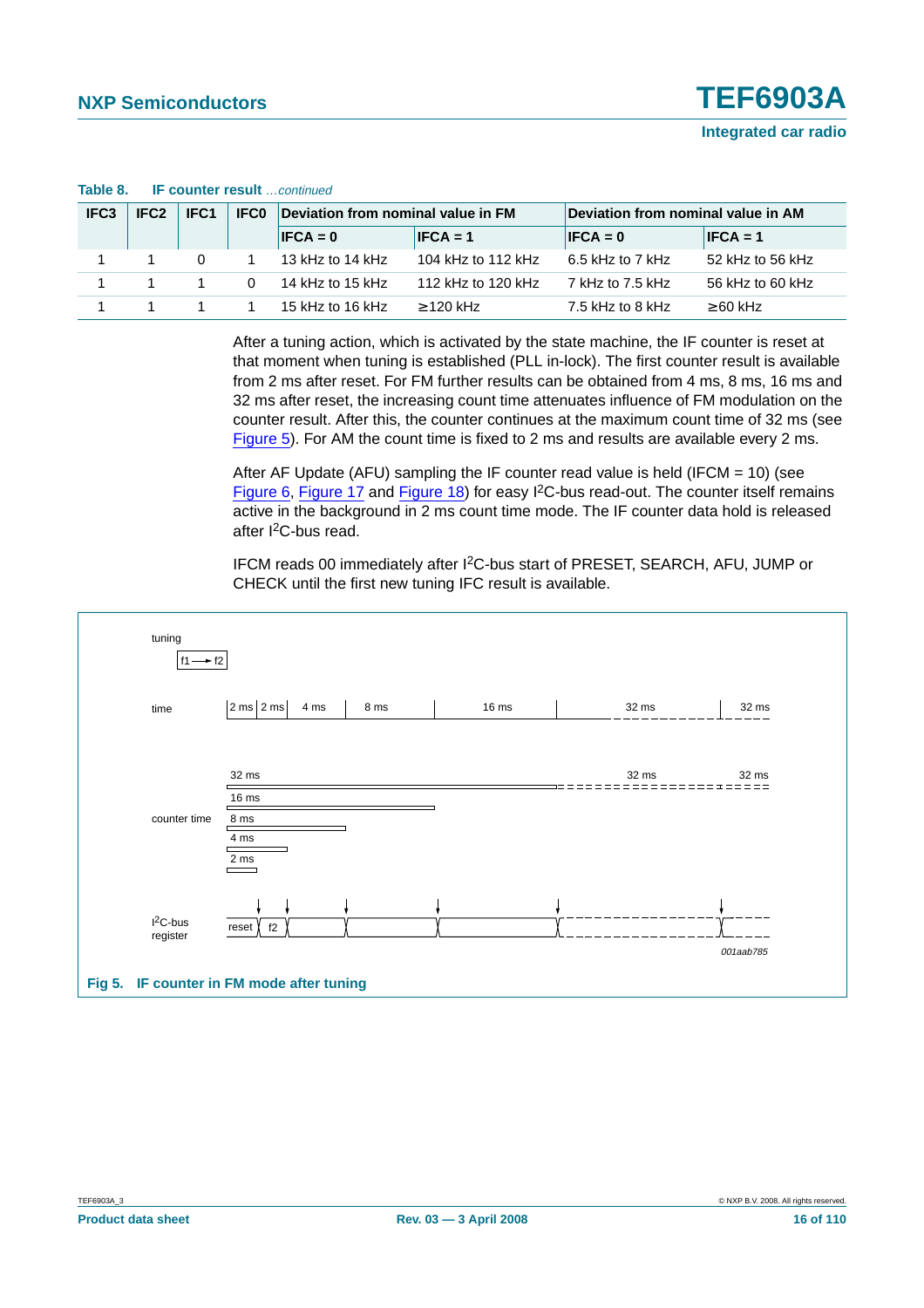**Table 8. IF counter result** *…continued*

| IFC3 | IFC2 | IFC1 | IFC0 | Deviation from nominal value in FM | | Deviation from nominal value in AM | |
|---|---|---|---|---|---|---|---|
| | | | | IFCA = 0 | IFCA = 1 | IFCA = 0 | IFCA = 1 |
| 1 | 1 | 0 | 1 | 13 kHz to 14 kHz | 104 kHz to 112 kHz | 6.5 kHz to 7 kHz | 52 kHz to 56 kHz |
| 1 | 1 | 1 | 0 | 14 kHz to 15 kHz | 112 kHz to 120 kHz | 7 kHz to 7.5 kHz | 56 kHz to 60 kHz |
| 1 | 1 | 1 | 1 | 15 kHz to 16 kHz | ≥120 kHz | 7.5 kHz to 8 kHz | ≥60 kHz |

After a tuning action, which is activated by the state machine, the IF counter is reset at that moment when tuning is established (PLL in-lock). The first counter result is available from 2 ms after reset. For FM further results can be obtained from 4 ms, 8 ms, 16 ms and 32 ms after reset, the increasing count time attenuates influence of FM modulation on the counter result. After this, the counter continues at the maximum count time of 32 ms (see Figure 5). For AM the count time is fixed to 2 ms and results are available every 2 ms.

After AF Update (AFU) sampling the IF counter read value is held (IFCM = 10) (see Figure 6, Figure 17 and Figure 18) for easy I$^2$C-bus read-out. The counter itself remains active in the background in 2 ms count time mode. The IF counter data hold is released after I$^2$C-bus read.

IFCM reads 00 immediately after I$^2$C-bus start of PRESET, SEARCH, AFU, JUMP or CHECK until the first new tuning IFC result is available.

tuning f1 → f2

time: 2 ms | 2 ms | 4 ms | 8 ms | 16 ms | 32 ms | 32 ms

counter time: 32 ms, 16 ms, 8 ms, 4 ms, 2 ms; 32 ms; 32 ms

I$^2$C-bus register: reset | f2

001aab785

**Fig 5. IF counter in FM mode after tuning**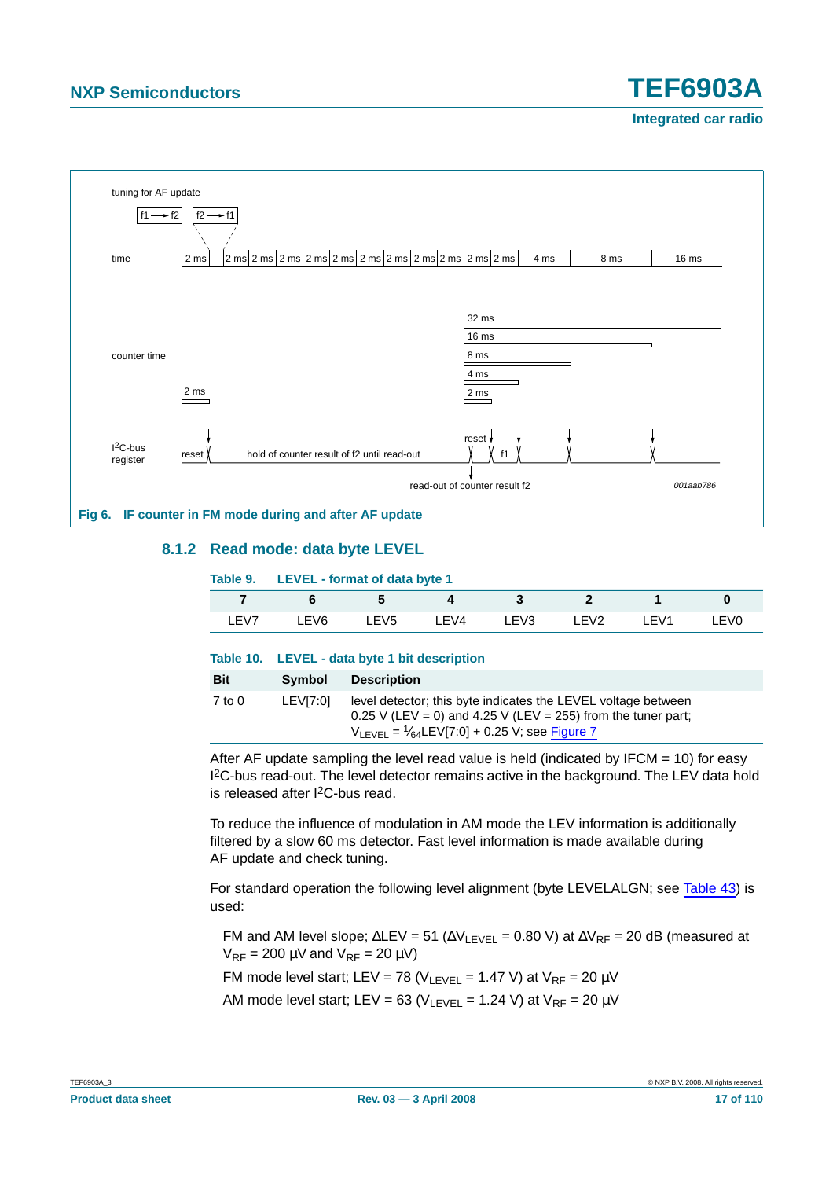tuning for AF update

f1 → f2 | f2 → f1

time: 2 ms | 2 ms | 2 ms | 2 ms | 2 ms | 2 ms | 2 ms | 2 ms | 2 ms | 2 ms | 2 ms | 2 ms | 4 ms | 8 ms | 16 ms

counter time: 2 ms; 32 ms, 16 ms, 8 ms, 4 ms, 2 ms

$I^2C$-bus register: reset | hold of counter result of f2 until read-out | reset | f1

read-out of counter result f2

001aab786

**Fig 6. IF counter in FM mode during and after AF update**

### 8.1.2 Read mode: data byte LEVEL

**Table 9. LEVEL - format of data byte 1**

| 7 | 6 | 5 | 4 | 3 | 2 | 1 | 0 |
|---|---|---|---|---|---|---|---|
| LEV7 | LEV6 | LEV5 | LEV4 | LEV3 | LEV2 | LEV1 | LEV0 |

**Table 10. LEVEL - data byte 1 bit description**

| Bit | Symbol | Description |
|---|---|---|
| 7 to 0 | LEV[7:0] | level detector; this byte indicates the LEVEL voltage between 0.25 V (LEV = 0) and 4.25 V (LEV = 255) from the tuner part; $V_{LEVEL} = \frac{1}{64}LEV[7:0] + 0.25$ V; see Figure 7 |

After AF update sampling the level read value is held (indicated by IFCM = 10) for easy $I^2C$-bus read-out. The level detector remains active in the background. The LEV data hold is released after $I^2C$-bus read.

To reduce the influence of modulation in AM mode the LEV information is additionally filtered by a slow 60 ms detector. Fast level information is made available during AF update and check tuning.

For standard operation the following level alignment (byte LEVELALGN; see Table 43) is used:

FM and AM level slope; $\Delta LEV = 51$ ($\Delta V_{LEVEL} = 0.80$ V) at $\Delta V_{RF} = 20$ dB (measured at $V_{RF} = 200$ µV and $V_{RF} = 20$ µV)

FM mode level start; LEV = 78 ($V_{LEVEL} = 1.47$ V) at $V_{RF} = 20$ µV

AM mode level start; LEV = 63 ($V_{LEVEL} = 1.24$ V) at $V_{RF} = 20$ µV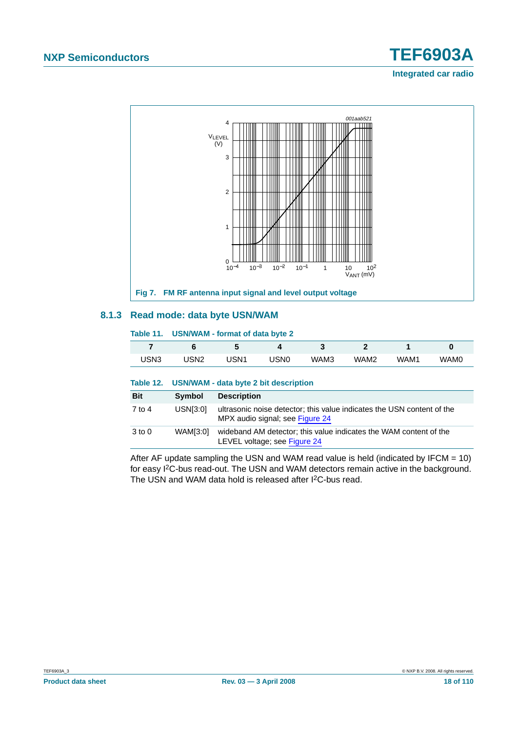Fig 7. FM RF antenna input signal and level output voltage

### 8.1.3 Read mode: data byte USN/WAM

**Table 11. USN/WAM - format of data byte 2**

| 7 | 6 | 5 | 4 | 3 | 2 | 1 | 0 |
|---|---|---|---|---|---|---|---|
| USN3 | USN2 | USN1 | USN0 | WAM3 | WAM2 | WAM1 | WAM0 |

**Table 12. USN/WAM - data byte 2 bit description**

| Bit | Symbol | Description |
|---|---|---|
| 7 to 4 | USN[3:0] | ultrasonic noise detector; this value indicates the USN content of the MPX audio signal; see Figure 24 |
| 3 to 0 | WAM[3:0] | wideband AM detector; this value indicates the WAM content of the LEVEL voltage; see Figure 24 |

After AF update sampling the USN and WAM read value is held (indicated by IFCM = 10) for easy $I^2C$-bus read-out. The USN and WAM detectors remain active in the background. The USN and WAM data hold is released after $I^2C$-bus read.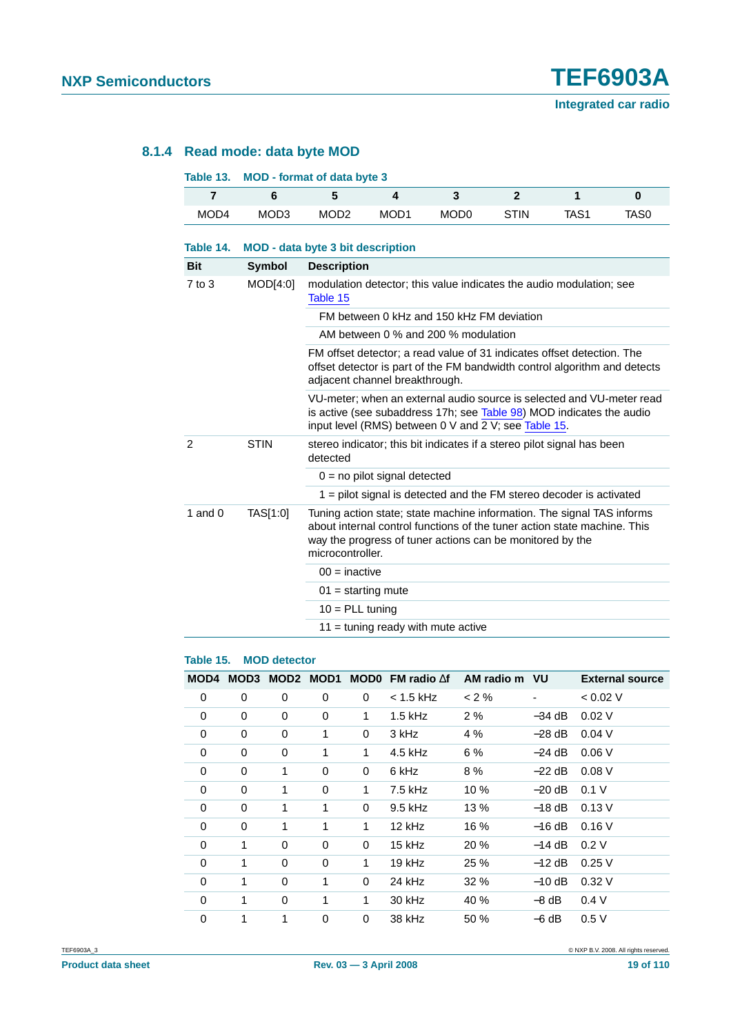### 8.1.4 Read mode: data byte MOD

**Table 13. MOD - format of data byte 3**

| 7 | 6 | 5 | 4 | 3 | 2 | 1 | 0 |
|---|---|---|---|---|---|---|---|
| MOD4 | MOD3 | MOD2 | MOD1 | MOD0 | STIN | TAS1 | TAS0 |

**Table 14. MOD - data byte 3 bit description**

| Bit | Symbol | Description |
|---|---|---|
| 7 to 3 | MOD[4:0] | modulation detector; this value indicates the audio modulation; see Table 15 |
| | | FM between 0 kHz and 150 kHz FM deviation |
| | | AM between 0 % and 200 % modulation |
| | | FM offset detector; a read value of 31 indicates offset detection. The offset detector is part of the FM bandwidth control algorithm and detects adjacent channel breakthrough. |
| | | VU-meter; when an external audio source is selected and VU-meter read is active (see subaddress 17h; see Table 98) MOD indicates the audio input level (RMS) between 0 V and 2 V; see Table 15. |
| 2 | STIN | stereo indicator; this bit indicates if a stereo pilot signal has been detected |
| | | 0 = no pilot signal detected |
| | | 1 = pilot signal is detected and the FM stereo decoder is activated |
| 1 and 0 | TAS[1:0] | Tuning action state; state machine information. The signal TAS informs about internal control functions of the tuner action state machine. This way the progress of tuner actions can be monitored by the microcontroller. |
| | | 00 = inactive |
| | | 01 = starting mute |
| | | 10 = PLL tuning |
| | | 11 = tuning ready with mute active |

**Table 15. MOD detector**

| MOD4 | MOD3 | MOD2 | MOD1 | MOD0 | FM radio Δf | AM radio m | VU | External source |
|---|---|---|---|---|---|---|---|---|
| 0 | 0 | 0 | 0 | 0 | < 1.5 kHz | < 2 % | - | < 0.02 V |
| 0 | 0 | 0 | 0 | 1 | 1.5 kHz | 2 % | −34 dB | 0.02 V |
| 0 | 0 | 0 | 1 | 0 | 3 kHz | 4 % | −28 dB | 0.04 V |
| 0 | 0 | 0 | 1 | 1 | 4.5 kHz | 6 % | −24 dB | 0.06 V |
| 0 | 0 | 1 | 0 | 0 | 6 kHz | 8 % | −22 dB | 0.08 V |
| 0 | 0 | 1 | 0 | 1 | 7.5 kHz | 10 % | −20 dB | 0.1 V |
| 0 | 0 | 1 | 1 | 0 | 9.5 kHz | 13 % | −18 dB | 0.13 V |
| 0 | 0 | 1 | 1 | 1 | 12 kHz | 16 % | −16 dB | 0.16 V |
| 0 | 1 | 0 | 0 | 0 | 15 kHz | 20 % | −14 dB | 0.2 V |
| 0 | 1 | 0 | 0 | 1 | 19 kHz | 25 % | −12 dB | 0.25 V |
| 0 | 1 | 0 | 1 | 0 | 24 kHz | 32 % | −10 dB | 0.32 V |
| 0 | 1 | 0 | 1 | 1 | 30 kHz | 40 % | −8 dB | 0.4 V |
| 0 | 1 | 1 | 0 | 0 | 38 kHz | 50 % | −6 dB | 0.5 V |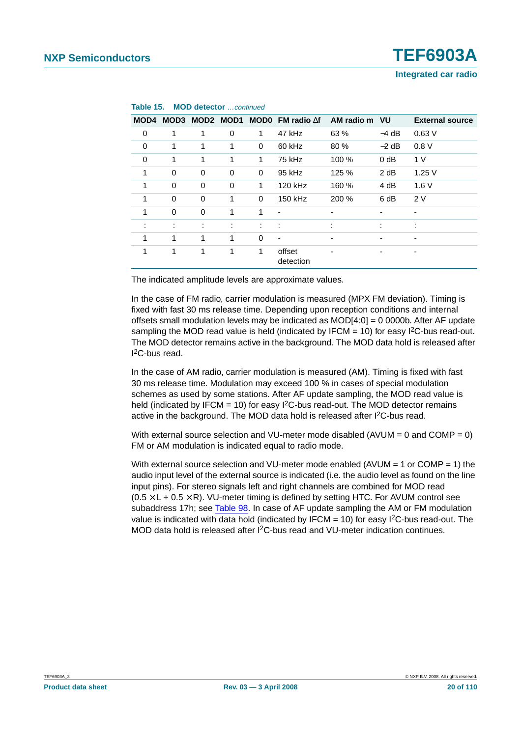**Table 15. MOD detector** *…continued*

| MOD4 | MOD3 | MOD2 | MOD1 | MOD0 | FM radio Δf | AM radio m | VU | External source |
|---|---|---|---|---|---|---|---|---|
| 0 | 1 | 1 | 0 | 1 | 47 kHz | 63 % | −4 dB | 0.63 V |
| 0 | 1 | 1 | 1 | 0 | 60 kHz | 80 % | −2 dB | 0.8 V |
| 0 | 1 | 1 | 1 | 1 | 75 kHz | 100 % | 0 dB | 1 V |
| 1 | 0 | 0 | 0 | 0 | 95 kHz | 125 % | 2 dB | 1.25 V |
| 1 | 0 | 0 | 0 | 1 | 120 kHz | 160 % | 4 dB | 1.6 V |
| 1 | 0 | 0 | 1 | 0 | 150 kHz | 200 % | 6 dB | 2 V |
| 1 | 0 | 0 | 1 | 1 | - | - | - | - |
| : | : | : | : | : | : | : | : | : |
| 1 | 1 | 1 | 1 | 0 | - | - | - | - |
| 1 | 1 | 1 | 1 | 1 | offset detection | - | - | - |

The indicated amplitude levels are approximate values.

In the case of FM radio, carrier modulation is measured (MPX FM deviation). Timing is fixed with fast 30 ms release time. Depending upon reception conditions and internal offsets small modulation levels may be indicated as MOD[4:0] = 0 0000b. After AF update sampling the MOD read value is held (indicated by IFCM = 10) for easy I²C-bus read-out. The MOD detector remains active in the background. The MOD data hold is released after I²C-bus read.

In the case of AM radio, carrier modulation is measured (AM). Timing is fixed with fast 30 ms release time. Modulation may exceed 100 % in cases of special modulation schemes as used by some stations. After AF update sampling, the MOD read value is held (indicated by IFCM = 10) for easy I²C-bus read-out. The MOD detector remains active in the background. The MOD data hold is released after I²C-bus read.

With external source selection and VU-meter mode disabled (AVUM = 0 and COMP = 0) FM or AM modulation is indicated equal to radio mode.

With external source selection and VU-meter mode enabled (AVUM = 1 or COMP = 1) the audio input level of the external source is indicated (i.e. the audio level as found on the line input pins). For stereo signals left and right channels are combined for MOD read ($0.5 \times L + 0.5 \times R$). VU-meter timing is defined by setting HTC. For AVUM control see subaddress 17h; see Table 98. In case of AF update sampling the AM or FM modulation value is indicated with data hold (indicated by IFCM = 10) for easy I²C-bus read-out. The MOD data hold is released after I²C-bus read and VU-meter indication continues.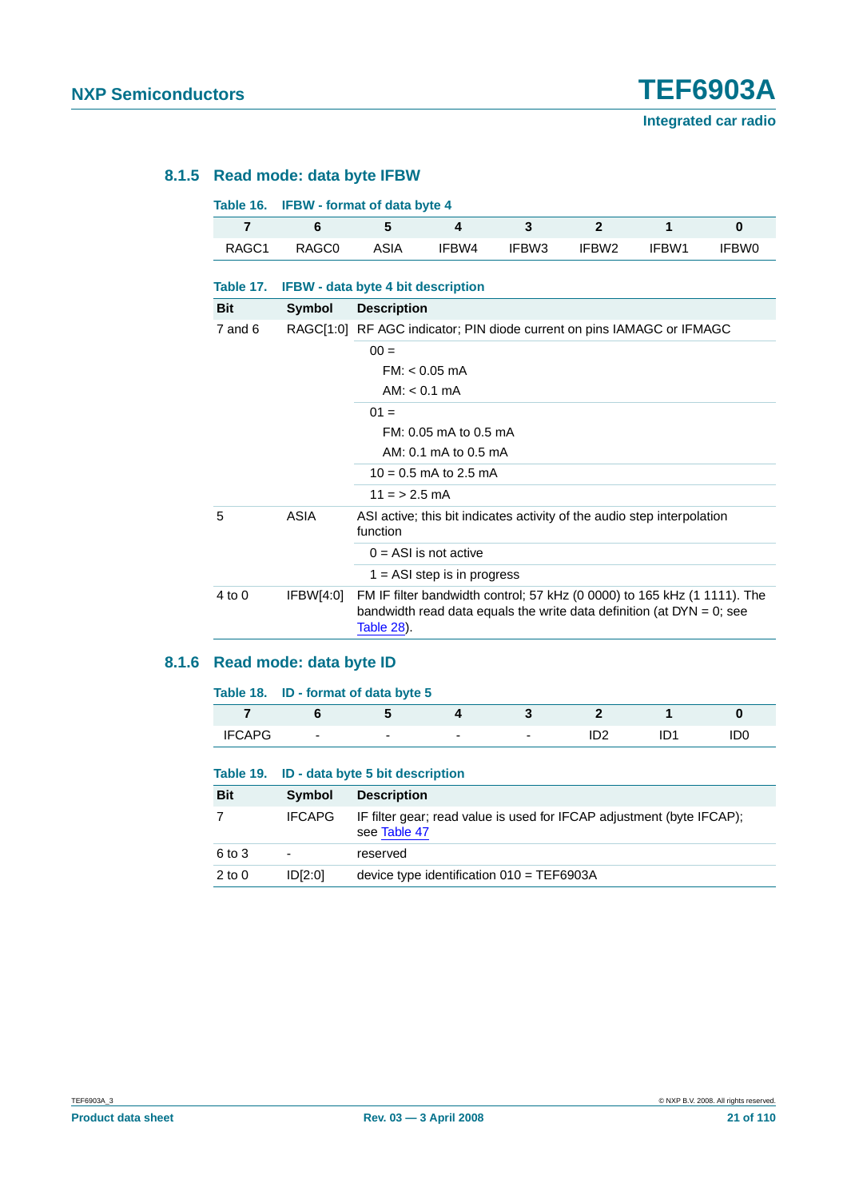### 8.1.5 Read mode: data byte IFBW

**Table 16. IFBW - format of data byte 4**

| 7 | 6 | 5 | 4 | 3 | 2 | 1 | 0 |
|---|---|---|---|---|---|---|---|
| RAGC1 | RAGC0 | ASIA | IFBW4 | IFBW3 | IFBW2 | IFBW1 | IFBW0 |

**Table 17. IFBW - data byte 4 bit description**

| Bit | Symbol | Description |
|---|---|---|
| 7 and 6 | RAGC[1:0] | RF AGC indicator; PIN diode current on pins IAMAGC or IFMAGC |
| | | 00 = <br> FM: < 0.05 mA <br> AM: < 0.1 mA |
| | | 01 = <br> FM: 0.05 mA to 0.5 mA <br> AM: 0.1 mA to 0.5 mA |
| | | 10 = 0.5 mA to 2.5 mA |
| | | 11 = > 2.5 mA |
| 5 | ASIA | ASI active; this bit indicates activity of the audio step interpolation function |
| | | 0 = ASI is not active |
| | | 1 = ASI step is in progress |
| 4 to 0 | IFBW[4:0] | FM IF filter bandwidth control; 57 kHz (0 0000) to 165 kHz (1 1111). The bandwidth read data equals the write data definition (at DYN = 0; see Table 28). |

### 8.1.6 Read mode: data byte ID

**Table 18. ID - format of data byte 5**

| 7 | 6 | 5 | 4 | 3 | 2 | 1 | 0 |
|---|---|---|---|---|---|---|---|
| IFCAPG | - | - | - | - | ID2 | ID1 | ID0 |

**Table 19. ID - data byte 5 bit description**

| Bit | Symbol | Description |
|---|---|---|
| 7 | IFCAPG | IF filter gear; read value is used for IFCAP adjustment (byte IFCAP); see Table 47 |
| 6 to 3 | - | reserved |
| 2 to 0 | ID[2:0] | device type identification 010 = TEF6903A |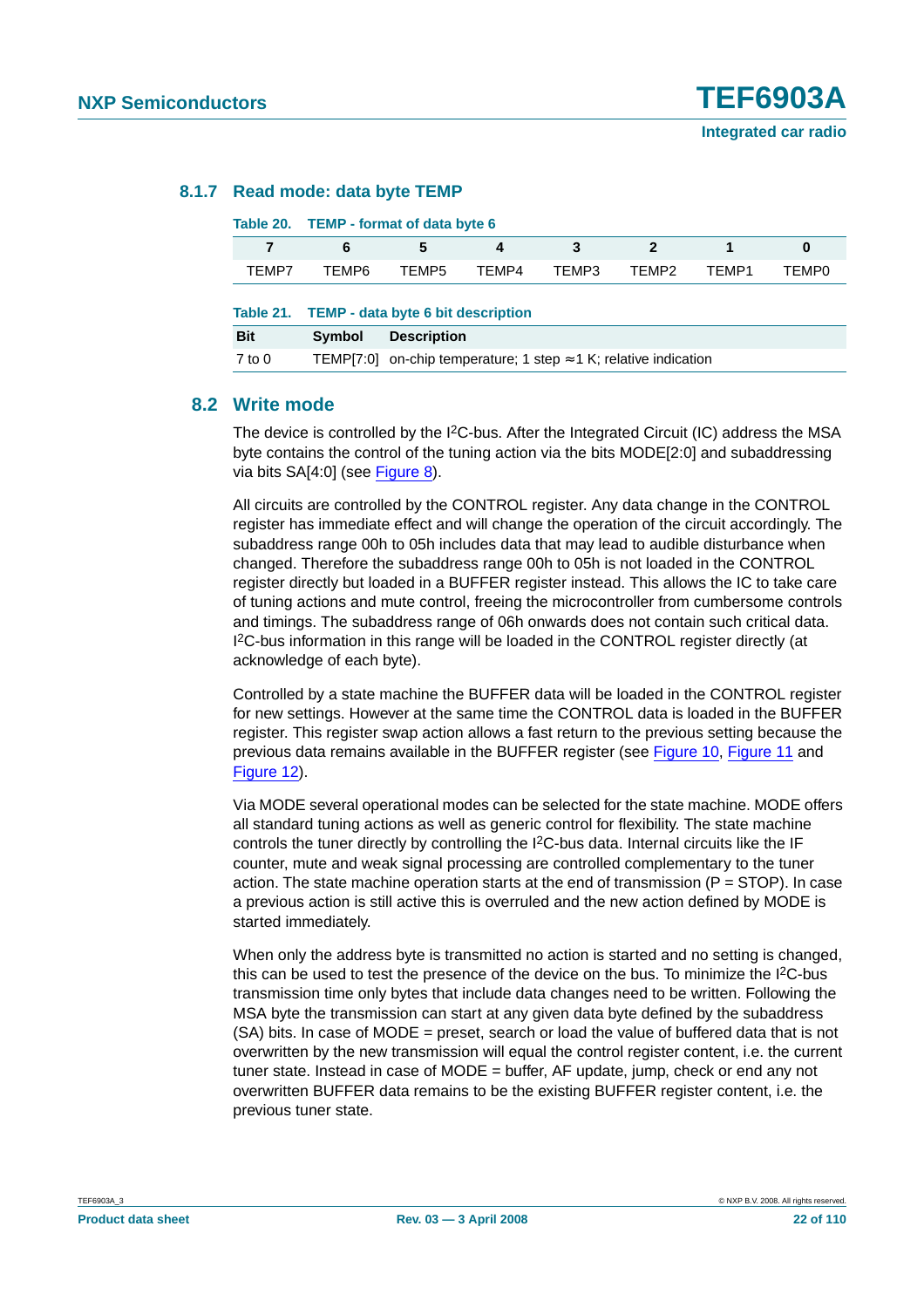### 8.1.7 Read mode: data byte TEMP

**Table 20. TEMP - format of data byte 6**

| 7 | 6 | 5 | 4 | 3 | 2 | 1 | 0 |
|---|---|---|---|---|---|---|---|
| TEMP7 | TEMP6 | TEMP5 | TEMP4 | TEMP3 | TEMP2 | TEMP1 | TEMP0 |

**Table 21. TEMP - data byte 6 bit description**

| Bit | Symbol | Description |
|---|---|---|
| 7 to 0 | TEMP[7:0] | on-chip temperature; 1 step ≈1 K; relative indication |

## 8.2 Write mode

The device is controlled by the I²C-bus. After the Integrated Circuit (IC) address the MSA byte contains the control of the tuning action via the bits MODE[2:0] and subaddressing via bits SA[4:0] (see Figure 8).

All circuits are controlled by the CONTROL register. Any data change in the CONTROL register has immediate effect and will change the operation of the circuit accordingly. The subaddress range 00h to 05h includes data that may lead to audible disturbance when changed. Therefore the subaddress range 00h to 05h is not loaded in the CONTROL register directly but loaded in a BUFFER register instead. This allows the IC to take care of tuning actions and mute control, freeing the microcontroller from cumbersome controls and timings. The subaddress range of 06h onwards does not contain such critical data. I²C-bus information in this range will be loaded in the CONTROL register directly (at acknowledge of each byte).

Controlled by a state machine the BUFFER data will be loaded in the CONTROL register for new settings. However at the same time the CONTROL data is loaded in the BUFFER register. This register swap action allows a fast return to the previous setting because the previous data remains available in the BUFFER register (see Figure 10, Figure 11 and Figure 12).

Via MODE several operational modes can be selected for the state machine. MODE offers all standard tuning actions as well as generic control for flexibility. The state machine controls the tuner directly by controlling the I²C-bus data. Internal circuits like the IF counter, mute and weak signal processing are controlled complementary to the tuner action. The state machine operation starts at the end of transmission (P = STOP). In case a previous action is still active this is overruled and the new action defined by MODE is started immediately.

When only the address byte is transmitted no action is started and no setting is changed, this can be used to test the presence of the device on the bus. To minimize the I²C-bus transmission time only bytes that include data changes need to be written. Following the MSA byte the transmission can start at any given data byte defined by the subaddress (SA) bits. In case of MODE = preset, search or load the value of buffered data that is not overwritten by the new transmission will equal the control register content, i.e. the current tuner state. Instead in case of MODE = buffer, AF update, jump, check or end any not overwritten BUFFER data remains to be the existing BUFFER register content, i.e. the previous tuner state.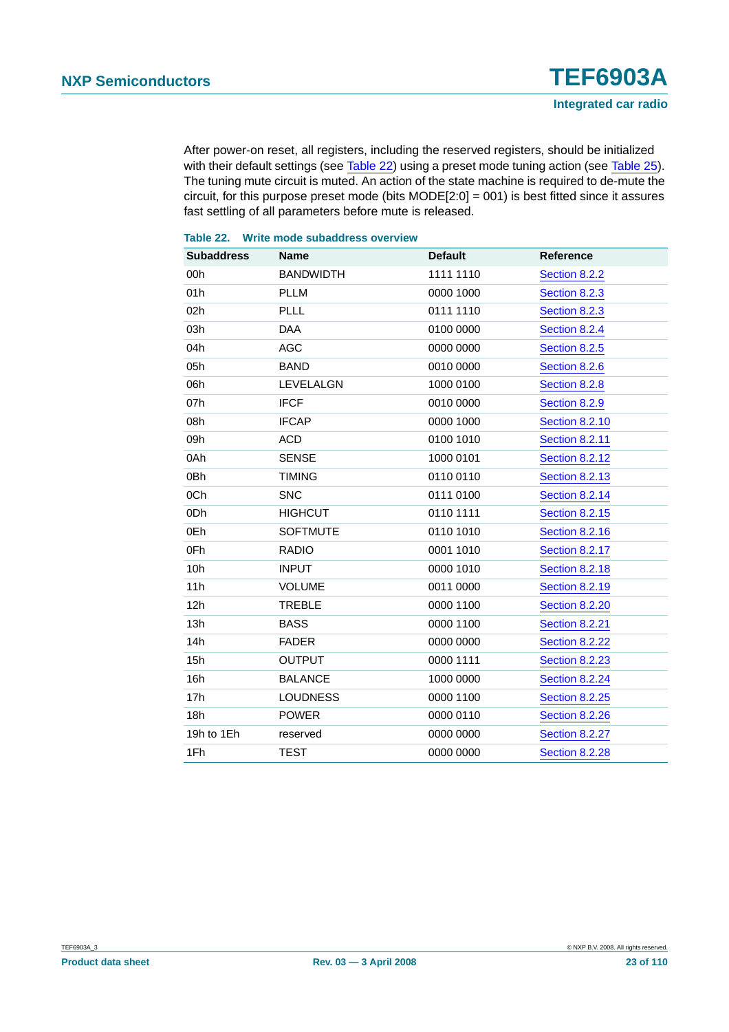After power-on reset, all registers, including the reserved registers, should be initialized with their default settings (see Table 22) using a preset mode tuning action (see Table 25). The tuning mute circuit is muted. An action of the state machine is required to de-mute the circuit, for this purpose preset mode (bits MODE[2:0] = 001) is best fitted since it assures fast settling of all parameters before mute is released.

**Table 22. Write mode subaddress overview**

| Subaddress | Name | Default | Reference |
|---|---|---|---|
| 00h | BANDWIDTH | 1111 1110 | Section 8.2.2 |
| 01h | PLLM | 0000 1000 | Section 8.2.3 |
| 02h | PLLL | 0111 1110 | Section 8.2.3 |
| 03h | DAA | 0100 0000 | Section 8.2.4 |
| 04h | AGC | 0000 0000 | Section 8.2.5 |
| 05h | BAND | 0010 0000 | Section 8.2.6 |
| 06h | LEVELALGN | 1000 0100 | Section 8.2.8 |
| 07h | IFCF | 0010 0000 | Section 8.2.9 |
| 08h | IFCAP | 0000 1000 | Section 8.2.10 |
| 09h | ACD | 0100 1010 | Section 8.2.11 |
| 0Ah | SENSE | 1000 0101 | Section 8.2.12 |
| 0Bh | TIMING | 0110 0110 | Section 8.2.13 |
| 0Ch | SNC | 0111 0100 | Section 8.2.14 |
| 0Dh | HIGHCUT | 0110 1111 | Section 8.2.15 |
| 0Eh | SOFTMUTE | 0110 1010 | Section 8.2.16 |
| 0Fh | RADIO | 0001 1010 | Section 8.2.17 |
| 10h | INPUT | 0000 1010 | Section 8.2.18 |
| 11h | VOLUME | 0011 0000 | Section 8.2.19 |
| 12h | TREBLE | 0000 1100 | Section 8.2.20 |
| 13h | BASS | 0000 1100 | Section 8.2.21 |
| 14h | FADER | 0000 0000 | Section 8.2.22 |
| 15h | OUTPUT | 0000 1111 | Section 8.2.23 |
| 16h | BALANCE | 1000 0000 | Section 8.2.24 |
| 17h | LOUDNESS | 0000 1100 | Section 8.2.25 |
| 18h | POWER | 0000 0110 | Section 8.2.26 |
| 19h to 1Eh | reserved | 0000 0000 | Section 8.2.27 |
| 1Fh | TEST | 0000 0000 | Section 8.2.28 |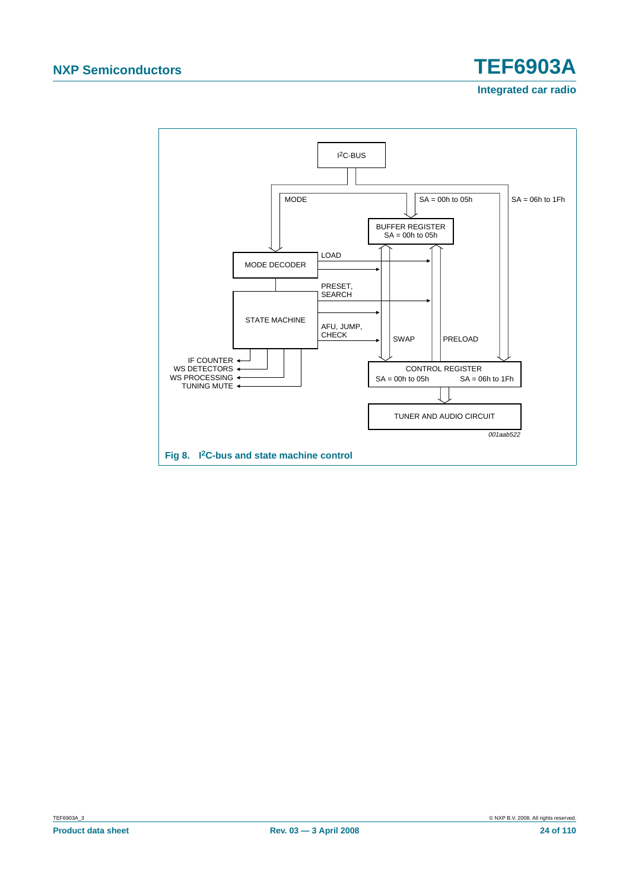Fig 8. I²C-bus and state machine control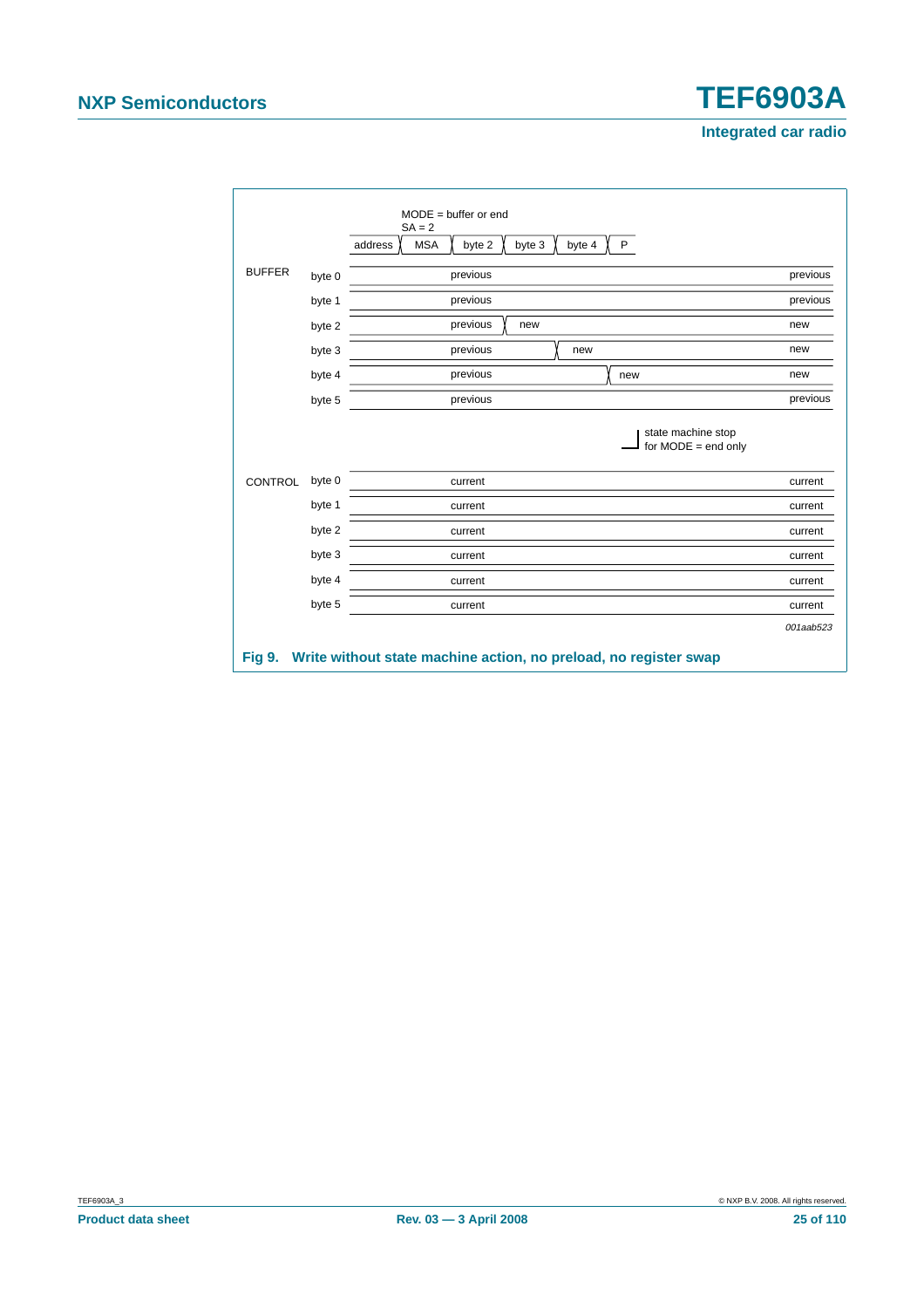MODE = buffer or end
SA = 2

| address | MSA | byte 2 | byte 3 | byte 4 | P |
|---|---|---|---|---|---|

| | | | |
|---|---|---|---|
| BUFFER | byte 0 | previous | previous |
| | byte 1 | previous | previous |
| | byte 2 | previous → new | new |
| | byte 3 | previous → new | new |
| | byte 4 | previous → new | new |
| | byte 5 | previous | previous |

state machine stop for MODE = end only

| | | | |
|---|---|---|---|
| CONTROL | byte 0 | current | current |
| | byte 1 | current | current |
| | byte 2 | current | current |
| | byte 3 | current | current |
| | byte 4 | current | current |
| | byte 5 | current | current |

*001aab523*

**Fig 9. Write without state machine action, no preload, no register swap**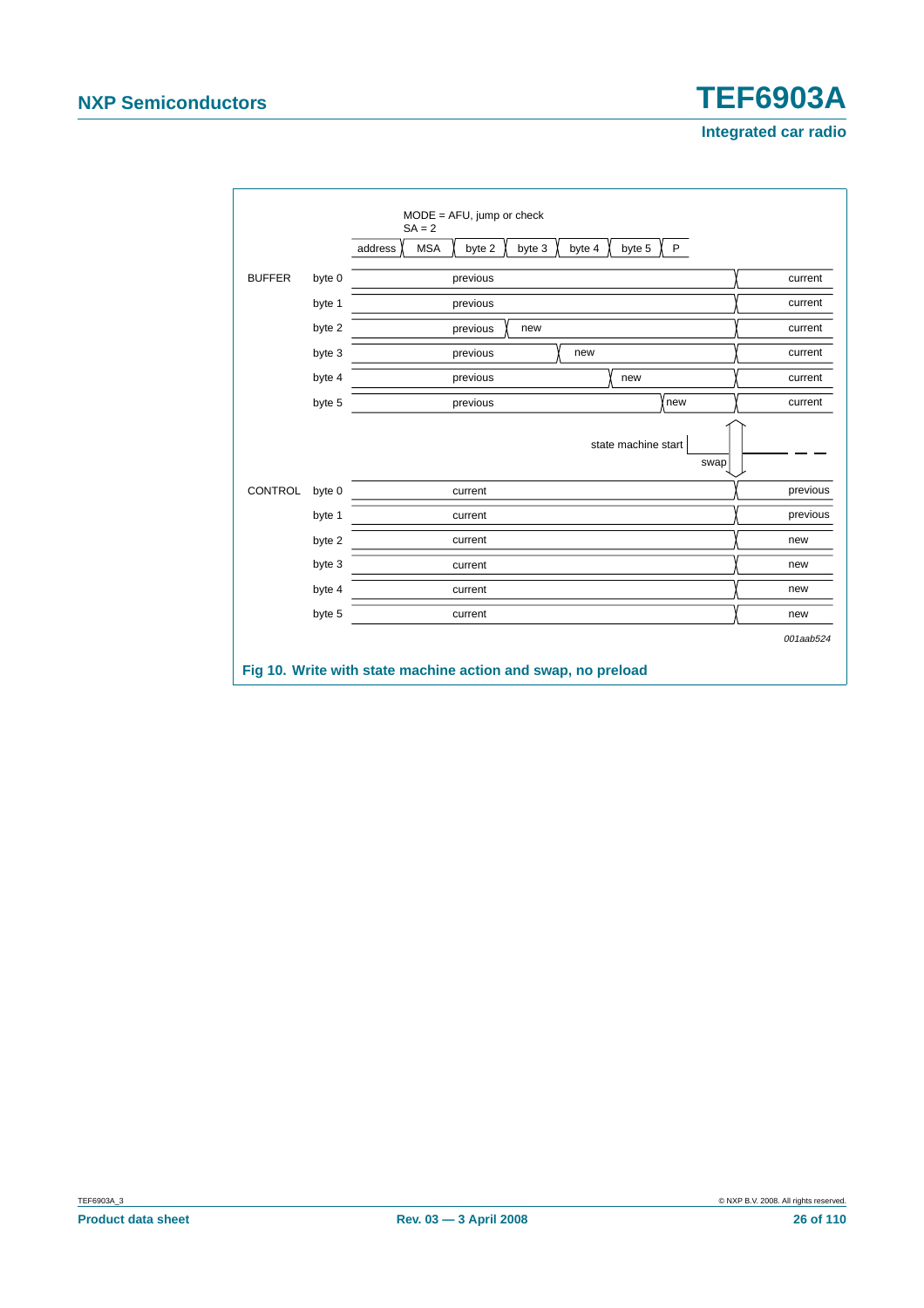MODE = AFU, jump or check
SA = 2

address | MSA | byte 2 | byte 3 | byte 4 | byte 5 | P

| | | | |
|---|---|---|---|
| BUFFER | byte 0 | previous | current |
| | byte 1 | previous | current |
| | byte 2 | previous → new | current |
| | byte 3 | previous → new | current |
| | byte 4 | previous → new | current |
| | byte 5 | previous → new | current |

state machine start

swap

| | | | |
|---|---|---|---|
| CONTROL | byte 0 | current | previous |
| | byte 1 | current | previous |
| | byte 2 | current | new |
| | byte 3 | current | new |
| | byte 4 | current | new |
| | byte 5 | current | new |

*001aab524*

**Fig 10. Write with state machine action and swap, no preload**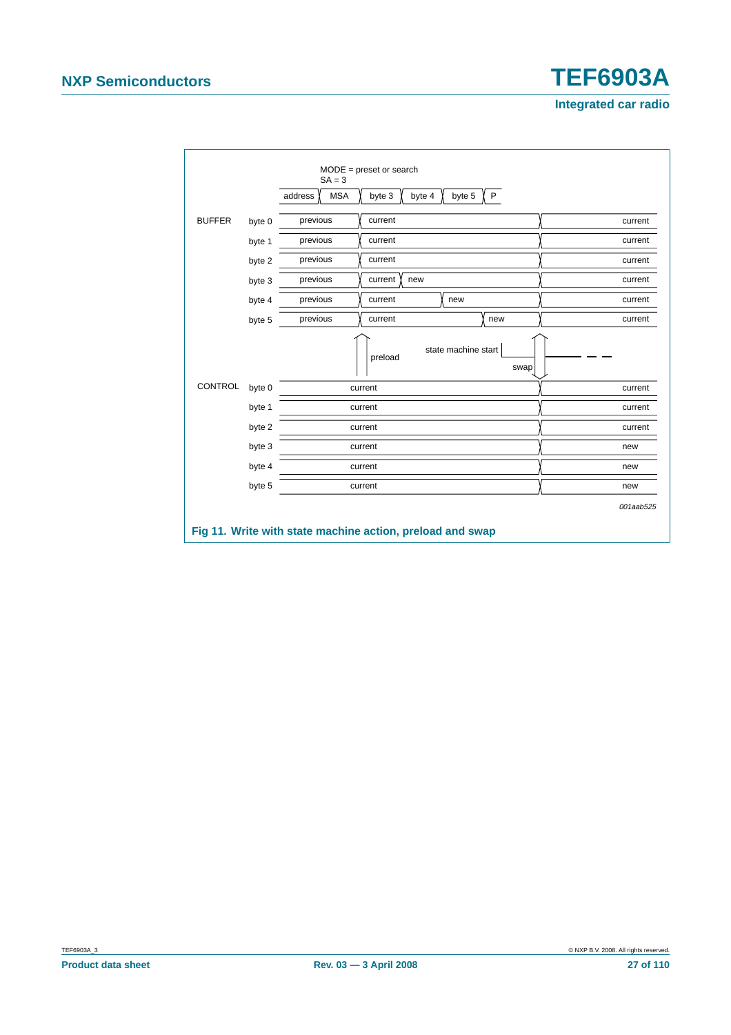MODE = preset or search
SA = 3

| | | address | MSA | byte 3 | byte 4 | byte 5 | P | |
|---|---|---|---|---|---|---|---|---|
| BUFFER | byte 0 | previous | current | | | | | current |
| | byte 1 | previous | current | | | | | current |
| | byte 2 | previous | current | | | | | current |
| | byte 3 | previous | current | new | | | | current |
| | byte 4 | previous | current | | new | | | current |
| | byte 5 | previous | current | | | new | | current |

preload — state machine start — swap

| | | | |
|---|---|---|---|
| CONTROL | byte 0 | current | current |
| | byte 1 | current | current |
| | byte 2 | current | current |
| | byte 3 | current | new |
| | byte 4 | current | new |
| | byte 5 | current | new |

*001aab525*

**Fig 11. Write with state machine action, preload and swap**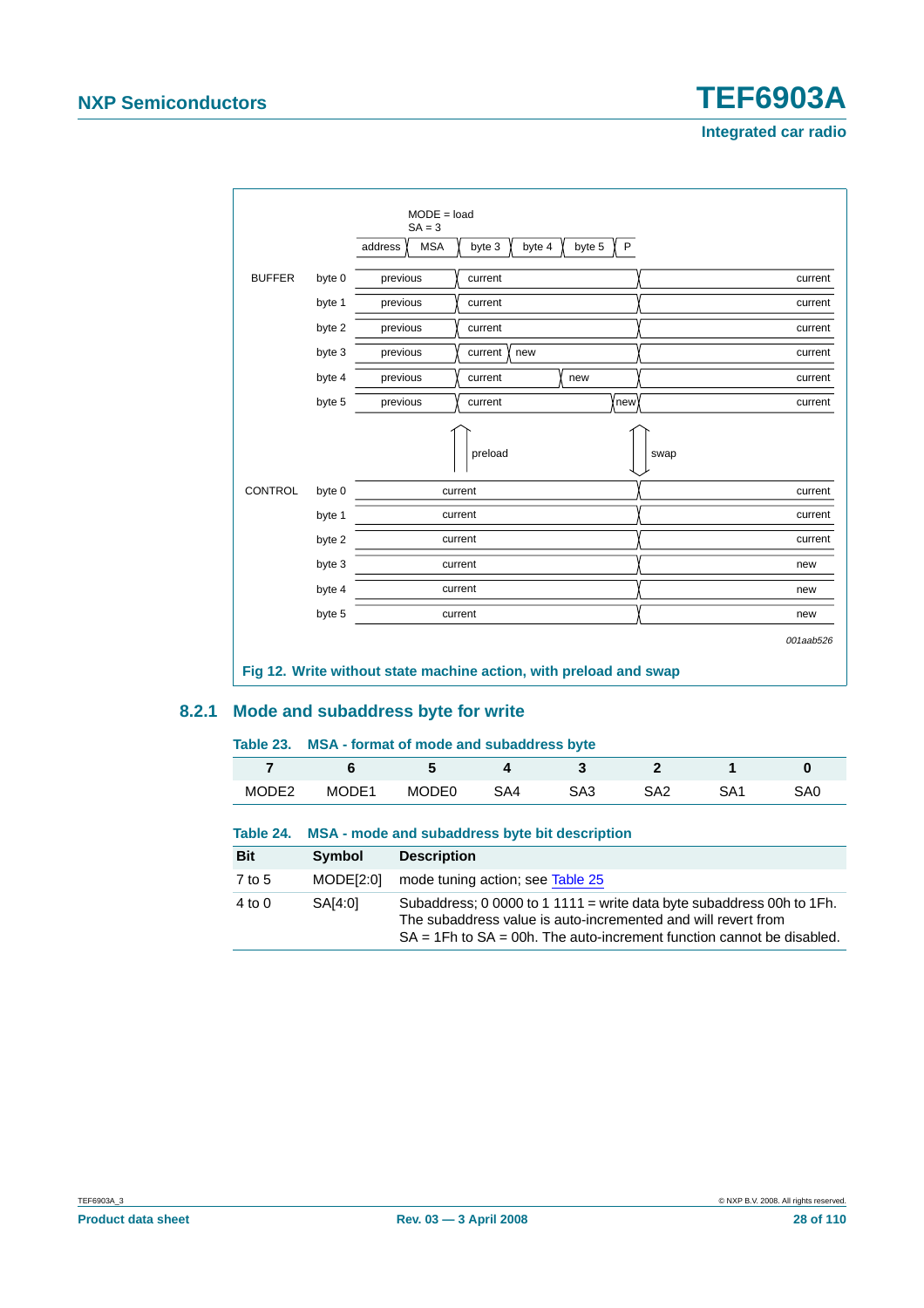MODE = load
SA = 3

address | MSA | byte 3 | byte 4 | byte 5 | P

BUFFER

| | | | | |
|---|---|---|---|---|
| byte 0 | previous | current | | current |
| byte 1 | previous | current | | current |
| byte 2 | previous | current | | current |
| byte 3 | previous | current | new | current |
| byte 4 | previous | current | new | current |
| byte 5 | previous | current | new | current |

preload — swap

CONTROL

| | | |
|---|---|---|
| byte 0 | current | current |
| byte 1 | current | current |
| byte 2 | current | current |
| byte 3 | current | new |
| byte 4 | current | new |
| byte 5 | current | new |

001aab526

**Fig 12. Write without state machine action, with preload and swap**

### 8.2.1 Mode and subaddress byte for write

**Table 23. MSA - format of mode and subaddress byte**

| 7 | 6 | 5 | 4 | 3 | 2 | 1 | 0 |
|---|---|---|---|---|---|---|---|
| MODE2 | MODE1 | MODE0 | SA4 | SA3 | SA2 | SA1 | SA0 |

**Table 24. MSA - mode and subaddress byte bit description**

| Bit | Symbol | Description |
|---|---|---|
| 7 to 5 | MODE[2:0] | mode tuning action; see Table 25 |
| 4 to 0 | SA[4:0] | Subaddress; 0 0000 to 1 1111 = write data byte subaddress 00h to 1Fh. The subaddress value is auto-incremented and will revert from SA = 1Fh to SA = 00h. The auto-increment function cannot be disabled. |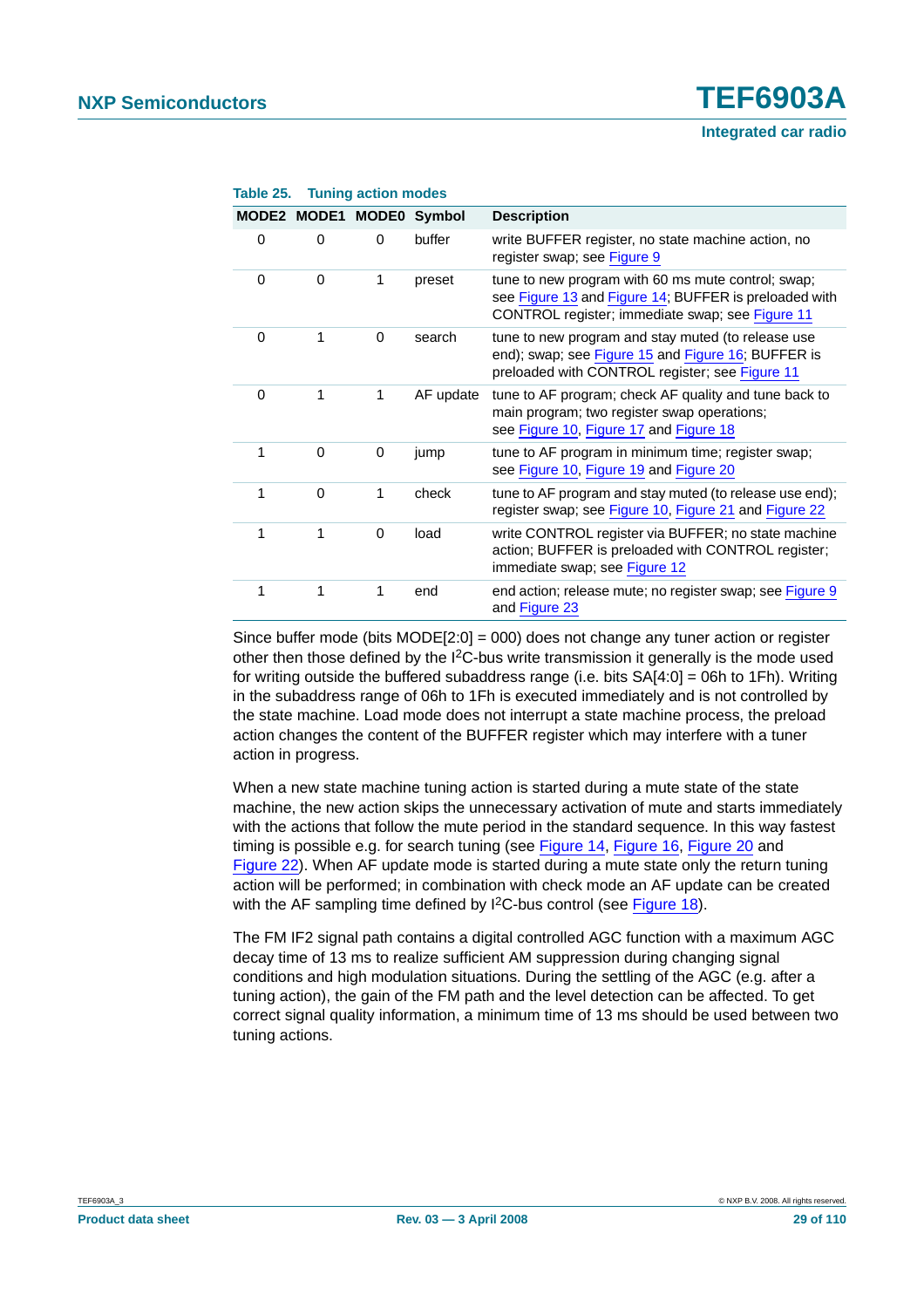**Table 25. Tuning action modes**

| MODE2 | MODE1 | MODE0 | Symbol | Description |
|---|---|---|---|---|
| 0 | 0 | 0 | buffer | write BUFFER register, no state machine action, no register swap; see Figure 9 |
| 0 | 0 | 1 | preset | tune to new program with 60 ms mute control; swap; see Figure 13 and Figure 14; BUFFER is preloaded with CONTROL register; immediate swap; see Figure 11 |
| 0 | 1 | 0 | search | tune to new program and stay muted (to release use end); swap; see Figure 15 and Figure 16; BUFFER is preloaded with CONTROL register; see Figure 11 |
| 0 | 1 | 1 | AF update | tune to AF program; check AF quality and tune back to main program; two register swap operations; see Figure 10, Figure 17 and Figure 18 |
| 1 | 0 | 0 | jump | tune to AF program in minimum time; register swap; see Figure 10, Figure 19 and Figure 20 |
| 1 | 0 | 1 | check | tune to AF program and stay muted (to release use end); register swap; see Figure 10, Figure 21 and Figure 22 |
| 1 | 1 | 0 | load | write CONTROL register via BUFFER; no state machine action; BUFFER is preloaded with CONTROL register; immediate swap; see Figure 12 |
| 1 | 1 | 1 | end | end action; release mute; no register swap; see Figure 9 and Figure 23 |

Since buffer mode (bits MODE[2:0] = 000) does not change any tuner action or register other then those defined by the I$^2$C-bus write transmission it generally is the mode used for writing outside the buffered subaddress range (i.e. bits SA[4:0] = 06h to 1Fh). Writing in the subaddress range of 06h to 1Fh is executed immediately and is not controlled by the state machine. Load mode does not interrupt a state machine process, the preload action changes the content of the BUFFER register which may interfere with a tuner action in progress.

When a new state machine tuning action is started during a mute state of the state machine, the new action skips the unnecessary activation of mute and starts immediately with the actions that follow the mute period in the standard sequence. In this way fastest timing is possible e.g. for search tuning (see Figure 14, Figure 16, Figure 20 and Figure 22). When AF update mode is started during a mute state only the return tuning action will be performed; in combination with check mode an AF update can be created with the AF sampling time defined by I$^2$C-bus control (see Figure 18).

The FM IF2 signal path contains a digital controlled AGC function with a maximum AGC decay time of 13 ms to realize sufficient AM suppression during changing signal conditions and high modulation situations. During the settling of the AGC (e.g. after a tuning action), the gain of the FM path and the level detection can be affected. To get correct signal quality information, a minimum time of 13 ms should be used between two tuning actions.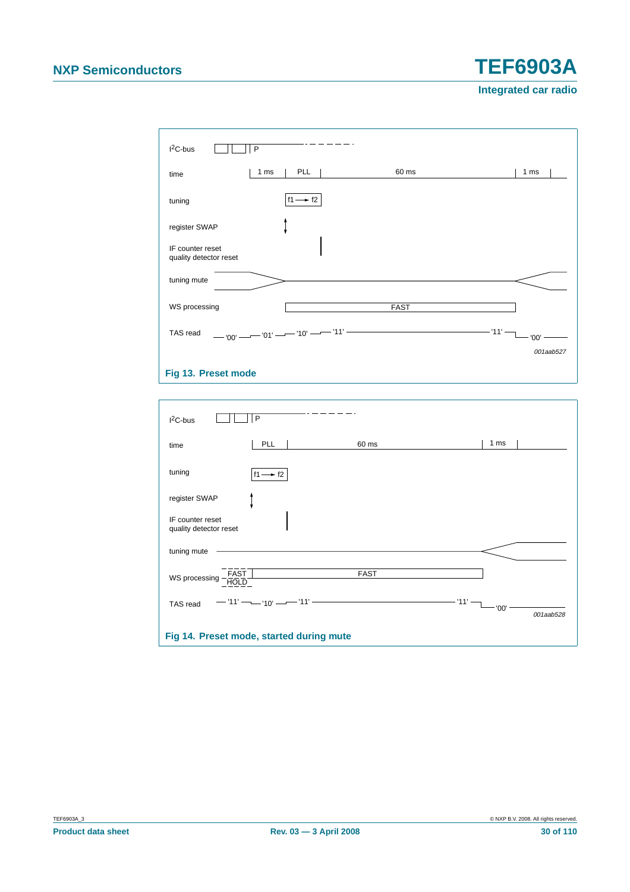I²C-bus — P

time — 1 ms | PLL | 60 ms | 1 ms

tuning — f1 → f2

register SWAP

IF counter reset
quality detector reset

tuning mute

WS processing — FAST

TAS read — '00' '01' '10' '11' '11' '00'

*001aab527*

**Fig 13. Preset mode**

I²C-bus — P

time — PLL | 60 ms | 1 ms

tuning — f1 → f2

register SWAP

IF counter reset
quality detector reset

tuning mute

WS processing — FAST/HOLD — FAST

TAS read — '11' '10' '11' '11' '00'

*001aab528*

**Fig 14. Preset mode, started during mute**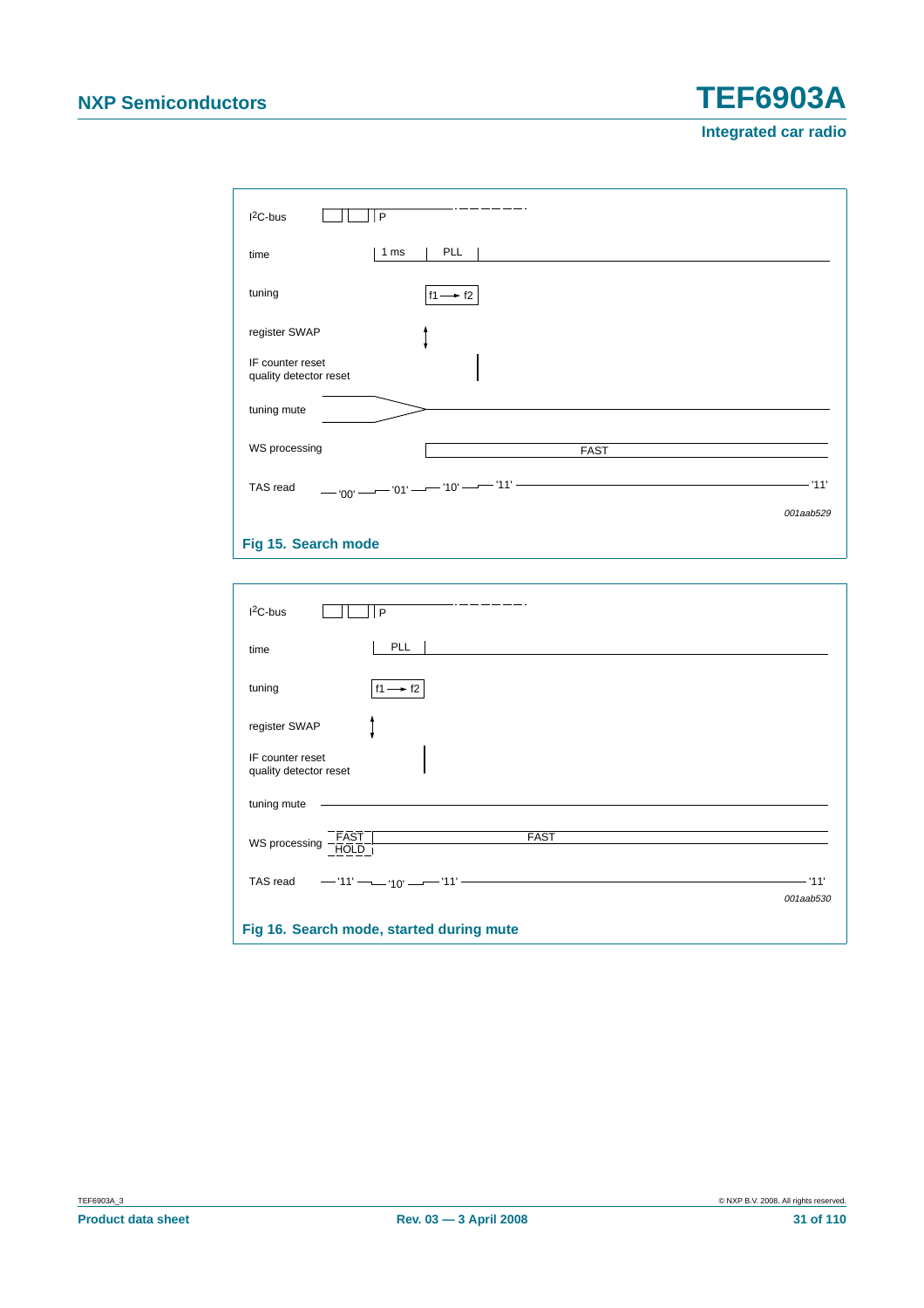I²C-bus | P

time | 1 ms | PLL

tuning | f1 → f2

register SWAP

IF counter reset
quality detector reset

tuning mute

WS processing | FAST

TAS read | '00' | '01' | '10' | '11' | '11'

*001aab529*

**Fig 15. Search mode**

I²C-bus | P

time | PLL

tuning | f1 → f2

register SWAP

IF counter reset
quality detector reset

tuning mute

WS processing | FAST / HOLD | FAST

TAS read | '11' | '10' | '11' | '11'

*001aab530*

**Fig 16. Search mode, started during mute**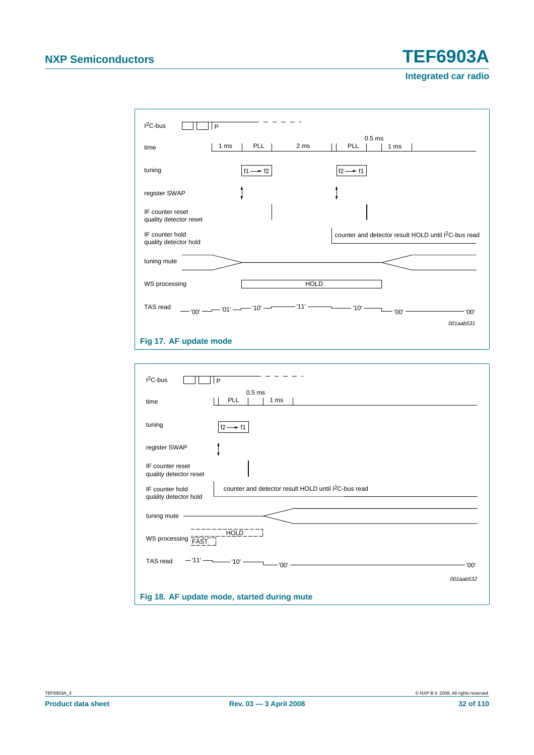I²C-bus | P

time: 1 ms | PLL | 2 ms | PLL | 0.5 ms | 1 ms

tuning: f1 → f2 ... f2 → f1

register SWAP

IF counter reset
quality detector reset

IF counter hold
quality detector hold — counter and detector result HOLD until I²C-bus read

tuning mute

WS processing — HOLD

TAS read — '00' '01' '10' '11' '10' '00' '00'

001aab531

**Fig 17. AF update mode**

I²C-bus | P

time: PLL | 0.5 ms | 1 ms

tuning: f2 → f1

register SWAP

IF counter reset
quality detector reset

IF counter hold
quality detector hold — counter and detector result HOLD until I²C-bus read

tuning mute

WS processing — HOLD / FAST

TAS read — '11' '10' '00' '00'

001aab532

**Fig 18. AF update mode, started during mute**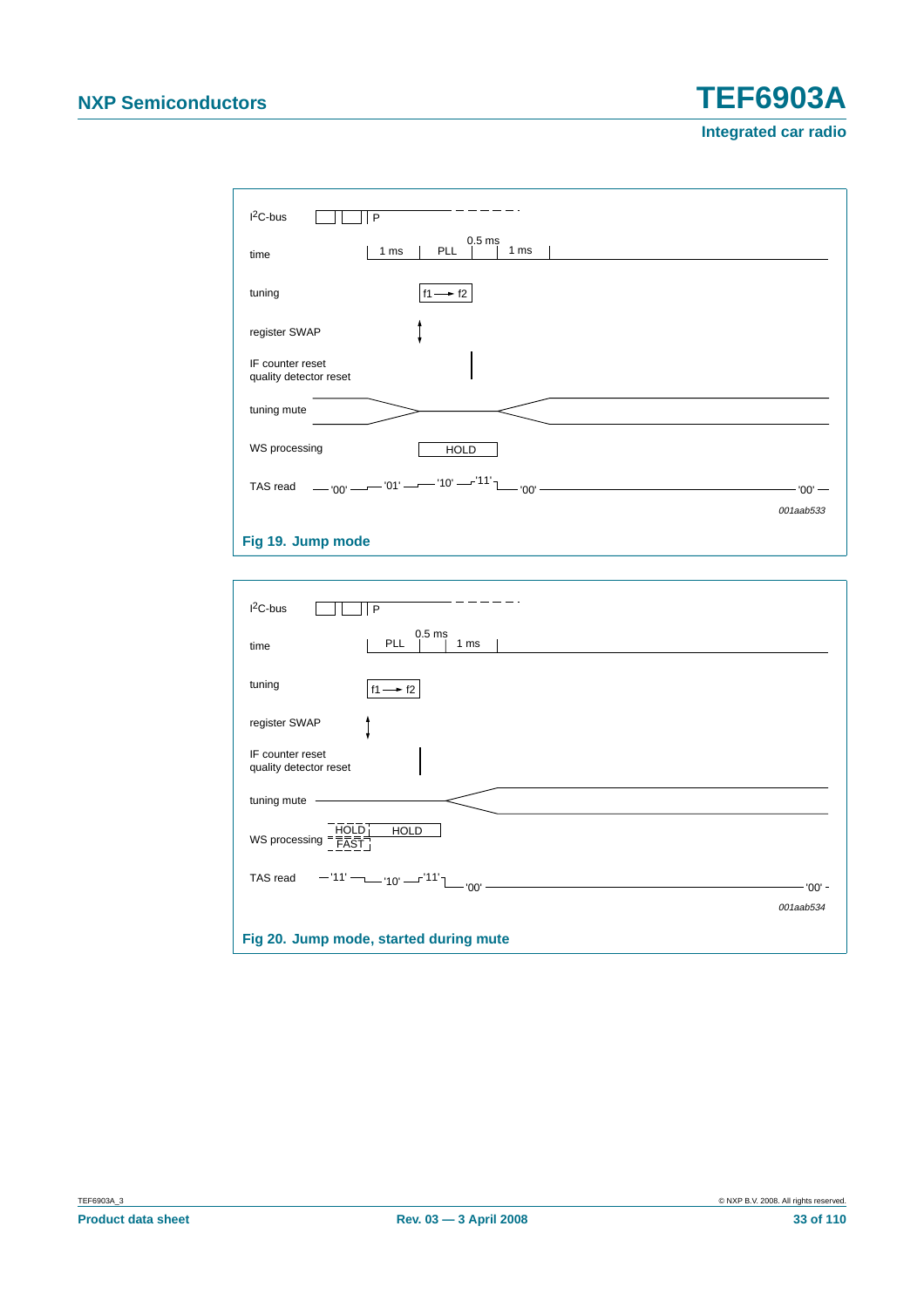I²C-bus | P

time | 1 ms | PLL | 0.5 ms | 1 ms

tuning | f1 → f2

register SWAP

IF counter reset
quality detector reset

tuning mute

WS processing | HOLD

TAS read | '00' | '01' | '10' | '11' | '00' | '00'

*001aab533*

**Fig 19. Jump mode**

I²C-bus | P

time | PLL | 0.5 ms | 1 ms

tuning | f1 → f2

register SWAP

IF counter reset
quality detector reset

tuning mute

WS processing | HOLD / FAST | HOLD

TAS read | '11' | '10' | '11' | '00' | '00'

*001aab534*

**Fig 20. Jump mode, started during mute**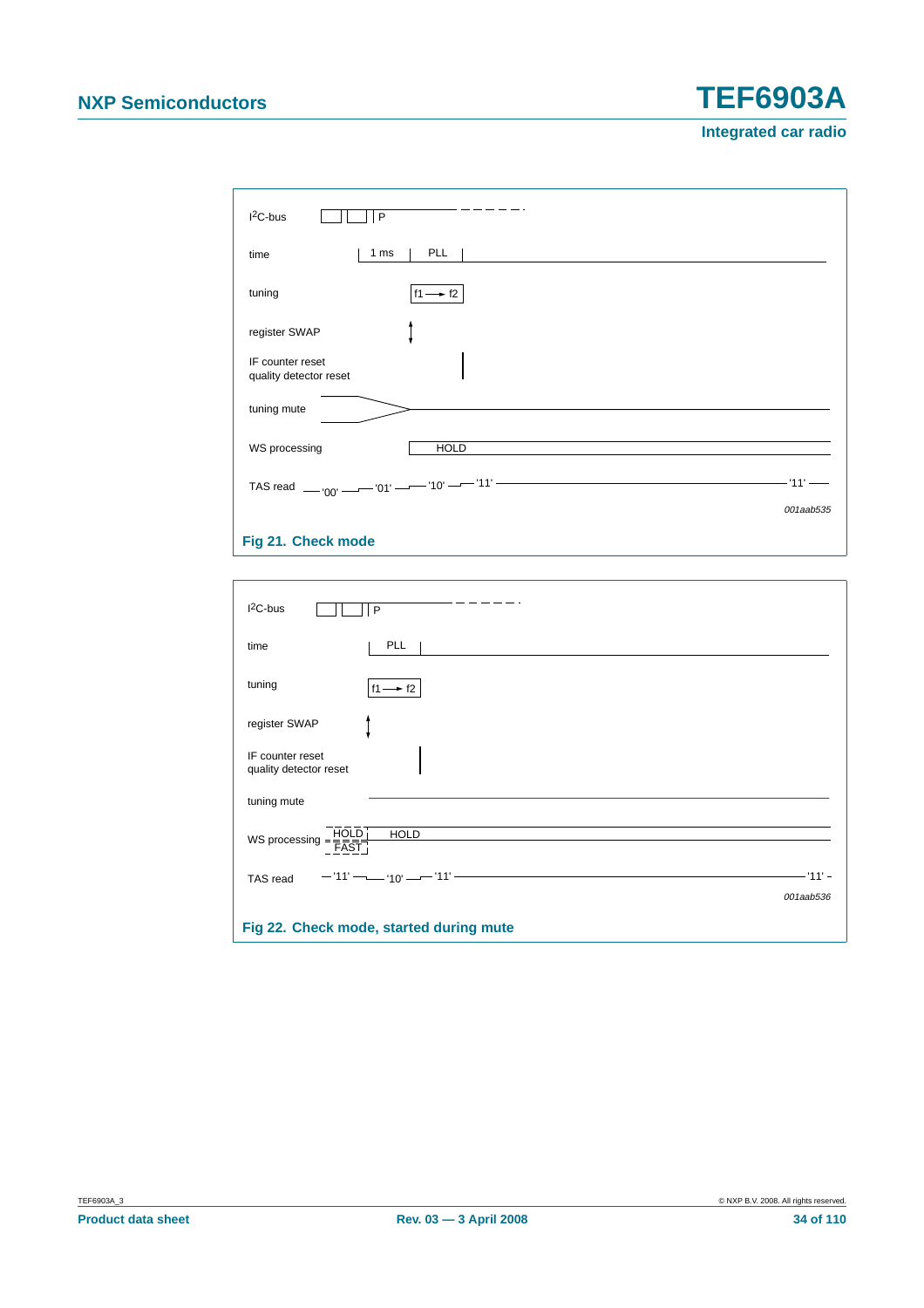I²C-bus | P

time | 1 ms | PLL

tuning | f1 → f2

register SWAP

IF counter reset
quality detector reset

tuning mute

WS processing | HOLD

TAS read '00' '01' '10' '11' '11'

001aab535

**Fig 21. Check mode**

I²C-bus | P

time | PLL

tuning | f1 → f2

register SWAP

IF counter reset
quality detector reset

tuning mute

WS processing HOLD / FAST | HOLD

TAS read '11' '10' '11' '11'

001aab536

**Fig 22. Check mode, started during mute**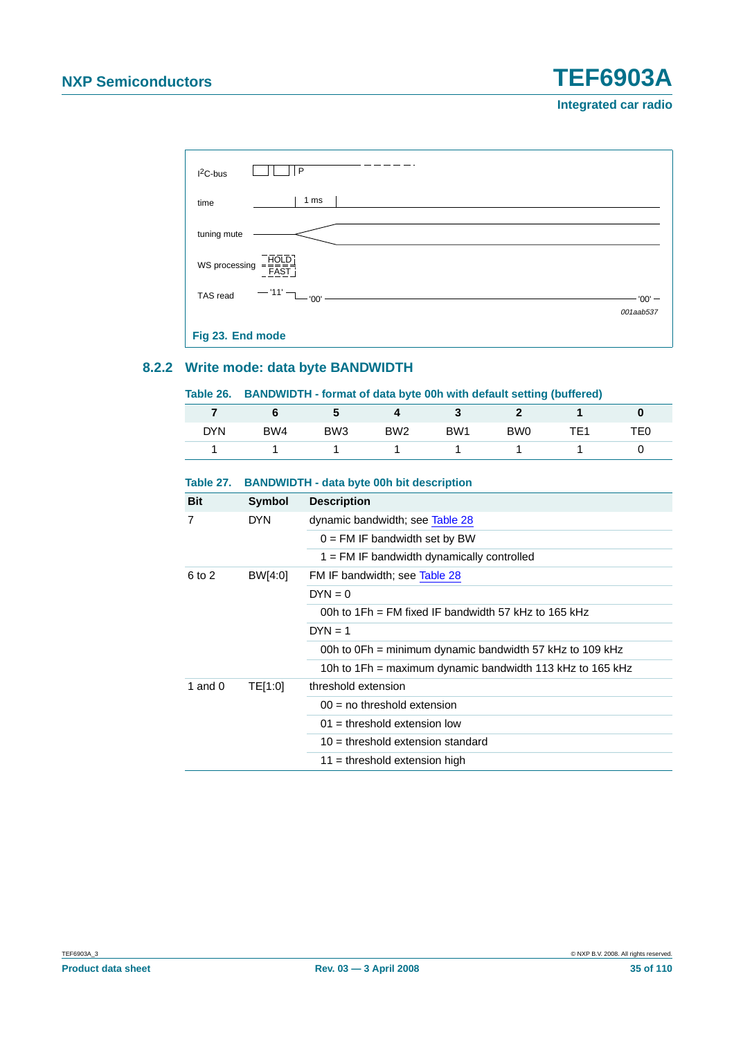Fig 23. End mode

### 8.2.2 Write mode: data byte BANDWIDTH

**Table 26. BANDWIDTH - format of data byte 00h with default setting (buffered)**

| 7 | 6 | 5 | 4 | 3 | 2 | 1 | 0 |
|---|---|---|---|---|---|---|---|
| DYN | BW4 | BW3 | BW2 | BW1 | BW0 | TE1 | TE0 |
| 1 | 1 | 1 | 1 | 1 | 1 | 1 | 0 |

**Table 27. BANDWIDTH - data byte 00h bit description**

| Bit | Symbol | Description |
|---|---|---|
| 7 | DYN | dynamic bandwidth; see Table 28 |
| | | 0 = FM IF bandwidth set by BW |
| | | 1 = FM IF bandwidth dynamically controlled |
| 6 to 2 | BW[4:0] | FM IF bandwidth; see Table 28 |
| | | DYN = 0 |
| | | 00h to 1Fh = FM fixed IF bandwidth 57 kHz to 165 kHz |
| | | DYN = 1 |
| | | 00h to 0Fh = minimum dynamic bandwidth 57 kHz to 109 kHz |
| | | 10h to 1Fh = maximum dynamic bandwidth 113 kHz to 165 kHz |
| 1 and 0 | TE[1:0] | threshold extension |
| | | 00 = no threshold extension |
| | | 01 = threshold extension low |
| | | 10 = threshold extension standard |
| | | 11 = threshold extension high |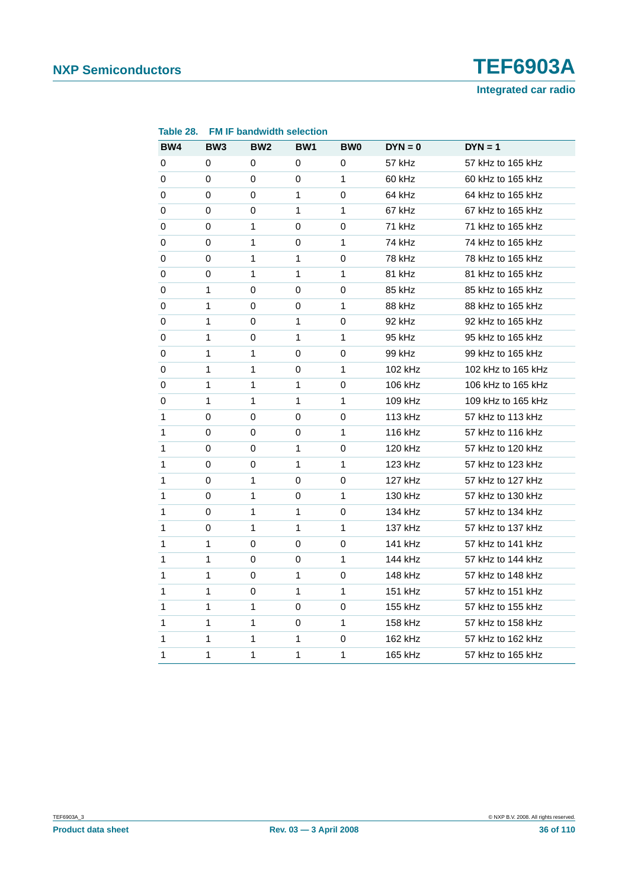**Table 28. FM IF bandwidth selection**

| BW4 | BW3 | BW2 | BW1 | BW0 | DYN = 0 | DYN = 1 |
|---|---|---|---|---|---|---|
| 0 | 0 | 0 | 0 | 0 | 57 kHz | 57 kHz to 165 kHz |
| 0 | 0 | 0 | 0 | 1 | 60 kHz | 60 kHz to 165 kHz |
| 0 | 0 | 0 | 1 | 0 | 64 kHz | 64 kHz to 165 kHz |
| 0 | 0 | 0 | 1 | 1 | 67 kHz | 67 kHz to 165 kHz |
| 0 | 0 | 1 | 0 | 0 | 71 kHz | 71 kHz to 165 kHz |
| 0 | 0 | 1 | 0 | 1 | 74 kHz | 74 kHz to 165 kHz |
| 0 | 0 | 1 | 1 | 0 | 78 kHz | 78 kHz to 165 kHz |
| 0 | 0 | 1 | 1 | 1 | 81 kHz | 81 kHz to 165 kHz |
| 0 | 1 | 0 | 0 | 0 | 85 kHz | 85 kHz to 165 kHz |
| 0 | 1 | 0 | 0 | 1 | 88 kHz | 88 kHz to 165 kHz |
| 0 | 1 | 0 | 1 | 0 | 92 kHz | 92 kHz to 165 kHz |
| 0 | 1 | 0 | 1 | 1 | 95 kHz | 95 kHz to 165 kHz |
| 0 | 1 | 1 | 0 | 0 | 99 kHz | 99 kHz to 165 kHz |
| 0 | 1 | 1 | 0 | 1 | 102 kHz | 102 kHz to 165 kHz |
| 0 | 1 | 1 | 1 | 0 | 106 kHz | 106 kHz to 165 kHz |
| 0 | 1 | 1 | 1 | 1 | 109 kHz | 109 kHz to 165 kHz |
| 1 | 0 | 0 | 0 | 0 | 113 kHz | 57 kHz to 113 kHz |
| 1 | 0 | 0 | 0 | 1 | 116 kHz | 57 kHz to 116 kHz |
| 1 | 0 | 0 | 1 | 0 | 120 kHz | 57 kHz to 120 kHz |
| 1 | 0 | 0 | 1 | 1 | 123 kHz | 57 kHz to 123 kHz |
| 1 | 0 | 1 | 0 | 0 | 127 kHz | 57 kHz to 127 kHz |
| 1 | 0 | 1 | 0 | 1 | 130 kHz | 57 kHz to 130 kHz |
| 1 | 0 | 1 | 1 | 0 | 134 kHz | 57 kHz to 134 kHz |
| 1 | 0 | 1 | 1 | 1 | 137 kHz | 57 kHz to 137 kHz |
| 1 | 1 | 0 | 0 | 0 | 141 kHz | 57 kHz to 141 kHz |
| 1 | 1 | 0 | 0 | 1 | 144 kHz | 57 kHz to 144 kHz |
| 1 | 1 | 0 | 1 | 0 | 148 kHz | 57 kHz to 148 kHz |
| 1 | 1 | 0 | 1 | 1 | 151 kHz | 57 kHz to 151 kHz |
| 1 | 1 | 1 | 0 | 0 | 155 kHz | 57 kHz to 155 kHz |
| 1 | 1 | 1 | 0 | 1 | 158 kHz | 57 kHz to 158 kHz |
| 1 | 1 | 1 | 1 | 0 | 162 kHz | 57 kHz to 162 kHz |
| 1 | 1 | 1 | 1 | 1 | 165 kHz | 57 kHz to 165 kHz |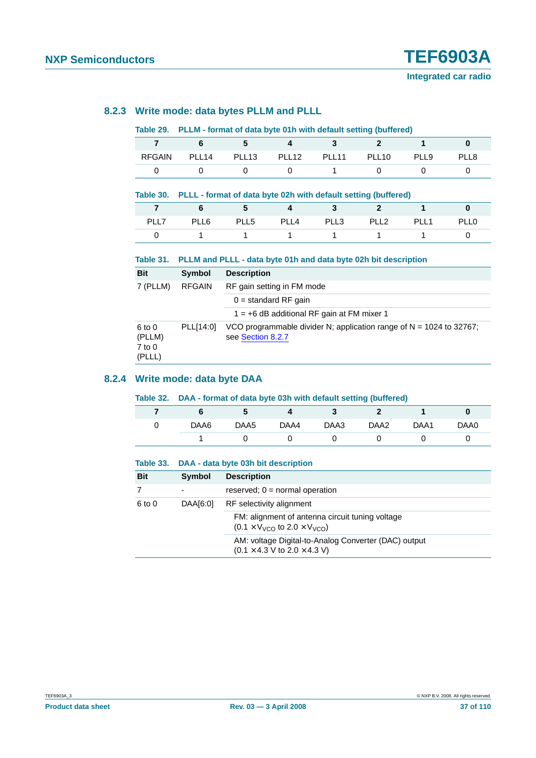### 8.2.3 Write mode: data bytes PLLM and PLLL

**Table 29. PLLM - format of data byte 01h with default setting (buffered)**

| 7 | 6 | 5 | 4 | 3 | 2 | 1 | 0 |
|---|---|---|---|---|---|---|---|
| RFGAIN | PLL14 | PLL13 | PLL12 | PLL11 | PLL10 | PLL9 | PLL8 |
| 0 | 0 | 0 | 0 | 1 | 0 | 0 | 0 |

**Table 30. PLLL - format of data byte 02h with default setting (buffered)**

| 7 | 6 | 5 | 4 | 3 | 2 | 1 | 0 |
|---|---|---|---|---|---|---|---|
| PLL7 | PLL6 | PLL5 | PLL4 | PLL3 | PLL2 | PLL1 | PLL0 |
| 0 | 1 | 1 | 1 | 1 | 1 | 1 | 0 |

**Table 31. PLLM and PLLL - data byte 01h and data byte 02h bit description**

| Bit | Symbol | Description |
|---|---|---|
| 7 (PLLM) | RFGAIN | RF gain setting in FM mode |
| | | 0 = standard RF gain |
| | | 1 = +6 dB additional RF gain at FM mixer 1 |
| 6 to 0 (PLLM) 7 to 0 (PLLL) | PLL[14:0] | VCO programmable divider N; application range of N = 1024 to 32767; see Section 8.2.7 |

### 8.2.4 Write mode: data byte DAA

**Table 32. DAA - format of data byte 03h with default setting (buffered)**

| 7 | 6 | 5 | 4 | 3 | 2 | 1 | 0 |
|---|---|---|---|---|---|---|---|
| 0 | DAA6 | DAA5 | DAA4 | DAA3 | DAA2 | DAA1 | DAA0 |
| | 1 | 0 | 0 | 0 | 0 | 0 | 0 |

**Table 33. DAA - data byte 03h bit description**

| Bit | Symbol | Description |
|---|---|---|
| 7 | - | reserved; 0 = normal operation |
| 6 to 0 | DAA[6:0] | RF selectivity alignment |
| | | FM: alignment of antenna circuit tuning voltage ($0.1 \times V_{VCO}$ to $2.0 \times V_{VCO}$) |
| | | AM: voltage Digital-to-Analog Converter (DAC) output ($0.1 \times 4.3$ V to $2.0 \times 4.3$ V) |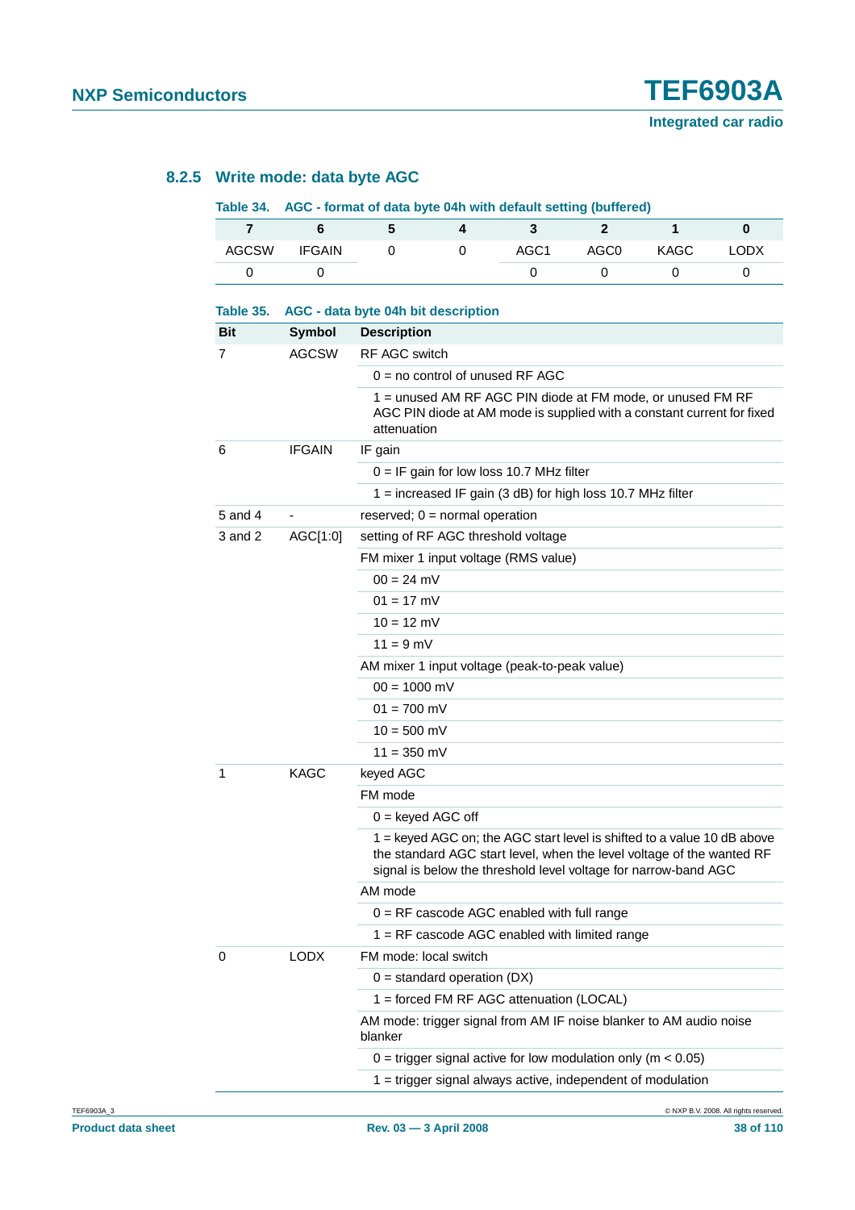### 8.2.5 Write mode: data byte AGC

**Table 34. AGC - format of data byte 04h with default setting (buffered)**

| 7 | 6 | 5 | 4 | 3 | 2 | 1 | 0 |
|---|---|---|---|---|---|---|---|
| AGCSW | IFGAIN | 0 | 0 | AGC1 | AGC0 | KAGC | LODX |
| 0 | 0 | | | 0 | 0 | 0 | 0 |

**Table 35. AGC - data byte 04h bit description**

| Bit | Symbol | Description |
|---|---|---|
| 7 | AGCSW | RF AGC switch |
| | | 0 = no control of unused RF AGC |
| | | 1 = unused AM RF AGC PIN diode at FM mode, or unused FM RF AGC PIN diode at AM mode is supplied with a constant current for fixed attenuation |
| 6 | IFGAIN | IF gain |
| | | 0 = IF gain for low loss 10.7 MHz filter |
| | | 1 = increased IF gain (3 dB) for high loss 10.7 MHz filter |
| 5 and 4 | - | reserved; 0 = normal operation |
| 3 and 2 | AGC[1:0] | setting of RF AGC threshold voltage |
| | | FM mixer 1 input voltage (RMS value) |
| | | 00 = 24 mV |
| | | 01 = 17 mV |
| | | 10 = 12 mV |
| | | 11 = 9 mV |
| | | AM mixer 1 input voltage (peak-to-peak value) |
| | | 00 = 1000 mV |
| | | 01 = 700 mV |
| | | 10 = 500 mV |
| | | 11 = 350 mV |
| 1 | KAGC | keyed AGC |
| | | FM mode |
| | | 0 = keyed AGC off |
| | | 1 = keyed AGC on; the AGC start level is shifted to a value 10 dB above the standard AGC start level, when the level voltage of the wanted RF signal is below the threshold level voltage for narrow-band AGC |
| | | AM mode |
| | | 0 = RF cascode AGC enabled with full range |
| | | 1 = RF cascode AGC enabled with limited range |
| 0 | LODX | FM mode: local switch |
| | | 0 = standard operation (DX) |
| | | 1 = forced FM RF AGC attenuation (LOCAL) |
| | | AM mode: trigger signal from AM IF noise blanker to AM audio noise blanker |
| | | 0 = trigger signal active for low modulation only ($m < 0.05$) |
| | | 1 = trigger signal always active, independent of modulation |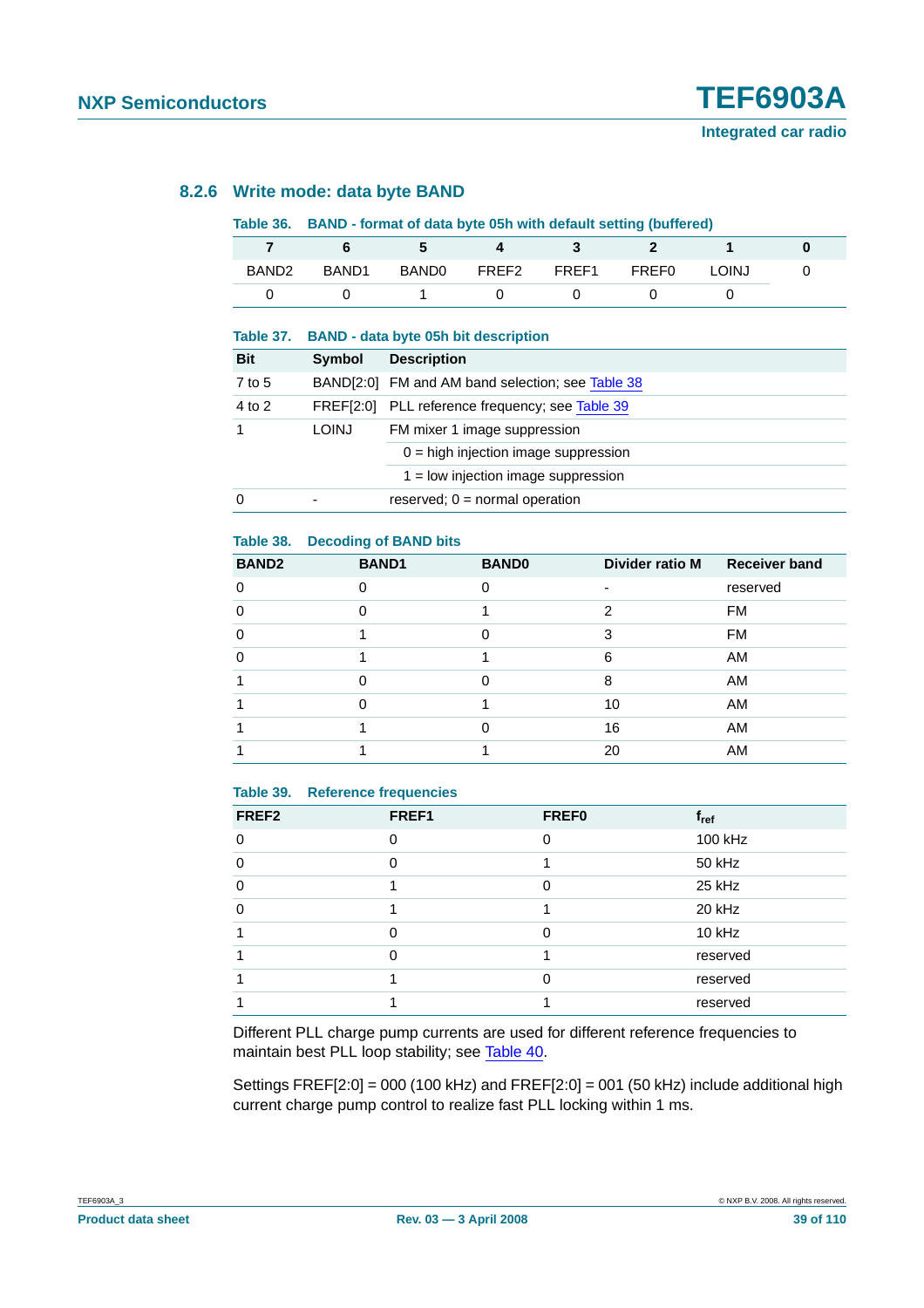### 8.2.6 Write mode: data byte BAND

**Table 36. BAND - format of data byte 05h with default setting (buffered)**

| 7 | 6 | 5 | 4 | 3 | 2 | 1 | 0 |
|---|---|---|---|---|---|---|---|
| BAND2 | BAND1 | BAND0 | FREF2 | FREF1 | FREF0 | LOINJ | 0 |
| 0 | 0 | 1 | 0 | 0 | 0 | 0 | |

**Table 37. BAND - data byte 05h bit description**

| Bit | Symbol | Description |
|---|---|---|
| 7 to 5 | BAND[2:0] | FM and AM band selection; see Table 38 |
| 4 to 2 | FREF[2:0] | PLL reference frequency; see Table 39 |
| 1 | LOINJ | FM mixer 1 image suppression |
| | | 0 = high injection image suppression |
| | | 1 = low injection image suppression |
| 0 | - | reserved; 0 = normal operation |

**Table 38. Decoding of BAND bits**

| BAND2 | BAND1 | BAND0 | Divider ratio M | Receiver band |
|---|---|---|---|---|
| 0 | 0 | 0 | - | reserved |
| 0 | 0 | 1 | 2 | FM |
| 0 | 1 | 0 | 3 | FM |
| 0 | 1 | 1 | 6 | AM |
| 1 | 0 | 0 | 8 | AM |
| 1 | 0 | 1 | 10 | AM |
| 1 | 1 | 0 | 16 | AM |
| 1 | 1 | 1 | 20 | AM |

**Table 39. Reference frequencies**

| FREF2 | FREF1 | FREF0 | $f_{ref}$ |
|---|---|---|---|
| 0 | 0 | 0 | 100 kHz |
| 0 | 0 | 1 | 50 kHz |
| 0 | 1 | 0 | 25 kHz |
| 0 | 1 | 1 | 20 kHz |
| 1 | 0 | 0 | 10 kHz |
| 1 | 0 | 1 | reserved |
| 1 | 1 | 0 | reserved |
| 1 | 1 | 1 | reserved |

Different PLL charge pump currents are used for different reference frequencies to maintain best PLL loop stability; see Table 40.

Settings FREF[2:0] = 000 (100 kHz) and FREF[2:0] = 001 (50 kHz) include additional high current charge pump control to realize fast PLL locking within 1 ms.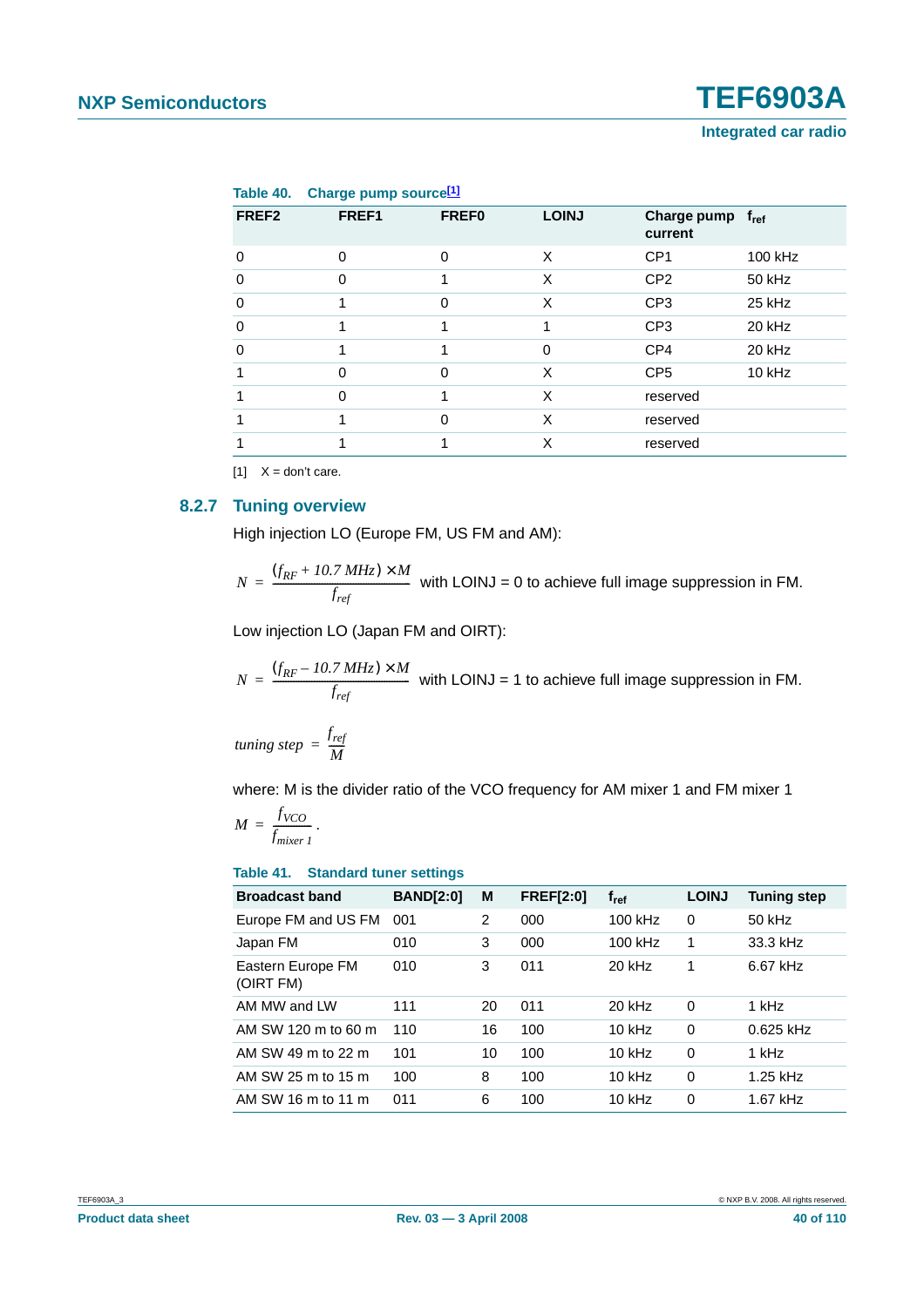**Table 40. Charge pump source[1]**

| FREF2 | FREF1 | FREF0 | LOINJ | Charge pump current | $f_{ref}$ |
|---|---|---|---|---|---|
| 0 | 0 | 0 | X | CP1 | 100 kHz |
| 0 | 0 | 1 | X | CP2 | 50 kHz |
| 0 | 1 | 0 | X | CP3 | 25 kHz |
| 0 | 1 | 1 | 1 | CP3 | 20 kHz |
| 0 | 1 | 1 | 0 | CP4 | 20 kHz |
| 1 | 0 | 0 | X | CP5 | 10 kHz |
| 1 | 0 | 1 | X | reserved | |
| 1 | 1 | 0 | X | reserved | |
| 1 | 1 | 1 | X | reserved | |

[1] X = don't care.

### 8.2.7 Tuning overview

High injection LO (Europe FM, US FM and AM):

$$N = \frac{(f_{RF} + 10.7\ MHz) \times M}{f_{ref}}$$ with LOINJ = 0 to achieve full image suppression in FM.

Low injection LO (Japan FM and OIRT):

$$N = \frac{(f_{RF} - 10.7\ MHz) \times M}{f_{ref}}$$ with LOINJ = 1 to achieve full image suppression in FM.

$$tuning\ step = \frac{f_{ref}}{M}$$

where: M is the divider ratio of the VCO frequency for AM mixer 1 and FM mixer 1

$$M = \frac{f_{VCO}}{f_{mixer\ 1}}.$$

**Table 41. Standard tuner settings**

| Broadcast band | BAND[2:0] | M | FREF[2:0] | $f_{ref}$ | LOINJ | Tuning step |
|---|---|---|---|---|---|---|
| Europe FM and US FM | 001 | 2 | 000 | 100 kHz | 0 | 50 kHz |
| Japan FM | 010 | 3 | 000 | 100 kHz | 1 | 33.3 kHz |
| Eastern Europe FM (OIRT FM) | 010 | 3 | 011 | 20 kHz | 1 | 6.67 kHz |
| AM MW and LW | 111 | 20 | 011 | 20 kHz | 0 | 1 kHz |
| AM SW 120 m to 60 m | 110 | 16 | 100 | 10 kHz | 0 | 0.625 kHz |
| AM SW 49 m to 22 m | 101 | 10 | 100 | 10 kHz | 0 | 1 kHz |
| AM SW 25 m to 15 m | 100 | 8 | 100 | 10 kHz | 0 | 1.25 kHz |
| AM SW 16 m to 11 m | 011 | 6 | 100 | 10 kHz | 0 | 1.67 kHz |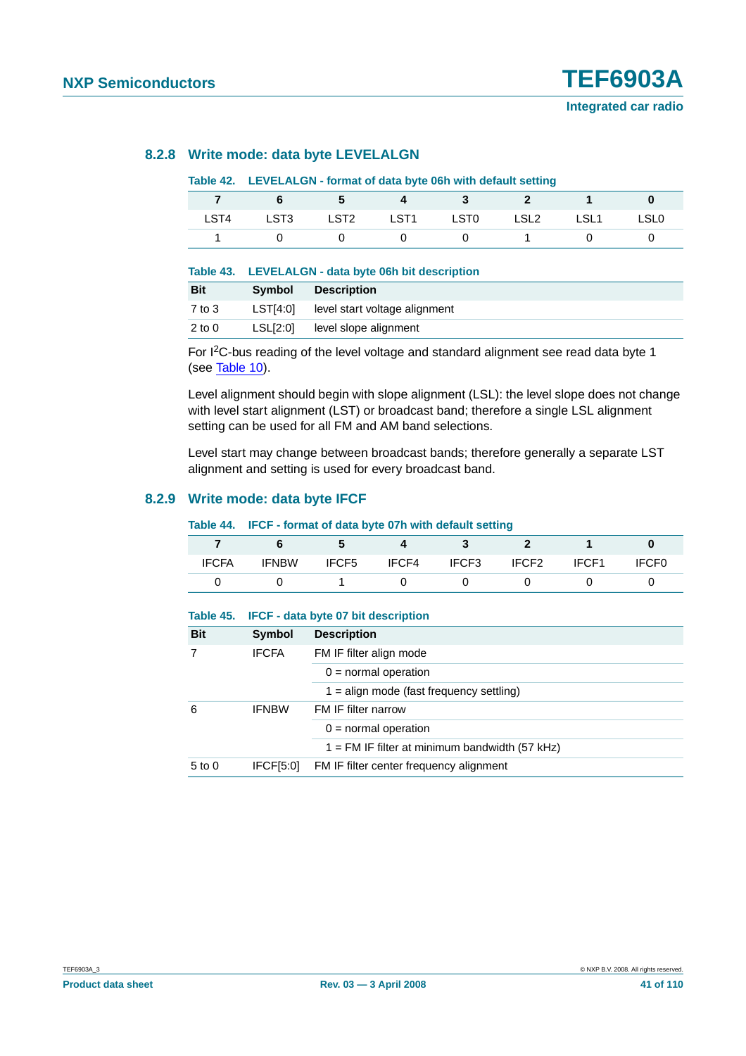### 8.2.8 Write mode: data byte LEVELALGN

**Table 42. LEVELALGN - format of data byte 06h with default setting**

| 7 | 6 | 5 | 4 | 3 | 2 | 1 | 0 |
|---|---|---|---|---|---|---|---|
| LST4 | LST3 | LST2 | LST1 | LST0 | LSL2 | LSL1 | LSL0 |
| 1 | 0 | 0 | 0 | 0 | 1 | 0 | 0 |

**Table 43. LEVELALGN - data byte 06h bit description**

| Bit | Symbol | Description |
|---|---|---|
| 7 to 3 | LST[4:0] | level start voltage alignment |
| 2 to 0 | LSL[2:0] | level slope alignment |

For I²C-bus reading of the level voltage and standard alignment see read data byte 1 (see Table 10).

Level alignment should begin with slope alignment (LSL): the level slope does not change with level start alignment (LST) or broadcast band; therefore a single LSL alignment setting can be used for all FM and AM band selections.

Level start may change between broadcast bands; therefore generally a separate LST alignment and setting is used for every broadcast band.

### 8.2.9 Write mode: data byte IFCF

**Table 44. IFCF - format of data byte 07h with default setting**

| 7 | 6 | 5 | 4 | 3 | 2 | 1 | 0 |
|---|---|---|---|---|---|---|---|
| IFCFA | IFNBW | IFCF5 | IFCF4 | IFCF3 | IFCF2 | IFCF1 | IFCF0 |
| 0 | 0 | 1 | 0 | 0 | 0 | 0 | 0 |

**Table 45. IFCF - data byte 07 bit description**

| Bit | Symbol | Description |
|---|---|---|
| 7 | IFCFA | FM IF filter align mode |
| | | 0 = normal operation |
| | | 1 = align mode (fast frequency settling) |
| 6 | IFNBW | FM IF filter narrow |
| | | 0 = normal operation |
| | | 1 = FM IF filter at minimum bandwidth (57 kHz) |
| 5 to 0 | IFCF[5:0] | FM IF filter center frequency alignment |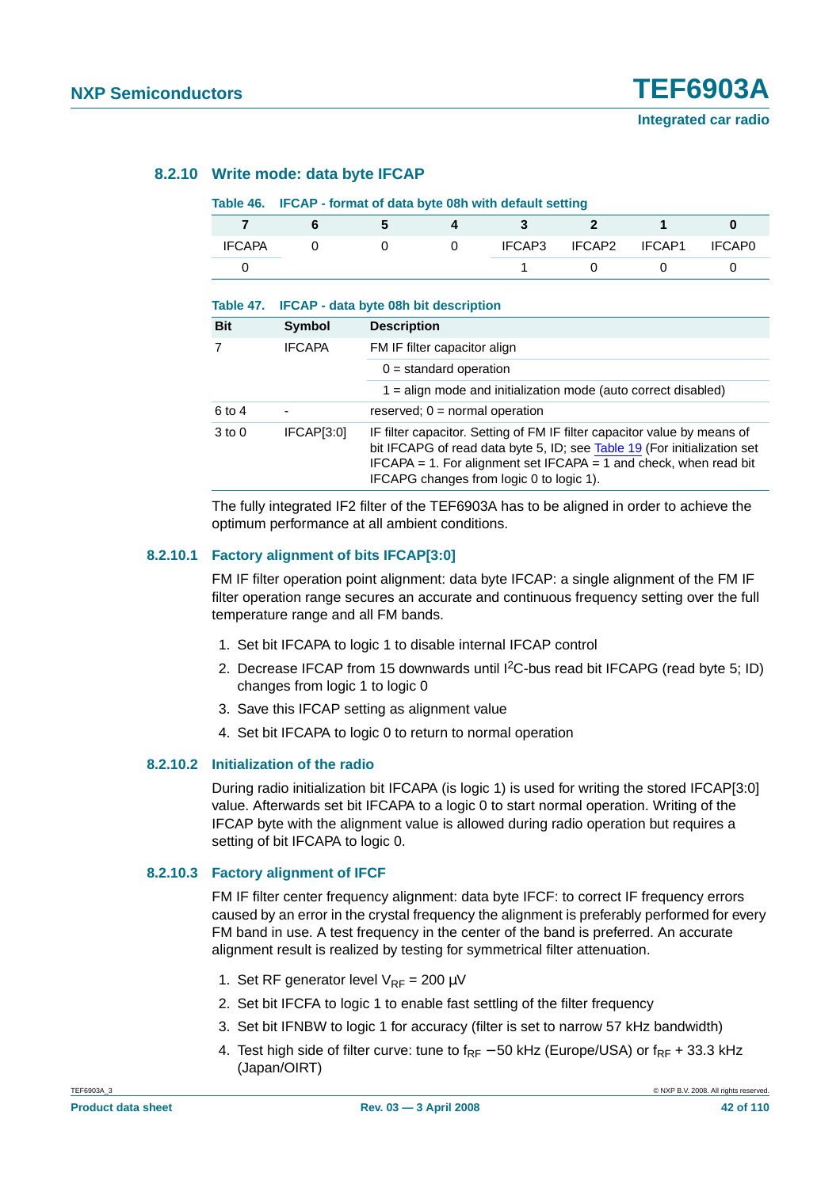### 8.2.10 Write mode: data byte IFCAP

**Table 46. IFCAP - format of data byte 08h with default setting**

| 7 | 6 | 5 | 4 | 3 | 2 | 1 | 0 |
|---|---|---|---|---|---|---|---|
| IFCAPA | 0 | 0 | 0 | IFCAP3 | IFCAP2 | IFCAP1 | IFCAP0 |
| 0 | | | | 1 | 0 | 0 | 0 |

**Table 47. IFCAP - data byte 08h bit description**

| Bit | Symbol | Description |
|---|---|---|
| 7 | IFCAPA | FM IF filter capacitor align |
| | | 0 = standard operation |
| | | 1 = align mode and initialization mode (auto correct disabled) |
| 6 to 4 | - | reserved; 0 = normal operation |
| 3 to 0 | IFCAP[3:0] | IF filter capacitor. Setting of FM IF filter capacitor value by means of bit IFCAPG of read data byte 5, ID; see Table 19 (For initialization set IFCAPA = 1. For alignment set IFCAPA = 1 and check, when read bit IFCAPG changes from logic 0 to logic 1). |

The fully integrated IF2 filter of the TEF6903A has to be aligned in order to achieve the optimum performance at all ambient conditions.

#### 8.2.10.1 Factory alignment of bits IFCAP[3:0]

FM IF filter operation point alignment: data byte IFCAP: a single alignment of the FM IF filter operation range secures an accurate and continuous frequency setting over the full temperature range and all FM bands.

1. Set bit IFCAPA to logic 1 to disable internal IFCAP control
2. Decrease IFCAP from 15 downwards until $I^2C$-bus read bit IFCAPG (read byte 5; ID) changes from logic 1 to logic 0
3. Save this IFCAP setting as alignment value
4. Set bit IFCAPA to logic 0 to return to normal operation

#### 8.2.10.2 Initialization of the radio

During radio initialization bit IFCAPA (is logic 1) is used for writing the stored IFCAP[3:0] value. Afterwards set bit IFCAPA to a logic 0 to start normal operation. Writing of the IFCAP byte with the alignment value is allowed during radio operation but requires a setting of bit IFCAPA to logic 0.

#### 8.2.10.3 Factory alignment of IFCF

FM IF filter center frequency alignment: data byte IFCF: to correct IF frequency errors caused by an error in the crystal frequency the alignment is preferably performed for every FM band in use. A test frequency in the center of the band is preferred. An accurate alignment result is realized by testing for symmetrical filter attenuation.

1. Set RF generator level $V_{RF}$ = 200 μV
2. Set bit IFCFA to logic 1 to enable fast settling of the filter frequency
3. Set bit IFNBW to logic 1 for accuracy (filter is set to narrow 57 kHz bandwidth)
4. Test high side of filter curve: tune to $f_{RF}$ − 50 kHz (Europe/USA) or $f_{RF}$ + 33.3 kHz (Japan/OIRT)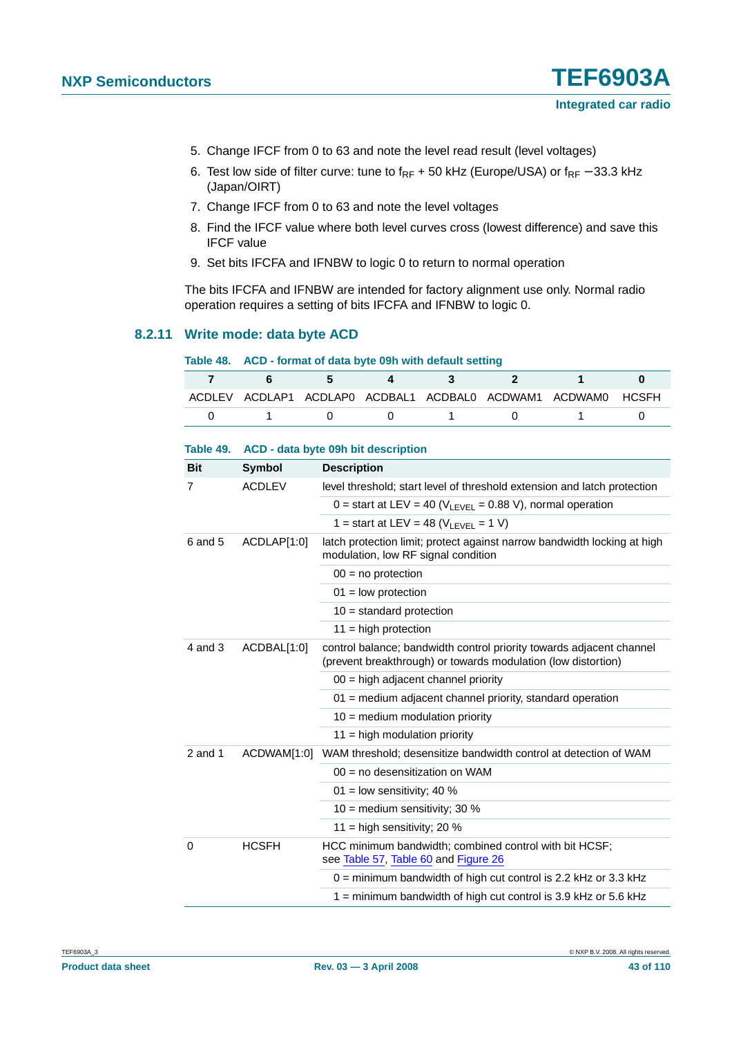5. Change IFCF from 0 to 63 and note the level read result (level voltages)
6. Test low side of filter curve: tune to $f_{RF}$ + 50 kHz (Europe/USA) or $f_{RF}$ −33.3 kHz (Japan/OIRT)
7. Change IFCF from 0 to 63 and note the level voltages
8. Find the IFCF value where both level curves cross (lowest difference) and save this IFCF value
9. Set bits IFCFA and IFNBW to logic 0 to return to normal operation

The bits IFCFA and IFNBW are intended for factory alignment use only. Normal radio operation requires a setting of bits IFCFA and IFNBW to logic 0.

### 8.2.11 Write mode: data byte ACD

**Table 48. ACD - format of data byte 09h with default setting**

| 7 | 6 | 5 | 4 | 3 | 2 | 1 | 0 |
|---|---|---|---|---|---|---|---|
| ACDLEV | ACDLAP1 | ACDLAP0 | ACDBAL1 | ACDBAL0 | ACDWAM1 | ACDWAM0 | HCSFH |
| 0 | 1 | 0 | 0 | 1 | 0 | 1 | 0 |

**Table 49. ACD - data byte 09h bit description**

| Bit | Symbol | Description |
|---|---|---|
| 7 | ACDLEV | level threshold; start level of threshold extension and latch protection |
| | | 0 = start at LEV = 40 ($V_{LEVEL}$ = 0.88 V), normal operation |
| | | 1 = start at LEV = 48 ($V_{LEVEL}$ = 1 V) |
| 6 and 5 | ACDLAP[1:0] | latch protection limit; protect against narrow bandwidth locking at high modulation, low RF signal condition |
| | | 00 = no protection |
| | | 01 = low protection |
| | | 10 = standard protection |
| | | 11 = high protection |
| 4 and 3 | ACDBAL[1:0] | control balance; bandwidth control priority towards adjacent channel (prevent breakthrough) or towards modulation (low distortion) |
| | | 00 = high adjacent channel priority |
| | | 01 = medium adjacent channel priority, standard operation |
| | | 10 = medium modulation priority |
| | | 11 = high modulation priority |
| 2 and 1 | ACDWAM[1:0] | WAM threshold; desensitize bandwidth control at detection of WAM |
| | | 00 = no desensitization on WAM |
| | | 01 = low sensitivity; 40 % |
| | | 10 = medium sensitivity; 30 % |
| | | 11 = high sensitivity; 20 % |
| 0 | HCSFH | HCC minimum bandwidth; combined control with bit HCSF; see Table 57, Table 60 and Figure 26 |
| | | 0 = minimum bandwidth of high cut control is 2.2 kHz or 3.3 kHz |
| | | 1 = minimum bandwidth of high cut control is 3.9 kHz or 5.6 kHz |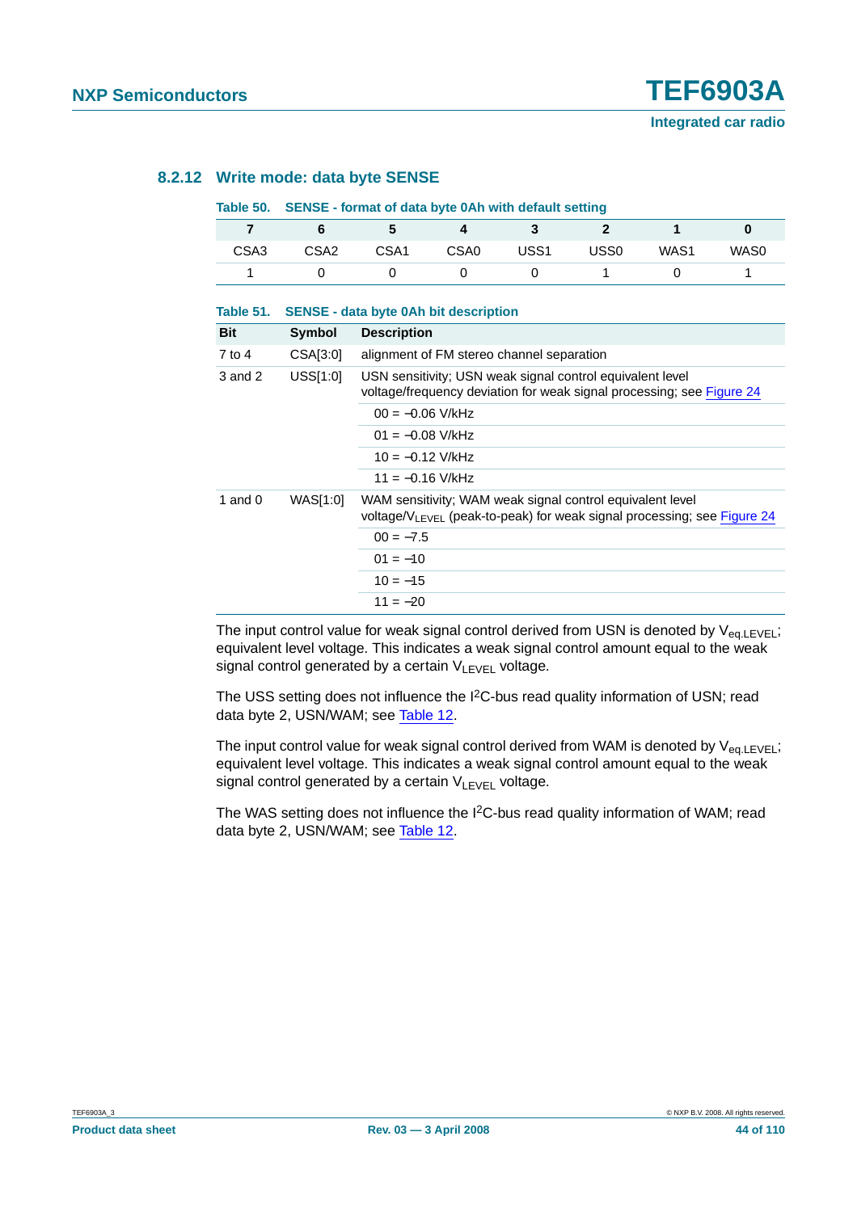### 8.2.12 Write mode: data byte SENSE

**Table 50. SENSE - format of data byte 0Ah with default setting**

| 7 | 6 | 5 | 4 | 3 | 2 | 1 | 0 |
|---|---|---|---|---|---|---|---|
| CSA3 | CSA2 | CSA1 | CSA0 | USS1 | USS0 | WAS1 | WAS0 |
| 1 | 0 | 0 | 0 | 0 | 1 | 0 | 1 |

**Table 51. SENSE - data byte 0Ah bit description**

| Bit | Symbol | Description |
|---|---|---|
| 7 to 4 | CSA[3:0] | alignment of FM stereo channel separation |
| 3 and 2 | USS[1:0] | USN sensitivity; USN weak signal control equivalent level voltage/frequency deviation for weak signal processing; see Figure 24 |
| | | 00 = −0.06 V/kHz |
| | | 01 = −0.08 V/kHz |
| | | 10 = −0.12 V/kHz |
| | | 11 = −0.16 V/kHz |
| 1 and 0 | WAS[1:0] | WAM sensitivity; WAM weak signal control equivalent level voltage/$V_{LEVEL}$ (peak-to-peak) for weak signal processing; see Figure 24 |
| | | 00 = −7.5 |
| | | 01 = −10 |
| | | 10 = −15 |
| | | 11 = −20 |

The input control value for weak signal control derived from USN is denoted by $V_{eq.LEVEL}$; equivalent level voltage. This indicates a weak signal control amount equal to the weak signal control generated by a certain $V_{LEVEL}$ voltage.

The USS setting does not influence the $I^2C$-bus read quality information of USN; read data byte 2, USN/WAM; see Table 12.

The input control value for weak signal control derived from WAM is denoted by $V_{eq.LEVEL}$; equivalent level voltage. This indicates a weak signal control amount equal to the weak signal control generated by a certain $V_{LEVEL}$ voltage.

The WAS setting does not influence the $I^2C$-bus read quality information of WAM; read data byte 2, USN/WAM; see Table 12.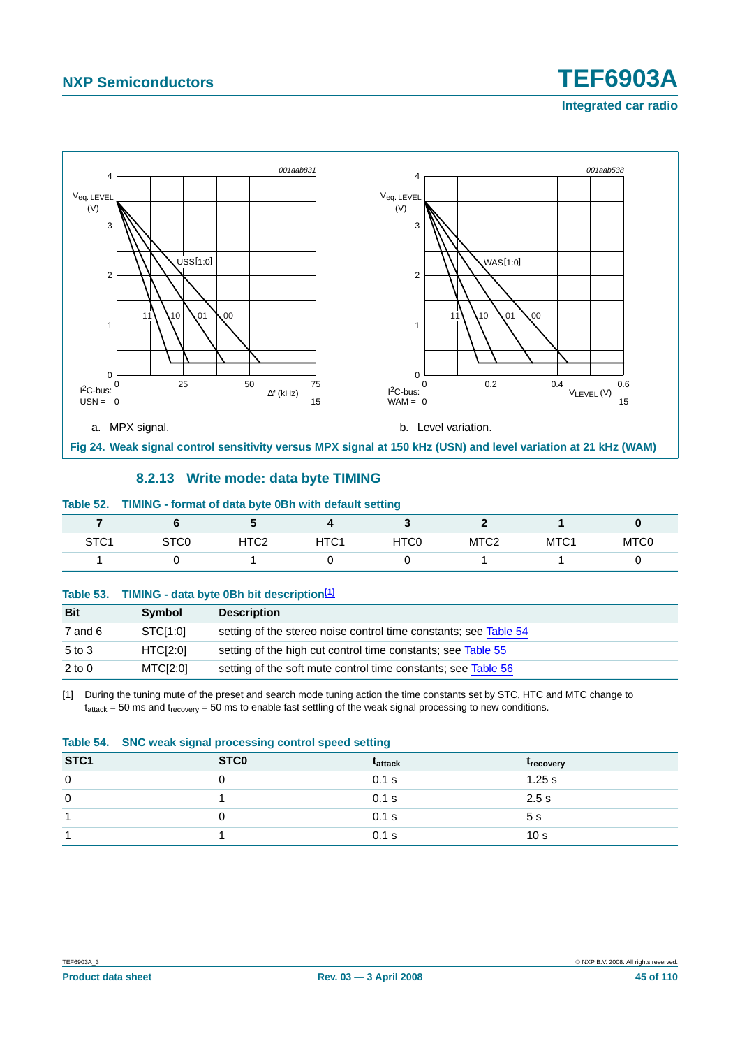Fig 24. Weak signal control sensitivity versus MPX signal at 150 kHz (USN) and level variation at 21 kHz (WAM)

a. MPX signal.

b. Level variation.

### 8.2.13 Write mode: data byte TIMING

**Table 52. TIMING - format of data byte 0Bh with default setting**

| 7 | 6 | 5 | 4 | 3 | 2 | 1 | 0 |
|---|---|---|---|---|---|---|---|
| STC1 | STC0 | HTC2 | HTC1 | HTC0 | MTC2 | MTC1 | MTC0 |
| 1 | 0 | 1 | 0 | 0 | 1 | 1 | 0 |

**Table 53. TIMING - data byte 0Bh bit description[1]**

| Bit | Symbol | Description |
|---|---|---|
| 7 and 6 | STC[1:0] | setting of the stereo noise control time constants; see Table 54 |
| 5 to 3 | HTC[2:0] | setting of the high cut control time constants; see Table 55 |
| 2 to 0 | MTC[2:0] | setting of the soft mute control time constants; see Table 56 |

[1] During the tuning mute of the preset and search mode tuning action the time constants set by STC, HTC and MTC change to $t_{attack}$ = 50 ms and $t_{recovery}$ = 50 ms to enable fast settling of the weak signal processing to new conditions.

**Table 54. SNC weak signal processing control speed setting**

| STC1 | STC0 | $t_{attack}$ | $t_{recovery}$ |
|---|---|---|---|
| 0 | 0 | 0.1 s | 1.25 s |
| 0 | 1 | 0.1 s | 2.5 s |
| 1 | 0 | 0.1 s | 5 s |
| 1 | 1 | 0.1 s | 10 s |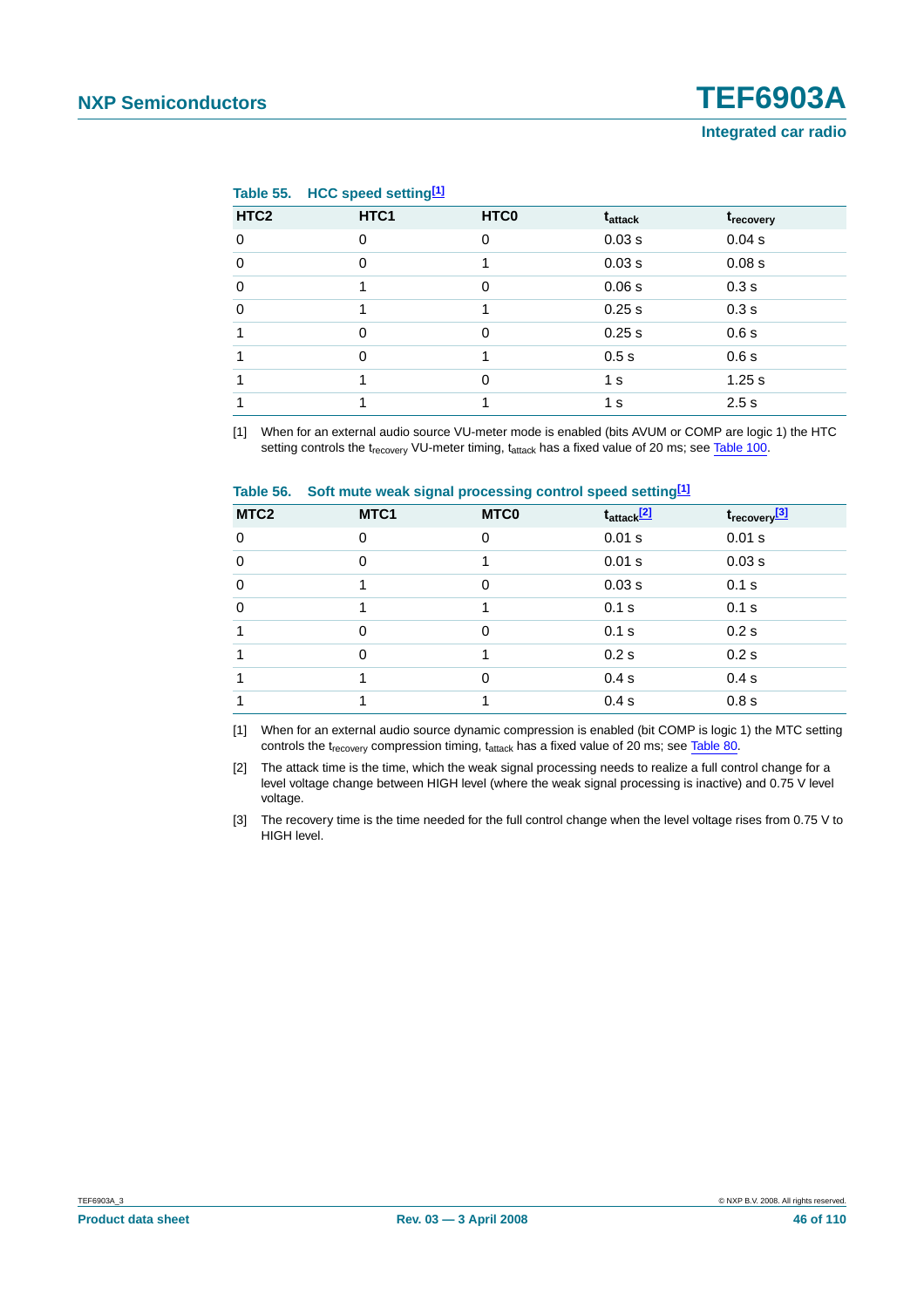**Table 55. HCC speed setting[1]**

| HTC2 | HTC1 | HTC0 | $t_{attack}$ | $t_{recovery}$ |
|---|---|---|---|---|
| 0 | 0 | 0 | 0.03 s | 0.04 s |
| 0 | 0 | 1 | 0.03 s | 0.08 s |
| 0 | 1 | 0 | 0.06 s | 0.3 s |
| 0 | 1 | 1 | 0.25 s | 0.3 s |
| 1 | 0 | 0 | 0.25 s | 0.6 s |
| 1 | 0 | 1 | 0.5 s | 0.6 s |
| 1 | 1 | 0 | 1 s | 1.25 s |
| 1 | 1 | 1 | 1 s | 2.5 s |

[1] When for an external audio source VU-meter mode is enabled (bits AVUM or COMP are logic 1) the HTC setting controls the $t_{recovery}$ VU-meter timing, $t_{attack}$ has a fixed value of 20 ms; see Table 100.

**Table 56. Soft mute weak signal processing control speed setting[1]**

| MTC2 | MTC1 | MTC0 | $t_{attack}$[2] | $t_{recovery}$[3] |
|---|---|---|---|---|
| 0 | 0 | 0 | 0.01 s | 0.01 s |
| 0 | 0 | 1 | 0.01 s | 0.03 s |
| 0 | 1 | 0 | 0.03 s | 0.1 s |
| 0 | 1 | 1 | 0.1 s | 0.1 s |
| 1 | 0 | 0 | 0.1 s | 0.2 s |
| 1 | 0 | 1 | 0.2 s | 0.2 s |
| 1 | 1 | 0 | 0.4 s | 0.4 s |
| 1 | 1 | 1 | 0.4 s | 0.8 s |

[1] When for an external audio source dynamic compression is enabled (bit COMP is logic 1) the MTC setting controls the $t_{recovery}$ compression timing, $t_{attack}$ has a fixed value of 20 ms; see Table 80.

[2] The attack time is the time, which the weak signal processing needs to realize a full control change for a level voltage change between HIGH level (where the weak signal processing is inactive) and 0.75 V level voltage.

[3] The recovery time is the time needed for the full control change when the level voltage rises from 0.75 V to HIGH level.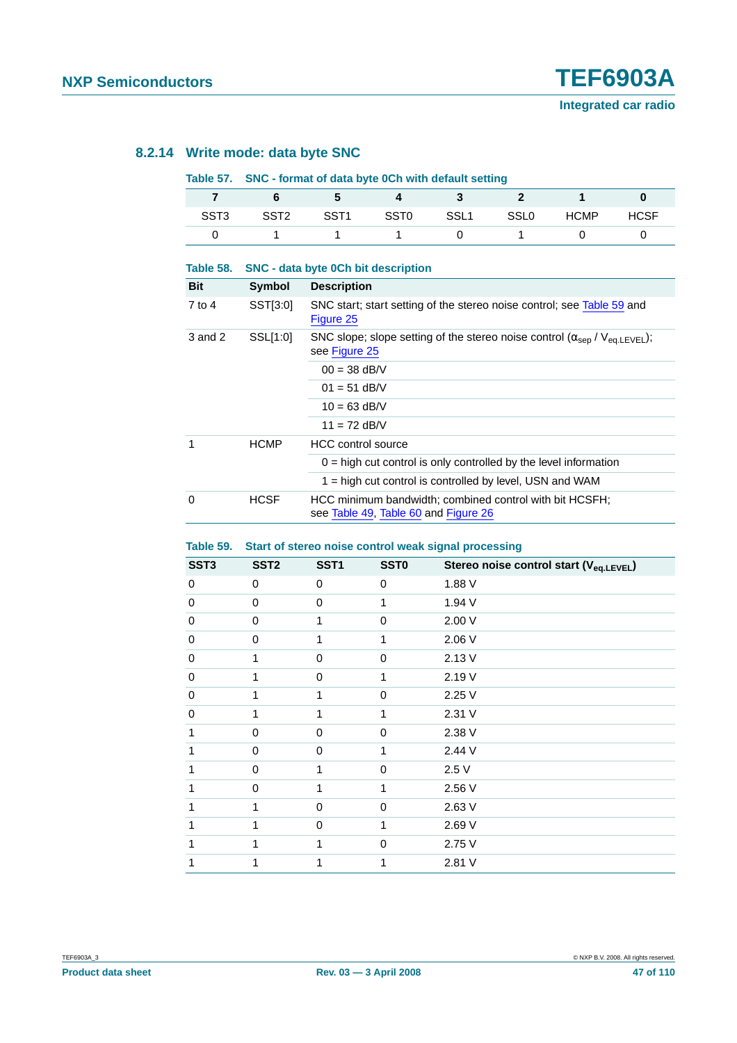### 8.2.14 Write mode: data byte SNC

**Table 57. SNC - format of data byte 0Ch with default setting**

| 7 | 6 | 5 | 4 | 3 | 2 | 1 | 0 |
|---|---|---|---|---|---|---|---|
| SST3 | SST2 | SST1 | SST0 | SSL1 | SSL0 | HCMP | HCSF |
| 0 | 1 | 1 | 1 | 0 | 1 | 0 | 0 |

**Table 58. SNC - data byte 0Ch bit description**

| Bit | Symbol | Description |
|---|---|---|
| 7 to 4 | SST[3:0] | SNC start; start setting of the stereo noise control; see Table 59 and Figure 25 |
| 3 and 2 | SSL[1:0] | SNC slope; slope setting of the stereo noise control ($\alpha_{sep}$ / $V_{eq.LEVEL}$); see Figure 25 |
| | | 00 = 38 dB/V |
| | | 01 = 51 dB/V |
| | | 10 = 63 dB/V |
| | | 11 = 72 dB/V |
| 1 | HCMP | HCC control source |
| | | 0 = high cut control is only controlled by the level information |
| | | 1 = high cut control is controlled by level, USN and WAM |
| 0 | HCSF | HCC minimum bandwidth; combined control with bit HCSFH; see Table 49, Table 60 and Figure 26 |

**Table 59. Start of stereo noise control weak signal processing**

| SST3 | SST2 | SST1 | SST0 | Stereo noise control start ($V_{eq.LEVEL}$) |
|---|---|---|---|---|
| 0 | 0 | 0 | 0 | 1.88 V |
| 0 | 0 | 0 | 1 | 1.94 V |
| 0 | 0 | 1 | 0 | 2.00 V |
| 0 | 0 | 1 | 1 | 2.06 V |
| 0 | 1 | 0 | 0 | 2.13 V |
| 0 | 1 | 0 | 1 | 2.19 V |
| 0 | 1 | 1 | 0 | 2.25 V |
| 0 | 1 | 1 | 1 | 2.31 V |
| 1 | 0 | 0 | 0 | 2.38 V |
| 1 | 0 | 0 | 1 | 2.44 V |
| 1 | 0 | 1 | 0 | 2.5 V |
| 1 | 0 | 1 | 1 | 2.56 V |
| 1 | 1 | 0 | 0 | 2.63 V |
| 1 | 1 | 0 | 1 | 2.69 V |
| 1 | 1 | 1 | 0 | 2.75 V |
| 1 | 1 | 1 | 1 | 2.81 V |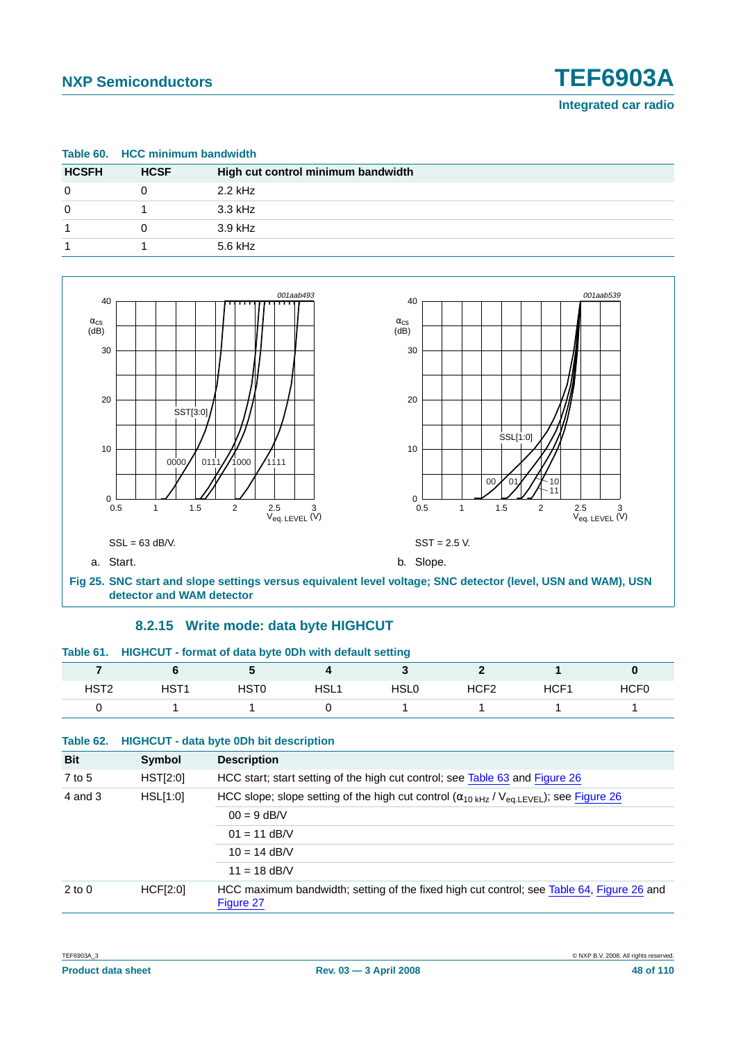**Table 60. HCC minimum bandwidth**

| HCSFH | HCSF | High cut control minimum bandwidth |
|---|---|---|
| 0 | 0 | 2.2 kHz |
| 0 | 1 | 3.3 kHz |
| 1 | 0 | 3.9 kHz |
| 1 | 1 | 5.6 kHz |

SSL = 63 dB/V.

a. Start.

SST = 2.5 V.

b. Slope.

**Fig 25. SNC start and slope settings versus equivalent level voltage; SNC detector (level, USN and WAM), USN detector and WAM detector**

### 8.2.15 Write mode: data byte HIGHCUT

**Table 61. HIGHCUT - format of data byte 0Dh with default setting**

| 7 | 6 | 5 | 4 | 3 | 2 | 1 | 0 |
|---|---|---|---|---|---|---|---|
| HST2 | HST1 | HST0 | HSL1 | HSL0 | HCF2 | HCF1 | HCF0 |
| 0 | 1 | 1 | 0 | 1 | 1 | 1 | 1 |

**Table 62. HIGHCUT - data byte 0Dh bit description**

| Bit | Symbol | Description |
|---|---|---|
| 7 to 5 | HST[2:0] | HCC start; start setting of the high cut control; see Table 63 and Figure 26 |
| 4 and 3 | HSL[1:0] | HCC slope; slope setting of the high cut control ($\alpha_{10\ kHz}$ / $V_{eq.LEVEL}$); see Figure 26 |
| | | 00 = 9 dB/V |
| | | 01 = 11 dB/V |
| | | 10 = 14 dB/V |
| | | 11 = 18 dB/V |
| 2 to 0 | HCF[2:0] | HCC maximum bandwidth; setting of the fixed high cut control; see Table 64, Figure 26 and Figure 27 |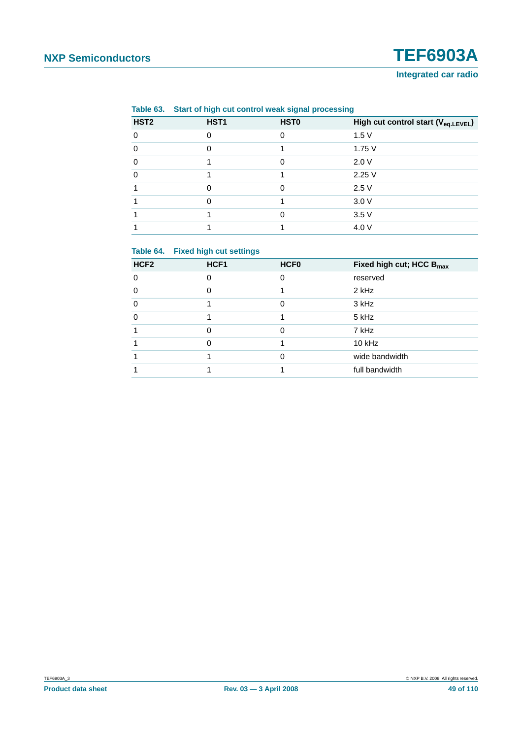**Table 63. Start of high cut control weak signal processing**

| HST2 | HST1 | HST0 | High cut control start ($V_{eq.LEVEL}$) |
|---|---|---|---|
| 0 | 0 | 0 | 1.5 V |
| 0 | 0 | 1 | 1.75 V |
| 0 | 1 | 0 | 2.0 V |
| 0 | 1 | 1 | 2.25 V |
| 1 | 0 | 0 | 2.5 V |
| 1 | 0 | 1 | 3.0 V |
| 1 | 1 | 0 | 3.5 V |
| 1 | 1 | 1 | 4.0 V |

**Table 64. Fixed high cut settings**

| HCF2 | HCF1 | HCF0 | Fixed high cut; HCC $B_{max}$ |
|---|---|---|---|
| 0 | 0 | 0 | reserved |
| 0 | 0 | 1 | 2 kHz |
| 0 | 1 | 0 | 3 kHz |
| 0 | 1 | 1 | 5 kHz |
| 1 | 0 | 0 | 7 kHz |
| 1 | 0 | 1 | 10 kHz |
| 1 | 1 | 0 | wide bandwidth |
| 1 | 1 | 1 | full bandwidth |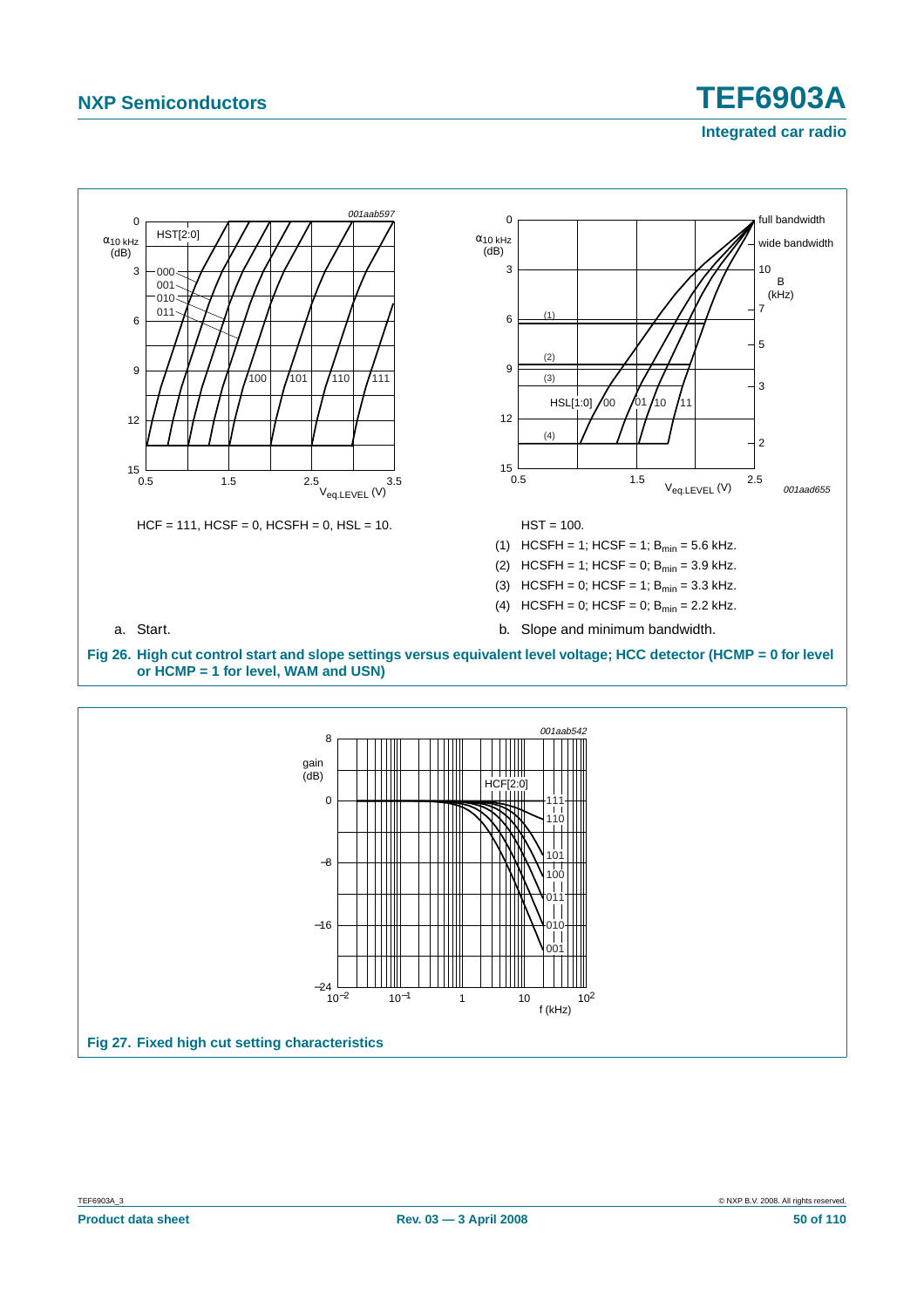HCF = 111, HCSF = 0, HCSFH = 0, HSL = 10.

a. Start.

HST = 100.

(1) HCSFH = 1; HCSF = 1; $B_{min}$ = 5.6 kHz.

(2) HCSFH = 1; HCSF = 0; $B_{min}$ = 3.9 kHz.

(3) HCSFH = 0; HCSF = 1; $B_{min}$ = 3.3 kHz.

(4) HCSFH = 0; HCSF = 0; $B_{min}$ = 2.2 kHz.

b. Slope and minimum bandwidth.

**Fig 26. High cut control start and slope settings versus equivalent level voltage; HCC detector (HCMP = 0 for level or HCMP = 1 for level, WAM and USN)**

**Fig 27. Fixed high cut setting characteristics**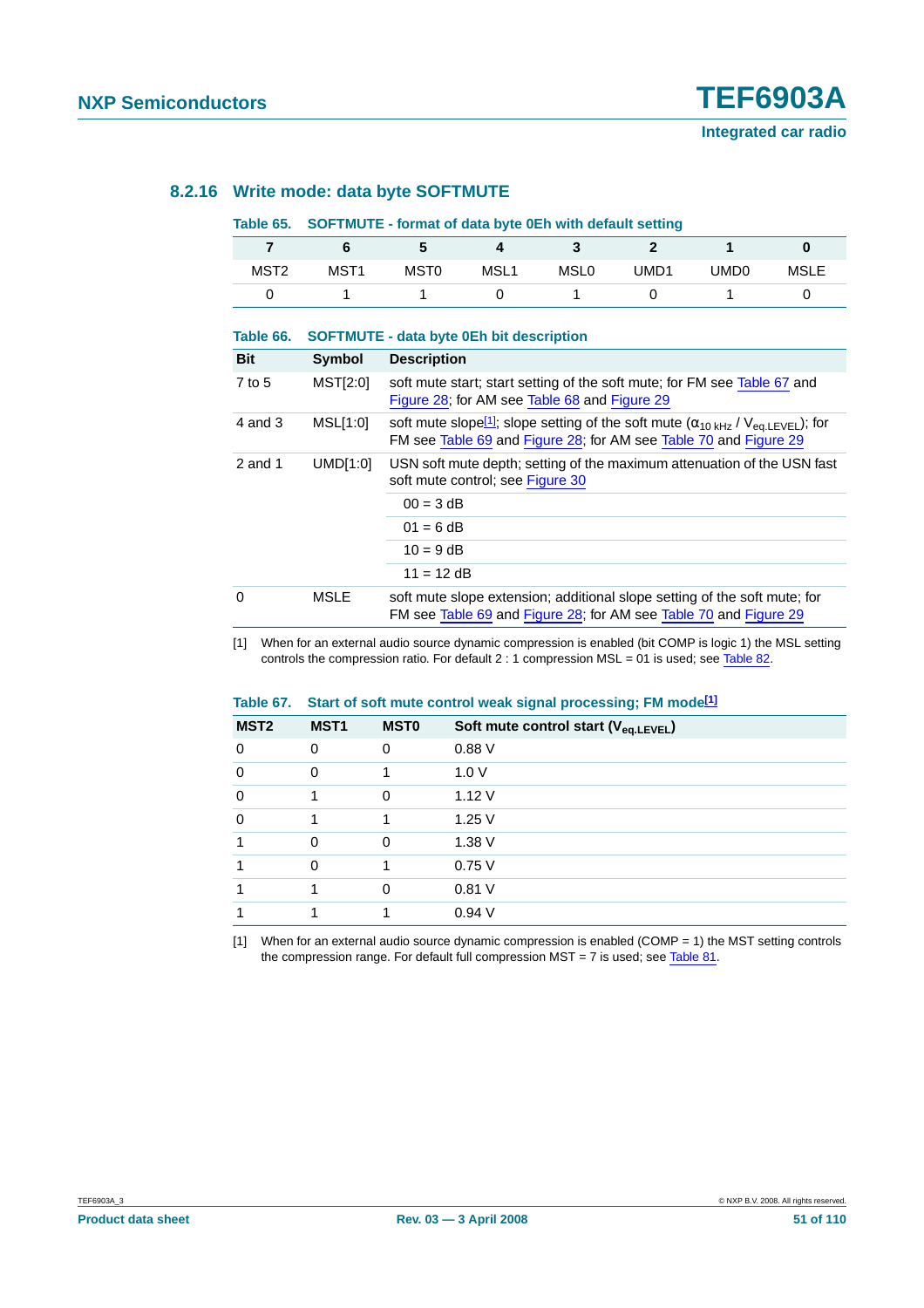### 8.2.16 Write mode: data byte SOFTMUTE

**Table 65. SOFTMUTE - format of data byte 0Eh with default setting**

| 7 | 6 | 5 | 4 | 3 | 2 | 1 | 0 |
|---|---|---|---|---|---|---|---|
| MST2 | MST1 | MST0 | MSL1 | MSL0 | UMD1 | UMD0 | MSLE |
| 0 | 1 | 1 | 0 | 1 | 0 | 1 | 0 |

**Table 66. SOFTMUTE - data byte 0Eh bit description**

| Bit | Symbol | Description |
|---|---|---|
| 7 to 5 | MST[2:0] | soft mute start; start setting of the soft mute; for FM see Table 67 and Figure 28; for AM see Table 68 and Figure 29 |
| 4 and 3 | MSL[1:0] | soft mute slope[1]; slope setting of the soft mute ($\alpha_{10\ kHz}$ / $V_{eq.LEVEL}$); for FM see Table 69 and Figure 28; for AM see Table 70 and Figure 29 |
| 2 and 1 | UMD[1:0] | USN soft mute depth; setting of the maximum attenuation of the USN fast soft mute control; see Figure 30 |
| | | 00 = 3 dB |
| | | 01 = 6 dB |
| | | 10 = 9 dB |
| | | 11 = 12 dB |
| 0 | MSLE | soft mute slope extension; additional slope setting of the soft mute; for FM see Table 69 and Figure 28; for AM see Table 70 and Figure 29 |

[1] When for an external audio source dynamic compression is enabled (bit COMP is logic 1) the MSL setting controls the compression ratio. For default 2 : 1 compression MSL = 01 is used; see Table 82.

**Table 67. Start of soft mute control weak signal processing; FM mode[1]**

| MST2 | MST1 | MST0 | Soft mute control start ($V_{eq.LEVEL}$) |
|---|---|---|---|
| 0 | 0 | 0 | 0.88 V |
| 0 | 0 | 1 | 1.0 V |
| 0 | 1 | 0 | 1.12 V |
| 0 | 1 | 1 | 1.25 V |
| 1 | 0 | 0 | 1.38 V |
| 1 | 0 | 1 | 0.75 V |
| 1 | 1 | 0 | 0.81 V |
| 1 | 1 | 1 | 0.94 V |

[1] When for an external audio source dynamic compression is enabled (COMP = 1) the MST setting controls the compression range. For default full compression MST = 7 is used; see Table 81.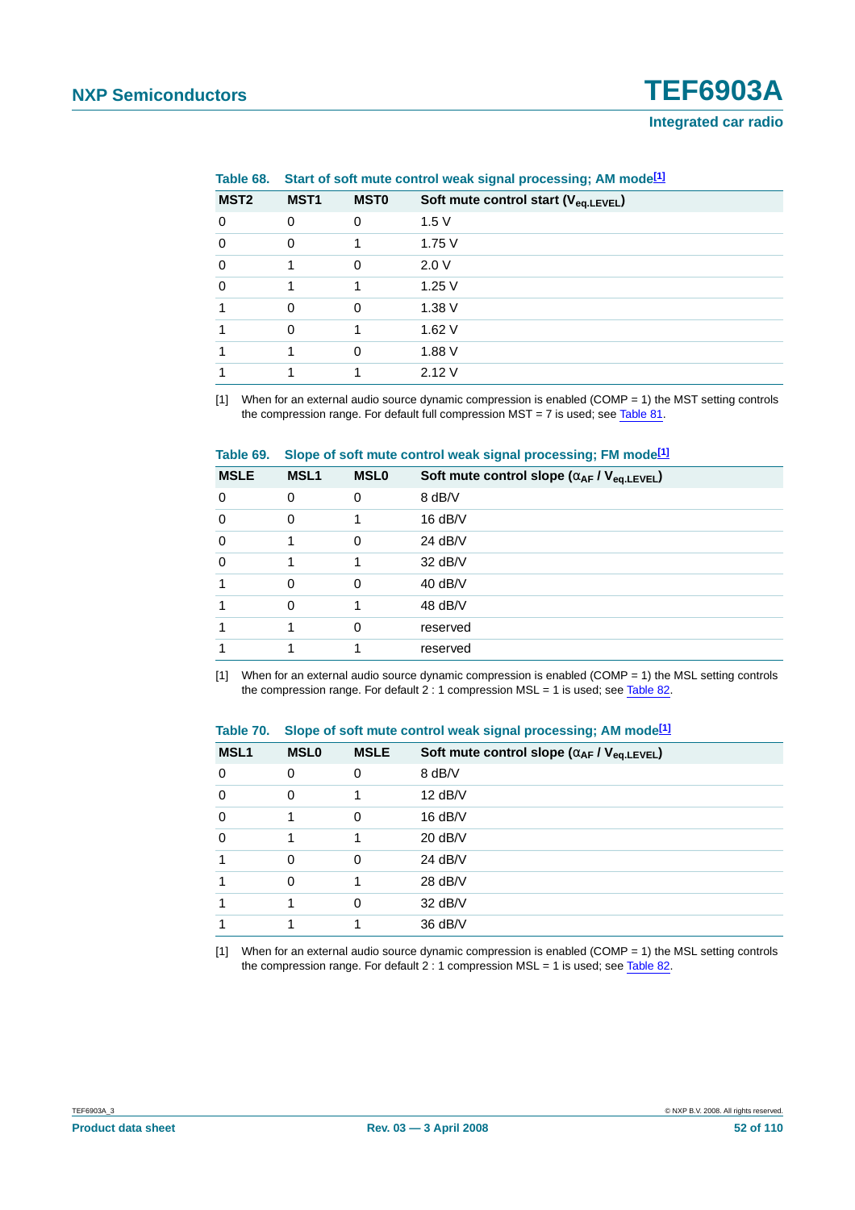**Table 68. Start of soft mute control weak signal processing; AM mode[1]**

| MST2 | MST1 | MST0 | Soft mute control start ($V_{eq.LEVEL}$) |
|---|---|---|---|
| 0 | 0 | 0 | 1.5 V |
| 0 | 0 | 1 | 1.75 V |
| 0 | 1 | 0 | 2.0 V |
| 0 | 1 | 1 | 1.25 V |
| 1 | 0 | 0 | 1.38 V |
| 1 | 0 | 1 | 1.62 V |
| 1 | 1 | 0 | 1.88 V |
| 1 | 1 | 1 | 2.12 V |

[1] When for an external audio source dynamic compression is enabled (COMP = 1) the MST setting controls the compression range. For default full compression MST = 7 is used; see Table 81.

**Table 69. Slope of soft mute control weak signal processing; FM mode[1]**

| MSLE | MSL1 | MSL0 | Soft mute control slope ($\alpha_{AF}$ / $V_{eq.LEVEL}$) |
|---|---|---|---|
| 0 | 0 | 0 | 8 dB/V |
| 0 | 0 | 1 | 16 dB/V |
| 0 | 1 | 0 | 24 dB/V |
| 0 | 1 | 1 | 32 dB/V |
| 1 | 0 | 0 | 40 dB/V |
| 1 | 0 | 1 | 48 dB/V |
| 1 | 1 | 0 | reserved |
| 1 | 1 | 1 | reserved |

[1] When for an external audio source dynamic compression is enabled (COMP = 1) the MSL setting controls the compression range. For default 2 : 1 compression MSL = 1 is used; see Table 82.

**Table 70. Slope of soft mute control weak signal processing; AM mode[1]**

| MSL1 | MSL0 | MSLE | Soft mute control slope ($\alpha_{AF}$ / $V_{eq.LEVEL}$) |
|---|---|---|---|
| 0 | 0 | 0 | 8 dB/V |
| 0 | 0 | 1 | 12 dB/V |
| 0 | 1 | 0 | 16 dB/V |
| 0 | 1 | 1 | 20 dB/V |
| 1 | 0 | 0 | 24 dB/V |
| 1 | 0 | 1 | 28 dB/V |
| 1 | 1 | 0 | 32 dB/V |
| 1 | 1 | 1 | 36 dB/V |

[1] When for an external audio source dynamic compression is enabled (COMP = 1) the MSL setting controls the compression range. For default 2 : 1 compression MSL = 1 is used; see Table 82.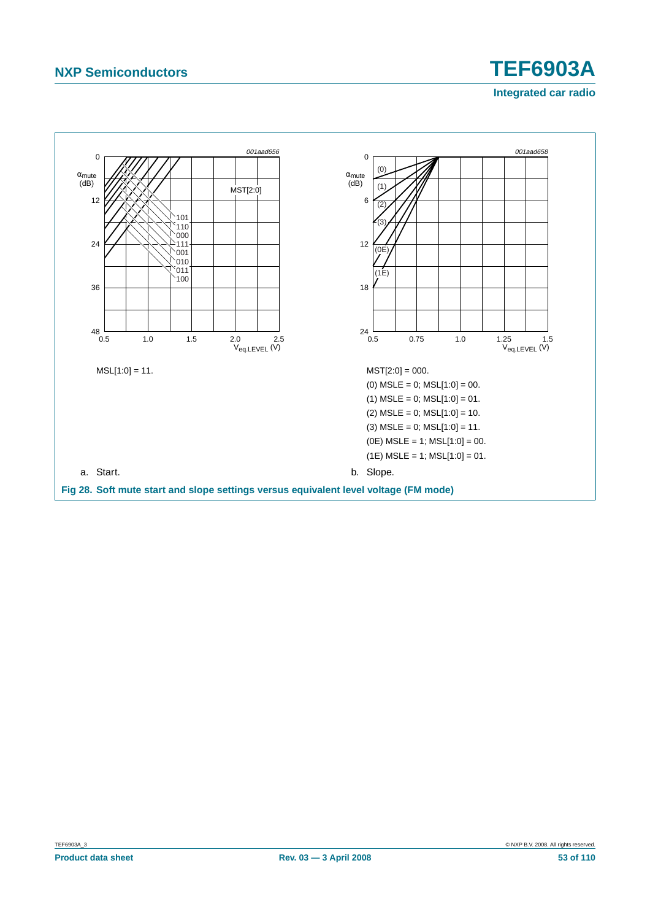MSL[1:0] = 11.

a. Start.

MST[2:0] = 000.

(0) MSLE = 0; MSL[1:0] = 00.

(1) MSLE = 0; MSL[1:0] = 01.

(2) MSLE = 0; MSL[1:0] = 10.

(3) MSLE = 0; MSL[1:0] = 11.

(0E) MSLE = 1; MSL[1:0] = 00.

(1E) MSLE = 1; MSL[1:0] = 01.

b. Slope.

**Fig 28. Soft mute start and slope settings versus equivalent level voltage (FM mode)**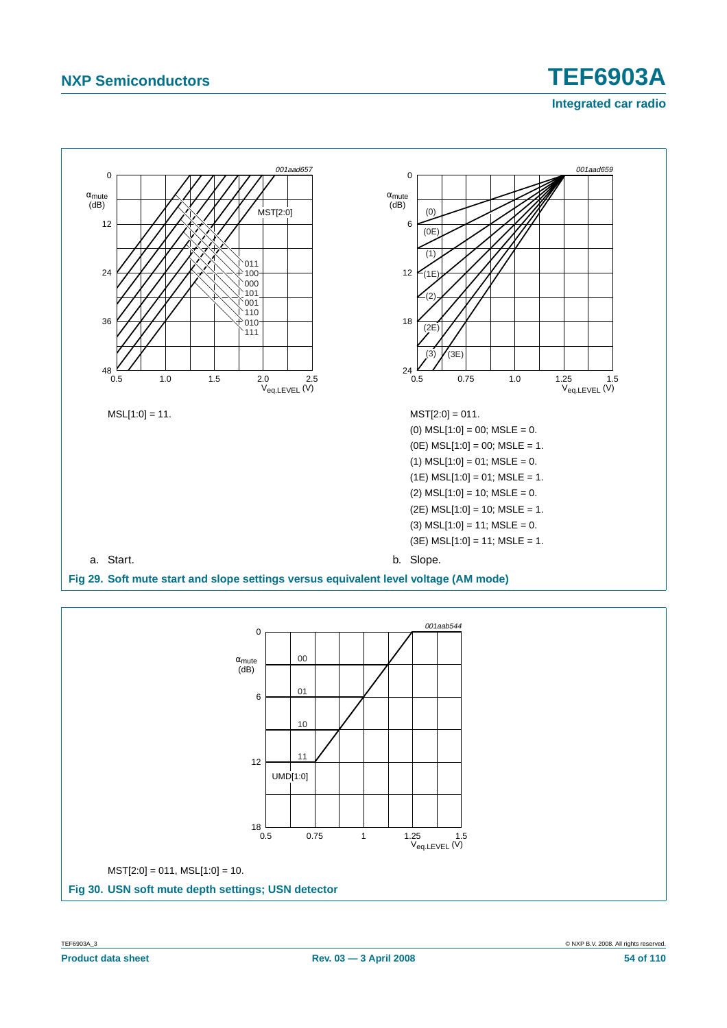MSL[1:0] = 11.

a. Start.

MST[2:0] = 011.

(0) MSL[1:0] = 00; MSLE = 0.

(0E) MSL[1:0] = 00; MSLE = 1.

(1) MSL[1:0] = 01; MSLE = 0.

(1E) MSL[1:0] = 01; MSLE = 1.

(2) MSL[1:0] = 10; MSLE = 0.

(2E) MSL[1:0] = 10; MSLE = 1.

(3) MSL[1:0] = 11; MSLE = 0.

(3E) MSL[1:0] = 11; MSLE = 1.

b. Slope.

**Fig 29. Soft mute start and slope settings versus equivalent level voltage (AM mode)**

MST[2:0] = 011, MSL[1:0] = 10.

**Fig 30. USN soft mute depth settings; USN detector**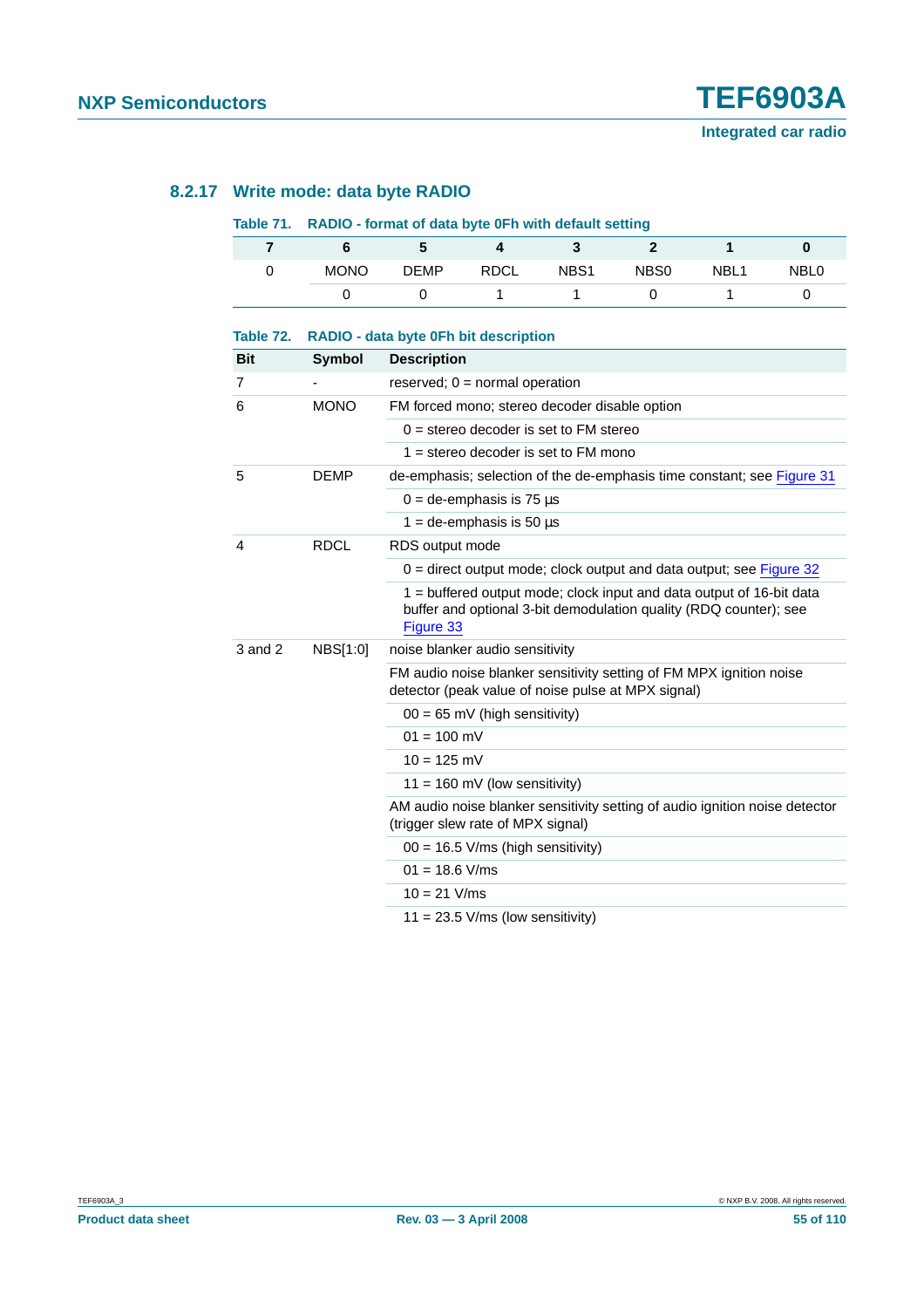### 8.2.17 Write mode: data byte RADIO

**Table 71. RADIO - format of data byte 0Fh with default setting**

| 7 | 6 | 5 | 4 | 3 | 2 | 1 | 0 |
|---|---|---|---|---|---|---|---|
| 0 | MONO | DEMP | RDCL | NBS1 | NBS0 | NBL1 | NBL0 |
| | 0 | 0 | 1 | 1 | 0 | 1 | 0 |

**Table 72. RADIO - data byte 0Fh bit description**

| Bit | Symbol | Description |
|---|---|---|
| 7 | - | reserved; 0 = normal operation |
| 6 | MONO | FM forced mono; stereo decoder disable option |
| | | 0 = stereo decoder is set to FM stereo |
| | | 1 = stereo decoder is set to FM mono |
| 5 | DEMP | de-emphasis; selection of the de-emphasis time constant; see Figure 31 |
| | | 0 = de-emphasis is 75 μs |
| | | 1 = de-emphasis is 50 μs |
| 4 | RDCL | RDS output mode |
| | | 0 = direct output mode; clock output and data output; see Figure 32 |
| | | 1 = buffered output mode; clock input and data output of 16-bit data buffer and optional 3-bit demodulation quality (RDQ counter); see Figure 33 |
| 3 and 2 | NBS[1:0] | noise blanker audio sensitivity |
| | | FM audio noise blanker sensitivity setting of FM MPX ignition noise detector (peak value of noise pulse at MPX signal) |
| | | 00 = 65 mV (high sensitivity) |
| | | 01 = 100 mV |
| | | 10 = 125 mV |
| | | 11 = 160 mV (low sensitivity) |
| | | AM audio noise blanker sensitivity setting of audio ignition noise detector (trigger slew rate of MPX signal) |
| | | 00 = 16.5 V/ms (high sensitivity) |
| | | 01 = 18.6 V/ms |
| | | 10 = 21 V/ms |
| | | 11 = 23.5 V/ms (low sensitivity) |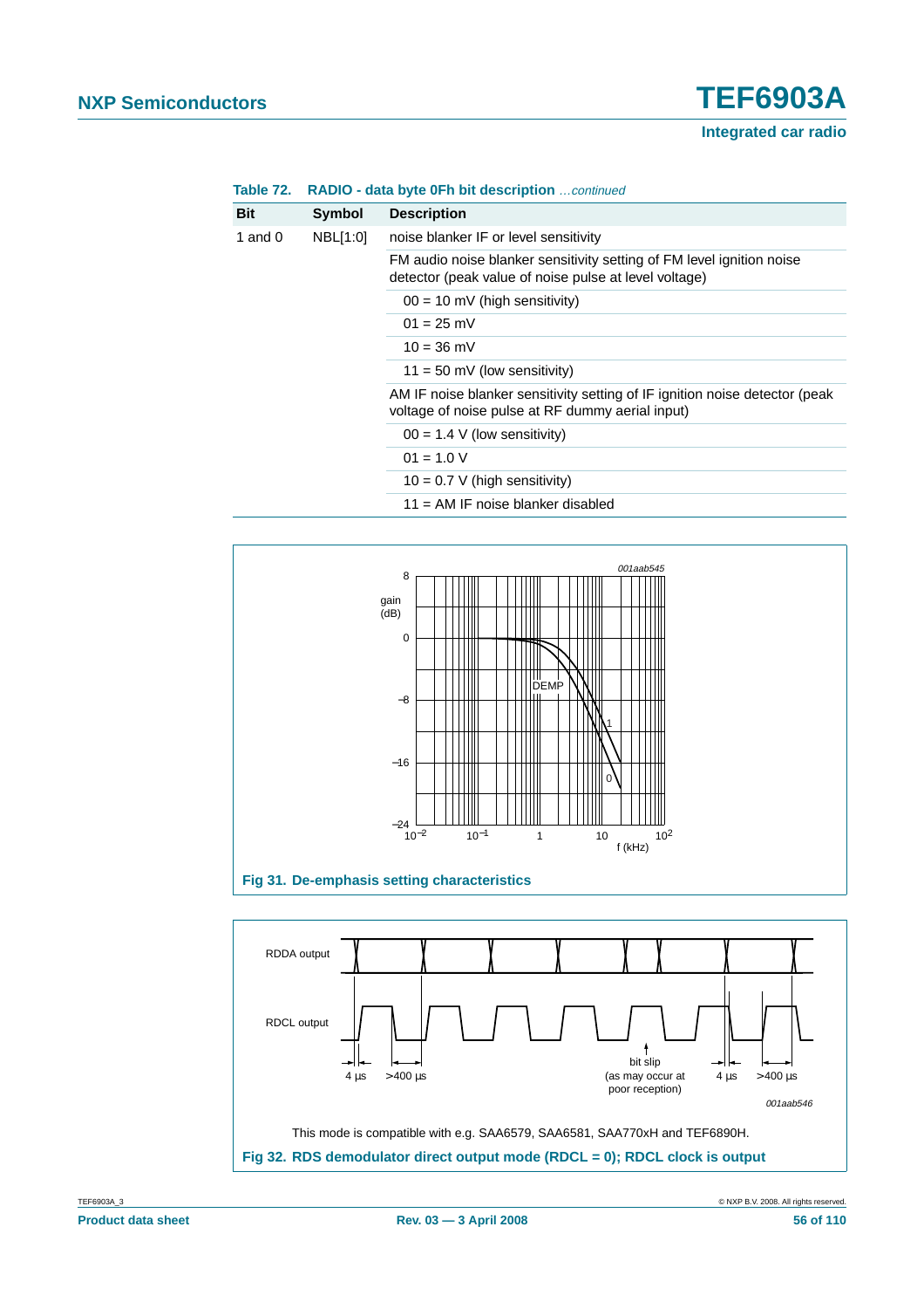**Table 72. RADIO - data byte 0Fh bit description** *…continued*

| Bit | Symbol | Description |
|---|---|---|
| 1 and 0 | NBL[1:0] | noise blanker IF or level sensitivity |
| | | FM audio noise blanker sensitivity setting of FM level ignition noise detector (peak value of noise pulse at level voltage) |
| | | 00 = 10 mV (high sensitivity) |
| | | 01 = 25 mV |
| | | 10 = 36 mV |
| | | 11 = 50 mV (low sensitivity) |
| | | AM IF noise blanker sensitivity setting of IF ignition noise detector (peak voltage of noise pulse at RF dummy aerial input) |
| | | 00 = 1.4 V (low sensitivity) |
| | | 01 = 1.0 V |
| | | 10 = 0.7 V (high sensitivity) |
| | | 11 = AM IF noise blanker disabled |

**Fig 31. De-emphasis setting characteristics**

This mode is compatible with e.g. SAA6579, SAA6581, SAA770xH and TEF6890H.

**Fig 32. RDS demodulator direct output mode (RDCL = 0); RDCL clock is output**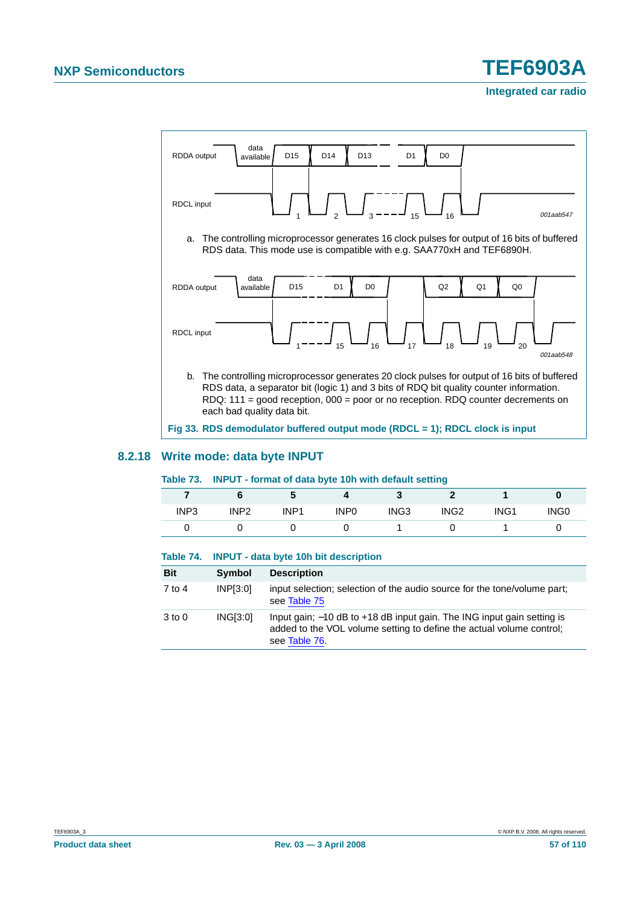RDDA output | data available | D15 | D14 | D13 | D1 | D0

RDCL input | 1 | 2 | 3 | 15 | 16

001aab547

a. The controlling microprocessor generates 16 clock pulses for output of 16 bits of buffered RDS data. This mode use is compatible with e.g. SAA770xH and TEF6890H.

RDDA output | data available | D15 | D1 | D0 | Q2 | Q1 | Q0

RDCL input | 1 | 15 | 16 | 17 | 18 | 19 | 20

001aab548

b. The controlling microprocessor generates 20 clock pulses for output of 16 bits of buffered RDS data, a separator bit (logic 1) and 3 bits of RDQ bit quality counter information. RDQ: 111 = good reception, 000 = poor or no reception. RDQ counter decrements on each bad quality data bit.

**Fig 33. RDS demodulator buffered output mode (RDCL = 1); RDCL clock is input**

### 8.2.18 Write mode: data byte INPUT

**Table 73. INPUT - format of data byte 10h with default setting**

| 7 | 6 | 5 | 4 | 3 | 2 | 1 | 0 |
|---|---|---|---|---|---|---|---|
| INP3 | INP2 | INP1 | INP0 | ING3 | ING2 | ING1 | ING0 |
| 0 | 0 | 0 | 0 | 1 | 0 | 1 | 0 |

**Table 74. INPUT - data byte 10h bit description**

| Bit | Symbol | Description |
|---|---|---|
| 7 to 4 | INP[3:0] | input selection; selection of the audio source for the tone/volume part; see Table 75 |
| 3 to 0 | ING[3:0] | Input gain; −10 dB to +18 dB input gain. The ING input gain setting is added to the VOL volume setting to define the actual volume control; see Table 76. |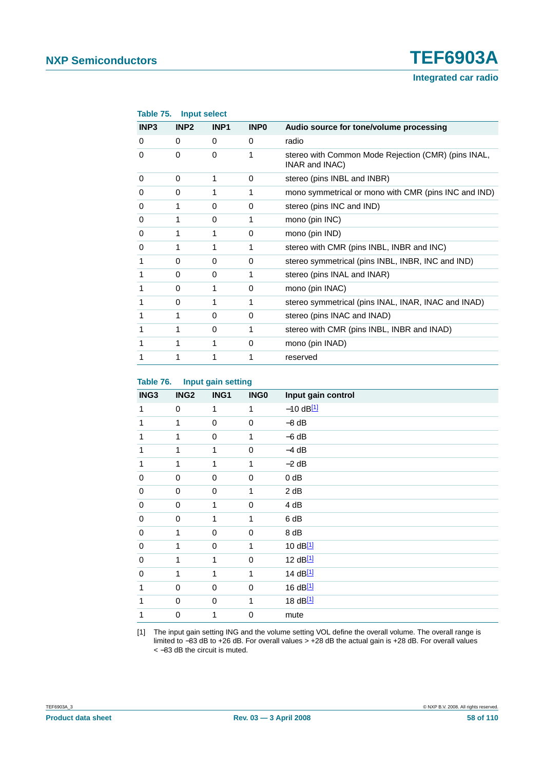**Table 75. Input select**

| INP3 | INP2 | INP1 | INP0 | Audio source for tone/volume processing |
|---|---|---|---|---|
| 0 | 0 | 0 | 0 | radio |
| 0 | 0 | 0 | 1 | stereo with Common Mode Rejection (CMR) (pins INAL, INAR and INAC) |
| 0 | 0 | 1 | 0 | stereo (pins INBL and INBR) |
| 0 | 0 | 1 | 1 | mono symmetrical or mono with CMR (pins INC and IND) |
| 0 | 1 | 0 | 0 | stereo (pins INC and IND) |
| 0 | 1 | 0 | 1 | mono (pin INC) |
| 0 | 1 | 1 | 0 | mono (pin IND) |
| 0 | 1 | 1 | 1 | stereo with CMR (pins INBL, INBR and INC) |
| 1 | 0 | 0 | 0 | stereo symmetrical (pins INBL, INBR, INC and IND) |
| 1 | 0 | 0 | 1 | stereo (pins INAL and INAR) |
| 1 | 0 | 1 | 0 | mono (pin INAC) |
| 1 | 0 | 1 | 1 | stereo symmetrical (pins INAL, INAR, INAC and INAD) |
| 1 | 1 | 0 | 0 | stereo (pins INAC and INAD) |
| 1 | 1 | 0 | 1 | stereo with CMR (pins INBL, INBR and INAD) |
| 1 | 1 | 1 | 0 | mono (pin INAD) |
| 1 | 1 | 1 | 1 | reserved |

**Table 76. Input gain setting**

| ING3 | ING2 | ING1 | ING0 | Input gain control |
|---|---|---|---|---|
| 1 | 0 | 1 | 1 | −10 dB[1] |
| 1 | 1 | 0 | 0 | −8 dB |
| 1 | 1 | 0 | 1 | −6 dB |
| 1 | 1 | 1 | 0 | −4 dB |
| 1 | 1 | 1 | 1 | −2 dB |
| 0 | 0 | 0 | 0 | 0 dB |
| 0 | 0 | 0 | 1 | 2 dB |
| 0 | 0 | 1 | 0 | 4 dB |
| 0 | 0 | 1 | 1 | 6 dB |
| 0 | 1 | 0 | 0 | 8 dB |
| 0 | 1 | 0 | 1 | 10 dB[1] |
| 0 | 1 | 1 | 0 | 12 dB[1] |
| 0 | 1 | 1 | 1 | 14 dB[1] |
| 1 | 0 | 0 | 0 | 16 dB[1] |
| 1 | 0 | 0 | 1 | 18 dB[1] |
| 1 | 0 | 1 | 0 | mute |

[1] The input gain setting ING and the volume setting VOL define the overall volume. The overall range is limited to −83 dB to +26 dB. For overall values > +28 dB the actual gain is +28 dB. For overall values < −83 dB the circuit is muted.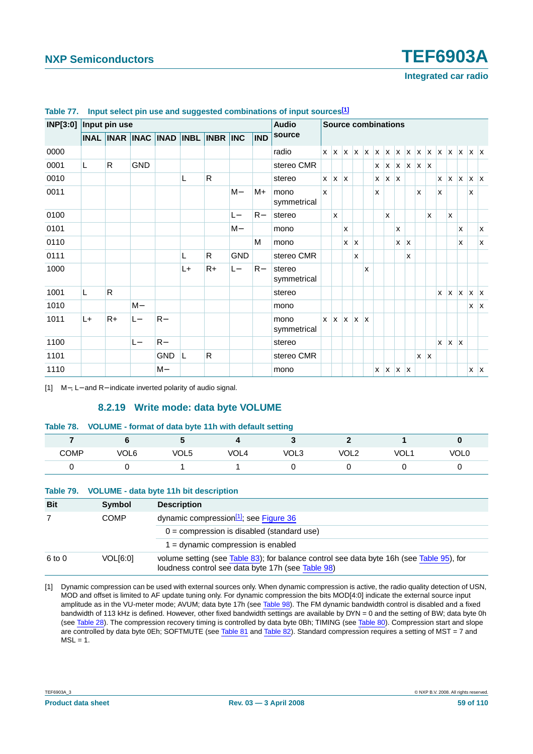**Table 77. Input select pin use and suggested combinations of input sources[1]**

| INP[3:0] | Input pin use | | | | | | | | Audio source | Source combinations | | | | | | | | | | | | | | | |
|---|---|---|---|---|---|---|---|---|---|---|---|---|---|---|---|---|---|---|---|---|---|---|---|---|---|
| | INAL | INAR | INAC | INAD | INBL | INBR | INC | IND | | | | | | | | | | | | | | | | | |
| 0000 | | | | | | | | | radio | x | x | x | x | x | x | x | x | x | x | x | x | x | x | x | x |
| 0001 | L | R | GND | | | | | | stereo CMR | | | | | | x | x | x | x | x | x | | | | | |
| 0010 | | | | | L | R | | | stereo | x | x | x | | | x | x | x | | | | x | x | x | x | x |
| 0011 | | | | | | | M− | M+ | mono symmetrical | x | | | | | x | | | | x | | x | | | x | |
| 0100 | | | | | | | L− | R− | stereo | | x | | | | | x | | | | x | | x | | | |
| 0101 | | | | | | | M− | | mono | | | x | | | | | x | | | | | | x | | x |
| 0110 | | | | | | | | M | mono | | | x | x | | | | x | x | | | | | x | | x |
| 0111 | | | | | L | R | GND | | stereo CMR | | | | x | | | | | x | | | | | | | |
| 1000 | | | | | L+ | R+ | L− | R− | stereo symmetrical | | | | | x | | | | | | | | | | | |
| 1001 | L | R | | | | | | | stereo | | | | | | | | | | | | x | x | x | x | x |
| 1010 | | | M− | | | | | | mono | | | | | | | | | | | | | | | x | x |
| 1011 | L+ | R+ | L− | R− | | | | | mono symmetrical | x | x | x | x | x | | | | | | | | | | | |
| 1100 | | | L− | R− | | | | | stereo | | | | | | | | | | | | x | x | x | | |
| 1101 | | | | GND | L | R | | | stereo CMR | | | | | | | | | | x | x | | | | | |
| 1110 | | | | M− | | | | | mono | | | | | | x | x | x | x | | | | | | x | x |

[1] M−, L− and R− indicate inverted polarity of audio signal.

### 8.2.19 Write mode: data byte VOLUME

**Table 78. VOLUME - format of data byte 11h with default setting**

| 7 | 6 | 5 | 4 | 3 | 2 | 1 | 0 |
|---|---|---|---|---|---|---|---|
| COMP | VOL6 | VOL5 | VOL4 | VOL3 | VOL2 | VOL1 | VOL0 |
| 0 | 0 | 1 | 1 | 0 | 0 | 0 | 0 |

**Table 79. VOLUME - data byte 11h bit description**

| Bit | Symbol | Description |
|---|---|---|
| 7 | COMP | dynamic compression[1]; see Figure 36 |
| | | 0 = compression is disabled (standard use) |
| | | 1 = dynamic compression is enabled |
| 6 to 0 | VOL[6:0] | volume setting (see Table 83); for balance control see data byte 16h (see Table 95), for loudness control see data byte 17h (see Table 98) |

[1] Dynamic compression can be used with external sources only. When dynamic compression is active, the radio quality detection of USN, MOD and offset is limited to AF update tuning only. For dynamic compression the bits MOD[4:0] indicate the external source input amplitude as in the VU-meter mode; AVUM; data byte 17h (see Table 98). The FM dynamic bandwidth control is disabled and a fixed bandwidth of 113 kHz is defined. However, other fixed bandwidth settings are available by DYN = 0 and the setting of BW; data byte 0h (see Table 28). The compression recovery timing is controlled by data byte 0Bh; TIMING (see Table 80). Compression start and slope are controlled by data byte 0Eh; SOFTMUTE (see Table 81 and Table 82). Standard compression requires a setting of MST = 7 and MSL = 1.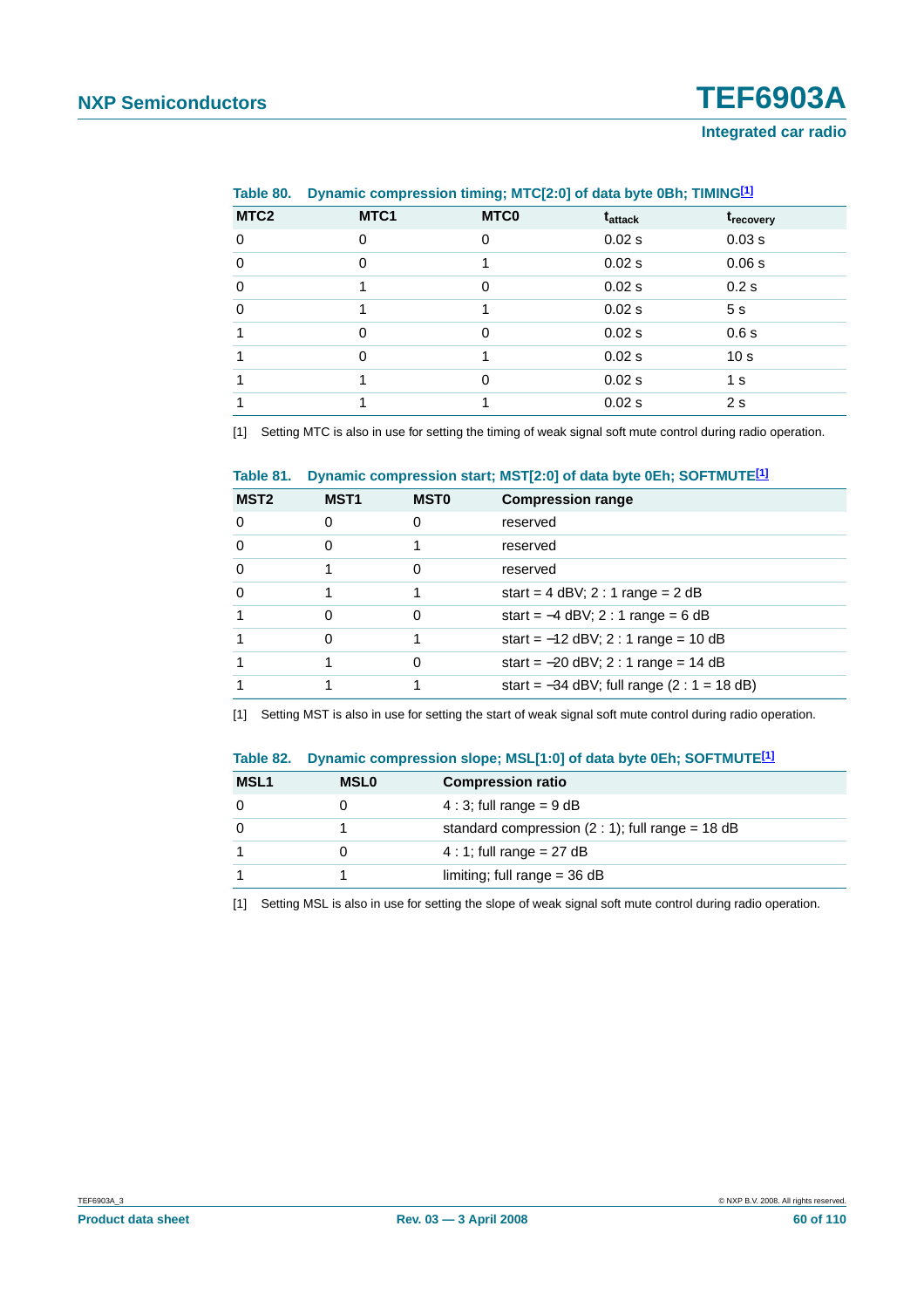**Table 80. Dynamic compression timing; MTC[2:0] of data byte 0Bh; TIMING[1]**

| MTC2 | MTC1 | MTC0 | $t_{attack}$ | $t_{recovery}$ |
|---|---|---|---|---|
| 0 | 0 | 0 | 0.02 s | 0.03 s |
| 0 | 0 | 1 | 0.02 s | 0.06 s |
| 0 | 1 | 0 | 0.02 s | 0.2 s |
| 0 | 1 | 1 | 0.02 s | 5 s |
| 1 | 0 | 0 | 0.02 s | 0.6 s |
| 1 | 0 | 1 | 0.02 s | 10 s |
| 1 | 1 | 0 | 0.02 s | 1 s |
| 1 | 1 | 1 | 0.02 s | 2 s |

[1] Setting MTC is also in use for setting the timing of weak signal soft mute control during radio operation.

**Table 81. Dynamic compression start; MST[2:0] of data byte 0Eh; SOFTMUTE[1]**

| MST2 | MST1 | MST0 | Compression range |
|---|---|---|---|
| 0 | 0 | 0 | reserved |
| 0 | 0 | 1 | reserved |
| 0 | 1 | 0 | reserved |
| 0 | 1 | 1 | start = 4 dBV; 2 : 1 range = 2 dB |
| 1 | 0 | 0 | start = −4 dBV; 2 : 1 range = 6 dB |
| 1 | 0 | 1 | start = −12 dBV; 2 : 1 range = 10 dB |
| 1 | 1 | 0 | start = −20 dBV; 2 : 1 range = 14 dB |
| 1 | 1 | 1 | start = −34 dBV; full range (2 : 1 = 18 dB) |

[1] Setting MST is also in use for setting the start of weak signal soft mute control during radio operation.

**Table 82. Dynamic compression slope; MSL[1:0] of data byte 0Eh; SOFTMUTE[1]**

| MSL1 | MSL0 | Compression ratio |
|---|---|---|
| 0 | 0 | 4 : 3; full range = 9 dB |
| 0 | 1 | standard compression (2 : 1); full range = 18 dB |
| 1 | 0 | 4 : 1; full range = 27 dB |
| 1 | 1 | limiting; full range = 36 dB |

[1] Setting MSL is also in use for setting the slope of weak signal soft mute control during radio operation.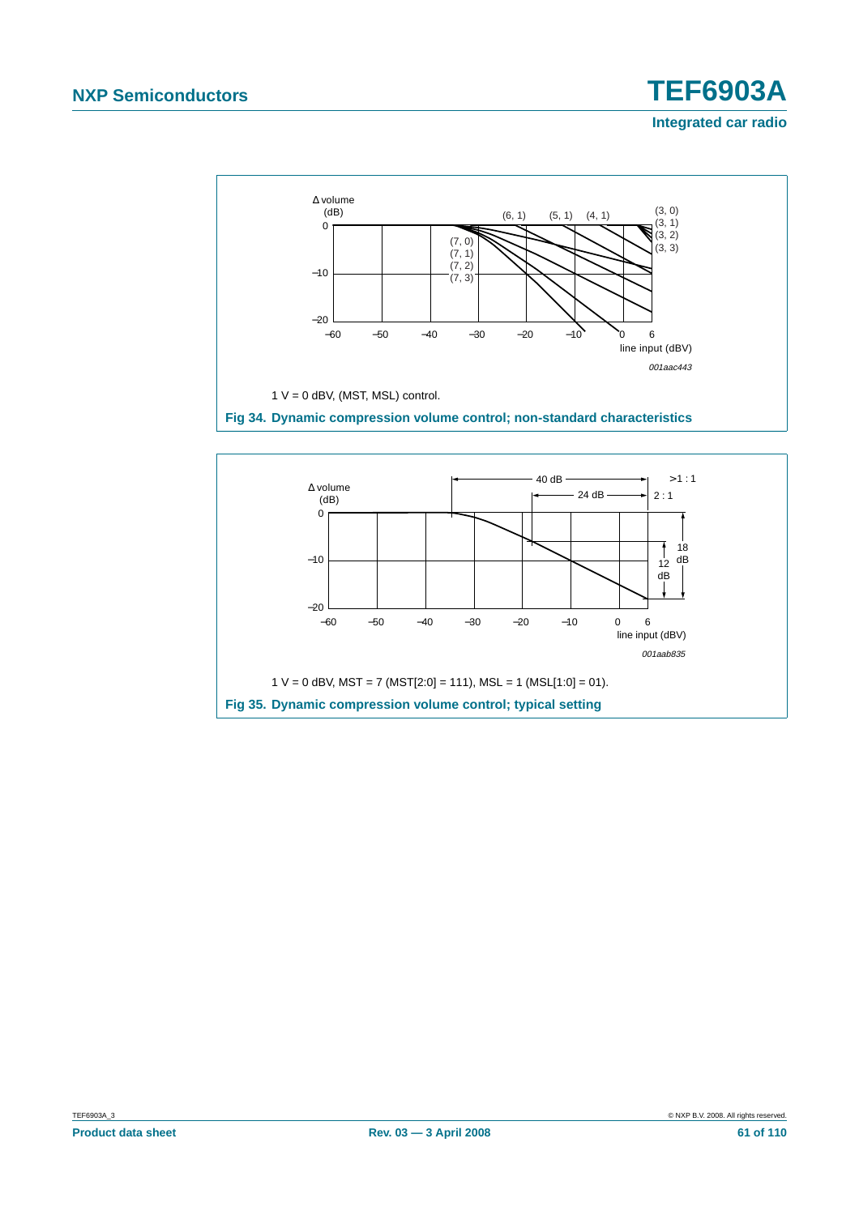1 V = 0 dBV, (MST, MSL) control.

**Fig 34. Dynamic compression volume control; non-standard characteristics**

1 V = 0 dBV, MST = 7 (MST[2:0] = 111), MSL = 1 (MSL[1:0] = 01).

**Fig 35. Dynamic compression volume control; typical setting**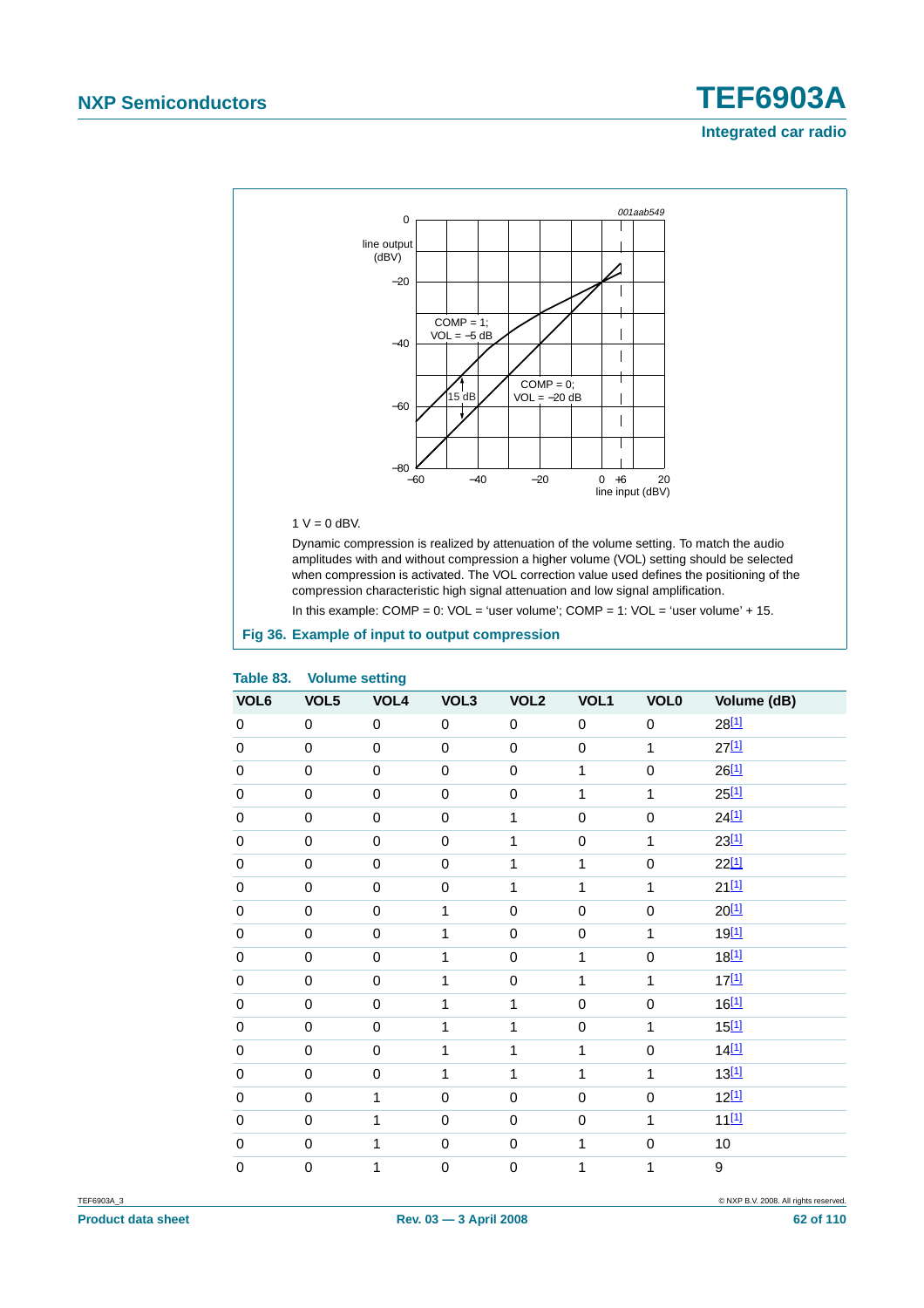1 V = 0 dBV.

Dynamic compression is realized by attenuation of the volume setting. To match the audio amplitudes with and without compression a higher volume (VOL) setting should be selected when compression is activated. The VOL correction value used defines the positioning of the compression characteristic high signal attenuation and low signal amplification.

In this example: COMP = 0: VOL = ‘user volume’; COMP = 1: VOL = ‘user volume’ + 15.

**Fig 36. Example of input to output compression**

**Table 83. Volume setting**

| VOL6 | VOL5 | VOL4 | VOL3 | VOL2 | VOL1 | VOL0 | Volume (dB) |
|---|---|---|---|---|---|---|---|
| 0 | 0 | 0 | 0 | 0 | 0 | 0 | 28[1] |
| 0 | 0 | 0 | 0 | 0 | 0 | 1 | 27[1] |
| 0 | 0 | 0 | 0 | 0 | 1 | 0 | 26[1] |
| 0 | 0 | 0 | 0 | 0 | 1 | 1 | 25[1] |
| 0 | 0 | 0 | 0 | 1 | 0 | 0 | 24[1] |
| 0 | 0 | 0 | 0 | 1 | 0 | 1 | 23[1] |
| 0 | 0 | 0 | 0 | 1 | 1 | 0 | 22[1] |
| 0 | 0 | 0 | 0 | 1 | 1 | 1 | 21[1] |
| 0 | 0 | 0 | 1 | 0 | 0 | 0 | 20[1] |
| 0 | 0 | 0 | 1 | 0 | 0 | 1 | 19[1] |
| 0 | 0 | 0 | 1 | 0 | 1 | 0 | 18[1] |
| 0 | 0 | 0 | 1 | 0 | 1 | 1 | 17[1] |
| 0 | 0 | 0 | 1 | 1 | 0 | 0 | 16[1] |
| 0 | 0 | 0 | 1 | 1 | 0 | 1 | 15[1] |
| 0 | 0 | 0 | 1 | 1 | 1 | 0 | 14[1] |
| 0 | 0 | 0 | 1 | 1 | 1 | 1 | 13[1] |
| 0 | 0 | 1 | 0 | 0 | 0 | 0 | 12[1] |
| 0 | 0 | 1 | 0 | 0 | 0 | 1 | 11[1] |
| 0 | 0 | 1 | 0 | 0 | 1 | 0 | 10 |
| 0 | 0 | 1 | 0 | 0 | 1 | 1 | 9 |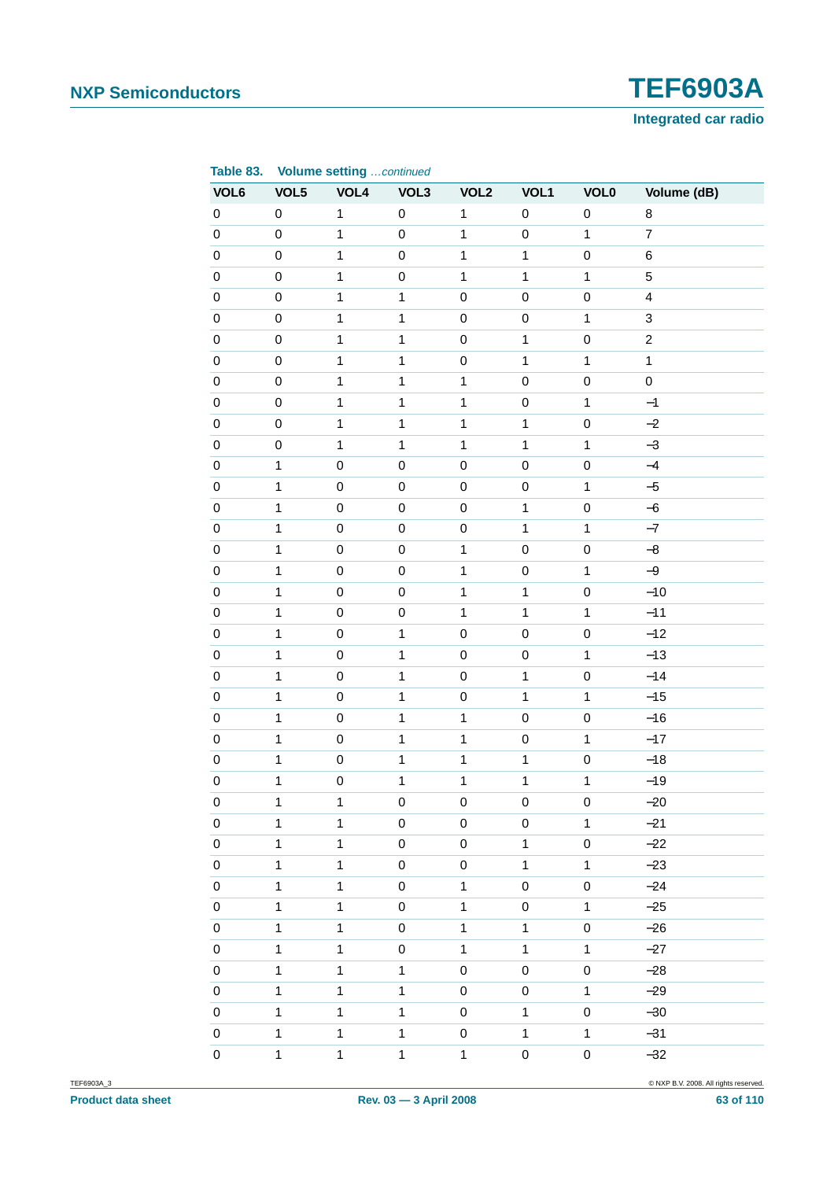**Table 83. Volume setting** *…continued*

| VOL6 | VOL5 | VOL4 | VOL3 | VOL2 | VOL1 | VOL0 | Volume (dB) |
|---|---|---|---|---|---|---|---|
| 0 | 0 | 1 | 0 | 1 | 0 | 0 | 8 |
| 0 | 0 | 1 | 0 | 1 | 0 | 1 | 7 |
| 0 | 0 | 1 | 0 | 1 | 1 | 0 | 6 |
| 0 | 0 | 1 | 0 | 1 | 1 | 1 | 5 |
| 0 | 0 | 1 | 1 | 0 | 0 | 0 | 4 |
| 0 | 0 | 1 | 1 | 0 | 0 | 1 | 3 |
| 0 | 0 | 1 | 1 | 0 | 1 | 0 | 2 |
| 0 | 0 | 1 | 1 | 0 | 1 | 1 | 1 |
| 0 | 0 | 1 | 1 | 1 | 0 | 0 | 0 |
| 0 | 0 | 1 | 1 | 1 | 0 | 1 | −1 |
| 0 | 0 | 1 | 1 | 1 | 1 | 0 | −2 |
| 0 | 0 | 1 | 1 | 1 | 1 | 1 | −3 |
| 0 | 1 | 0 | 0 | 0 | 0 | 0 | −4 |
| 0 | 1 | 0 | 0 | 0 | 0 | 1 | −5 |
| 0 | 1 | 0 | 0 | 0 | 1 | 0 | −6 |
| 0 | 1 | 0 | 0 | 0 | 1 | 1 | −7 |
| 0 | 1 | 0 | 0 | 1 | 0 | 0 | −8 |
| 0 | 1 | 0 | 0 | 1 | 0 | 1 | −9 |
| 0 | 1 | 0 | 0 | 1 | 1 | 0 | −10 |
| 0 | 1 | 0 | 0 | 1 | 1 | 1 | −11 |
| 0 | 1 | 0 | 1 | 0 | 0 | 0 | −12 |
| 0 | 1 | 0 | 1 | 0 | 0 | 1 | −13 |
| 0 | 1 | 0 | 1 | 0 | 1 | 0 | −14 |
| 0 | 1 | 0 | 1 | 0 | 1 | 1 | −15 |
| 0 | 1 | 0 | 1 | 1 | 0 | 0 | −16 |
| 0 | 1 | 0 | 1 | 1 | 0 | 1 | −17 |
| 0 | 1 | 0 | 1 | 1 | 1 | 0 | −18 |
| 0 | 1 | 0 | 1 | 1 | 1 | 1 | −19 |
| 0 | 1 | 1 | 0 | 0 | 0 | 0 | −20 |
| 0 | 1 | 1 | 0 | 0 | 0 | 1 | −21 |
| 0 | 1 | 1 | 0 | 0 | 1 | 0 | −22 |
| 0 | 1 | 1 | 0 | 0 | 1 | 1 | −23 |
| 0 | 1 | 1 | 0 | 1 | 0 | 0 | −24 |
| 0 | 1 | 1 | 0 | 1 | 0 | 1 | −25 |
| 0 | 1 | 1 | 0 | 1 | 1 | 0 | −26 |
| 0 | 1 | 1 | 0 | 1 | 1 | 1 | −27 |
| 0 | 1 | 1 | 1 | 0 | 0 | 0 | −28 |
| 0 | 1 | 1 | 1 | 0 | 0 | 1 | −29 |
| 0 | 1 | 1 | 1 | 0 | 1 | 0 | −30 |
| 0 | 1 | 1 | 1 | 0 | 1 | 1 | −31 |
| 0 | 1 | 1 | 1 | 1 | 0 | 0 | −32 |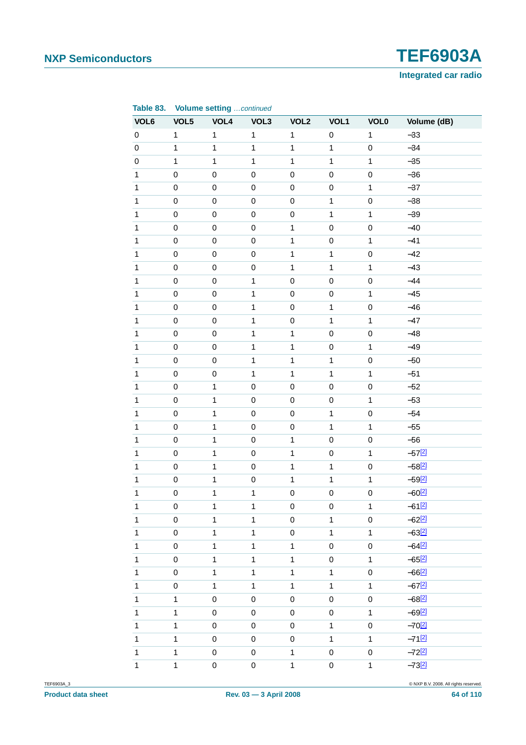**Table 83. Volume setting** *…continued*

| VOL6 | VOL5 | VOL4 | VOL3 | VOL2 | VOL1 | VOL0 | Volume (dB) |
|---|---|---|---|---|---|---|---|
| 0 | 1 | 1 | 1 | 1 | 0 | 1 | −33 |
| 0 | 1 | 1 | 1 | 1 | 1 | 0 | −34 |
| 0 | 1 | 1 | 1 | 1 | 1 | 1 | −35 |
| 1 | 0 | 0 | 0 | 0 | 0 | 0 | −36 |
| 1 | 0 | 0 | 0 | 0 | 0 | 1 | −37 |
| 1 | 0 | 0 | 0 | 0 | 1 | 0 | −38 |
| 1 | 0 | 0 | 0 | 0 | 1 | 1 | −39 |
| 1 | 0 | 0 | 0 | 1 | 0 | 0 | −40 |
| 1 | 0 | 0 | 0 | 1 | 0 | 1 | −41 |
| 1 | 0 | 0 | 0 | 1 | 1 | 0 | −42 |
| 1 | 0 | 0 | 0 | 1 | 1 | 1 | −43 |
| 1 | 0 | 0 | 1 | 0 | 0 | 0 | −44 |
| 1 | 0 | 0 | 1 | 0 | 0 | 1 | −45 |
| 1 | 0 | 0 | 1 | 0 | 1 | 0 | −46 |
| 1 | 0 | 0 | 1 | 0 | 1 | 1 | −47 |
| 1 | 0 | 0 | 1 | 1 | 0 | 0 | −48 |
| 1 | 0 | 0 | 1 | 1 | 0 | 1 | −49 |
| 1 | 0 | 0 | 1 | 1 | 1 | 0 | −50 |
| 1 | 0 | 0 | 1 | 1 | 1 | 1 | −51 |
| 1 | 0 | 1 | 0 | 0 | 0 | 0 | −52 |
| 1 | 0 | 1 | 0 | 0 | 0 | 1 | −53 |
| 1 | 0 | 1 | 0 | 0 | 1 | 0 | −54 |
| 1 | 0 | 1 | 0 | 0 | 1 | 1 | −55 |
| 1 | 0 | 1 | 0 | 1 | 0 | 0 | −56 |
| 1 | 0 | 1 | 0 | 1 | 0 | 1 | −57[2] |
| 1 | 0 | 1 | 0 | 1 | 1 | 0 | −58[2] |
| 1 | 0 | 1 | 0 | 1 | 1 | 1 | −59[2] |
| 1 | 0 | 1 | 1 | 0 | 0 | 0 | −60[2] |
| 1 | 0 | 1 | 1 | 0 | 0 | 1 | −61[2] |
| 1 | 0 | 1 | 1 | 0 | 1 | 0 | −62[2] |
| 1 | 0 | 1 | 1 | 0 | 1 | 1 | −63[2] |
| 1 | 0 | 1 | 1 | 1 | 0 | 0 | −64[2] |
| 1 | 0 | 1 | 1 | 1 | 0 | 1 | −65[2] |
| 1 | 0 | 1 | 1 | 1 | 1 | 0 | −66[2] |
| 1 | 0 | 1 | 1 | 1 | 1 | 1 | −67[2] |
| 1 | 1 | 0 | 0 | 0 | 0 | 0 | −68[2] |
| 1 | 1 | 0 | 0 | 0 | 0 | 1 | −69[2] |
| 1 | 1 | 0 | 0 | 0 | 1 | 0 | −70[2] |
| 1 | 1 | 0 | 0 | 0 | 1 | 1 | −71[2] |
| 1 | 1 | 0 | 0 | 1 | 0 | 0 | −72[2] |
| 1 | 1 | 0 | 0 | 1 | 0 | 1 | −73[2] |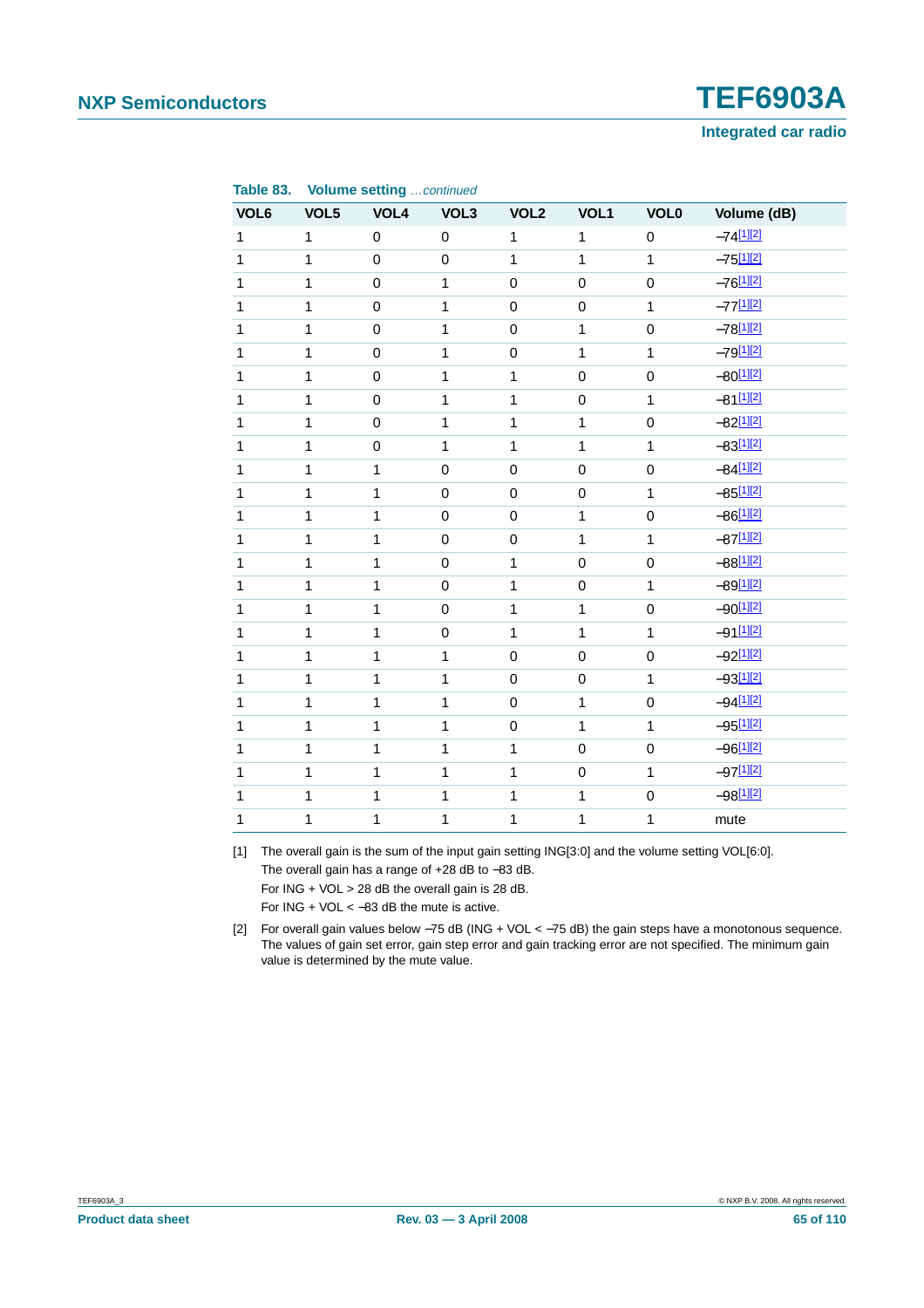**Table 83. Volume setting** *…continued*

| VOL6 | VOL5 | VOL4 | VOL3 | VOL2 | VOL1 | VOL0 | Volume (dB) |
|---|---|---|---|---|---|---|---|
| 1 | 1 | 0 | 0 | 1 | 1 | 0 | −74[1][2] |
| 1 | 1 | 0 | 0 | 1 | 1 | 1 | −75[1][2] |
| 1 | 1 | 0 | 1 | 0 | 0 | 0 | −76[1][2] |
| 1 | 1 | 0 | 1 | 0 | 0 | 1 | −77[1][2] |
| 1 | 1 | 0 | 1 | 0 | 1 | 0 | −78[1][2] |
| 1 | 1 | 0 | 1 | 0 | 1 | 1 | −79[1][2] |
| 1 | 1 | 0 | 1 | 1 | 0 | 0 | −80[1][2] |
| 1 | 1 | 0 | 1 | 1 | 0 | 1 | −81[1][2] |
| 1 | 1 | 0 | 1 | 1 | 1 | 0 | −82[1][2] |
| 1 | 1 | 0 | 1 | 1 | 1 | 1 | −83[1][2] |
| 1 | 1 | 1 | 0 | 0 | 0 | 0 | −84[1][2] |
| 1 | 1 | 1 | 0 | 0 | 0 | 1 | −85[1][2] |
| 1 | 1 | 1 | 0 | 0 | 1 | 0 | −86[1][2] |
| 1 | 1 | 1 | 0 | 0 | 1 | 1 | −87[1][2] |
| 1 | 1 | 1 | 0 | 1 | 0 | 0 | −88[1][2] |
| 1 | 1 | 1 | 0 | 1 | 0 | 1 | −89[1][2] |
| 1 | 1 | 1 | 0 | 1 | 1 | 0 | −90[1][2] |
| 1 | 1 | 1 | 0 | 1 | 1 | 1 | −91[1][2] |
| 1 | 1 | 1 | 1 | 0 | 0 | 0 | −92[1][2] |
| 1 | 1 | 1 | 1 | 0 | 0 | 1 | −93[1][2] |
| 1 | 1 | 1 | 1 | 0 | 1 | 0 | −94[1][2] |
| 1 | 1 | 1 | 1 | 0 | 1 | 1 | −95[1][2] |
| 1 | 1 | 1 | 1 | 1 | 0 | 0 | −96[1][2] |
| 1 | 1 | 1 | 1 | 1 | 0 | 1 | −97[1][2] |
| 1 | 1 | 1 | 1 | 1 | 1 | 0 | −98[1][2] |
| 1 | 1 | 1 | 1 | 1 | 1 | 1 | mute |

[1] The overall gain is the sum of the input gain setting ING[3:0] and the volume setting VOL[6:0].
The overall gain has a range of +28 dB to −83 dB.
For ING + VOL > 28 dB the overall gain is 28 dB.
For ING + VOL < −83 dB the mute is active.

[2] For overall gain values below −75 dB (ING + VOL < −75 dB) the gain steps have a monotonous sequence. The values of gain set error, gain step error and gain tracking error are not specified. The minimum gain value is determined by the mute value.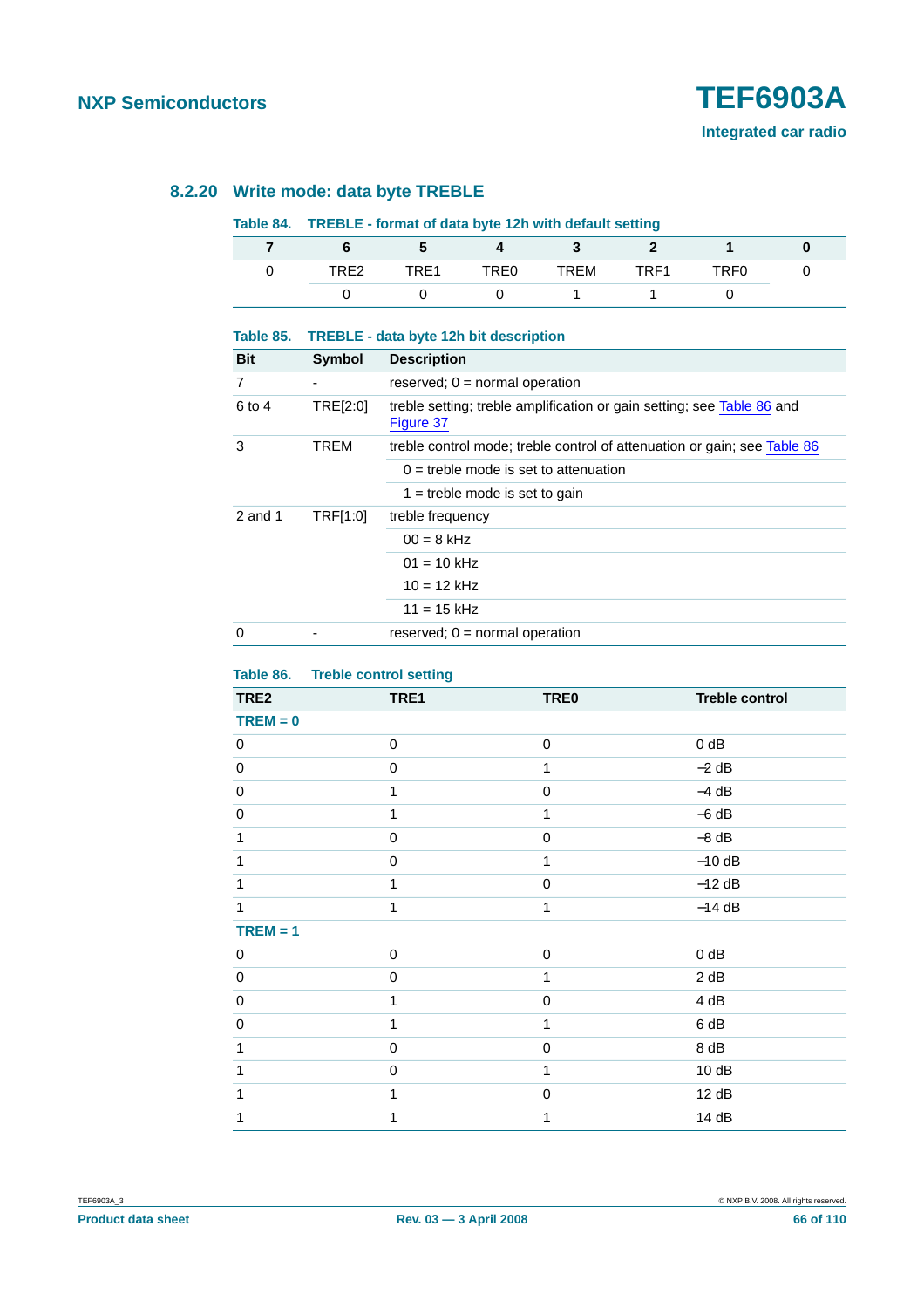### 8.2.20 Write mode: data byte TREBLE

**Table 84. TREBLE - format of data byte 12h with default setting**

| 7 | 6 | 5 | 4 | 3 | 2 | 1 | 0 |
|---|---|---|---|---|---|---|---|
| 0 | TRE2 | TRE1 | TRE0 | TREM | TRF1 | TRF0 | 0 |
| | 0 | 0 | 0 | 1 | 1 | 0 | |

**Table 85. TREBLE - data byte 12h bit description**

| Bit | Symbol | Description |
|---|---|---|
| 7 | - | reserved; 0 = normal operation |
| 6 to 4 | TRE[2:0] | treble setting; treble amplification or gain setting; see Table 86 and Figure 37 |
| 3 | TREM | treble control mode; treble control of attenuation or gain; see Table 86 |
| | | 0 = treble mode is set to attenuation |
| | | 1 = treble mode is set to gain |
| 2 and 1 | TRF[1:0] | treble frequency |
| | | 00 = 8 kHz |
| | | 01 = 10 kHz |
| | | 10 = 12 kHz |
| | | 11 = 15 kHz |
| 0 | - | reserved; 0 = normal operation |

**Table 86. Treble control setting**

| TRE2 | TRE1 | TRE0 | Treble control |
|---|---|---|---|
| **TREM = 0** | | | |
| 0 | 0 | 0 | 0 dB |
| 0 | 0 | 1 | −2 dB |
| 0 | 1 | 0 | −4 dB |
| 0 | 1 | 1 | −6 dB |
| 1 | 0 | 0 | −8 dB |
| 1 | 0 | 1 | −10 dB |
| 1 | 1 | 0 | −12 dB |
| 1 | 1 | 1 | −14 dB |
| **TREM = 1** | | | |
| 0 | 0 | 0 | 0 dB |
| 0 | 0 | 1 | 2 dB |
| 0 | 1 | 0 | 4 dB |
| 0 | 1 | 1 | 6 dB |
| 1 | 0 | 0 | 8 dB |
| 1 | 0 | 1 | 10 dB |
| 1 | 1 | 0 | 12 dB |
| 1 | 1 | 1 | 14 dB |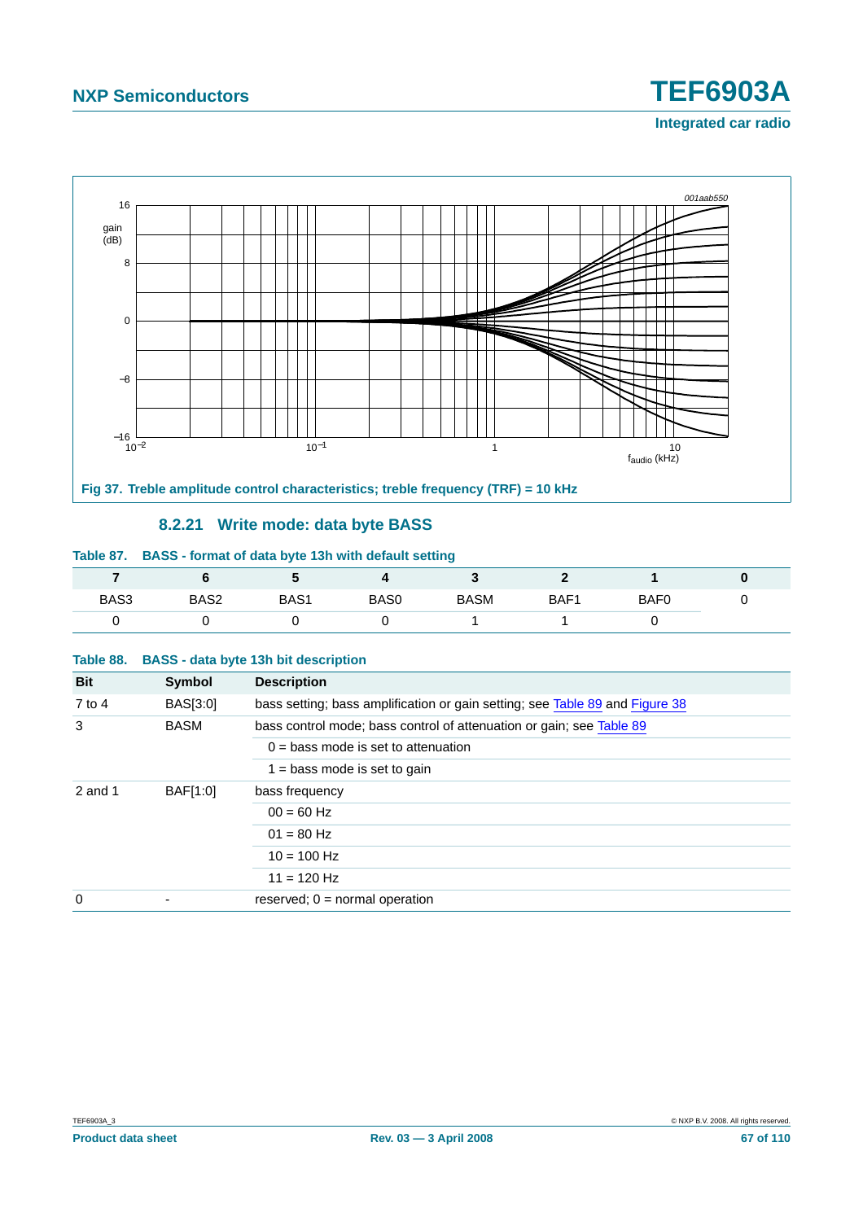Fig 37. Treble amplitude control characteristics; treble frequency (TRF) = 10 kHz

### 8.2.21 Write mode: data byte BASS

**Table 87. BASS - format of data byte 13h with default setting**

| 7 | 6 | 5 | 4 | 3 | 2 | 1 | 0 |
|---|---|---|---|---|---|---|---|
| BAS3 | BAS2 | BAS1 | BAS0 | BASM | BAF1 | BAF0 | 0 |
| 0 | 0 | 0 | 0 | 1 | 1 | 0 | |

**Table 88. BASS - data byte 13h bit description**

| Bit | Symbol | Description |
|---|---|---|
| 7 to 4 | BAS[3:0] | bass setting; bass amplification or gain setting; see Table 89 and Figure 38 |
| 3 | BASM | bass control mode; bass control of attenuation or gain; see Table 89 |
| | | 0 = bass mode is set to attenuation |
| | | 1 = bass mode is set to gain |
| 2 and 1 | BAF[1:0] | bass frequency |
| | | 00 = 60 Hz |
| | | 01 = 80 Hz |
| | | 10 = 100 Hz |
| | | 11 = 120 Hz |
| 0 | - | reserved; 0 = normal operation |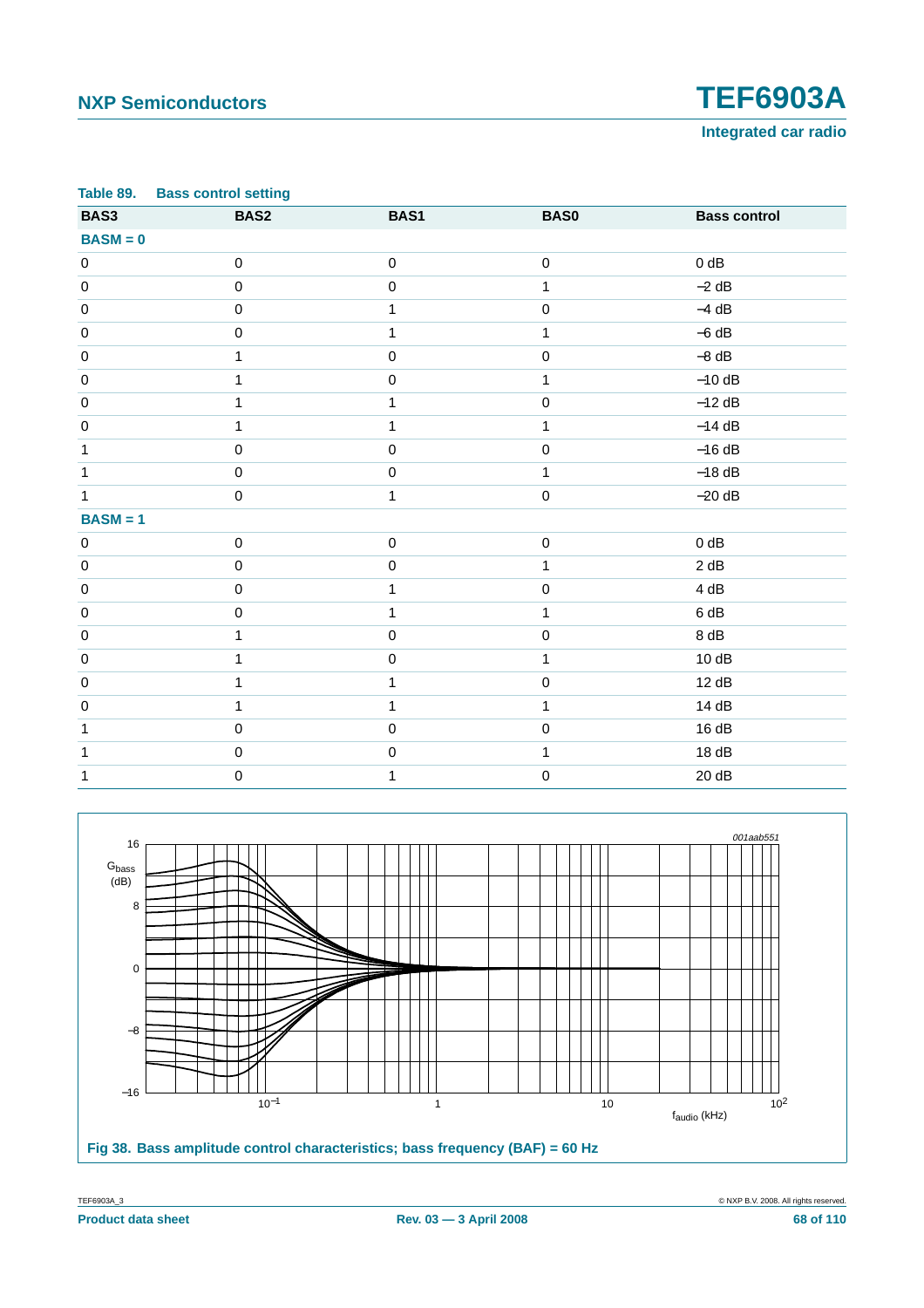Table 89. Bass control setting

| BAS3 | BAS2 | BAS1 | BAS0 | Bass control |
|---|---|---|---|---|
| **BASM = 0** | | | | |
| 0 | 0 | 0 | 0 | 0 dB |
| 0 | 0 | 0 | 1 | −2 dB |
| 0 | 0 | 1 | 0 | −4 dB |
| 0 | 0 | 1 | 1 | −6 dB |
| 0 | 1 | 0 | 0 | −8 dB |
| 0 | 1 | 0 | 1 | −10 dB |
| 0 | 1 | 1 | 0 | −12 dB |
| 0 | 1 | 1 | 1 | −14 dB |
| 1 | 0 | 0 | 0 | −16 dB |
| 1 | 0 | 0 | 1 | −18 dB |
| 1 | 0 | 1 | 0 | −20 dB |
| **BASM = 1** | | | | |
| 0 | 0 | 0 | 0 | 0 dB |
| 0 | 0 | 0 | 1 | 2 dB |
| 0 | 0 | 1 | 0 | 4 dB |
| 0 | 0 | 1 | 1 | 6 dB |
| 0 | 1 | 0 | 0 | 8 dB |
| 0 | 1 | 0 | 1 | 10 dB |
| 0 | 1 | 1 | 0 | 12 dB |
| 0 | 1 | 1 | 1 | 14 dB |
| 1 | 0 | 0 | 0 | 16 dB |
| 1 | 0 | 0 | 1 | 18 dB |
| 1 | 0 | 1 | 0 | 20 dB |

Fig 38. Bass amplitude control characteristics; bass frequency (BAF) = 60 Hz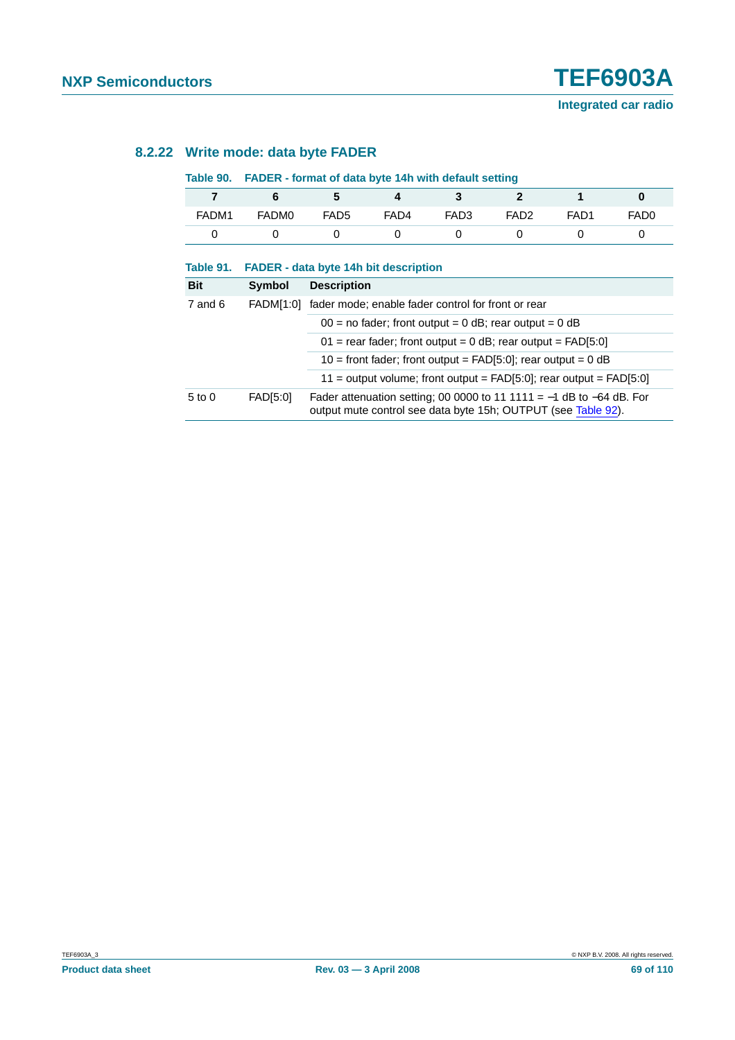### 8.2.22 Write mode: data byte FADER

**Table 90. FADER - format of data byte 14h with default setting**

| 7 | 6 | 5 | 4 | 3 | 2 | 1 | 0 |
|---|---|---|---|---|---|---|---|
| FADM1 | FADM0 | FAD5 | FAD4 | FAD3 | FAD2 | FAD1 | FAD0 |
| 0 | 0 | 0 | 0 | 0 | 0 | 0 | 0 |

**Table 91. FADER - data byte 14h bit description**

| Bit | Symbol | Description |
|---|---|---|
| 7 and 6 | FADM[1:0] | fader mode; enable fader control for front or rear |
| | | 00 = no fader; front output = 0 dB; rear output = 0 dB |
| | | 01 = rear fader; front output = 0 dB; rear output = FAD[5:0] |
| | | 10 = front fader; front output = FAD[5:0]; rear output = 0 dB |
| | | 11 = output volume; front output = FAD[5:0]; rear output = FAD[5:0] |
| 5 to 0 | FAD[5:0] | Fader attenuation setting; 00 0000 to 11 1111 = −1 dB to −64 dB. For output mute control see data byte 15h; OUTPUT (see Table 92). |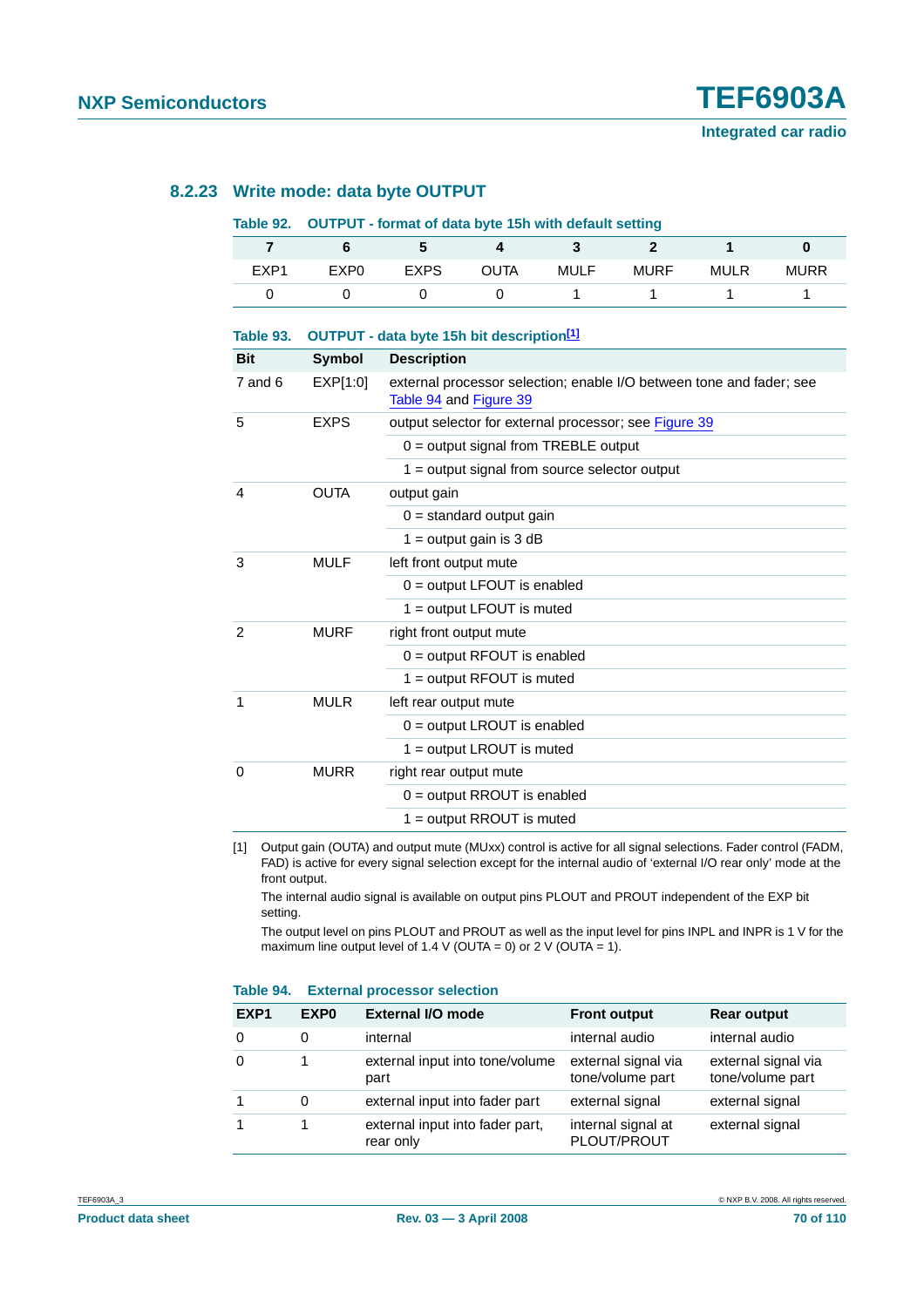### 8.2.23 Write mode: data byte OUTPUT

**Table 92. OUTPUT - format of data byte 15h with default setting**

| 7 | 6 | 5 | 4 | 3 | 2 | 1 | 0 |
|---|---|---|---|---|---|---|---|
| EXP1 | EXP0 | EXPS | OUTA | MULF | MURF | MULR | MURR |
| 0 | 0 | 0 | 0 | 1 | 1 | 1 | 1 |

**Table 93. OUTPUT - data byte 15h bit description[1]**

| Bit | Symbol | Description |
|---|---|---|
| 7 and 6 | EXP[1:0] | external processor selection; enable I/O between tone and fader; see Table 94 and Figure 39 |
| 5 | EXPS | output selector for external processor; see Figure 39 |
| | | 0 = output signal from TREBLE output |
| | | 1 = output signal from source selector output |
| 4 | OUTA | output gain |
| | | 0 = standard output gain |
| | | 1 = output gain is 3 dB |
| 3 | MULF | left front output mute |
| | | 0 = output LFOUT is enabled |
| | | 1 = output LFOUT is muted |
| 2 | MURF | right front output mute |
| | | 0 = output RFOUT is enabled |
| | | 1 = output RFOUT is muted |
| 1 | MULR | left rear output mute |
| | | 0 = output LROUT is enabled |
| | | 1 = output LROUT is muted |
| 0 | MURR | right rear output mute |
| | | 0 = output RROUT is enabled |
| | | 1 = output RROUT is muted |

[1] Output gain (OUTA) and output mute (MUxx) control is active for all signal selections. Fader control (FADM, FAD) is active for every signal selection except for the internal audio of 'external I/O rear only' mode at the front output.

The internal audio signal is available on output pins PLOUT and PROUT independent of the EXP bit setting.

The output level on pins PLOUT and PROUT as well as the input level for pins INPL and INPR is 1 V for the maximum line output level of 1.4 V (OUTA = 0) or 2 V (OUTA = 1).

**Table 94. External processor selection**

| EXP1 | EXP0 | External I/O mode | Front output | Rear output |
|---|---|---|---|---|
| 0 | 0 | internal | internal audio | internal audio |
| 0 | 1 | external input into tone/volume part | external signal via tone/volume part | external signal via tone/volume part |
| 1 | 0 | external input into fader part | external signal | external signal |
| 1 | 1 | external input into fader part, rear only | internal signal at PLOUT/PROUT | external signal |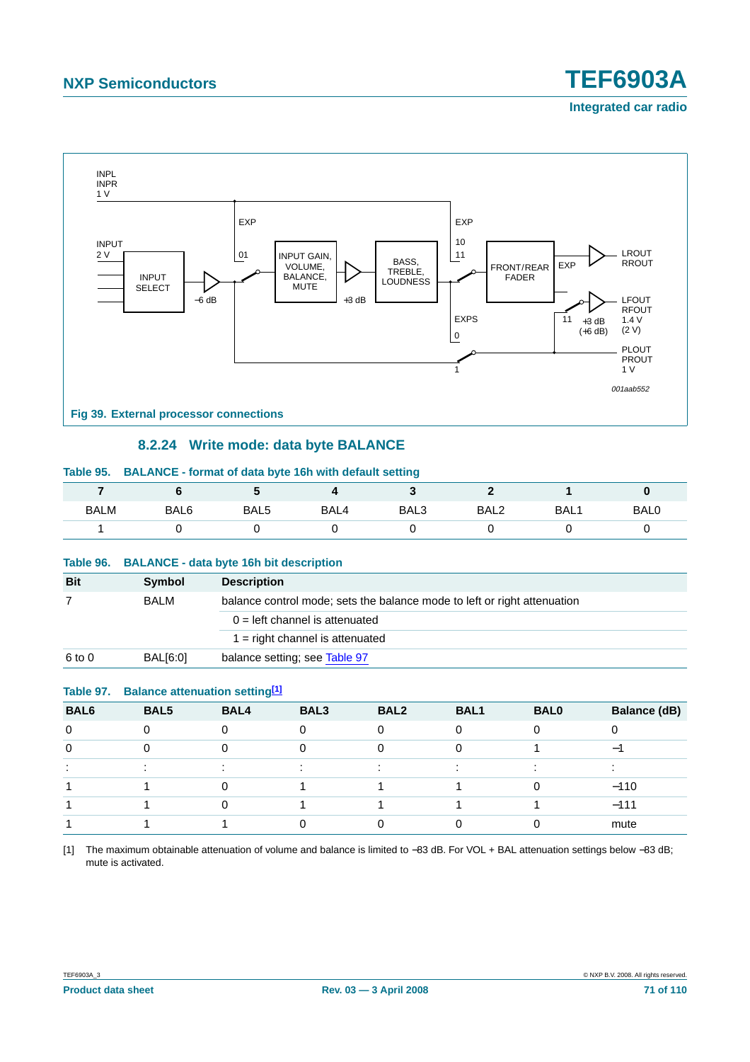Fig 39. External processor connections

### 8.2.24 Write mode: data byte BALANCE

**Table 95. BALANCE - format of data byte 16h with default setting**

| 7 | 6 | 5 | 4 | 3 | 2 | 1 | 0 |
|---|---|---|---|---|---|---|---|
| BALM | BAL6 | BAL5 | BAL4 | BAL3 | BAL2 | BAL1 | BAL0 |
| 1 | 0 | 0 | 0 | 0 | 0 | 0 | 0 |

**Table 96. BALANCE - data byte 16h bit description**

| Bit | Symbol | Description |
|---|---|---|
| 7 | BALM | balance control mode; sets the balance mode to left or right attenuation |
| | | 0 = left channel is attenuated |
| | | 1 = right channel is attenuated |
| 6 to 0 | BAL[6:0] | balance setting; see Table 97 |

**Table 97. Balance attenuation setting[1]**

| BAL6 | BAL5 | BAL4 | BAL3 | BAL2 | BAL1 | BAL0 | Balance (dB) |
|---|---|---|---|---|---|---|---|
| 0 | 0 | 0 | 0 | 0 | 0 | 0 | 0 |
| 0 | 0 | 0 | 0 | 0 | 0 | 1 | −1 |
| : | : | : | : | : | : | : | : |
| 1 | 1 | 0 | 1 | 1 | 1 | 0 | −110 |
| 1 | 1 | 0 | 1 | 1 | 1 | 1 | −111 |
| 1 | 1 | 1 | 0 | 0 | 0 | 0 | mute |

[1] The maximum obtainable attenuation of volume and balance is limited to −83 dB. For VOL + BAL attenuation settings below −83 dB; mute is activated.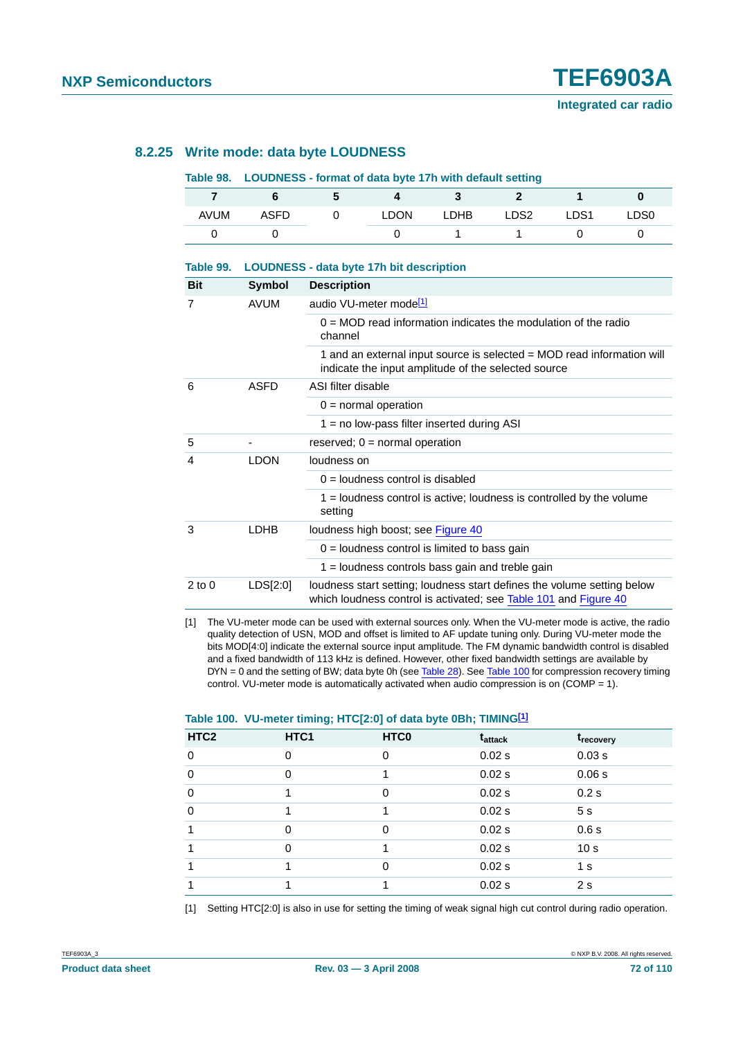### 8.2.25 Write mode: data byte LOUDNESS

**Table 98. LOUDNESS - format of data byte 17h with default setting**

| 7 | 6 | 5 | 4 | 3 | 2 | 1 | 0 |
|---|---|---|---|---|---|---|---|
| AVUM | ASFD | 0 | LDON | LDHB | LDS2 | LDS1 | LDS0 |
| 0 | 0 | | 0 | 1 | 1 | 0 | 0 |

**Table 99. LOUDNESS - data byte 17h bit description**

| Bit | Symbol | Description |
|---|---|---|
| 7 | AVUM | audio VU-meter mode[1] |
| | | 0 = MOD read information indicates the modulation of the radio channel |
| | | 1 and an external input source is selected = MOD read information will indicate the input amplitude of the selected source |
| 6 | ASFD | ASI filter disable |
| | | 0 = normal operation |
| | | 1 = no low-pass filter inserted during ASI |
| 5 | - | reserved; 0 = normal operation |
| 4 | LDON | loudness on |
| | | 0 = loudness control is disabled |
| | | 1 = loudness control is active; loudness is controlled by the volume setting |
| 3 | LDHB | loudness high boost; see Figure 40 |
| | | 0 = loudness control is limited to bass gain |
| | | 1 = loudness controls bass gain and treble gain |
| 2 to 0 | LDS[2:0] | loudness start setting; loudness start defines the volume setting below which loudness control is activated; see Table 101 and Figure 40 |

[1] The VU-meter mode can be used with external sources only. When the VU-meter mode is active, the radio quality detection of USN, MOD and offset is limited to AF update tuning only. During VU-meter mode the bits MOD[4:0] indicate the external source input amplitude. The FM dynamic bandwidth control is disabled and a fixed bandwidth of 113 kHz is defined. However, other fixed bandwidth settings are available by DYN = 0 and the setting of BW; data byte 0h (see Table 28). See Table 100 for compression recovery timing control. VU-meter mode is automatically activated when audio compression is on (COMP = 1).

**Table 100. VU-meter timing; HTC[2:0] of data byte 0Bh; TIMING[1]**

| HTC2 | HTC1 | HTC0 | $t_{attack}$ | $t_{recovery}$ |
|---|---|---|---|---|
| 0 | 0 | 0 | 0.02 s | 0.03 s |
| 0 | 0 | 1 | 0.02 s | 0.06 s |
| 0 | 1 | 0 | 0.02 s | 0.2 s |
| 0 | 1 | 1 | 0.02 s | 5 s |
| 1 | 0 | 0 | 0.02 s | 0.6 s |
| 1 | 0 | 1 | 0.02 s | 10 s |
| 1 | 1 | 0 | 0.02 s | 1 s |
| 1 | 1 | 1 | 0.02 s | 2 s |

[1] Setting HTC[2:0] is also in use for setting the timing of weak signal high cut control during radio operation.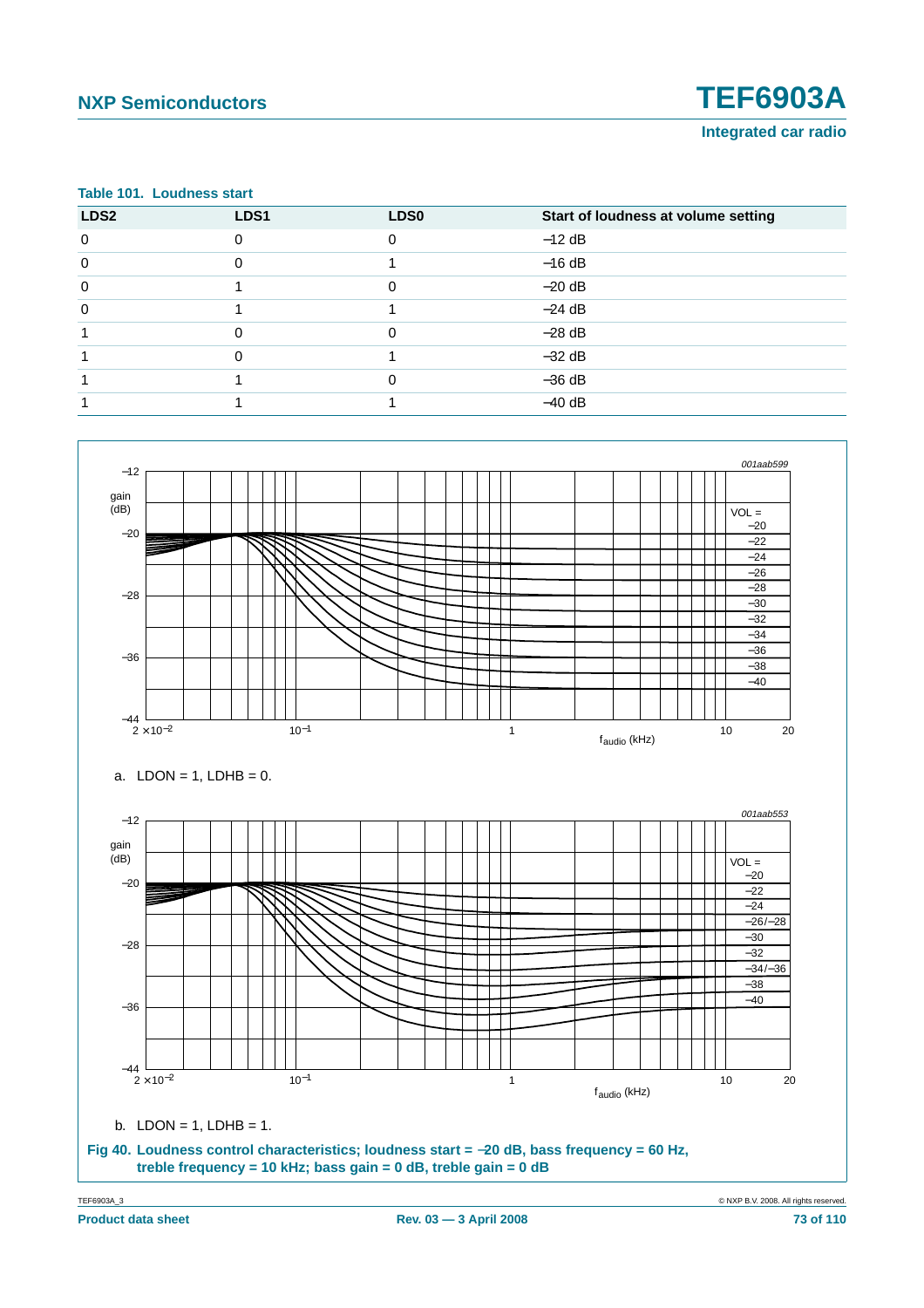**Table 101. Loudness start**

| LDS2 | LDS1 | LDS0 | Start of loudness at volume setting |
|---|---|---|---|
| 0 | 0 | 0 | −12 dB |
| 0 | 0 | 1 | −16 dB |
| 0 | 1 | 0 | −20 dB |
| 0 | 1 | 1 | −24 dB |
| 1 | 0 | 0 | −28 dB |
| 1 | 0 | 1 | −32 dB |
| 1 | 1 | 0 | −36 dB |
| 1 | 1 | 1 | −40 dB |

a. LDON = 1, LDHB = 0.

b. LDON = 1, LDHB = 1.

**Fig 40. Loudness control characteristics; loudness start = −20 dB, bass frequency = 60 Hz, treble frequency = 10 kHz; bass gain = 0 dB, treble gain = 0 dB**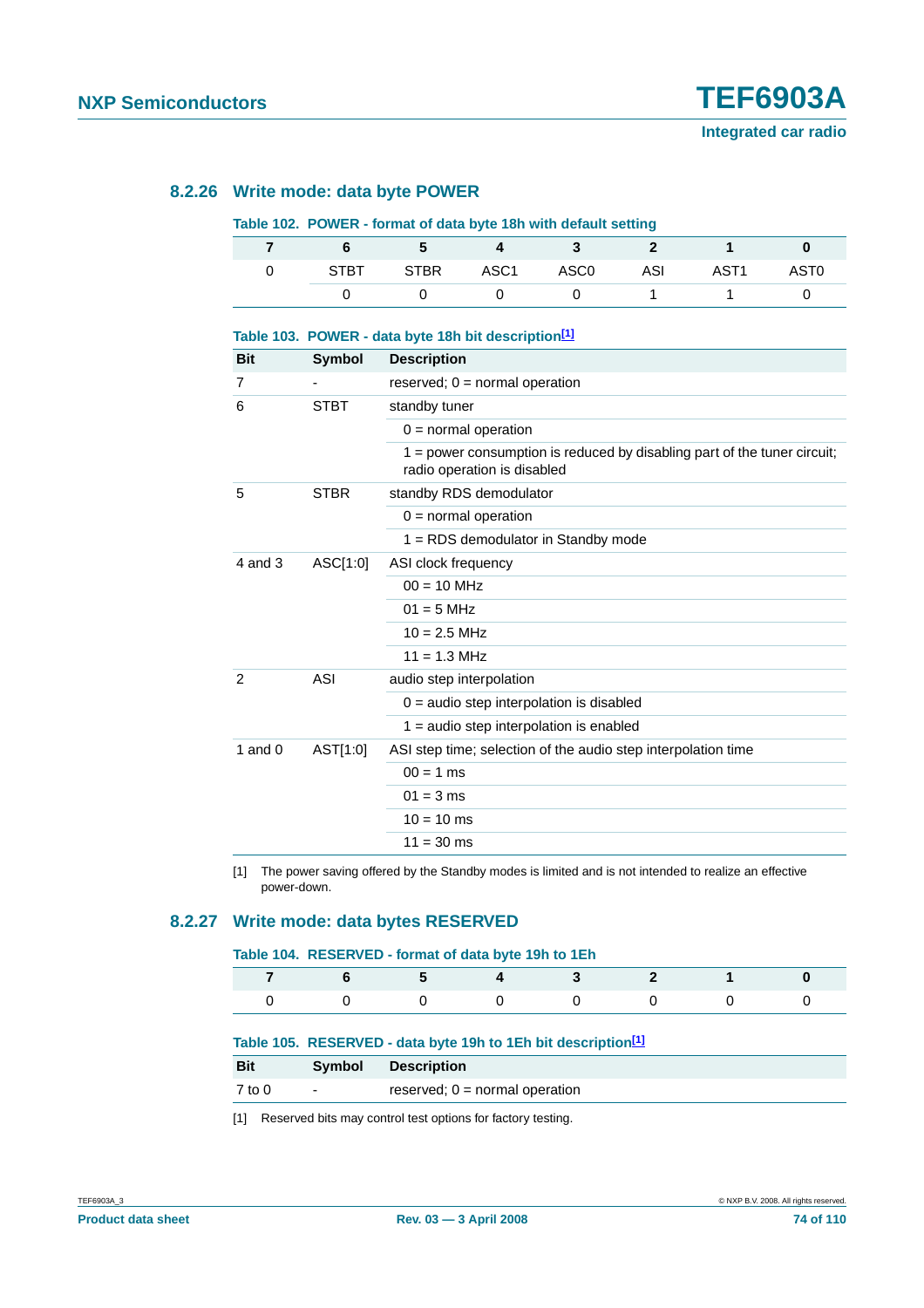### 8.2.26 Write mode: data byte POWER

**Table 102. POWER - format of data byte 18h with default setting**

| 7 | 6 | 5 | 4 | 3 | 2 | 1 | 0 |
|---|---|---|---|---|---|---|---|
| 0 | STBT | STBR | ASC1 | ASC0 | ASI | AST1 | AST0 |
| | 0 | 0 | 0 | 0 | 1 | 1 | 0 |

**Table 103. POWER - data byte 18h bit description[1]**

| Bit | Symbol | Description |
|---|---|---|
| 7 | - | reserved; 0 = normal operation |
| 6 | STBT | standby tuner |
| | | 0 = normal operation |
| | | 1 = power consumption is reduced by disabling part of the tuner circuit; radio operation is disabled |
| 5 | STBR | standby RDS demodulator |
| | | 0 = normal operation |
| | | 1 = RDS demodulator in Standby mode |
| 4 and 3 | ASC[1:0] | ASI clock frequency |
| | | 00 = 10 MHz |
| | | 01 = 5 MHz |
| | | 10 = 2.5 MHz |
| | | 11 = 1.3 MHz |
| 2 | ASI | audio step interpolation |
| | | 0 = audio step interpolation is disabled |
| | | 1 = audio step interpolation is enabled |
| 1 and 0 | AST[1:0] | ASI step time; selection of the audio step interpolation time |
| | | 00 = 1 ms |
| | | 01 = 3 ms |
| | | 10 = 10 ms |
| | | 11 = 30 ms |

[1] The power saving offered by the Standby modes is limited and is not intended to realize an effective power-down.

### 8.2.27 Write mode: data bytes RESERVED

**Table 104. RESERVED - format of data byte 19h to 1Eh**

| 7 | 6 | 5 | 4 | 3 | 2 | 1 | 0 |
|---|---|---|---|---|---|---|---|
| 0 | 0 | 0 | 0 | 0 | 0 | 0 | 0 |

**Table 105. RESERVED - data byte 19h to 1Eh bit description[1]**

| Bit | Symbol | Description |
|---|---|---|
| 7 to 0 | - | reserved; 0 = normal operation |

[1] Reserved bits may control test options for factory testing.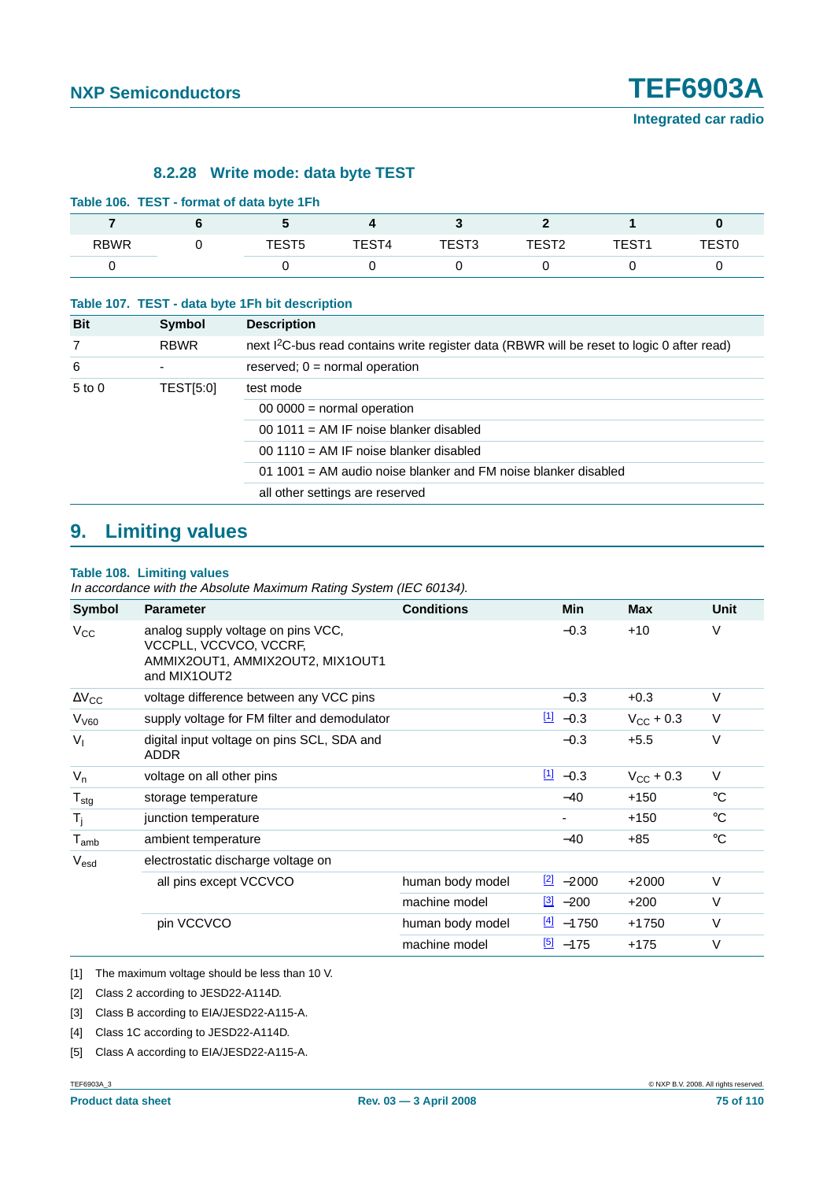### 8.2.28 Write mode: data byte TEST

**Table 106. TEST - format of data byte 1Fh**

| 7 | 6 | 5 | 4 | 3 | 2 | 1 | 0 |
|---|---|---|---|---|---|---|---|
| RBWR | 0 | TEST5 | TEST4 | TEST3 | TEST2 | TEST1 | TEST0 |
| 0 | | 0 | 0 | 0 | 0 | 0 | 0 |

**Table 107. TEST - data byte 1Fh bit description**

| Bit | Symbol | Description |
|---|---|---|
| 7 | RBWR | next I²C-bus read contains write register data (RBWR will be reset to logic 0 after read) |
| 6 | - | reserved; 0 = normal operation |
| 5 to 0 | TEST[5:0] | test mode |
| | | 00 0000 = normal operation |
| | | 00 1011 = AM IF noise blanker disabled |
| | | 00 1110 = AM IF noise blanker disabled |
| | | 01 1001 = AM audio noise blanker and FM noise blanker disabled |
| | | all other settings are reserved |

## 9. Limiting values

**Table 108. Limiting values**

*In accordance with the Absolute Maximum Rating System (IEC 60134).*

| Symbol | Parameter | Conditions | | Min | Max | Unit |
|---|---|---|---|---|---|---|
| $V_{CC}$ | analog supply voltage on pins VCC, VCCPLL, VCCVCO, VCCRF, AMMIX2OUT1, AMMIX2OUT2, MIX1OUT1 and MIX1OUT2 | | | −0.3 | +10 | V |
| $\Delta V_{CC}$ | voltage difference between any VCC pins | | | −0.3 | +0.3 | V |
| $V_{V60}$ | supply voltage for FM filter and demodulator | | [1] | −0.3 | $V_{CC}$ + 0.3 | V |
| $V_I$ | digital input voltage on pins SCL, SDA and ADDR | | | −0.3 | +5.5 | V |
| $V_n$ | voltage on all other pins | | [1] | −0.3 | $V_{CC}$ + 0.3 | V |
| $T_{stg}$ | storage temperature | | | −40 | +150 | °C |
| $T_j$ | junction temperature | | | - | +150 | °C |
| $T_{amb}$ | ambient temperature | | | −40 | +85 | °C |
| $V_{esd}$ | electrostatic discharge voltage on | | | | | |
| | all pins except VCCVCO | human body model | [2] | −2000 | +2000 | V |
| | | machine model | [3] | −200 | +200 | V |
| | pin VCCVCO | human body model | [4] | −1750 | +1750 | V |
| | | machine model | [5] | −175 | +175 | V |

[1] The maximum voltage should be less than 10 V.

[2] Class 2 according to JESD22-A114D.

[3] Class B according to EIA/JESD22-A115-A.

[4] Class 1C according to JESD22-A114D.

[5] Class A according to EIA/JESD22-A115-A.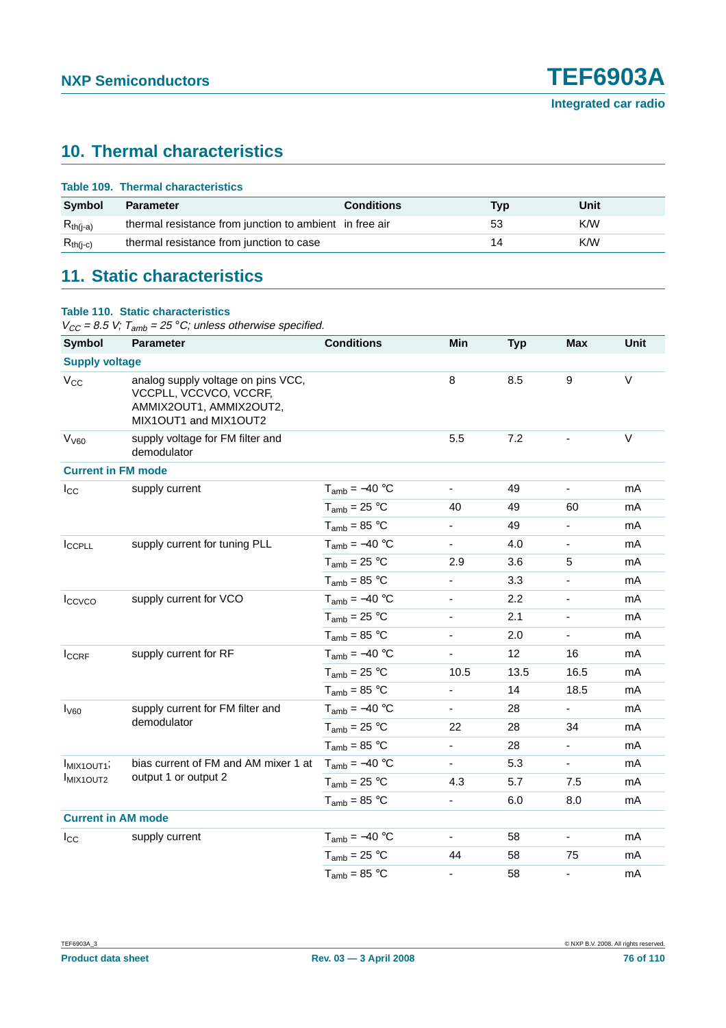## 10. Thermal characteristics

**Table 109. Thermal characteristics**

| Symbol | Parameter | Conditions | Typ | Unit |
|---|---|---|---|---|
| $R_{th(j-a)}$ | thermal resistance from junction to ambient | in free air | 53 | K/W |
| $R_{th(j-c)}$ | thermal resistance from junction to case | | 14 | K/W |

## 11. Static characteristics

**Table 110. Static characteristics**

*$V_{CC}$ = 8.5 V; $T_{amb}$ = 25 °C; unless otherwise specified.*

| Symbol | Parameter | Conditions | Min | Typ | Max | Unit |
|---|---|---|---|---|---|---|
| **Supply voltage** | | | | | | |
| $V_{CC}$ | analog supply voltage on pins VCC, VCCPLL, VCCVCO, VCCRF, AMMIX2OUT1, AMMIX2OUT2, MIX1OUT1 and MIX1OUT2 | | 8 | 8.5 | 9 | V |
| $V_{V60}$ | supply voltage for FM filter and demodulator | | 5.5 | 7.2 | - | V |
| **Current in FM mode** | | | | | | |
| $I_{CC}$ | supply current | $T_{amb}$ = −40 °C | - | 49 | - | mA |
| | | $T_{amb}$ = 25 °C | 40 | 49 | 60 | mA |
| | | $T_{amb}$ = 85 °C | - | 49 | - | mA |
| $I_{CCPLL}$ | supply current for tuning PLL | $T_{amb}$ = −40 °C | - | 4.0 | - | mA |
| | | $T_{amb}$ = 25 °C | 2.9 | 3.6 | 5 | mA |
| | | $T_{amb}$ = 85 °C | - | 3.3 | - | mA |
| $I_{CCVCO}$ | supply current for VCO | $T_{amb}$ = −40 °C | - | 2.2 | - | mA |
| | | $T_{amb}$ = 25 °C | - | 2.1 | - | mA |
| | | $T_{amb}$ = 85 °C | - | 2.0 | - | mA |
| $I_{CCRF}$ | supply current for RF | $T_{amb}$ = −40 °C | - | 12 | 16 | mA |
| | | $T_{amb}$ = 25 °C | 10.5 | 13.5 | 16.5 | mA |
| | | $T_{amb}$ = 85 °C | - | 14 | 18.5 | mA |
| $I_{V60}$ | supply current for FM filter and demodulator | $T_{amb}$ = −40 °C | - | 28 | - | mA |
| | | $T_{amb}$ = 25 °C | 22 | 28 | 34 | mA |
| | | $T_{amb}$ = 85 °C | - | 28 | - | mA |
| $I_{MIX1OUT1}$; $I_{MIX1OUT2}$ | bias current of FM and AM mixer 1 at output 1 or output 2 | $T_{amb}$ = −40 °C | - | 5.3 | - | mA |
| | | $T_{amb}$ = 25 °C | 4.3 | 5.7 | 7.5 | mA |
| | | $T_{amb}$ = 85 °C | - | 6.0 | 8.0 | mA |
| **Current in AM mode** | | | | | | |
| $I_{CC}$ | supply current | $T_{amb}$ = −40 °C | - | 58 | - | mA |
| | | $T_{amb}$ = 25 °C | 44 | 58 | 75 | mA |
| | | $T_{amb}$ = 85 °C | - | 58 | - | mA |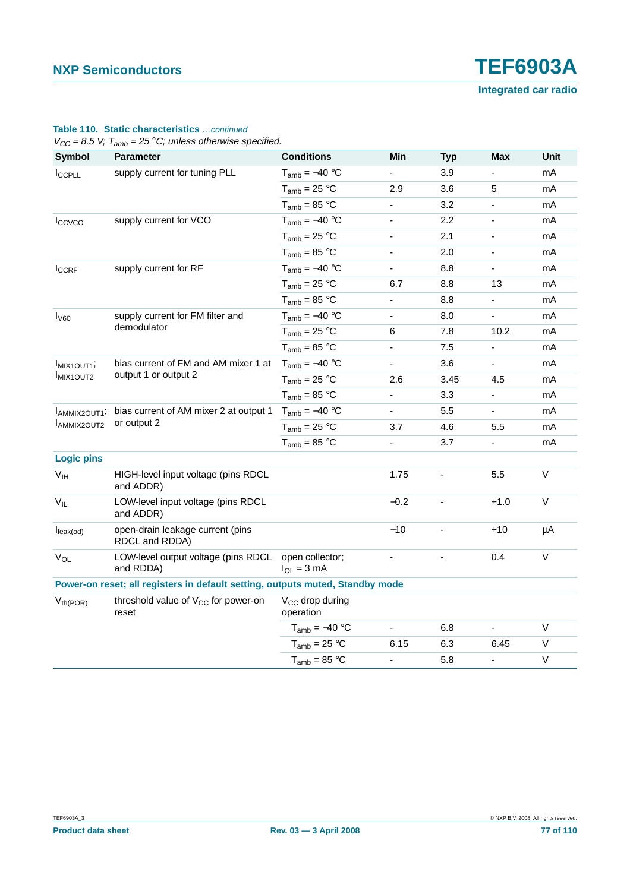**Table 110. Static characteristics** *…continued*

*$V_{CC}$ = 8.5 V; $T_{amb}$ = 25 °C; unless otherwise specified.*

| Symbol | Parameter | Conditions | Min | Typ | Max | Unit |
|---|---|---|---|---|---|---|
| $I_{CCPLL}$ | supply current for tuning PLL | $T_{amb}$ = −40 °C | - | 3.9 | - | mA |
| | | $T_{amb}$ = 25 °C | 2.9 | 3.6 | 5 | mA |
| | | $T_{amb}$ = 85 °C | - | 3.2 | - | mA |
| $I_{CCVCO}$ | supply current for VCO | $T_{amb}$ = −40 °C | - | 2.2 | - | mA |
| | | $T_{amb}$ = 25 °C | - | 2.1 | - | mA |
| | | $T_{amb}$ = 85 °C | - | 2.0 | - | mA |
| $I_{CCRF}$ | supply current for RF | $T_{amb}$ = −40 °C | - | 8.8 | - | mA |
| | | $T_{amb}$ = 25 °C | 6.7 | 8.8 | 13 | mA |
| | | $T_{amb}$ = 85 °C | - | 8.8 | - | mA |
| $I_{V60}$ | supply current for FM filter and demodulator | $T_{amb}$ = −40 °C | - | 8.0 | - | mA |
| | | $T_{amb}$ = 25 °C | 6 | 7.8 | 10.2 | mA |
| | | $T_{amb}$ = 85 °C | - | 7.5 | - | mA |
| $I_{MIX1OUT1}$; $I_{MIX1OUT2}$ | bias current of FM and AM mixer 1 at output 1 or output 2 | $T_{amb}$ = −40 °C | - | 3.6 | - | mA |
| | | $T_{amb}$ = 25 °C | 2.6 | 3.45 | 4.5 | mA |
| | | $T_{amb}$ = 85 °C | - | 3.3 | - | mA |
| $I_{AMMIX2OUT1}$; $I_{AMMIX2OUT2}$ | bias current of AM mixer 2 at output 1 or output 2 | $T_{amb}$ = −40 °C | - | 5.5 | - | mA |
| | | $T_{amb}$ = 25 °C | 3.7 | 4.6 | 5.5 | mA |
| | | $T_{amb}$ = 85 °C | - | 3.7 | - | mA |
| **Logic pins** | | | | | | |
| $V_{IH}$ | HIGH-level input voltage (pins RDCL and ADDR) | | 1.75 | - | 5.5 | V |
| $V_{IL}$ | LOW-level input voltage (pins RDCL and ADDR) | | −0.2 | - | +1.0 | V |
| $I_{leak(od)}$ | open-drain leakage current (pins RDCL and RDDA) | | −10 | - | +10 | μA |
| $V_{OL}$ | LOW-level output voltage (pins RDCL and RDDA) | open collector; $I_{OL}$ = 3 mA | - | - | 0.4 | V |
| **Power-on reset; all registers in default setting, outputs muted, Standby mode** | | | | | | |
| $V_{th(POR)}$ | threshold value of $V_{CC}$ for power-on reset | $V_{CC}$ drop during operation | | | | |
| | | $T_{amb}$ = −40 °C | - | 6.8 | - | V |
| | | $T_{amb}$ = 25 °C | 6.15 | 6.3 | 6.45 | V |
| | | $T_{amb}$ = 85 °C | - | 5.8 | - | V |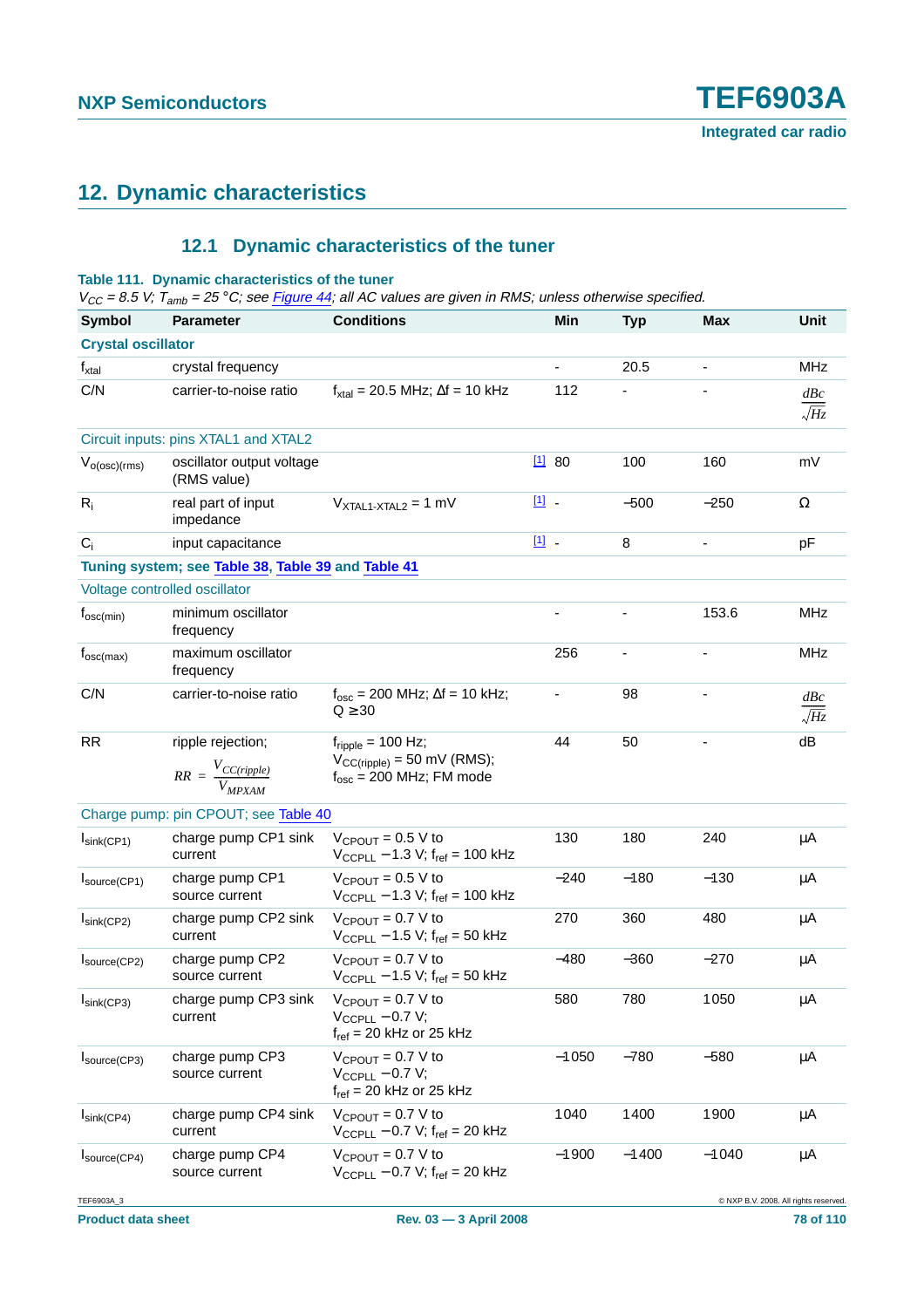## 12. Dynamic characteristics

### 12.1 Dynamic characteristics of the tuner

**Table 111. Dynamic characteristics of the tuner**

*$V_{CC}$ = 8.5 V; $T_{amb}$ = 25 °C; see Figure 44; all AC values are given in RMS; unless otherwise specified.*

| Symbol | Parameter | Conditions | | Min | Typ | Max | Unit |
|---|---|---|---|---|---|---|---|
| **Crystal oscillator** | | | | | | | |
| $f_{xtal}$ | crystal frequency | | | - | 20.5 | - | MHz |
| C/N | carrier-to-noise ratio | $f_{xtal}$ = 20.5 MHz; Δf = 10 kHz | | 112 | - | - | $\frac{dBc}{\sqrt{Hz}}$ |
| Circuit inputs: pins XTAL1 and XTAL2 | | | | | | | |
| $V_{o(osc)(rms)}$ | oscillator output voltage (RMS value) | | [1] | 80 | 100 | 160 | mV |
| $R_i$ | real part of input impedance | $V_{XTAL1-XTAL2}$ = 1 mV | [1] | - | −500 | −250 | Ω |
| $C_i$ | input capacitance | | [1] | - | 8 | - | pF |
| **Tuning system; see Table 38, Table 39 and Table 41** | | | | | | | |
| Voltage controlled oscillator | | | | | | | |
| $f_{osc(min)}$ | minimum oscillator frequency | | | - | - | 153.6 | MHz |
| $f_{osc(max)}$ | maximum oscillator frequency | | | 256 | - | - | MHz |
| C/N | carrier-to-noise ratio | $f_{osc}$ = 200 MHz; Δf = 10 kHz; Q ≥30 | | - | 98 | - | $\frac{dBc}{\sqrt{Hz}}$ |
| RR | ripple rejection; $RR = \frac{V_{CC(ripple)}}{V_{MPXAM}}$ | $f_{ripple}$ = 100 Hz; $V_{CC(ripple)}$ = 50 mV (RMS); $f_{osc}$ = 200 MHz; FM mode | | 44 | 50 | - | dB |
| Charge pump: pin CPOUT; see Table 40 | | | | | | | |
| $I_{sink(CP1)}$ | charge pump CP1 sink current | $V_{CPOUT}$ = 0.5 V to $V_{CCPLL}$ −1.3 V; $f_{ref}$ = 100 kHz | | 130 | 180 | 240 | μA |
| $I_{source(CP1)}$ | charge pump CP1 source current | $V_{CPOUT}$ = 0.5 V to $V_{CCPLL}$ −1.3 V; $f_{ref}$ = 100 kHz | | −240 | −180 | −130 | μA |
| $I_{sink(CP2)}$ | charge pump CP2 sink current | $V_{CPOUT}$ = 0.7 V to $V_{CCPLL}$ −1.5 V; $f_{ref}$ = 50 kHz | | 270 | 360 | 480 | μA |
| $I_{source(CP2)}$ | charge pump CP2 source current | $V_{CPOUT}$ = 0.7 V to $V_{CCPLL}$ −1.5 V; $f_{ref}$ = 50 kHz | | −480 | −360 | −270 | μA |
| $I_{sink(CP3)}$ | charge pump CP3 sink current | $V_{CPOUT}$ = 0.7 V to $V_{CCPLL}$ −0.7 V; $f_{ref}$ = 20 kHz or 25 kHz | | 580 | 780 | 1050 | μA |
| $I_{source(CP3)}$ | charge pump CP3 source current | $V_{CPOUT}$ = 0.7 V to $V_{CCPLL}$ −0.7 V; $f_{ref}$ = 20 kHz or 25 kHz | | −1050 | −780 | −580 | μA |
| $I_{sink(CP4)}$ | charge pump CP4 sink current | $V_{CPOUT}$ = 0.7 V to $V_{CCPLL}$ −0.7 V; $f_{ref}$ = 20 kHz | | 1040 | 1400 | 1900 | μA |
| $I_{source(CP4)}$ | charge pump CP4 source current | $V_{CPOUT}$ = 0.7 V to $V_{CCPLL}$ −0.7 V; $f_{ref}$ = 20 kHz | | −1900 | −1400 | −1040 | μA |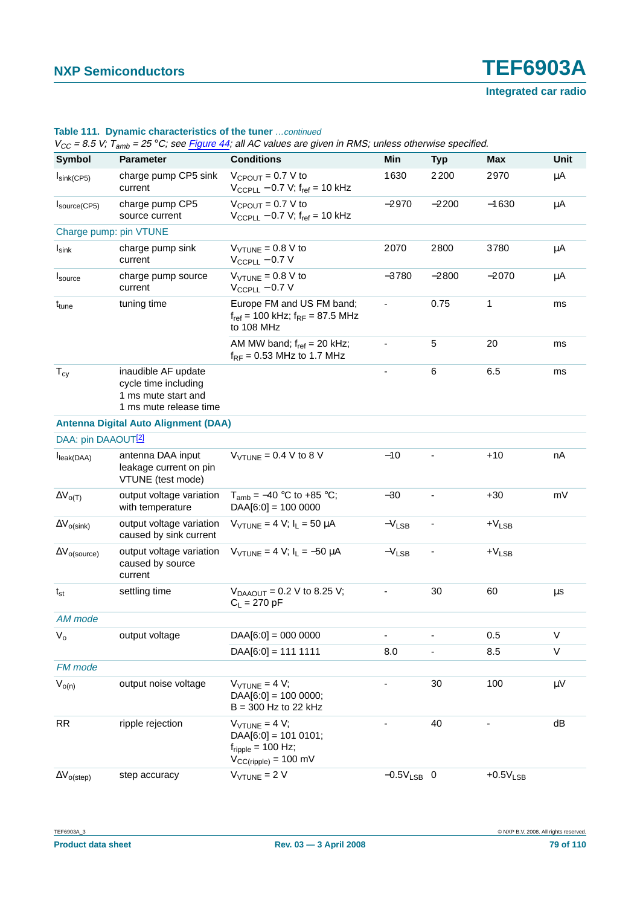**Table 111. Dynamic characteristics of the tuner** *…continued*

*$V_{CC}$ = 8.5 V; $T_{amb}$ = 25 °C; see Figure 44; all AC values are given in RMS; unless otherwise specified.*

| Symbol | Parameter | Conditions | Min | Typ | Max | Unit |
|---|---|---|---|---|---|---|
| $I_{sink(CP5)}$ | charge pump CP5 sink current | $V_{CPOUT}$ = 0.7 V to $V_{CCPLL}$ −0.7 V; $f_{ref}$ = 10 kHz | 1630 | 2200 | 2970 | µA |
| $I_{source(CP5)}$ | charge pump CP5 source current | $V_{CPOUT}$ = 0.7 V to $V_{CCPLL}$ −0.7 V; $f_{ref}$ = 10 kHz | −2970 | −2200 | −1630 | µA |
| Charge pump: pin VTUNE | | | | | | |
| $I_{sink}$ | charge pump sink current | $V_{VTUNE}$ = 0.8 V to $V_{CCPLL}$ −0.7 V | 2070 | 2800 | 3780 | µA |
| $I_{source}$ | charge pump source current | $V_{VTUNE}$ = 0.8 V to $V_{CCPLL}$ −0.7 V | −3780 | −2800 | −2070 | µA |
| $t_{tune}$ | tuning time | Europe FM and US FM band; $f_{ref}$ = 100 kHz; $f_{RF}$ = 87.5 MHz to 108 MHz | - | 0.75 | 1 | ms |
| | | AM MW band; $f_{ref}$ = 20 kHz; $f_{RF}$ = 0.53 MHz to 1.7 MHz | - | 5 | 20 | ms |
| $T_{cy}$ | inaudible AF update cycle time including 1 ms mute start and 1 ms mute release time | | - | 6 | 6.5 | ms |
| **Antenna Digital Auto Alignment (DAA)** | | | | | | |
| DAA: pin DAAOUT[2] | | | | | | |
| $I_{leak(DAA)}$ | antenna DAA input leakage current on pin VTUNE (test mode) | $V_{VTUNE}$ = 0.4 V to 8 V | −10 | - | +10 | nA |
| $\Delta V_{o(T)}$ | output voltage variation with temperature | $T_{amb}$ = −40 °C to +85 °C; DAA[6:0] = 100 0000 | −30 | - | +30 | mV |
| $\Delta V_{o(sink)}$ | output voltage variation caused by sink current | $V_{VTUNE}$ = 4 V; $I_L$ = 50 µA | $-V_{LSB}$ | - | $+V_{LSB}$ | |
| $\Delta V_{o(source)}$ | output voltage variation caused by source current | $V_{VTUNE}$ = 4 V; $I_L$ = −50 µA | $-V_{LSB}$ | - | $+V_{LSB}$ | |
| $t_{st}$ | settling time | $V_{DAAOUT}$ = 0.2 V to 8.25 V; $C_L$ = 270 pF | - | 30 | 60 | µs |
| *AM mode* | | | | | | |
| $V_o$ | output voltage | DAA[6:0] = 000 0000 | - | - | 0.5 | V |
| | | DAA[6:0] = 111 1111 | 8.0 | - | 8.5 | V |
| *FM mode* | | | | | | |
| $V_{o(n)}$ | output noise voltage | $V_{VTUNE}$ = 4 V; DAA[6:0] = 100 0000; B = 300 Hz to 22 kHz | - | 30 | 100 | µV |
| RR | ripple rejection | $V_{VTUNE}$ = 4 V; DAA[6:0] = 101 0101; $f_{ripple}$ = 100 Hz; $V_{CC(ripple)}$ = 100 mV | - | 40 | - | dB |
| $\Delta V_{o(step)}$ | step accuracy | $V_{VTUNE}$ = 2 V | $-0.5V_{LSB}$ | 0 | $+0.5V_{LSB}$ | |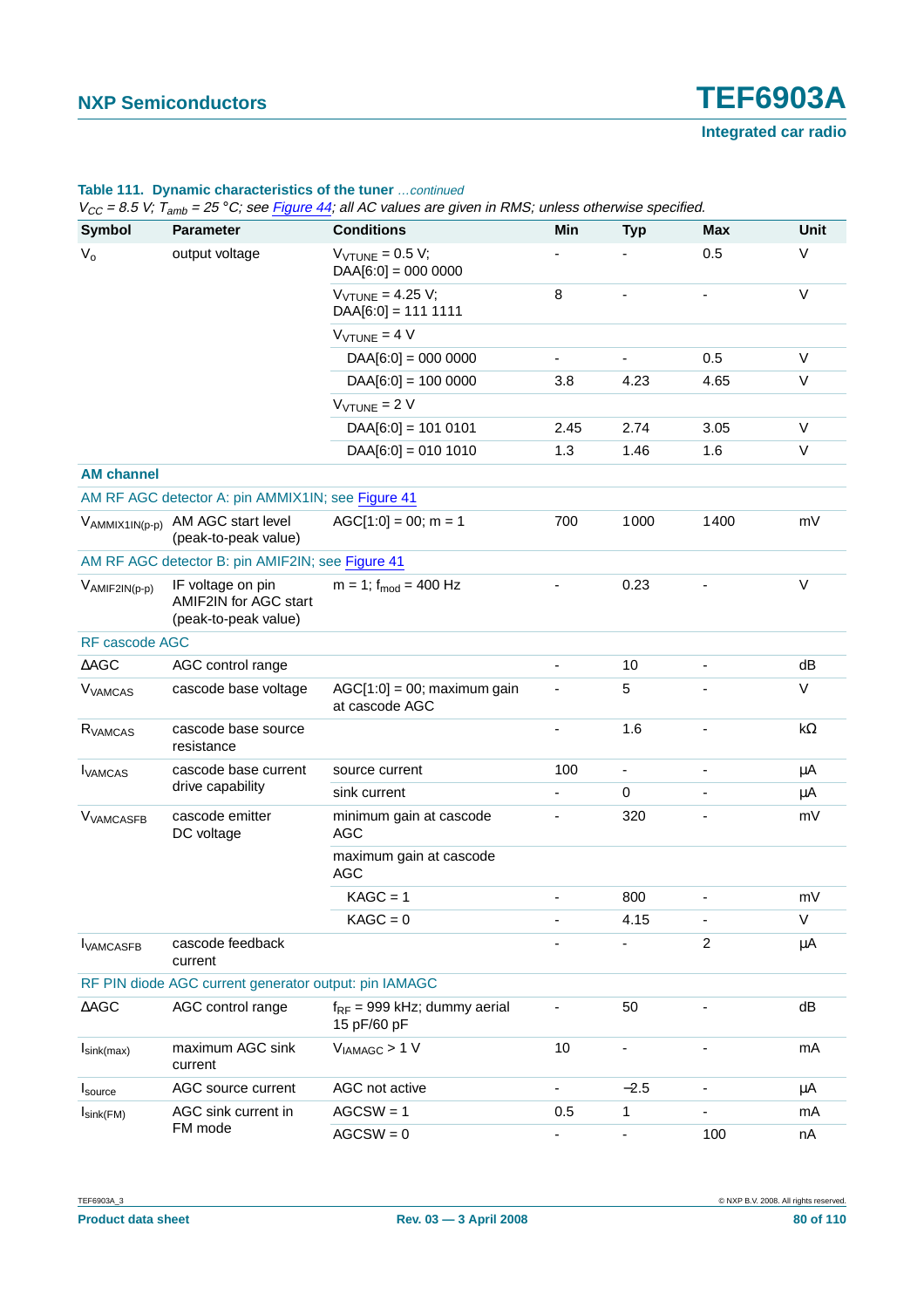**Table 111. Dynamic characteristics of the tuner** *…continued*

*$V_{CC}$ = 8.5 V; $T_{amb}$ = 25 °C; see Figure 44; all AC values are given in RMS; unless otherwise specified.*

| Symbol | Parameter | Conditions | Min | Typ | Max | Unit |
|---|---|---|---|---|---|---|
| $V_o$ | output voltage | $V_{VTUNE}$ = 0.5 V; DAA[6:0] = 000 0000 | - | - | 0.5 | V |
| | | $V_{VTUNE}$ = 4.25 V; DAA[6:0] = 111 1111 | 8 | - | - | V |
| | | $V_{VTUNE}$ = 4 V | | | | |
| | | DAA[6:0] = 000 0000 | - | - | 0.5 | V |
| | | DAA[6:0] = 100 0000 | 3.8 | 4.23 | 4.65 | V |
| | | $V_{VTUNE}$ = 2 V | | | | |
| | | DAA[6:0] = 101 0101 | 2.45 | 2.74 | 3.05 | V |
| | | DAA[6:0] = 010 1010 | 1.3 | 1.46 | 1.6 | V |
| **AM channel** | | | | | | |
| AM RF AGC detector A: pin AMMIX1IN; see Figure 41 | | | | | | |
| $V_{AMMIX1IN(p-p)}$ | AM AGC start level (peak-to-peak value) | AGC[1:0] = 00; m = 1 | 700 | 1000 | 1400 | mV |
| AM RF AGC detector B: pin AMIF2IN; see Figure 41 | | | | | | |
| $V_{AMIF2IN(p-p)}$ | IF voltage on pin AMIF2IN for AGC start (peak-to-peak value) | m = 1; $f_{mod}$ = 400 Hz | - | 0.23 | - | V |
| RF cascode AGC | | | | | | |
| ΔAGC | AGC control range | | - | 10 | - | dB |
| $V_{VAMCAS}$ | cascode base voltage | AGC[1:0] = 00; maximum gain at cascode AGC | - | 5 | - | V |
| $R_{VAMCAS}$ | cascode base source resistance | | - | 1.6 | - | kΩ |
| $I_{VAMCAS}$ | cascode base current drive capability | source current | 100 | - | - | μA |
| | | sink current | - | 0 | - | μA |
| $V_{VAMCASFB}$ | cascode emitter DC voltage | minimum gain at cascode AGC | - | 320 | - | mV |
| | | maximum gain at cascode AGC | | | | |
| | | KAGC = 1 | - | 800 | - | mV |
| | | KAGC = 0 | - | 4.15 | - | V |
| $I_{VAMCASFB}$ | cascode feedback current | | - | - | 2 | μA |
| RF PIN diode AGC current generator output: pin IAMAGC | | | | | | |
| ΔAGC | AGC control range | $f_{RF}$ = 999 kHz; dummy aerial 15 pF/60 pF | - | 50 | - | dB |
| $I_{sink(max)}$ | maximum AGC sink current | $V_{IAMAGC}$ > 1 V | 10 | - | - | mA |
| $I_{source}$ | AGC source current | AGC not active | - | −2.5 | - | μA |
| $I_{sink(FM)}$ | AGC sink current in FM mode | AGCSW = 1 | 0.5 | 1 | - | mA |
| | | AGCSW = 0 | - | - | 100 | nA |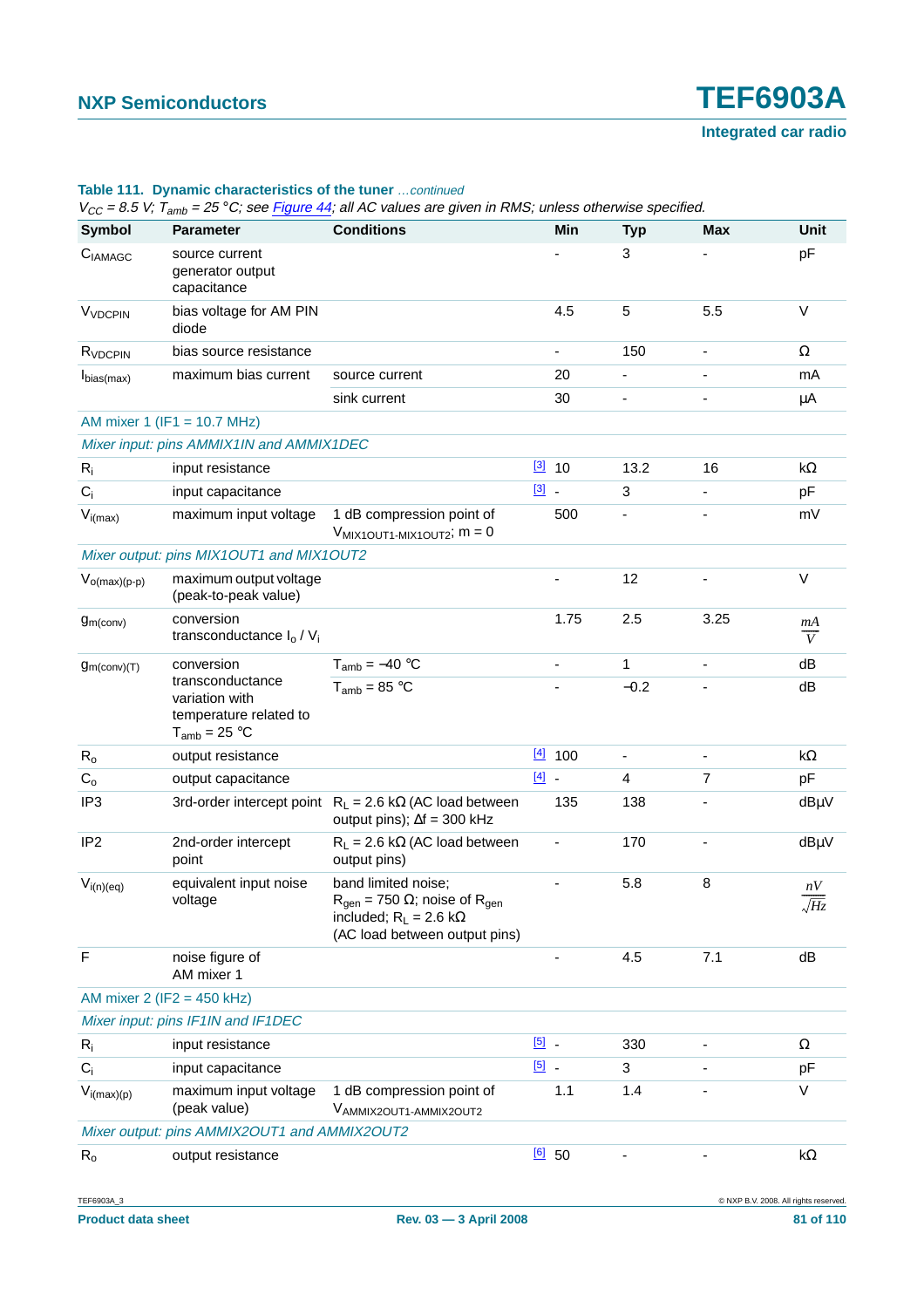**Table 111. Dynamic characteristics of the tuner** *...continued*

*$V_{CC}$ = 8.5 V; $T_{amb}$ = 25 °C; see Figure 44; all AC values are given in RMS; unless otherwise specified.*

| Symbol | Parameter | Conditions | | Min | Typ | Max | Unit |
|---|---|---|---|---|---|---|---|
| $C_{IAMAGC}$ | source current generator output capacitance | | | - | 3 | - | pF |
| $V_{VDCPIN}$ | bias voltage for AM PIN diode | | | 4.5 | 5 | 5.5 | V |
| $R_{VDCPIN}$ | bias source resistance | | | - | 150 | - | Ω |
| $I_{bias(max)}$ | maximum bias current | source current | | 20 | - | - | mA |
| | | sink current | | 30 | - | - | μA |
| AM mixer 1 (IF1 = 10.7 MHz) | | | | | | | |
| *Mixer input: pins AMMIX1IN and AMMIX1DEC* | | | | | | | |
| $R_i$ | input resistance | | [3] | 10 | 13.2 | 16 | kΩ |
| $C_i$ | input capacitance | | [3] | - | 3 | - | pF |
| $V_{i(max)}$ | maximum input voltage | 1 dB compression point of $V_{MIX1OUT1-MIX1OUT2}$; m = 0 | | 500 | - | - | mV |
| *Mixer output: pins MIX1OUT1 and MIX1OUT2* | | | | | | | |
| $V_{o(max)(p-p)}$ | maximum output voltage (peak-to-peak value) | | | - | 12 | - | V |
| $g_{m(conv)}$ | conversion transconductance $I_o$ / $V_i$ | | | 1.75 | 2.5 | 3.25 | $\frac{mA}{V}$ |
| $g_{m(conv)(T)}$ | conversion transconductance variation with temperature related to $T_{amb}$ = 25 °C | $T_{amb}$ = −40 °C | | - | 1 | - | dB |
| | | $T_{amb}$ = 85 °C | | - | −0.2 | - | dB |
| $R_o$ | output resistance | | [4] | 100 | - | - | kΩ |
| $C_o$ | output capacitance | | [4] | - | 4 | 7 | pF |
| IP3 | 3rd-order intercept point | $R_L$ = 2.6 kΩ (AC load between output pins); Δf = 300 kHz | | 135 | 138 | - | dBμV |
| IP2 | 2nd-order intercept point | $R_L$ = 2.6 kΩ (AC load between output pins) | | - | 170 | - | dBμV |
| $V_{i(n)(eq)}$ | equivalent input noise voltage | band limited noise; $R_{gen}$ = 750 Ω; noise of $R_{gen}$ included; $R_L$ = 2.6 kΩ (AC load between output pins) | | - | 5.8 | 8 | $\frac{nV}{\sqrt{Hz}}$ |
| F | noise figure of AM mixer 1 | | | - | 4.5 | 7.1 | dB |
| AM mixer 2 (IF2 = 450 kHz) | | | | | | | |
| *Mixer input: pins IF1IN and IF1DEC* | | | | | | | |
| $R_i$ | input resistance | | [5] | - | 330 | - | Ω |
| $C_i$ | input capacitance | | [5] | - | 3 | - | pF |
| $V_{i(max)(p)}$ | maximum input voltage (peak value) | 1 dB compression point of $V_{AMMIX2OUT1-AMMIX2OUT2}$ | | 1.1 | 1.4 | - | V |
| *Mixer output: pins AMMIX2OUT1 and AMMIX2OUT2* | | | | | | | |
| $R_o$ | output resistance | | [6] | 50 | - | - | kΩ |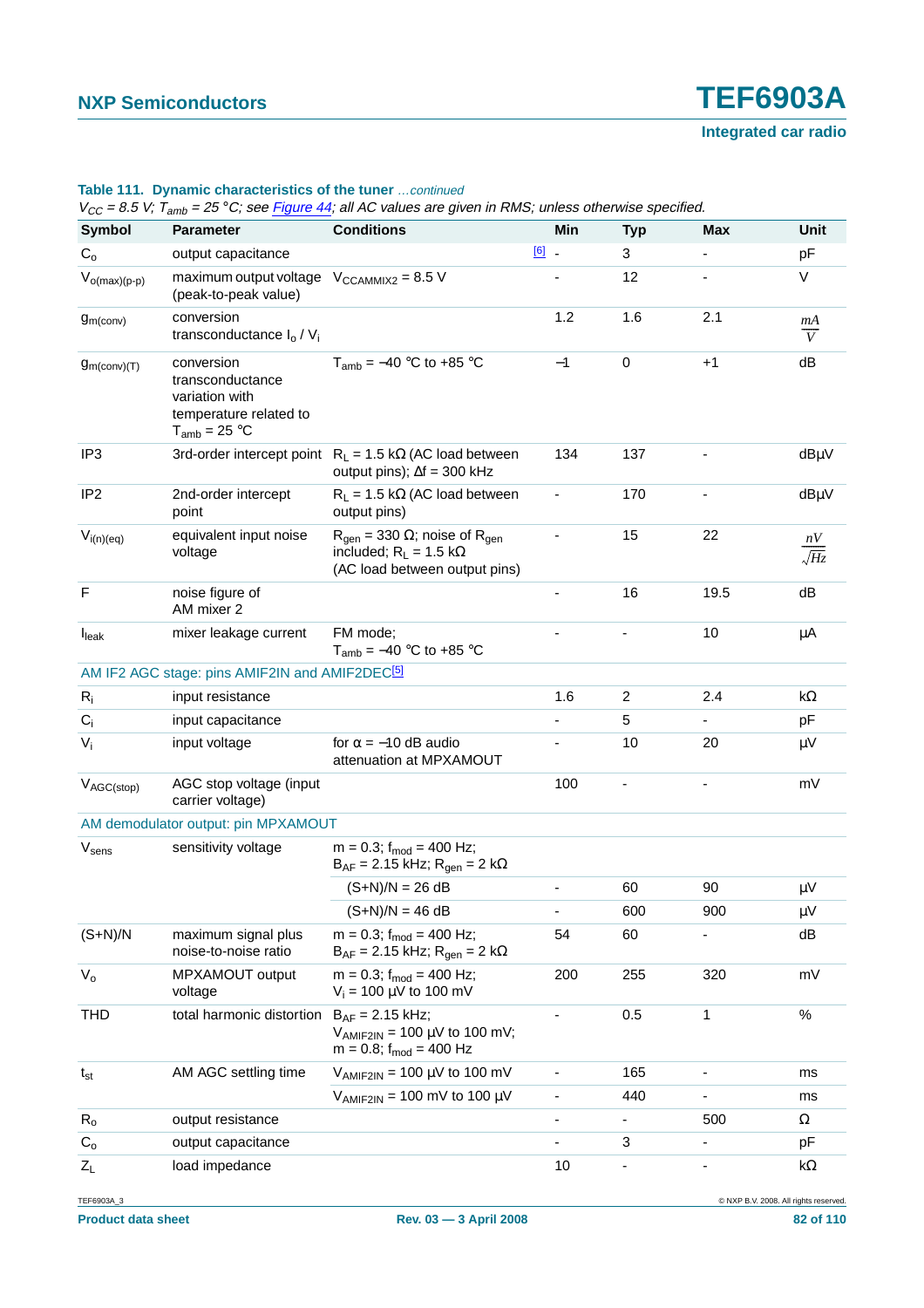**Table 111. Dynamic characteristics of the tuner** *...continued*

*$V_{CC}$ = 8.5 V; $T_{amb}$ = 25 °C; see Figure 44; all AC values are given in RMS; unless otherwise specified.*

| Symbol | Parameter | Conditions | Min | Typ | Max | Unit |
|---|---|---|---|---|---|---|
| $C_o$ | output capacitance | [6] | - | 3 | - | pF |
| $V_{o(max)(p-p)}$ | maximum output voltage (peak-to-peak value) | $V_{CCAMMIX2}$ = 8.5 V | - | 12 | - | V |
| $g_{m(conv)}$ | conversion transconductance $I_o$ / $V_i$ | | 1.2 | 1.6 | 2.1 | $\frac{mA}{V}$ |
| $g_{m(conv)(T)}$ | conversion transconductance variation with temperature related to $T_{amb}$ = 25 °C | $T_{amb}$ = −40 °C to +85 °C | −1 | 0 | +1 | dB |
| IP3 | 3rd-order intercept point | $R_L$ = 1.5 kΩ (AC load between output pins); Δf = 300 kHz | 134 | 137 | - | dBμV |
| IP2 | 2nd-order intercept point | $R_L$ = 1.5 kΩ (AC load between output pins) | - | 170 | - | dBμV |
| $V_{i(n)(eq)}$ | equivalent input noise voltage | $R_{gen}$ = 330 Ω; noise of $R_{gen}$ included; $R_L$ = 1.5 kΩ (AC load between output pins) | - | 15 | 22 | $\frac{nV}{\sqrt{Hz}}$ |
| F | noise figure of AM mixer 2 | | - | 16 | 19.5 | dB |
| $I_{leak}$ | mixer leakage current | FM mode; $T_{amb}$ = −40 °C to +85 °C | - | - | 10 | μA |
| AM IF2 AGC stage: pins AMIF2IN and AMIF2DEC[5] | | | | | | |
| $R_i$ | input resistance | | 1.6 | 2 | 2.4 | kΩ |
| $C_i$ | input capacitance | | - | 5 | - | pF |
| $V_i$ | input voltage | for α = −10 dB audio attenuation at MPXAMOUT | - | 10 | 20 | μV |
| $V_{AGC(stop)}$ | AGC stop voltage (input carrier voltage) | | 100 | - | - | mV |
| AM demodulator output: pin MPXAMOUT | | | | | | |
| $V_{sens}$ | sensitivity voltage | m = 0.3; $f_{mod}$ = 400 Hz; $B_{AF}$ = 2.15 kHz; $R_{gen}$ = 2 kΩ | | | | |
| | | (S+N)/N = 26 dB | - | 60 | 90 | μV |
| | | (S+N)/N = 46 dB | - | 600 | 900 | μV |
| (S+N)/N | maximum signal plus noise-to-noise ratio | m = 0.3; $f_{mod}$ = 400 Hz; $B_{AF}$ = 2.15 kHz; $R_{gen}$ = 2 kΩ | 54 | 60 | - | dB |
| $V_o$ | MPXAMOUT output voltage | m = 0.3; $f_{mod}$ = 400 Hz; $V_i$ = 100 μV to 100 mV | 200 | 255 | 320 | mV |
| THD | total harmonic distortion | $B_{AF}$ = 2.15 kHz; $V_{AMIF2IN}$ = 100 μV to 100 mV; m = 0.8; $f_{mod}$ = 400 Hz | - | 0.5 | 1 | % |
| $t_{st}$ | AM AGC settling time | $V_{AMIF2IN}$ = 100 μV to 100 mV | - | 165 | - | ms |
| | | $V_{AMIF2IN}$ = 100 mV to 100 μV | - | 440 | - | ms |
| $R_o$ | output resistance | | - | - | 500 | Ω |
| $C_o$ | output capacitance | | - | 3 | - | pF |
| $Z_L$ | load impedance | | 10 | - | - | kΩ |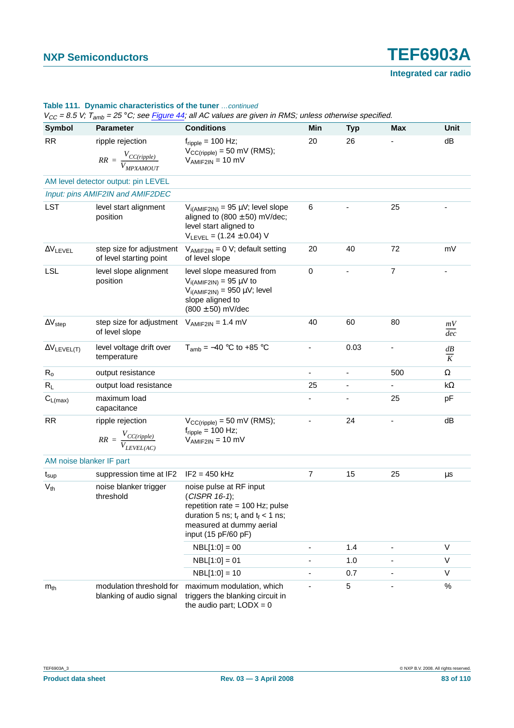**Table 111. Dynamic characteristics of the tuner** *…continued*

*$V_{CC}$ = 8.5 V; $T_{amb}$ = 25 °C; see Figure 44; all AC values are given in RMS; unless otherwise specified.*

| Symbol | Parameter | Conditions | Min | Typ | Max | Unit |
|---|---|---|---|---|---|---|
| RR | ripple rejection $RR = \frac{V_{CC(ripple)}}{V_{MPXAMOUT}}$ | $f_{ripple}$ = 100 Hz; $V_{CC(ripple)}$ = 50 mV (RMS); $V_{AMIF2IN}$ = 10 mV | 20 | 26 | - | dB |
| *AM level detector output: pin LEVEL* | | | | | | |
| *Input: pins AMIF2IN and AMIF2DEC* | | | | | | |
| LST | level start alignment position | $V_{i(AMIF2IN)}$ = 95 μV; level slope aligned to (800 ± 50) mV/dec; level start aligned to $V_{LEVEL}$ = (1.24 ± 0.04) V | 6 | - | 25 | - |
| $\Delta V_{LEVEL}$ | step size for adjustment of level starting point | $V_{AMIF2IN}$ = 0 V; default setting of level slope | 20 | 40 | 72 | mV |
| LSL | level slope alignment position | level slope measured from $V_{i(AMIF2IN)}$ = 95 μV to $V_{i(AMIF2IN)}$ = 950 μV; level slope aligned to (800 ± 50) mV/dec | 0 | - | 7 | - |
| $\Delta V_{step}$ | step size for adjustment of level slope | $V_{AMIF2IN}$ = 1.4 mV | 40 | 60 | 80 | $\frac{mV}{dec}$ |
| $\Delta V_{LEVEL(T)}$ | level voltage drift over temperature | $T_{amb}$ = −40 °C to +85 °C | - | 0.03 | - | $\frac{dB}{K}$ |
| $R_o$ | output resistance | | - | - | 500 | Ω |
| $R_L$ | output load resistance | | 25 | - | - | kΩ |
| $C_{L(max)}$ | maximum load capacitance | | - | - | 25 | pF |
| RR | ripple rejection $RR = \frac{V_{CC(ripple)}}{V_{LEVEL(AC)}}$ | $V_{CC(ripple)}$ = 50 mV (RMS); $f_{ripple}$ = 100 Hz; $V_{AMIF2IN}$ = 10 mV | - | 24 | - | dB |
| *AM noise blanker IF part* | | | | | | |
| $t_{sup}$ | suppression time at IF2 | IF2 = 450 kHz | 7 | 15 | 25 | μs |
| $V_{th}$ | noise blanker trigger threshold | noise pulse at RF input (*CISPR 16-1*); repetition rate = 100 Hz; pulse duration 5 ns; $t_r$ and $t_f$ < 1 ns; measured at dummy aerial input (15 pF/60 pF) | | | | |
| | | NBL[1:0] = 00 | - | 1.4 | - | V |
| | | NBL[1:0] = 01 | - | 1.0 | - | V |
| | | NBL[1:0] = 10 | - | 0.7 | - | V |
| $m_{th}$ | modulation threshold for blanking of audio signal | maximum modulation, which triggers the blanking circuit in the audio part; LODX = 0 | - | 5 | - | % |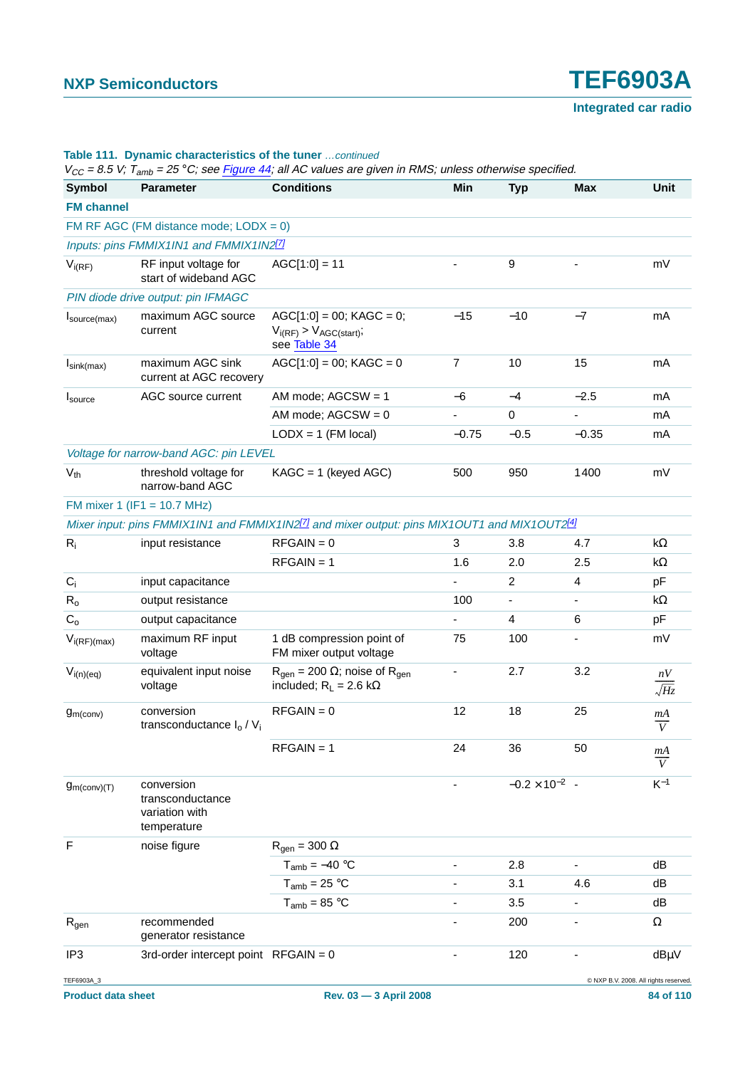**Table 111. Dynamic characteristics of the tuner** *…continued*

*$V_{CC}$ = 8.5 V; $T_{amb}$ = 25 °C; see Figure 44; all AC values are given in RMS; unless otherwise specified.*

| Symbol | Parameter | Conditions | Min | Typ | Max | Unit |
|---|---|---|---|---|---|---|
| **FM channel** | | | | | | |
| FM RF AGC (FM distance mode; LODX = 0) | | | | | | |
| *Inputs: pins FMMIX1IN1 and FMMIX1IN2*[7] | | | | | | |
| $V_{i(RF)}$ | RF input voltage for start of wideband AGC | AGC[1:0] = 11 | - | 9 | - | mV |
| *PIN diode drive output: pin IFMAGC* | | | | | | |
| $I_{source(max)}$ | maximum AGC source current | AGC[1:0] = 00; KAGC = 0; $V_{i(RF)} > V_{AGC(start)}$; see Table 34 | −15 | −10 | −7 | mA |
| $I_{sink(max)}$ | maximum AGC sink current at AGC recovery | AGC[1:0] = 00; KAGC = 0 | 7 | 10 | 15 | mA |
| $I_{source}$ | AGC source current | AM mode; AGCSW = 1 | −6 | −4 | −2.5 | mA |
| | | AM mode; AGCSW = 0 | - | 0 | - | mA |
| | | LODX = 1 (FM local) | −0.75 | −0.5 | −0.35 | mA |
| *Voltage for narrow-band AGC: pin LEVEL* | | | | | | |
| $V_{th}$ | threshold voltage for narrow-band AGC | KAGC = 1 (keyed AGC) | 500 | 950 | 1400 | mV |
| FM mixer 1 (IF1 = 10.7 MHz) | | | | | | |
| *Mixer input: pins FMMIX1IN1 and FMMIX1IN2*[7] *and mixer output: pins MIX1OUT1 and MIX1OUT2*[4] | | | | | | |
| $R_i$ | input resistance | RFGAIN = 0 | 3 | 3.8 | 4.7 | kΩ |
| | | RFGAIN = 1 | 1.6 | 2.0 | 2.5 | kΩ |
| $C_i$ | input capacitance | | - | 2 | 4 | pF |
| $R_o$ | output resistance | | 100 | - | - | kΩ |
| $C_o$ | output capacitance | | - | 4 | 6 | pF |
| $V_{i(RF)(max)}$ | maximum RF input voltage | 1 dB compression point of FM mixer output voltage | 75 | 100 | - | mV |
| $V_{i(n)(eq)}$ | equivalent input noise voltage | $R_{gen}$ = 200 Ω; noise of $R_{gen}$ included; $R_L$ = 2.6 kΩ | - | 2.7 | 3.2 | $\frac{nV}{\sqrt{Hz}}$ |
| $g_{m(conv)}$ | conversion transconductance $I_o$ / $V_i$ | RFGAIN = 0 | 12 | 18 | 25 | $\frac{mA}{V}$ |
| | | RFGAIN = 1 | 24 | 36 | 50 | $\frac{mA}{V}$ |
| $g_{m(conv)(T)}$ | conversion transconductance variation with temperature | | - | $-0.2 \times 10^{-2}$ | - | $K^{-1}$ |
| F | noise figure | $R_{gen}$ = 300 Ω | | | | |
| | | $T_{amb}$ = −40 °C | - | 2.8 | - | dB |
| | | $T_{amb}$ = 25 °C | - | 3.1 | 4.6 | dB |
| | | $T_{amb}$ = 85 °C | - | 3.5 | - | dB |
| $R_{gen}$ | recommended generator resistance | | - | 200 | - | Ω |
| IP3 | 3rd-order intercept point | RFGAIN = 0 | - | 120 | - | dBμV |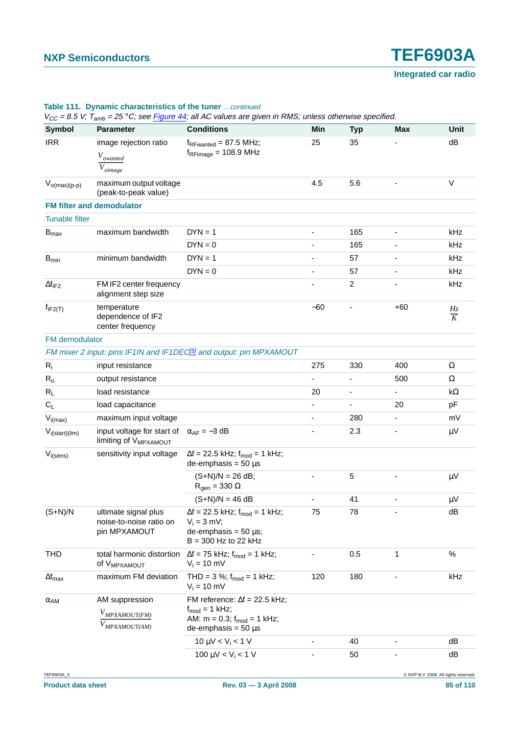**Table 111. Dynamic characteristics of the tuner** *…continued*

*$V_{CC}$ = 8.5 V; $T_{amb}$ = 25 °C; see Figure 44; all AC values are given in RMS; unless otherwise specified.*

| Symbol | Parameter | Conditions | Min | Typ | Max | Unit |
|---|---|---|---|---|---|---|
| IRR | image rejection ratio $\frac{V_{owanted}}{V_{oimage}}$ | $f_{RFwanted}$ = 87.5 MHz; $f_{RFimage}$ = 108.9 MHz | 25 | 35 | - | dB |
| $V_{o(max)(p-p)}$ | maximum output voltage (peak-to-peak value) | | 4.5 | 5.6 | - | V |
| **FM filter and demodulator** | | | | | | |
| Tunable filter | | | | | | |
| $B_{max}$ | maximum bandwidth | DYN = 1 | - | 165 | - | kHz |
| | | DYN = 0 | - | 165 | - | kHz |
| $B_{min}$ | minimum bandwidth | DYN = 1 | - | 57 | - | kHz |
| | | DYN = 0 | - | 57 | - | kHz |
| $\Delta f_{IF2}$ | FM IF2 center frequency alignment step size | | - | 2 | - | kHz |
| $f_{IF2(T)}$ | temperature dependence of IF2 center frequency | | −60 | - | +60 | $\frac{Hz}{K}$ |
| FM demodulator | | | | | | |
| *FM mixer 2 input: pins IF1IN and IF1DEC[5] and output: pin MPXAMOUT* | | | | | | |
| $R_i$ | input resistance | | 275 | 330 | 400 | Ω |
| $R_o$ | output resistance | | - | - | 500 | Ω |
| $R_L$ | load resistance | | 20 | - | - | kΩ |
| $C_L$ | load capacitance | | - | - | 20 | pF |
| $V_{i(max)}$ | maximum input voltage | | - | 280 | - | mV |
| $V_{i(start)(lim)}$ | input voltage for start of limiting of $V_{MPXAMOUT}$ | $\alpha_{AF}$ = −3 dB | - | 2.3 | - | µV |
| $V_{i(sens)}$ | sensitivity input voltage | $\Delta f$ = 22.5 kHz; $f_{mod}$ = 1 kHz; de-emphasis = 50 µs | | | | |
| | | (S+N)/N = 26 dB; $R_{gen}$ = 330 Ω | - | 5 | - | µV |
| | | (S+N)/N = 46 dB | - | 41 | - | µV |
| (S+N)/N | ultimate signal plus noise-to-noise ratio on pin MPXAMOUT | $\Delta f$ = 22.5 kHz; $f_{mod}$ = 1 kHz; $V_i$ = 3 mV; de-emphasis = 50 µs; B = 300 Hz to 22 kHz | 75 | 78 | - | dB |
| THD | total harmonic distortion of $V_{MPXAMOUT}$ | $\Delta f$ = 75 kHz; $f_{mod}$ = 1 kHz; $V_i$ = 10 mV | - | 0.5 | 1 | % |
| $\Delta f_{max}$ | maximum FM deviation | THD = 3 %; $f_{mod}$ = 1 kHz; $V_i$ = 10 mV | 120 | 180 | - | kHz |
| $\alpha_{AM}$ | AM suppression $\frac{V_{MPXAMOUT(FM)}}{V_{MPXAMOUT(AM)}}$ | FM reference: $\Delta f$ = 22.5 kHz; $f_{mod}$ = 1 kHz; AM: m = 0.3; $f_{mod}$ = 1 kHz; de-emphasis = 50 µs | | | | |
| | | 10 µV < $V_i$ < 1 V | - | 40 | - | dB |
| | | 100 µV < $V_i$ < 1 V | - | 50 | - | dB |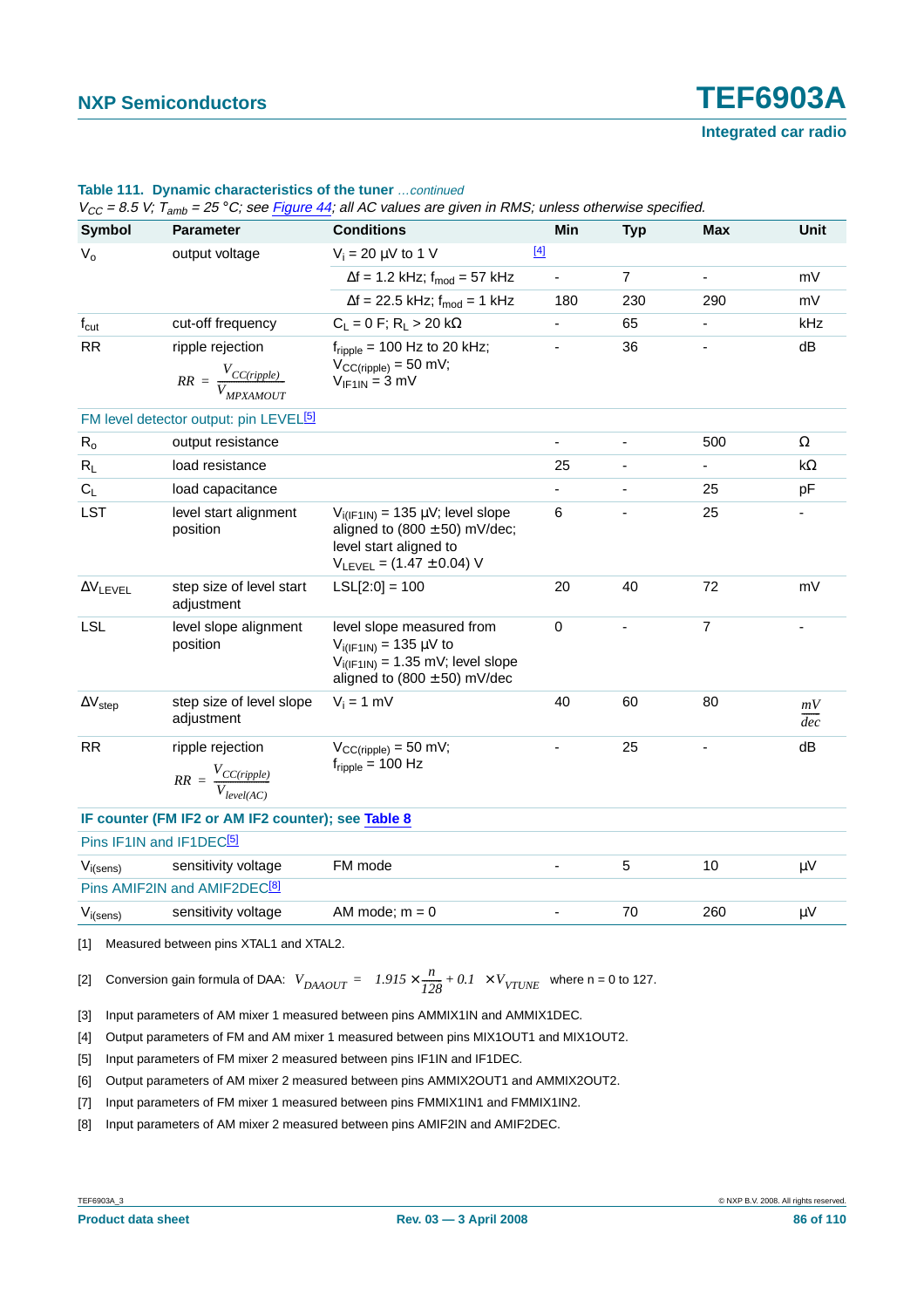**Table 111. Dynamic characteristics of the tuner** *…continued*

*$V_{CC}$ = 8.5 V; $T_{amb}$ = 25 °C; see Figure 44; all AC values are given in RMS; unless otherwise specified.*

| Symbol | Parameter | Conditions | | Min | Typ | Max | Unit |
|---|---|---|---|---|---|---|---|
| $V_o$ | output voltage | $V_i$ = 20 µV to 1 V | [4] | | | | |
| | | Δf = 1.2 kHz; $f_{mod}$ = 57 kHz | | - | 7 | - | mV |
| | | Δf = 22.5 kHz; $f_{mod}$ = 1 kHz | | 180 | 230 | 290 | mV |
| $f_{cut}$ | cut-off frequency | $C_L$ = 0 F; $R_L$ > 20 kΩ | | - | 65 | - | kHz |
| RR | ripple rejection $RR = \frac{V_{CC(ripple)}}{V_{MPXAMOUT}}$ | $f_{ripple}$ = 100 Hz to 20 kHz; $V_{CC(ripple)}$ = 50 mV; $V_{IF1IN}$ = 3 mV | | - | 36 | - | dB |
| FM level detector output: pin LEVEL[5] | | | | | | | |
| $R_o$ | output resistance | | | - | - | 500 | Ω |
| $R_L$ | load resistance | | | 25 | - | - | kΩ |
| $C_L$ | load capacitance | | | - | - | 25 | pF |
| LST | level start alignment position | $V_{i(IF1IN)}$ = 135 µV; level slope aligned to (800 ± 50) mV/dec; level start aligned to $V_{LEVEL}$ = (1.47 ± 0.04) V | | 6 | - | 25 | - |
| $\Delta V_{LEVEL}$ | step size of level start adjustment | LSL[2:0] = 100 | | 20 | 40 | 72 | mV |
| LSL | level slope alignment position | level slope measured from $V_{i(IF1IN)}$ = 135 µV to $V_{i(IF1IN)}$ = 1.35 mV; level slope aligned to (800 ± 50) mV/dec | | 0 | - | 7 | - |
| $\Delta V_{step}$ | step size of level slope adjustment | $V_i$ = 1 mV | | 40 | 60 | 80 | $\frac{mV}{dec}$ |
| RR | ripple rejection $RR = \frac{V_{CC(ripple)}}{V_{level(AC)}}$ | $V_{CC(ripple)}$ = 50 mV; $f_{ripple}$ = 100 Hz | | - | 25 | - | dB |
| **IF counter (FM IF2 or AM IF2 counter); see Table 8** | | | | | | | |
| Pins IF1IN and IF1DEC[5] | | | | | | | |
| $V_{i(sens)}$ | sensitivity voltage | FM mode | | - | 5 | 10 | µV |
| Pins AMIF2IN and AMIF2DEC[8] | | | | | | | |
| $V_{i(sens)}$ | sensitivity voltage | AM mode; m = 0 | | - | 70 | 260 | µV |

[1] Measured between pins XTAL1 and XTAL2.

[2] Conversion gain formula of DAA: $V_{DAAOUT} = \left(1.915 \times \frac{n}{128} + 0.1\right) \times V_{VTUNE}$ where n = 0 to 127.

[3] Input parameters of AM mixer 1 measured between pins AMMIX1IN and AMMIX1DEC.

[4] Output parameters of FM and AM mixer 1 measured between pins MIX1OUT1 and MIX1OUT2.

[5] Input parameters of FM mixer 2 measured between pins IF1IN and IF1DEC.

[6] Output parameters of AM mixer 2 measured between pins AMMIX2OUT1 and AMMIX2OUT2.

[7] Input parameters of FM mixer 1 measured between pins FMMIX1IN1 and FMMIX1IN2.

[8] Input parameters of AM mixer 2 measured between pins AMIF2IN and AMIF2DEC.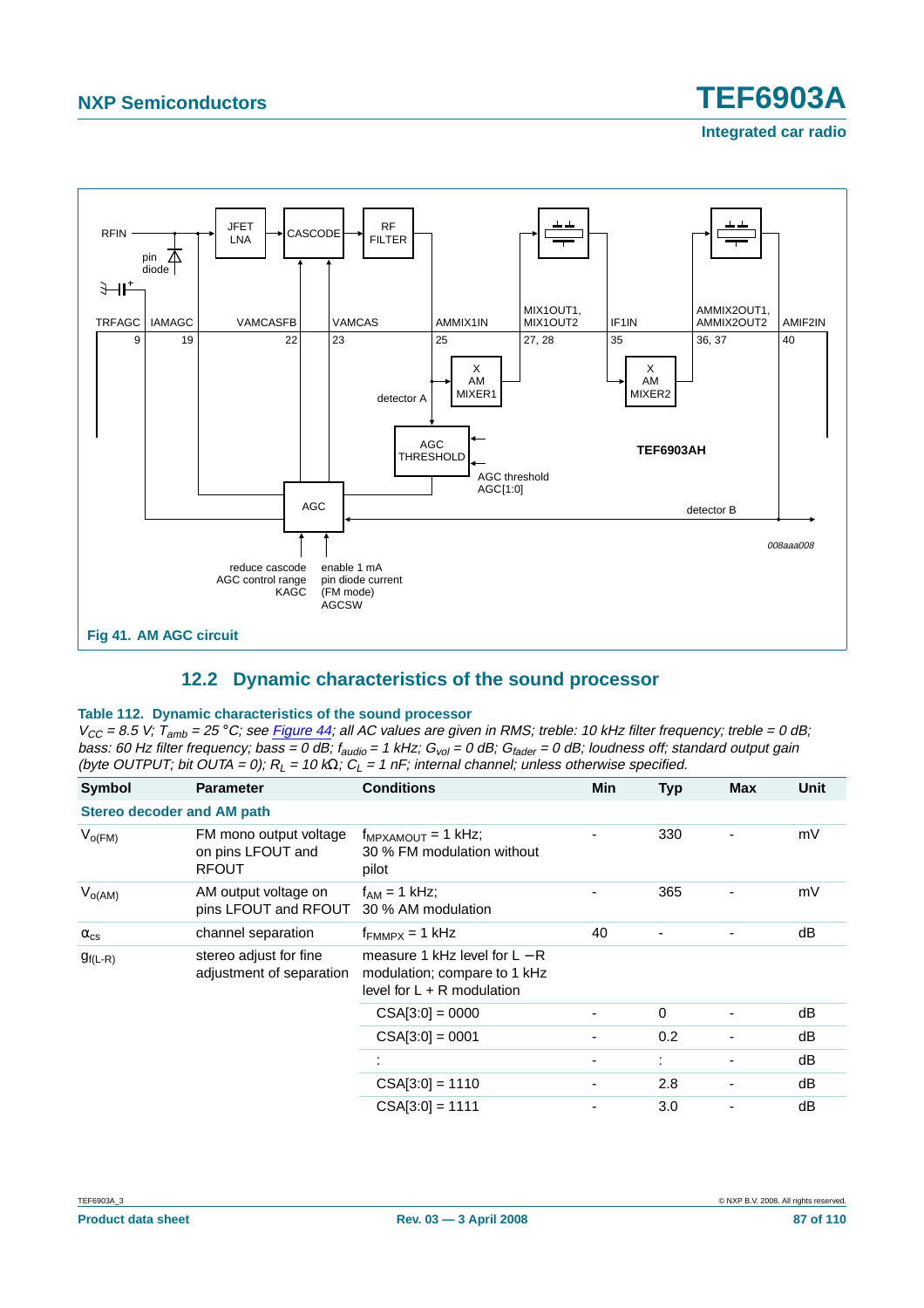Fig 41. AM AGC circuit

## 12.2 Dynamic characteristics of the sound processor

**Table 112. Dynamic characteristics of the sound processor**

*$V_{CC}$ = 8.5 V; $T_{amb}$ = 25 °C; see Figure 44; all AC values are given in RMS; treble: 10 kHz filter frequency; treble = 0 dB; bass: 60 Hz filter frequency; bass = 0 dB; $f_{audio}$ = 1 kHz; $G_{vol}$ = 0 dB; $G_{fader}$ = 0 dB; loudness off; standard output gain (byte OUTPUT; bit OUTA = 0); $R_L$ = 10 kΩ; $C_L$ = 1 nF; internal channel; unless otherwise specified.*

| Symbol | Parameter | Conditions | Min | Typ | Max | Unit |
|---|---|---|---|---|---|---|
| **Stereo decoder and AM path** | | | | | | |
| $V_{o(FM)}$ | FM mono output voltage on pins LFOUT and RFOUT | $f_{MPXAMOUT}$ = 1 kHz; 30 % FM modulation without pilot | - | 330 | - | mV |
| $V_{o(AM)}$ | AM output voltage on pins LFOUT and RFOUT | $f_{AM}$ = 1 kHz; 30 % AM modulation | - | 365 | - | mV |
| $\alpha_{cs}$ | channel separation | $f_{FMMPX}$ = 1 kHz | 40 | - | - | dB |
| $g_{f(L-R)}$ | stereo adjust for fine adjustment of separation | measure 1 kHz level for L − R modulation; compare to 1 kHz level for L + R modulation | | | | |
| | | CSA[3:0] = 0000 | - | 0 | - | dB |
| | | CSA[3:0] = 0001 | - | 0.2 | - | dB |
| | | : | - | : | - | dB |
| | | CSA[3:0] = 1110 | - | 2.8 | - | dB |
| | | CSA[3:0] = 1111 | - | 3.0 | - | dB |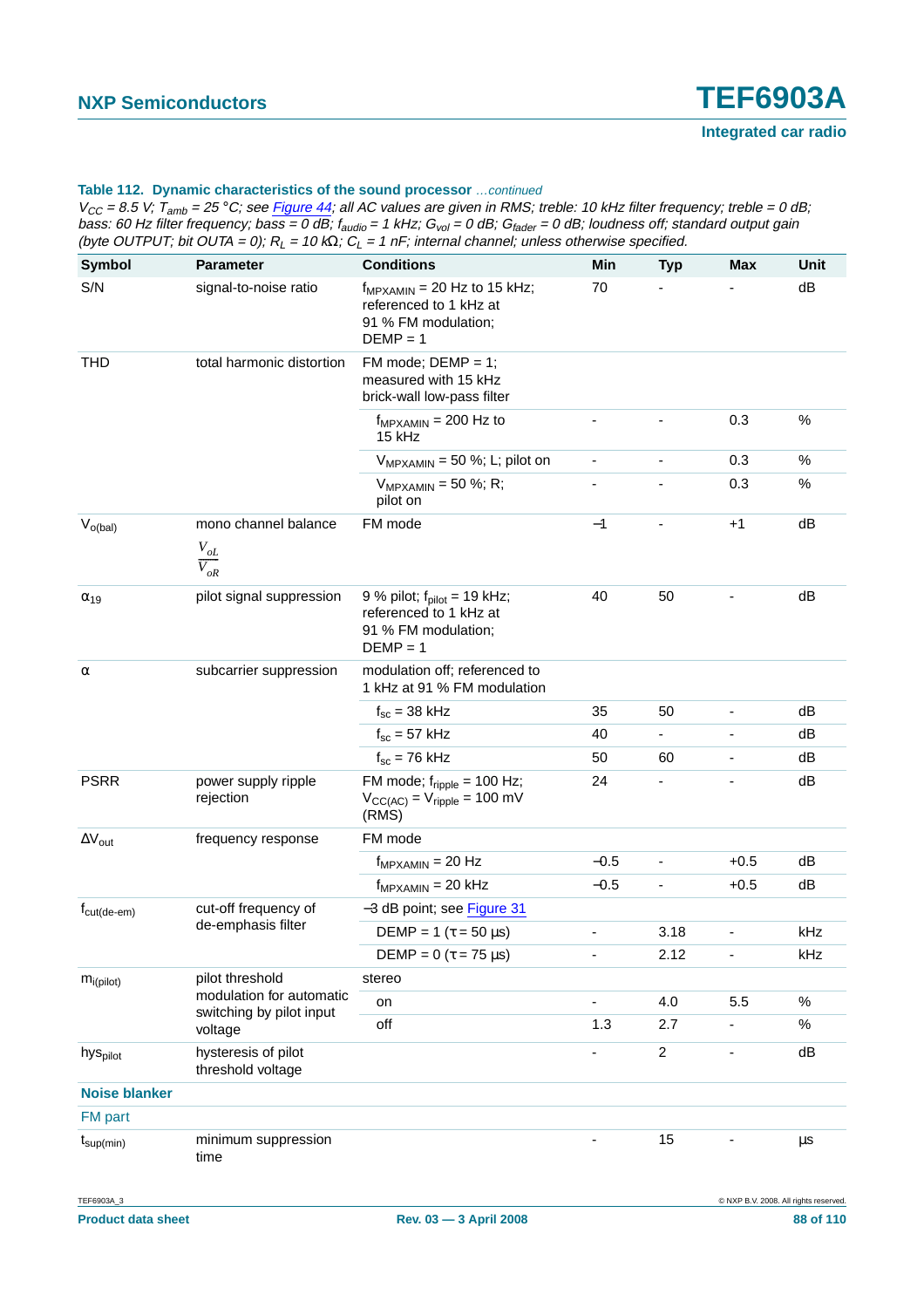**Table 112. Dynamic characteristics of the sound processor** *…continued*

*$V_{CC}$ = 8.5 V; $T_{amb}$ = 25 °C; see Figure 44; all AC values are given in RMS; treble: 10 kHz filter frequency; treble = 0 dB; bass: 60 Hz filter frequency; bass = 0 dB; $f_{audio}$ = 1 kHz; $G_{vol}$ = 0 dB; $G_{fader}$ = 0 dB; loudness off; standard output gain (byte OUTPUT; bit OUTA = 0); $R_L$ = 10 kΩ; $C_L$ = 1 nF; internal channel; unless otherwise specified.*

| Symbol | Parameter | Conditions | Min | Typ | Max | Unit |
|---|---|---|---|---|---|---|
| S/N | signal-to-noise ratio | $f_{MPXAMIN}$ = 20 Hz to 15 kHz; referenced to 1 kHz at 91 % FM modulation; DEMP = 1 | 70 | - | - | dB |
| THD | total harmonic distortion | FM mode; DEMP = 1; measured with 15 kHz brick-wall low-pass filter | | | | |
| | | $f_{MPXAMIN}$ = 200 Hz to 15 kHz | - | - | 0.3 | % |
| | | $V_{MPXAMIN}$ = 50 %; L; pilot on | - | - | 0.3 | % |
| | | $V_{MPXAMIN}$ = 50 %; R; pilot on | - | - | 0.3 | % |
| $V_{o(bal)}$ | mono channel balance $\frac{V_{oL}}{V_{oR}}$ | FM mode | −1 | - | +1 | dB |
| $\alpha_{19}$ | pilot signal suppression | 9 % pilot; $f_{pilot}$ = 19 kHz; referenced to 1 kHz at 91 % FM modulation; DEMP = 1 | 40 | 50 | - | dB |
| α | subcarrier suppression | modulation off; referenced to 1 kHz at 91 % FM modulation | | | | |
| | | $f_{sc}$ = 38 kHz | 35 | 50 | - | dB |
| | | $f_{sc}$ = 57 kHz | 40 | - | - | dB |
| | | $f_{sc}$ = 76 kHz | 50 | 60 | - | dB |
| PSRR | power supply ripple rejection | FM mode; $f_{ripple}$ = 100 Hz; $V_{CC(AC)}$ = $V_{ripple}$ = 100 mV (RMS) | 24 | - | - | dB |
| $\Delta V_{out}$ | frequency response | FM mode | | | | |
| | | $f_{MPXAMIN}$ = 20 Hz | −0.5 | - | +0.5 | dB |
| | | $f_{MPXAMIN}$ = 20 kHz | −0.5 | - | +0.5 | dB |
| $f_{cut(de\text{-}em)}$ | cut-off frequency of de-emphasis filter | −3 dB point; see Figure 31 | | | | |
| | | DEMP = 1 (τ = 50 µs) | - | 3.18 | - | kHz |
| | | DEMP = 0 (τ = 75 µs) | - | 2.12 | - | kHz |
| $m_{i(pilot)}$ | pilot threshold modulation for automatic switching by pilot input voltage | stereo | | | | |
| | | on | - | 4.0 | 5.5 | % |
| | | off | 1.3 | 2.7 | - | % |
| $hys_{pilot}$ | hysteresis of pilot threshold voltage | | - | 2 | - | dB |
| **Noise blanker** | | | | | | |
| FM part | | | | | | |
| $t_{sup(min)}$ | minimum suppression time | | - | 15 | - | µs |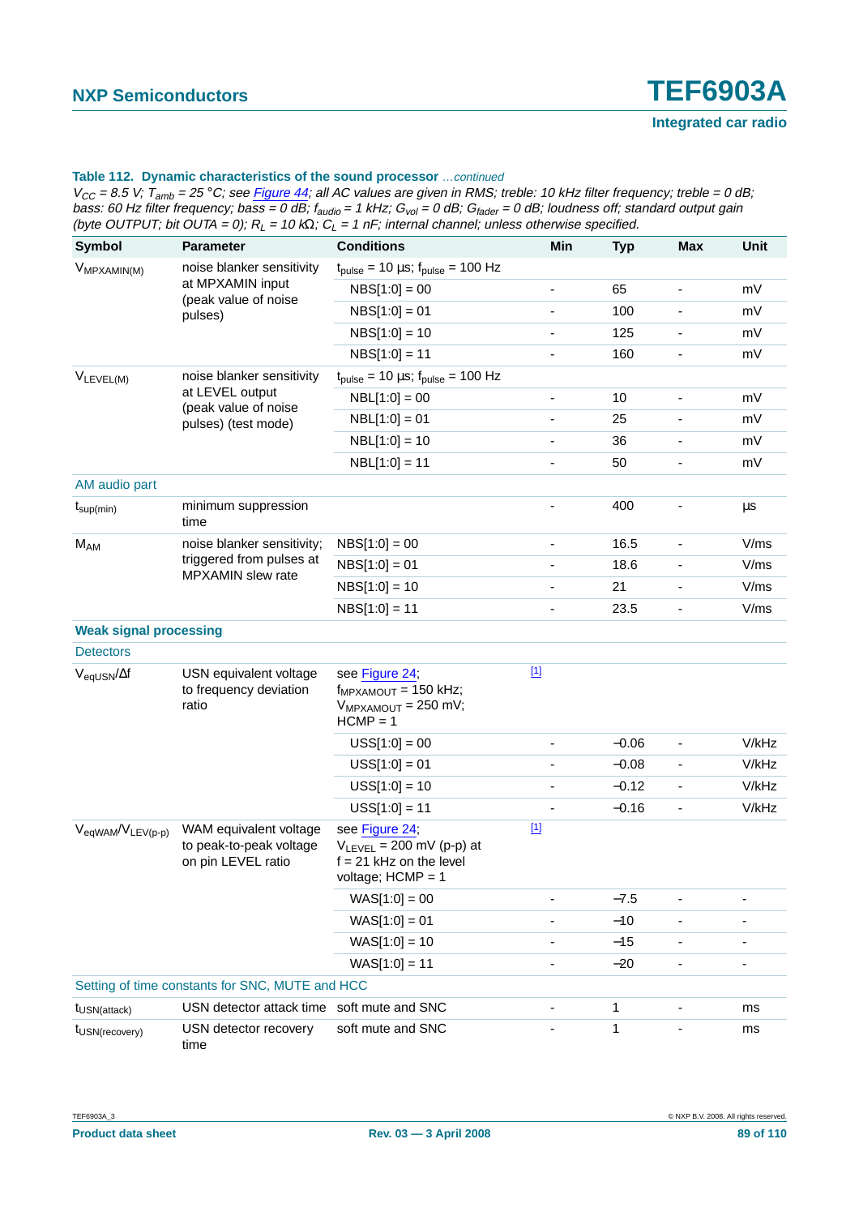**Table 112. Dynamic characteristics of the sound processor** *…continued*

*$V_{CC}$ = 8.5 V; $T_{amb}$ = 25 °C; see Figure 44; all AC values are given in RMS; treble: 10 kHz filter frequency; treble = 0 dB; bass: 60 Hz filter frequency; bass = 0 dB; $f_{audio}$ = 1 kHz; $G_{vol}$ = 0 dB; $G_{fader}$ = 0 dB; loudness off; standard output gain (byte OUTPUT; bit OUTA = 0); $R_L$ = 10 kΩ; $C_L$ = 1 nF; internal channel; unless otherwise specified.*

| Symbol | Parameter | Conditions | | Min | Typ | Max | Unit |
|---|---|---|---|---|---|---|---|
| $V_{MPXAMIN(M)}$ | noise blanker sensitivity at MPXAMIN input (peak value of noise pulses) | $t_{pulse}$ = 10 µs; $f_{pulse}$ = 100 Hz | | | | | |
| | | NBS[1:0] = 00 | | - | 65 | - | mV |
| | | NBS[1:0] = 01 | | - | 100 | - | mV |
| | | NBS[1:0] = 10 | | - | 125 | - | mV |
| | | NBS[1:0] = 11 | | - | 160 | - | mV |
| $V_{LEVEL(M)}$ | noise blanker sensitivity at LEVEL output (peak value of noise pulses) (test mode) | $t_{pulse}$ = 10 µs; $f_{pulse}$ = 100 Hz | | | | | |
| | | NBL[1:0] = 00 | | - | 10 | - | mV |
| | | NBL[1:0] = 01 | | - | 25 | - | mV |
| | | NBL[1:0] = 10 | | - | 36 | - | mV |
| | | NBL[1:0] = 11 | | - | 50 | - | mV |
| AM audio part | | | | | | | |
| $t_{sup(min)}$ | minimum suppression time | | | - | 400 | - | µs |
| $M_{AM}$ | noise blanker sensitivity; triggered from pulses at MPXAMIN slew rate | NBS[1:0] = 00 | | - | 16.5 | - | V/ms |
| | | NBS[1:0] = 01 | | - | 18.6 | - | V/ms |
| | | NBS[1:0] = 10 | | - | 21 | - | V/ms |
| | | NBS[1:0] = 11 | | - | 23.5 | - | V/ms |
| **Weak signal processing** | | | | | | | |
| Detectors | | | | | | | |
| $V_{eqUSN}/\Delta f$ | USN equivalent voltage to frequency deviation ratio | see Figure 24; $f_{MPXAMOUT}$ = 150 kHz; $V_{MPXAMOUT}$ = 250 mV; HCMP = 1 | [1] | | | | |
| | | USS[1:0] = 00 | | - | −0.06 | - | V/kHz |
| | | USS[1:0] = 01 | | - | −0.08 | - | V/kHz |
| | | USS[1:0] = 10 | | - | −0.12 | - | V/kHz |
| | | USS[1:0] = 11 | | - | −0.16 | - | V/kHz |
| $V_{eqWAM}/V_{LEV(p-p)}$ | WAM equivalent voltage to peak-to-peak voltage on pin LEVEL ratio | see Figure 24; $V_{LEVEL}$ = 200 mV (p-p) at f = 21 kHz on the level voltage; HCMP = 1 | [1] | | | | |
| | | WAS[1:0] = 00 | | - | −7.5 | - | - |
| | | WAS[1:0] = 01 | | - | −10 | - | - |
| | | WAS[1:0] = 10 | | - | −15 | - | - |
| | | WAS[1:0] = 11 | | - | −20 | - | - |
| Setting of time constants for SNC, MUTE and HCC | | | | | | | |
| $t_{USN(attack)}$ | USN detector attack time | soft mute and SNC | | - | 1 | - | ms |
| $t_{USN(recovery)}$ | USN detector recovery time | soft mute and SNC | | - | 1 | - | ms |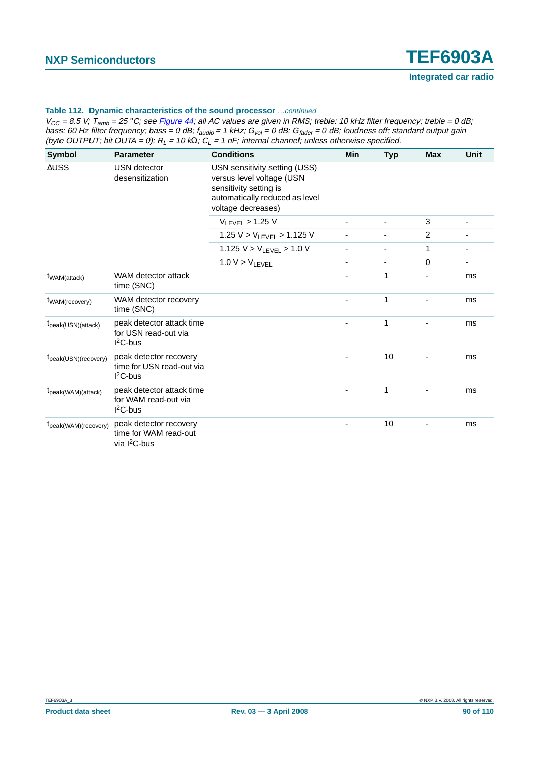**Table 112. Dynamic characteristics of the sound processor** *...continued*

*$V_{CC}$ = 8.5 V; $T_{amb}$ = 25 °C; see Figure 44; all AC values are given in RMS; treble: 10 kHz filter frequency; treble = 0 dB; bass: 60 Hz filter frequency; bass = 0 dB; $f_{audio}$ = 1 kHz; $G_{vol}$ = 0 dB; $G_{fader}$ = 0 dB; loudness off; standard output gain (byte OUTPUT; bit OUTA = 0); $R_L$ = 10 kΩ; $C_L$ = 1 nF; internal channel; unless otherwise specified.*

| Symbol | Parameter | Conditions | Min | Typ | Max | Unit |
|---|---|---|---|---|---|---|
| ΔUSS | USN detector desensitization | USN sensitivity setting (USS) versus level voltage (USN sensitivity setting is automatically reduced as level voltage decreases) | | | | |
| | | $V_{LEVEL}$ > 1.25 V | - | - | 3 | - |
| | | 1.25 V > $V_{LEVEL}$ > 1.125 V | - | - | 2 | - |
| | | 1.125 V > $V_{LEVEL}$ > 1.0 V | - | - | 1 | - |
| | | 1.0 V > $V_{LEVEL}$ | - | - | 0 | - |
| $t_{WAM(attack)}$ | WAM detector attack time (SNC) | | - | 1 | - | ms |
| $t_{WAM(recovery)}$ | WAM detector recovery time (SNC) | | - | 1 | - | ms |
| $t_{peak(USN)(attack)}$ | peak detector attack time for USN read-out via $I^2C$-bus | | - | 1 | - | ms |
| $t_{peak(USN)(recovery)}$ | peak detector recovery time for USN read-out via $I^2C$-bus | | - | 10 | - | ms |
| $t_{peak(WAM)(attack)}$ | peak detector attack time for WAM read-out via $I^2C$-bus | | - | 1 | - | ms |
| $t_{peak(WAM)(recovery)}$ | peak detector recovery time for WAM read-out via $I^2C$-bus | | - | 10 | - | ms |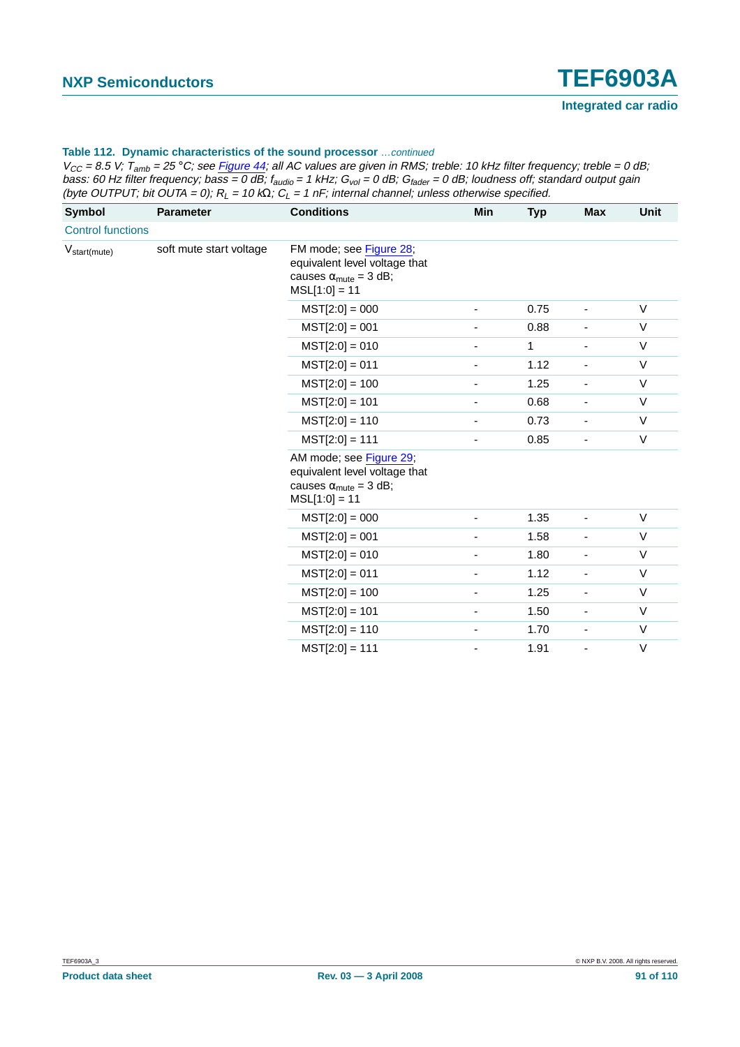**Table 112. Dynamic characteristics of the sound processor** *…continued*

*$V_{CC}$ = 8.5 V; $T_{amb}$ = 25 °C; see Figure 44; all AC values are given in RMS; treble: 10 kHz filter frequency; treble = 0 dB; bass: 60 Hz filter frequency; bass = 0 dB; $f_{audio}$ = 1 kHz; $G_{vol}$ = 0 dB; $G_{fader}$ = 0 dB; loudness off; standard output gain (byte OUTPUT; bit OUTA = 0); $R_L$ = 10 kΩ; $C_L$ = 1 nF; internal channel; unless otherwise specified.*

| Symbol | Parameter | Conditions | Min | Typ | Max | Unit |
|---|---|---|---|---|---|---|
| Control functions | | | | | | |
| $V_{start(mute)}$ | soft mute start voltage | FM mode; see Figure 28; equivalent level voltage that causes $\alpha_{mute}$ = 3 dB; MSL[1:0] = 11 | | | | |
| | | MST[2:0] = 000 | - | 0.75 | - | V |
| | | MST[2:0] = 001 | - | 0.88 | - | V |
| | | MST[2:0] = 010 | - | 1 | - | V |
| | | MST[2:0] = 011 | - | 1.12 | - | V |
| | | MST[2:0] = 100 | - | 1.25 | - | V |
| | | MST[2:0] = 101 | - | 0.68 | - | V |
| | | MST[2:0] = 110 | - | 0.73 | - | V |
| | | MST[2:0] = 111 | - | 0.85 | - | V |
| | | AM mode; see Figure 29; equivalent level voltage that causes $\alpha_{mute}$ = 3 dB; MSL[1:0] = 11 | | | | |
| | | MST[2:0] = 000 | - | 1.35 | - | V |
| | | MST[2:0] = 001 | - | 1.58 | - | V |
| | | MST[2:0] = 010 | - | 1.80 | - | V |
| | | MST[2:0] = 011 | - | 1.12 | - | V |
| | | MST[2:0] = 100 | - | 1.25 | - | V |
| | | MST[2:0] = 101 | - | 1.50 | - | V |
| | | MST[2:0] = 110 | - | 1.70 | - | V |
| | | MST[2:0] = 111 | - | 1.91 | - | V |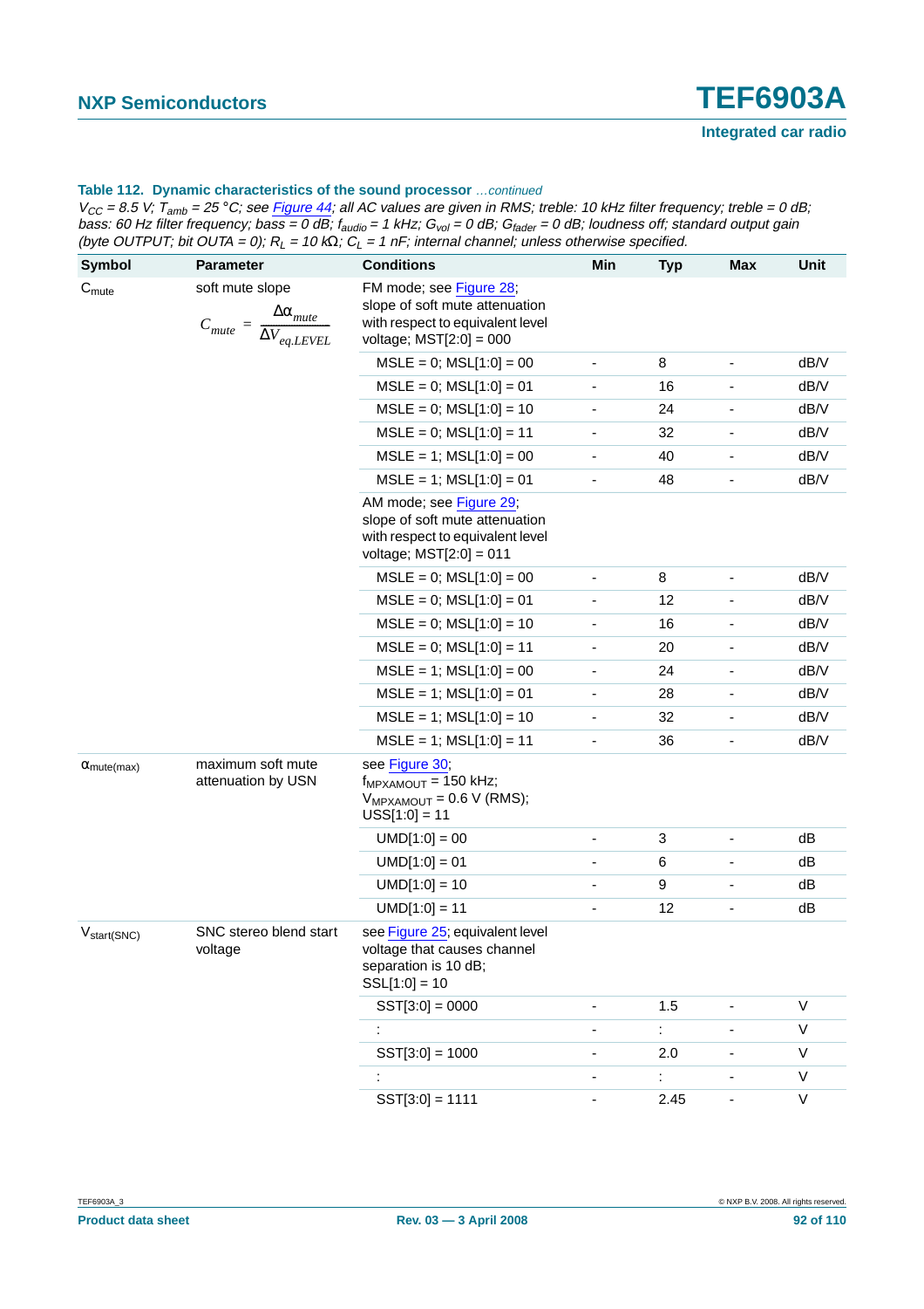**Table 112. Dynamic characteristics of the sound processor** *...continued*

*$V_{CC}$ = 8.5 V; $T_{amb}$ = 25 °C; see Figure 44; all AC values are given in RMS; treble: 10 kHz filter frequency; treble = 0 dB; bass: 60 Hz filter frequency; bass = 0 dB; $f_{audio}$ = 1 kHz; $G_{vol}$ = 0 dB; $G_{fader}$ = 0 dB; loudness off; standard output gain (byte OUTPUT; bit OUTA = 0); $R_L$ = 10 kΩ; $C_L$ = 1 nF; internal channel; unless otherwise specified.*

| Symbol | Parameter | Conditions | Min | Typ | Max | Unit |
|---|---|---|---|---|---|---|
| $C_{mute}$ | soft mute slope $C_{mute} = \frac{\Delta\alpha_{mute}}{\Delta V_{eq.LEVEL}}$ | FM mode; see Figure 28; slope of soft mute attenuation with respect to equivalent level voltage; MST[2:0] = 000 | | | | |
| | | MSLE = 0; MSL[1:0] = 00 | - | 8 | - | dB/V |
| | | MSLE = 0; MSL[1:0] = 01 | - | 16 | - | dB/V |
| | | MSLE = 0; MSL[1:0] = 10 | - | 24 | - | dB/V |
| | | MSLE = 0; MSL[1:0] = 11 | - | 32 | - | dB/V |
| | | MSLE = 1; MSL[1:0] = 00 | - | 40 | - | dB/V |
| | | MSLE = 1; MSL[1:0] = 01 | - | 48 | - | dB/V |
| | | AM mode; see Figure 29; slope of soft mute attenuation with respect to equivalent level voltage; MST[2:0] = 011 | | | | |
| | | MSLE = 0; MSL[1:0] = 00 | - | 8 | - | dB/V |
| | | MSLE = 0; MSL[1:0] = 01 | - | 12 | - | dB/V |
| | | MSLE = 0; MSL[1:0] = 10 | - | 16 | - | dB/V |
| | | MSLE = 0; MSL[1:0] = 11 | - | 20 | - | dB/V |
| | | MSLE = 1; MSL[1:0] = 00 | - | 24 | - | dB/V |
| | | MSLE = 1; MSL[1:0] = 01 | - | 28 | - | dB/V |
| | | MSLE = 1; MSL[1:0] = 10 | - | 32 | - | dB/V |
| | | MSLE = 1; MSL[1:0] = 11 | - | 36 | - | dB/V |
| $\alpha_{mute(max)}$ | maximum soft mute attenuation by USN | see Figure 30; $f_{MPXAMOUT}$ = 150 kHz; $V_{MPXAMOUT}$ = 0.6 V (RMS); USS[1:0] = 11 | | | | |
| | | UMD[1:0] = 00 | - | 3 | - | dB |
| | | UMD[1:0] = 01 | - | 6 | - | dB |
| | | UMD[1:0] = 10 | - | 9 | - | dB |
| | | UMD[1:0] = 11 | - | 12 | - | dB |
| $V_{start(SNC)}$ | SNC stereo blend start voltage | see Figure 25; equivalent level voltage that causes channel separation is 10 dB; SSL[1:0] = 10 | | | | |
| | | SST[3:0] = 0000 | - | 1.5 | - | V |
| | | : | - | : | - | V |
| | | SST[3:0] = 1000 | - | 2.0 | - | V |
| | | : | - | : | - | V |
| | | SST[3:0] = 1111 | - | 2.45 | - | V |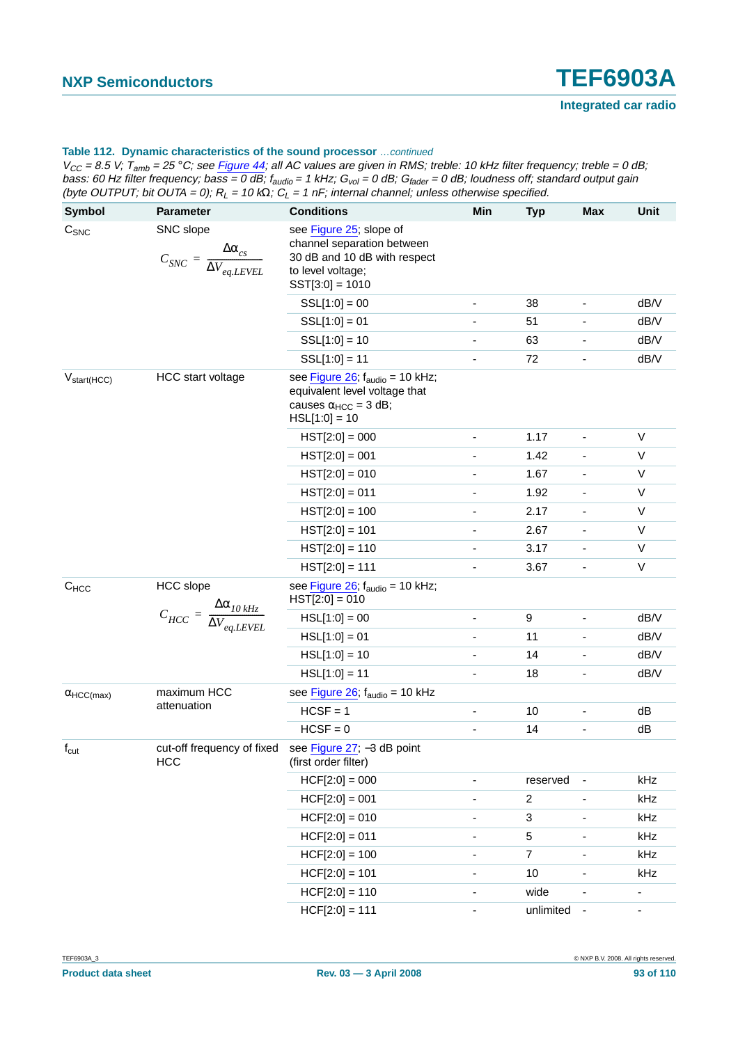**Table 112. Dynamic characteristics of the sound processor** *…continued*

*$V_{CC}$ = 8.5 V; $T_{amb}$ = 25 °C; see Figure 44; all AC values are given in RMS; treble: 10 kHz filter frequency; treble = 0 dB; bass: 60 Hz filter frequency; bass = 0 dB; $f_{audio}$ = 1 kHz; $G_{vol}$ = 0 dB; $G_{fader}$ = 0 dB; loudness off; standard output gain (byte OUTPUT; bit OUTA = 0); $R_L$ = 10 kΩ; $C_L$ = 1 nF; internal channel; unless otherwise specified.*

| Symbol | Parameter | Conditions | Min | Typ | Max | Unit |
|---|---|---|---|---|---|---|
| $C_{SNC}$ | SNC slope $C_{SNC} = \frac{\Delta\alpha_{cs}}{\Delta V_{eq.LEVEL}}$ | see Figure 25; slope of channel separation between 30 dB and 10 dB with respect to level voltage; SST[3:0] = 1010 | | | | |
| | | SSL[1:0] = 00 | - | 38 | - | dB/V |
| | | SSL[1:0] = 01 | - | 51 | - | dB/V |
| | | SSL[1:0] = 10 | - | 63 | - | dB/V |
| | | SSL[1:0] = 11 | - | 72 | - | dB/V |
| $V_{start(HCC)}$ | HCC start voltage | see Figure 26; $f_{audio}$ = 10 kHz; equivalent level voltage that causes $\alpha_{HCC}$ = 3 dB; HSL[1:0] = 10 | | | | |
| | | HST[2:0] = 000 | - | 1.17 | - | V |
| | | HST[2:0] = 001 | - | 1.42 | - | V |
| | | HST[2:0] = 010 | - | 1.67 | - | V |
| | | HST[2:0] = 011 | - | 1.92 | - | V |
| | | HST[2:0] = 100 | - | 2.17 | - | V |
| | | HST[2:0] = 101 | - | 2.67 | - | V |
| | | HST[2:0] = 110 | - | 3.17 | - | V |
| | | HST[2:0] = 111 | - | 3.67 | - | V |
| $C_{HCC}$ | HCC slope $C_{HCC} = \frac{\Delta\alpha_{10\,kHz}}{\Delta V_{eq.LEVEL}}$ | see Figure 26; $f_{audio}$ = 10 kHz; HST[2:0] = 010 | | | | |
| | | HSL[1:0] = 00 | - | 9 | - | dB/V |
| | | HSL[1:0] = 01 | - | 11 | - | dB/V |
| | | HSL[1:0] = 10 | - | 14 | - | dB/V |
| | | HSL[1:0] = 11 | - | 18 | - | dB/V |
| $\alpha_{HCC(max)}$ | maximum HCC attenuation | see Figure 26; $f_{audio}$ = 10 kHz | | | | |
| | | HCSF = 1 | - | 10 | - | dB |
| | | HCSF = 0 | - | 14 | - | dB |
| $f_{cut}$ | cut-off frequency of fixed HCC | see Figure 27; −3 dB point (first order filter) | | | | |
| | | HCF[2:0] = 000 | - | reserved | - | kHz |
| | | HCF[2:0] = 001 | - | 2 | - | kHz |
| | | HCF[2:0] = 010 | - | 3 | - | kHz |
| | | HCF[2:0] = 011 | - | 5 | - | kHz |
| | | HCF[2:0] = 100 | - | 7 | - | kHz |
| | | HCF[2:0] = 101 | - | 10 | - | kHz |
| | | HCF[2:0] = 110 | - | wide | - | - |
| | | HCF[2:0] = 111 | - | unlimited | - | - |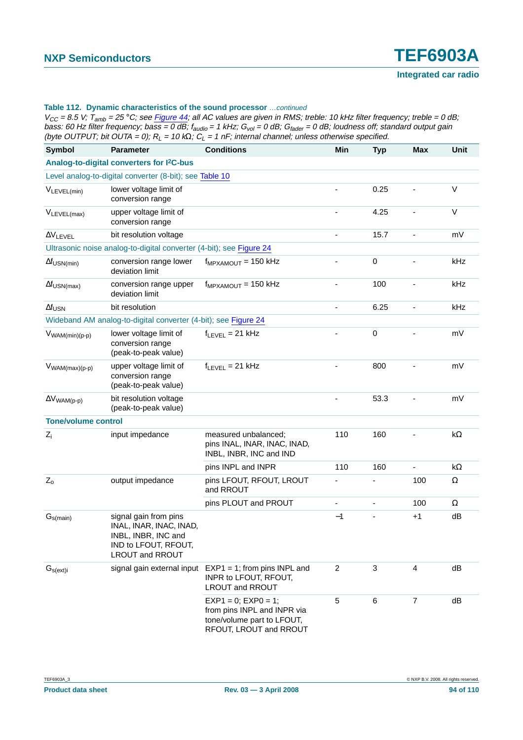**Table 112. Dynamic characteristics of the sound processor** *…continued*

*$V_{CC}$ = 8.5 V; $T_{amb}$ = 25 °C; see Figure 44; all AC values are given in RMS; treble: 10 kHz filter frequency; treble = 0 dB; bass: 60 Hz filter frequency; bass = 0 dB; $f_{audio}$ = 1 kHz; $G_{vol}$ = 0 dB; $G_{fader}$ = 0 dB; loudness off; standard output gain (byte OUTPUT; bit OUTA = 0); $R_L$ = 10 kΩ; $C_L$ = 1 nF; internal channel; unless otherwise specified.*

| Symbol | Parameter | Conditions | Min | Typ | Max | Unit |
|---|---|---|---|---|---|---|
| **Analog-to-digital converters for I²C-bus** | | | | | | |
| Level analog-to-digital converter (8-bit); see Table 10 | | | | | | |
| $V_{LEVEL(min)}$ | lower voltage limit of conversion range | | - | 0.25 | - | V |
| $V_{LEVEL(max)}$ | upper voltage limit of conversion range | | - | 4.25 | - | V |
| $\Delta V_{LEVEL}$ | bit resolution voltage | | - | 15.7 | - | mV |
| Ultrasonic noise analog-to-digital converter (4-bit); see Figure 24 | | | | | | |
| $\Delta f_{USN(min)}$ | conversion range lower deviation limit | $f_{MPXAMOUT}$ = 150 kHz | - | 0 | - | kHz |
| $\Delta f_{USN(max)}$ | conversion range upper deviation limit | $f_{MPXAMOUT}$ = 150 kHz | - | 100 | - | kHz |
| $\Delta f_{USN}$ | bit resolution | | - | 6.25 | - | kHz |
| Wideband AM analog-to-digital converter (4-bit); see Figure 24 | | | | | | |
| $V_{WAM(min)(p-p)}$ | lower voltage limit of conversion range (peak-to-peak value) | $f_{LEVEL}$ = 21 kHz | - | 0 | - | mV |
| $V_{WAM(max)(p-p)}$ | upper voltage limit of conversion range (peak-to-peak value) | $f_{LEVEL}$ = 21 kHz | - | 800 | - | mV |
| $\Delta V_{WAM(p-p)}$ | bit resolution voltage (peak-to-peak value) | | - | 53.3 | - | mV |
| **Tone/volume control** | | | | | | |
| $Z_i$ | input impedance | measured unbalanced; pins INAL, INAR, INAC, INAD, INBL, INBR, INC and IND | 110 | 160 | - | kΩ |
| | | pins INPL and INPR | 110 | 160 | - | kΩ |
| $Z_o$ | output impedance | pins LFOUT, RFOUT, LROUT and RROUT | - | - | 100 | Ω |
| | | pins PLOUT and PROUT | - | - | 100 | Ω |
| $G_{s(main)}$ | signal gain from pins INAL, INAR, INAC, INAD, INBL, INBR, INC and IND to LFOUT, RFOUT, LROUT and RROUT | | −1 | - | +1 | dB |
| $G_{s(ext)i}$ | signal gain external input | EXP1 = 1; from pins INPL and INPR to LFOUT, RFOUT, LROUT and RROUT | 2 | 3 | 4 | dB |
| | | EXP1 = 0; EXP0 = 1; from pins INPL and INPR via tone/volume part to LFOUT, RFOUT, LROUT and RROUT | 5 | 6 | 7 | dB |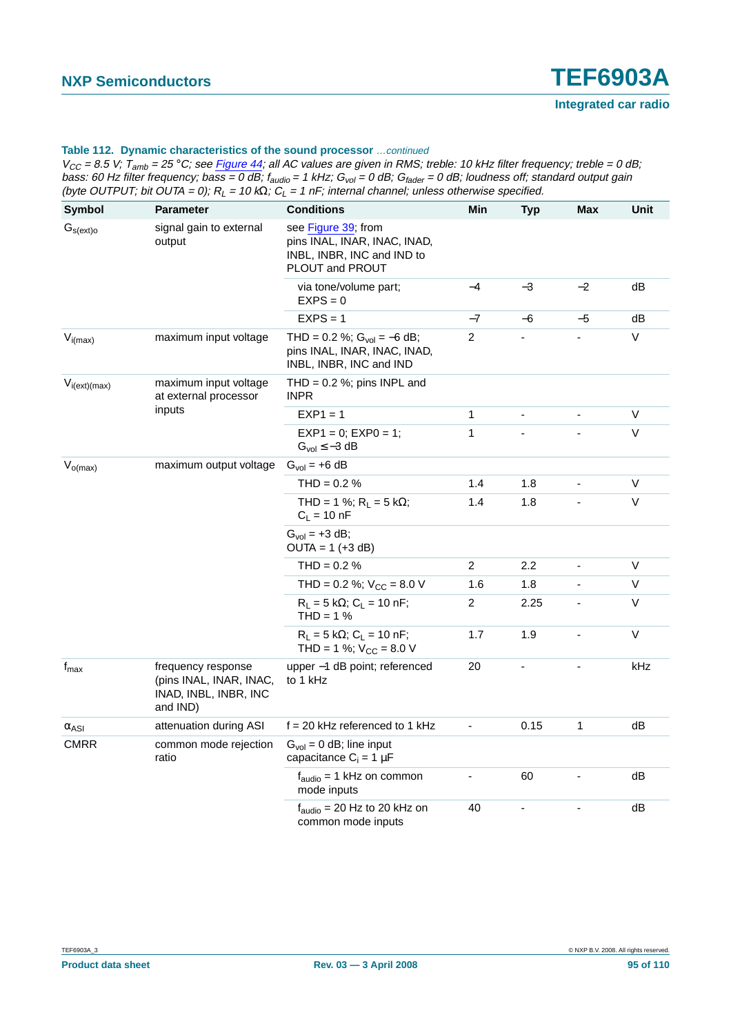**Table 112. Dynamic characteristics of the sound processor** *...continued*

*$V_{CC}$ = 8.5 V; $T_{amb}$ = 25 °C; see Figure 44; all AC values are given in RMS; treble: 10 kHz filter frequency; treble = 0 dB; bass: 60 Hz filter frequency; bass = 0 dB; $f_{audio}$ = 1 kHz; $G_{vol}$ = 0 dB; $G_{fader}$ = 0 dB; loudness off; standard output gain (byte OUTPUT; bit OUTA = 0); $R_L$ = 10 kΩ; $C_L$ = 1 nF; internal channel; unless otherwise specified.*

| Symbol | Parameter | Conditions | Min | Typ | Max | Unit |
|---|---|---|---|---|---|---|
| $G_{s(ext)o}$ | signal gain to external output | see Figure 39; from pins INAL, INAR, INAC, INAD, INBL, INBR, INC and IND to PLOUT and PROUT | | | | |
| | | via tone/volume part; EXPS = 0 | −4 | −3 | −2 | dB |
| | | EXPS = 1 | −7 | −6 | −5 | dB |
| $V_{i(max)}$ | maximum input voltage | THD = 0.2 %; $G_{vol}$ = −6 dB; pins INAL, INAR, INAC, INAD, INBL, INBR, INC and IND | 2 | - | - | V |
| $V_{i(ext)(max)}$ | maximum input voltage at external processor inputs | THD = 0.2 %; pins INPL and INPR | | | | |
| | | EXP1 = 1 | 1 | - | - | V |
| | | EXP1 = 0; EXP0 = 1; $G_{vol}$ ≤ −3 dB | 1 | - | - | V |
| $V_{o(max)}$ | maximum output voltage | $G_{vol}$ = +6 dB | | | | |
| | | THD = 0.2 % | 1.4 | 1.8 | - | V |
| | | THD = 1 %; $R_L$ = 5 kΩ; $C_L$ = 10 nF | 1.4 | 1.8 | - | V |
| | | $G_{vol}$ = +3 dB; OUTA = 1 (+3 dB) | | | | |
| | | THD = 0.2 % | 2 | 2.2 | - | V |
| | | THD = 0.2 %; $V_{CC}$ = 8.0 V | 1.6 | 1.8 | - | V |
| | | $R_L$ = 5 kΩ; $C_L$ = 10 nF; THD = 1 % | 2 | 2.25 | - | V |
| | | $R_L$ = 5 kΩ; $C_L$ = 10 nF; THD = 1 %; $V_{CC}$ = 8.0 V | 1.7 | 1.9 | - | V |
| $f_{max}$ | frequency response (pins INAL, INAR, INAC, INAD, INBL, INBR, INC and IND) | upper −1 dB point; referenced to 1 kHz | 20 | - | - | kHz |
| $\alpha_{ASI}$ | attenuation during ASI | f = 20 kHz referenced to 1 kHz | - | 0.15 | 1 | dB |
| CMRR | common mode rejection ratio | $G_{vol}$ = 0 dB; line input capacitance $C_i$ = 1 μF | | | | |
| | | $f_{audio}$ = 1 kHz on common mode inputs | - | 60 | - | dB |
| | | $f_{audio}$ = 20 Hz to 20 kHz on common mode inputs | 40 | - | - | dB |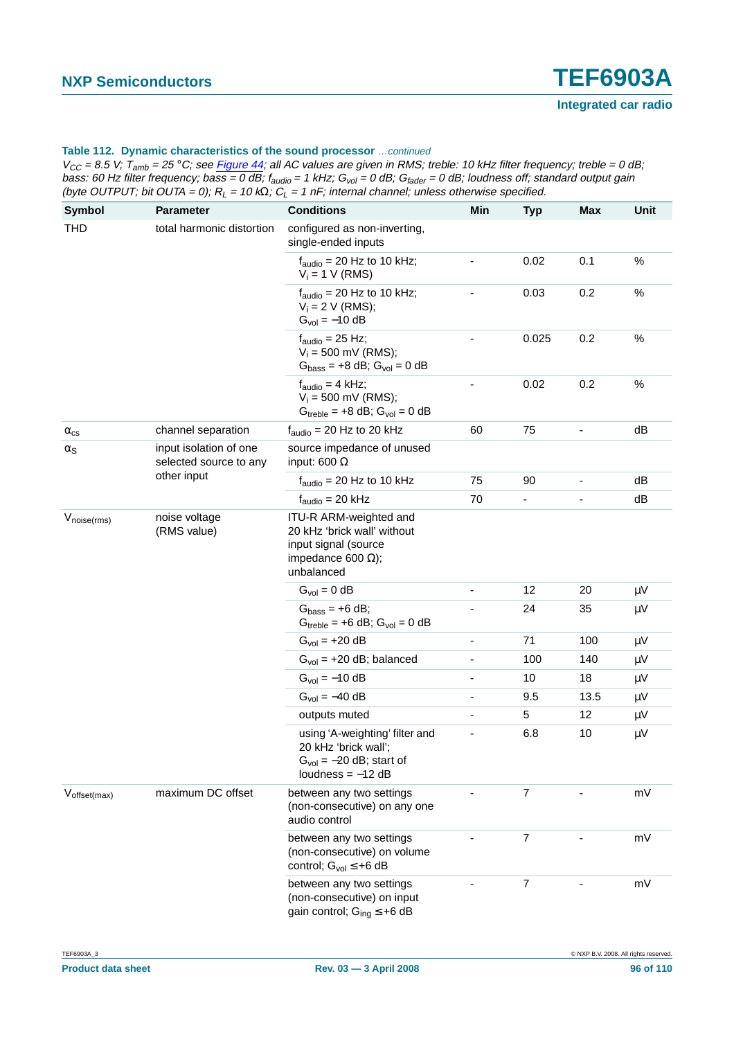**Table 112. Dynamic characteristics of the sound processor** *…continued*

*$V_{CC}$ = 8.5 V; $T_{amb}$ = 25 °C; see Figure 44; all AC values are given in RMS; treble: 10 kHz filter frequency; treble = 0 dB; bass: 60 Hz filter frequency; bass = 0 dB; $f_{audio}$ = 1 kHz; $G_{vol}$ = 0 dB; $G_{fader}$ = 0 dB; loudness off; standard output gain (byte OUTPUT; bit OUTA = 0); $R_L$ = 10 kΩ; $C_L$ = 1 nF; internal channel; unless otherwise specified.*

| Symbol | Parameter | Conditions | Min | Typ | Max | Unit |
|---|---|---|---|---|---|---|
| THD | total harmonic distortion | configured as non-inverting, single-ended inputs | | | | |
| | | $f_{audio}$ = 20 Hz to 10 kHz; $V_i$ = 1 V (RMS) | - | 0.02 | 0.1 | % |
| | | $f_{audio}$ = 20 Hz to 10 kHz; $V_i$ = 2 V (RMS); $G_{vol}$ = −10 dB | - | 0.03 | 0.2 | % |
| | | $f_{audio}$ = 25 Hz; $V_i$ = 500 mV (RMS); $G_{bass}$ = +8 dB; $G_{vol}$ = 0 dB | - | 0.025 | 0.2 | % |
| | | $f_{audio}$ = 4 kHz; $V_i$ = 500 mV (RMS); $G_{treble}$ = +8 dB; $G_{vol}$ = 0 dB | - | 0.02 | 0.2 | % |
| $\alpha_{cs}$ | channel separation | $f_{audio}$ = 20 Hz to 20 kHz | 60 | 75 | - | dB |
| $\alpha_S$ | input isolation of one selected source to any other input | source impedance of unused input: 600 Ω | | | | |
| | | $f_{audio}$ = 20 Hz to 10 kHz | 75 | 90 | - | dB |
| | | $f_{audio}$ = 20 kHz | 70 | - | - | dB |
| $V_{noise(rms)}$ | noise voltage (RMS value) | ITU-R ARM-weighted and 20 kHz ‘brick wall’ without input signal (source impedance 600 Ω); unbalanced | | | | |
| | | $G_{vol}$ = 0 dB | - | 12 | 20 | μV |
| | | $G_{bass}$ = +6 dB; $G_{treble}$ = +6 dB; $G_{vol}$ = 0 dB | - | 24 | 35 | μV |
| | | $G_{vol}$ = +20 dB | - | 71 | 100 | μV |
| | | $G_{vol}$ = +20 dB; balanced | - | 100 | 140 | μV |
| | | $G_{vol}$ = −10 dB | - | 10 | 18 | μV |
| | | $G_{vol}$ = −40 dB | - | 9.5 | 13.5 | μV |
| | | outputs muted | - | 5 | 12 | μV |
| | | using ‘A-weighting’ filter and 20 kHz ‘brick wall’; $G_{vol}$ = −20 dB; start of loudness = −12 dB | - | 6.8 | 10 | μV |
| $V_{offset(max)}$ | maximum DC offset | between any two settings (non-consecutive) on any one audio control | - | 7 | - | mV |
| | | between any two settings (non-consecutive) on volume control; $G_{vol}$ ≤ +6 dB | - | 7 | - | mV |
| | | between any two settings (non-consecutive) on input gain control; $G_{ing}$ ≤ +6 dB | - | 7 | - | mV |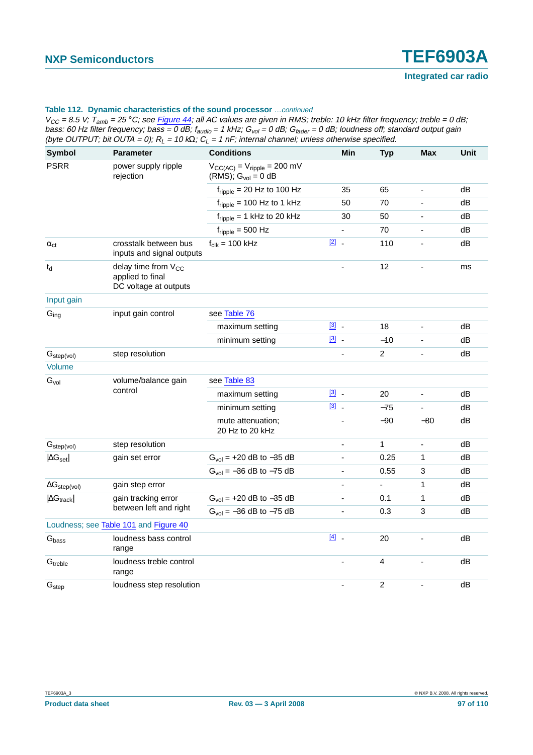**Table 112. Dynamic characteristics of the sound processor** *…continued*

*$V_{CC}$ = 8.5 V; $T_{amb}$ = 25 °C; see Figure 44; all AC values are given in RMS; treble: 10 kHz filter frequency; treble = 0 dB; bass: 60 Hz filter frequency; bass = 0 dB; $f_{audio}$ = 1 kHz; $G_{vol}$ = 0 dB; $G_{fader}$ = 0 dB; loudness off; standard output gain (byte OUTPUT; bit OUTA = 0); $R_L$ = 10 kΩ; $C_L$ = 1 nF; internal channel; unless otherwise specified.*

| Symbol | Parameter | Conditions | | Min | Typ | Max | Unit |
|---|---|---|---|---|---|---|---|
| PSRR | power supply ripple rejection | $V_{CC(AC)}$ = $V_{ripple}$ = 200 mV (RMS); $G_{vol}$ = 0 dB | | | | | |
| | | $f_{ripple}$ = 20 Hz to 100 Hz | | 35 | 65 | - | dB |
| | | $f_{ripple}$ = 100 Hz to 1 kHz | | 50 | 70 | - | dB |
| | | $f_{ripple}$ = 1 kHz to 20 kHz | | 30 | 50 | - | dB |
| | | $f_{ripple}$ = 500 Hz | | - | 70 | - | dB |
| $\alpha_{ct}$ | crosstalk between bus inputs and signal outputs | $f_{clk}$ = 100 kHz | [2] | - | 110 | - | dB |
| $t_d$ | delay time from $V_{CC}$ applied to final DC voltage at outputs | | | - | 12 | - | ms |
| **Input gain** | | | | | | | |
| $G_{ing}$ | input gain control | see Table 76 | | | | | |
| | | maximum setting | [3] | - | 18 | - | dB |
| | | minimum setting | [3] | - | −10 | - | dB |
| $G_{step(vol)}$ | step resolution | | | - | 2 | - | dB |
| **Volume** | | | | | | | |
| $G_{vol}$ | volume/balance gain control | see Table 83 | | | | | |
| | | maximum setting | [3] | - | 20 | - | dB |
| | | minimum setting | [3] | - | −75 | - | dB |
| | | mute attenuation; 20 Hz to 20 kHz | | - | −90 | −80 | dB |
| $G_{step(vol)}$ | step resolution | | | - | 1 | - | dB |
| $\|\Delta G_{set}\|$ | gain set error | $G_{vol}$ = +20 dB to −35 dB | | - | 0.25 | 1 | dB |
| | | $G_{vol}$ = −36 dB to −75 dB | | - | 0.55 | 3 | dB |
| $\Delta G_{step(vol)}$ | gain step error | | | - | - | 1 | dB |
| $\|\Delta G_{track}\|$ | gain tracking error between left and right | $G_{vol}$ = +20 dB to −35 dB | | - | 0.1 | 1 | dB |
| | | $G_{vol}$ = −36 dB to −75 dB | | - | 0.3 | 3 | dB |
| **Loudness; see Table 101 and Figure 40** | | | | | | | |
| $G_{bass}$ | loudness bass control range | | [4] | - | 20 | - | dB |
| $G_{treble}$ | loudness treble control range | | | - | 4 | - | dB |
| $G_{step}$ | loudness step resolution | | | - | 2 | - | dB |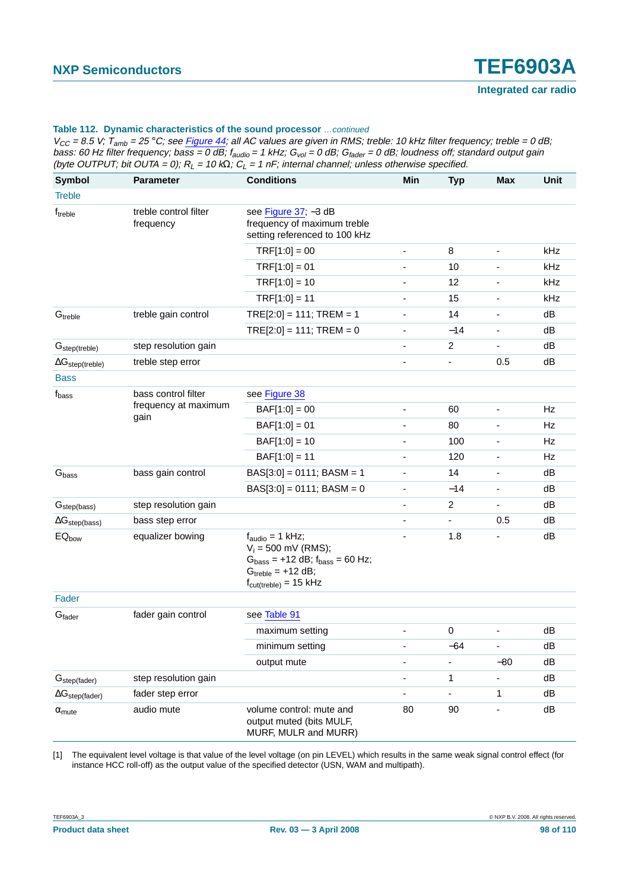**Table 112. Dynamic characteristics of the sound processor** *…continued*

*$V_{CC}$ = 8.5 V; $T_{amb}$ = 25 °C; see Figure 44; all AC values are given in RMS; treble: 10 kHz filter frequency; treble = 0 dB; bass: 60 Hz filter frequency; bass = 0 dB; $f_{audio}$ = 1 kHz; $G_{vol}$ = 0 dB; $G_{fader}$ = 0 dB; loudness off; standard output gain (byte OUTPUT; bit OUTA = 0); $R_L$ = 10 kΩ; $C_L$ = 1 nF; internal channel; unless otherwise specified.*

| Symbol | Parameter | Conditions | Min | Typ | Max | Unit |
|---|---|---|---|---|---|---|
| **Treble** | | | | | | |
| $f_{treble}$ | treble control filter frequency | see Figure 37; −3 dB frequency of maximum treble setting referenced to 100 kHz | | | | |
| | | TRF[1:0] = 00 | - | 8 | - | kHz |
| | | TRF[1:0] = 01 | - | 10 | - | kHz |
| | | TRF[1:0] = 10 | - | 12 | - | kHz |
| | | TRF[1:0] = 11 | - | 15 | - | kHz |
| $G_{treble}$ | treble gain control | TRE[2:0] = 111; TREM = 1 | - | 14 | - | dB |
| | | TRE[2:0] = 111; TREM = 0 | - | −14 | - | dB |
| $G_{step(treble)}$ | step resolution gain | | - | 2 | - | dB |
| $\Delta G_{step(treble)}$ | treble step error | | - | - | 0.5 | dB |
| **Bass** | | | | | | |
| $f_{bass}$ | bass control filter frequency at maximum gain | see Figure 38 | | | | |
| | | BAF[1:0] = 00 | - | 60 | - | Hz |
| | | BAF[1:0] = 01 | - | 80 | - | Hz |
| | | BAF[1:0] = 10 | - | 100 | - | Hz |
| | | BAF[1:0] = 11 | - | 120 | - | Hz |
| $G_{bass}$ | bass gain control | BAS[3:0] = 0111; BASM = 1 | - | 14 | - | dB |
| | | BAS[3:0] = 0111; BASM = 0 | - | −14 | - | dB |
| $G_{step(bass)}$ | step resolution gain | | - | 2 | - | dB |
| $\Delta G_{step(bass)}$ | bass step error | | - | - | 0.5 | dB |
| $EQ_{bow}$ | equalizer bowing | $f_{audio}$ = 1 kHz; $V_i$ = 500 mV (RMS); $G_{bass}$ = +12 dB; $f_{bass}$ = 60 Hz; $G_{treble}$ = +12 dB; $f_{cut(treble)}$ = 15 kHz | - | 1.8 | - | dB |
| **Fader** | | | | | | |
| $G_{fader}$ | fader gain control | see Table 91 | | | | |
| | | maximum setting | - | 0 | - | dB |
| | | minimum setting | - | −64 | - | dB |
| | | output mute | - | - | −80 | dB |
| $G_{step(fader)}$ | step resolution gain | | - | 1 | - | dB |
| $\Delta G_{step(fader)}$ | fader step error | | - | - | 1 | dB |
| $\alpha_{mute}$ | audio mute | volume control: mute and output muted (bits MULF, MURF, MULR and MURR) | 80 | 90 | - | dB |

[1] The equivalent level voltage is that value of the level voltage (on pin LEVEL) which results in the same weak signal control effect (for instance HCC roll-off) as the output value of the specified detector (USN, WAM and multipath).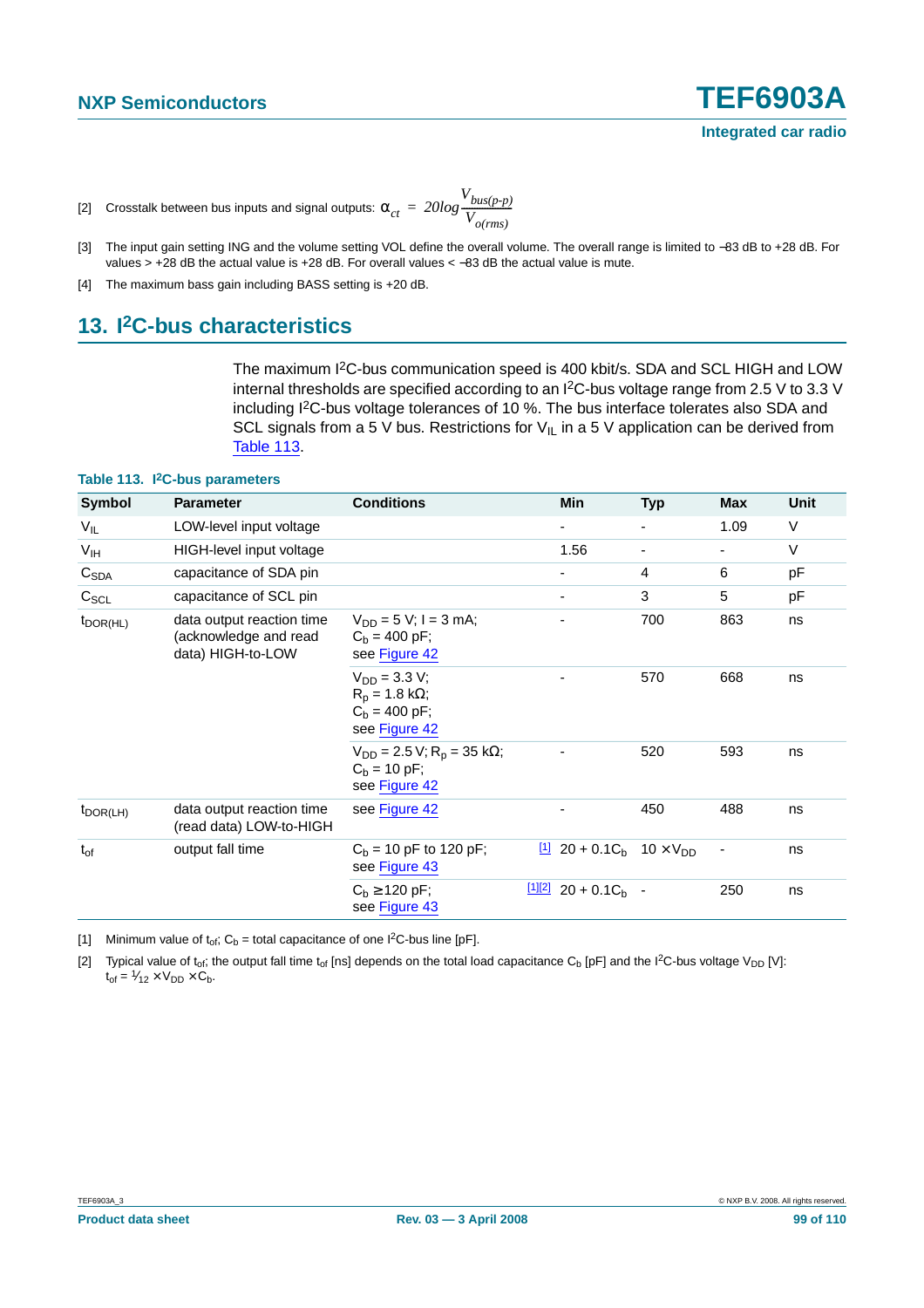[2] Crosstalk between bus inputs and signal outputs: $\alpha_{ct} = 20log\frac{V_{bus(p-p)}}{V_{o(rms)}}$

[3] The input gain setting ING and the volume setting VOL define the overall volume. The overall range is limited to −83 dB to +28 dB. For values > +28 dB the actual value is +28 dB. For overall values < −83 dB the actual value is mute.

[4] The maximum bass gain including BASS setting is +20 dB.

## 13. I2C-bus characteristics

The maximum I2C-bus communication speed is 400 kbit/s. SDA and SCL HIGH and LOW internal thresholds are specified according to an I2C-bus voltage range from 2.5 V to 3.3 V including I2C-bus voltage tolerances of 10 %. The bus interface tolerates also SDA and SCL signals from a 5 V bus. Restrictions for $V_{IL}$ in a 5 V application can be derived from Table 113.

**Table 113. I2C-bus parameters**

| Symbol | Parameter | Conditions | | Min | Typ | Max | Unit |
|---|---|---|---|---|---|---|---|
| $V_{IL}$ | LOW-level input voltage | | | - | - | 1.09 | V |
| $V_{IH}$ | HIGH-level input voltage | | | 1.56 | - | - | V |
| $C_{SDA}$ | capacitance of SDA pin | | | - | 4 | 6 | pF |
| $C_{SCL}$ | capacitance of SCL pin | | | - | 3 | 5 | pF |
| $t_{DOR(HL)}$ | data output reaction time (acknowledge and read data) HIGH-to-LOW | $V_{DD}$ = 5 V; I = 3 mA; $C_b$ = 400 pF; see Figure 42 | | - | 700 | 863 | ns |
| | | $V_{DD}$ = 3.3 V; $R_p$ = 1.8 kΩ; $C_b$ = 400 pF; see Figure 42 | | - | 570 | 668 | ns |
| | | $V_{DD}$ = 2.5 V; $R_p$ = 35 kΩ; $C_b$ = 10 pF; see Figure 42 | | - | 520 | 593 | ns |
| $t_{DOR(LH)}$ | data output reaction time (read data) LOW-to-HIGH | see Figure 42 | | - | 450 | 488 | ns |
| $t_{of}$ | output fall time | $C_b$ = 10 pF to 120 pF; see Figure 43 | [1] | $20 + 0.1C_b$ | $10 \times V_{DD}$ | - | ns |
| | | $C_b \geq 120$ pF; see Figure 43 | [1][2] | $20 + 0.1C_b$ | - | 250 | ns |

[1] Minimum value of $t_{of}$; $C_b$ = total capacitance of one I2C-bus line [pF].

[2] Typical value of $t_{of}$; the output fall time $t_{of}$ [ns] depends on the total load capacitance $C_b$ [pF] and the I2C-bus voltage $V_{DD}$ [V]: $t_{of} = \frac{1}{12} \times V_{DD} \times C_b$.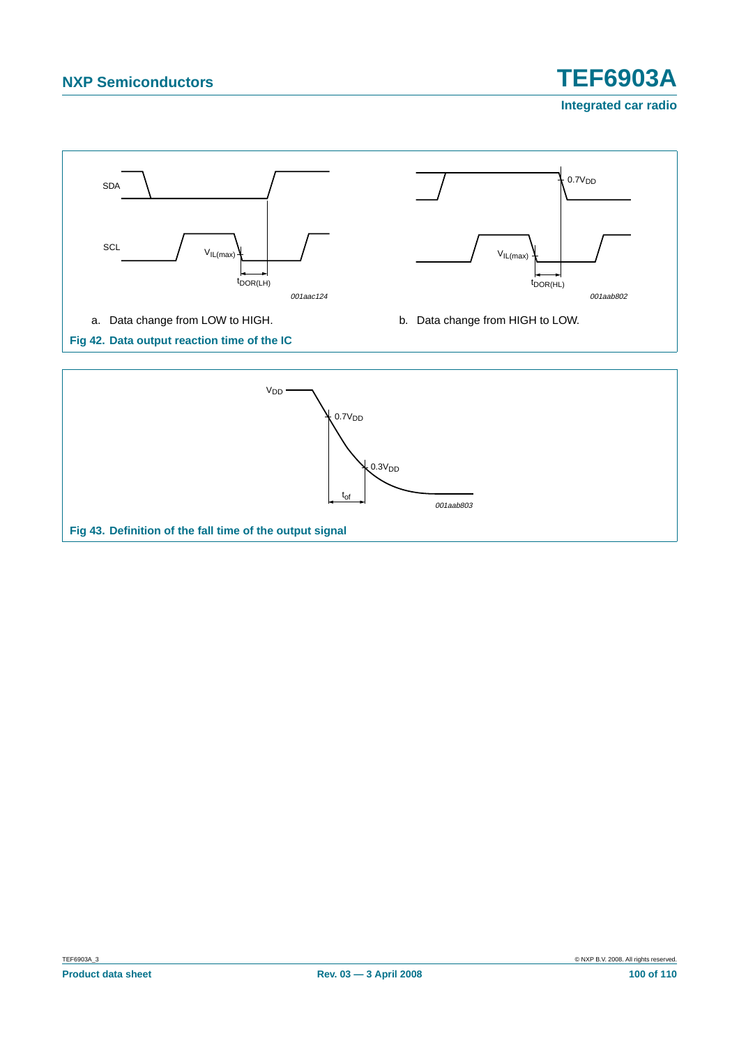a. Data change from LOW to HIGH.

b. Data change from HIGH to LOW.

**Fig 42. Data output reaction time of the IC**

**Fig 43. Definition of the fall time of the output signal**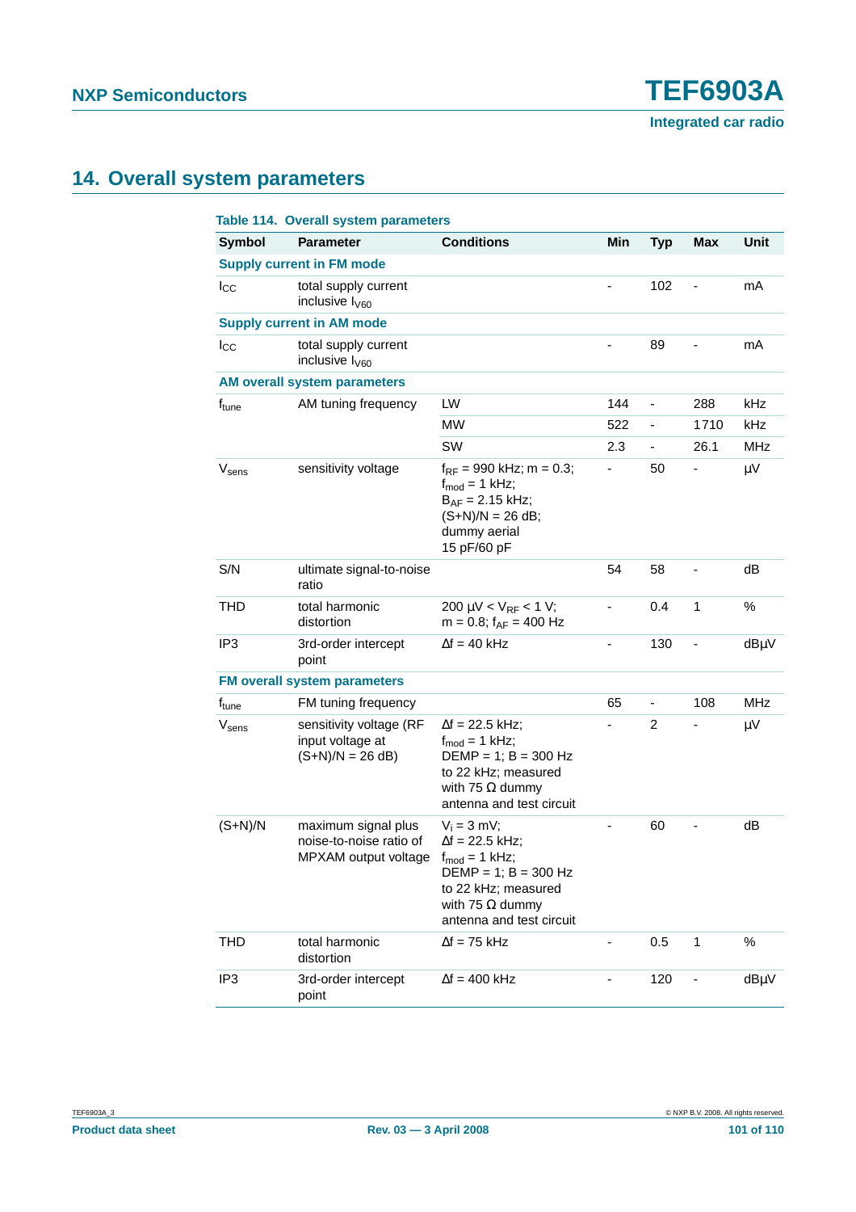## 14. Overall system parameters

**Table 114. Overall system parameters**

| Symbol | Parameter | Conditions | Min | Typ | Max | Unit |
|---|---|---|---|---|---|---|
| **Supply current in FM mode** | | | | | | |
| $I_{CC}$ | total supply current inclusive $I_{V60}$ | | - | 102 | - | mA |
| **Supply current in AM mode** | | | | | | |
| $I_{CC}$ | total supply current inclusive $I_{V60}$ | | - | 89 | - | mA |
| **AM overall system parameters** | | | | | | |
| $f_{tune}$ | AM tuning frequency | LW | 144 | - | 288 | kHz |
| | | MW | 522 | - | 1710 | kHz |
| | | SW | 2.3 | - | 26.1 | MHz |
| $V_{sens}$ | sensitivity voltage | $f_{RF}$ = 990 kHz; m = 0.3; $f_{mod}$ = 1 kHz; $B_{AF}$ = 2.15 kHz; (S+N)/N = 26 dB; dummy aerial 15 pF/60 pF | - | 50 | - | μV |
| S/N | ultimate signal-to-noise ratio | | 54 | 58 | - | dB |
| THD | total harmonic distortion | 200 μV < $V_{RF}$ < 1 V; m = 0.8; $f_{AF}$ = 400 Hz | - | 0.4 | 1 | % |
| IP3 | 3rd-order intercept point | Δf = 40 kHz | - | 130 | - | dBμV |
| **FM overall system parameters** | | | | | | |
| $f_{tune}$ | FM tuning frequency | | 65 | - | 108 | MHz |
| $V_{sens}$ | sensitivity voltage (RF input voltage at (S+N)/N = 26 dB) | Δf = 22.5 kHz; $f_{mod}$ = 1 kHz; DEMP = 1; B = 300 Hz to 22 kHz; measured with 75 Ω dummy antenna and test circuit | - | 2 | - | μV |
| (S+N)/N | maximum signal plus noise-to-noise ratio of MPXAM output voltage | $V_i$ = 3 mV; Δf = 22.5 kHz; $f_{mod}$ = 1 kHz; DEMP = 1; B = 300 Hz to 22 kHz; measured with 75 Ω dummy antenna and test circuit | - | 60 | - | dB |
| THD | total harmonic distortion | Δf = 75 kHz | - | 0.5 | 1 | % |
| IP3 | 3rd-order intercept point | Δf = 400 kHz | - | 120 | - | dBμV |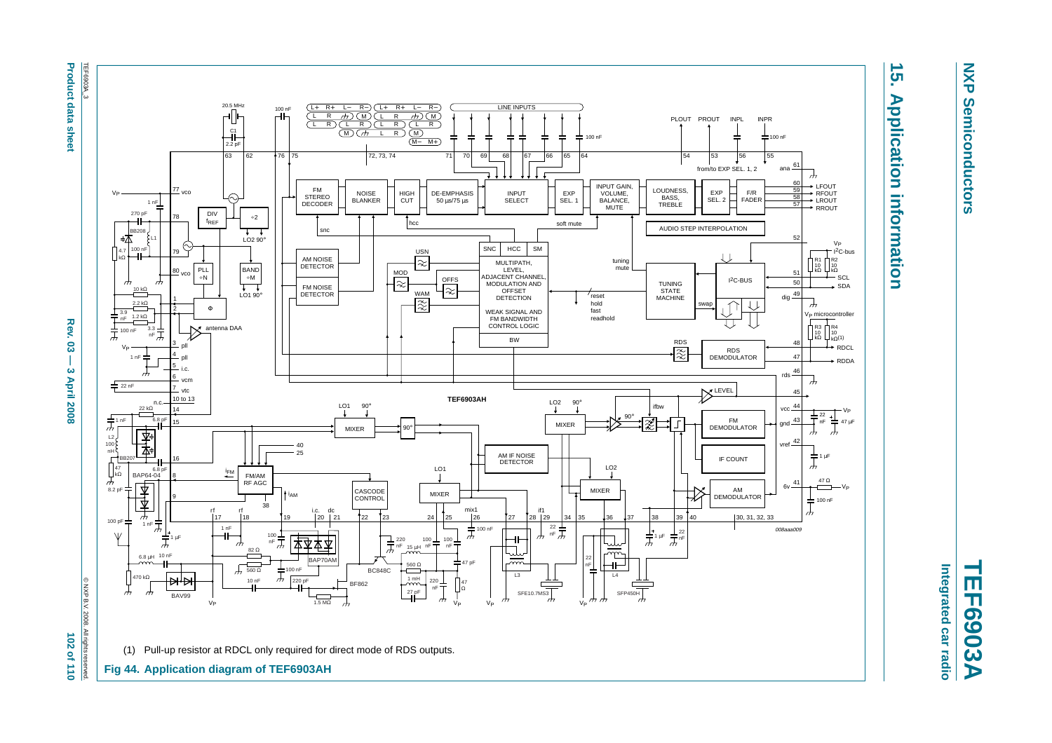## 15. Application information

(1) Pull-up resistor at RDCL only required for direct mode of RDS outputs.

**Fig 44. Application diagram of TEF6903AH**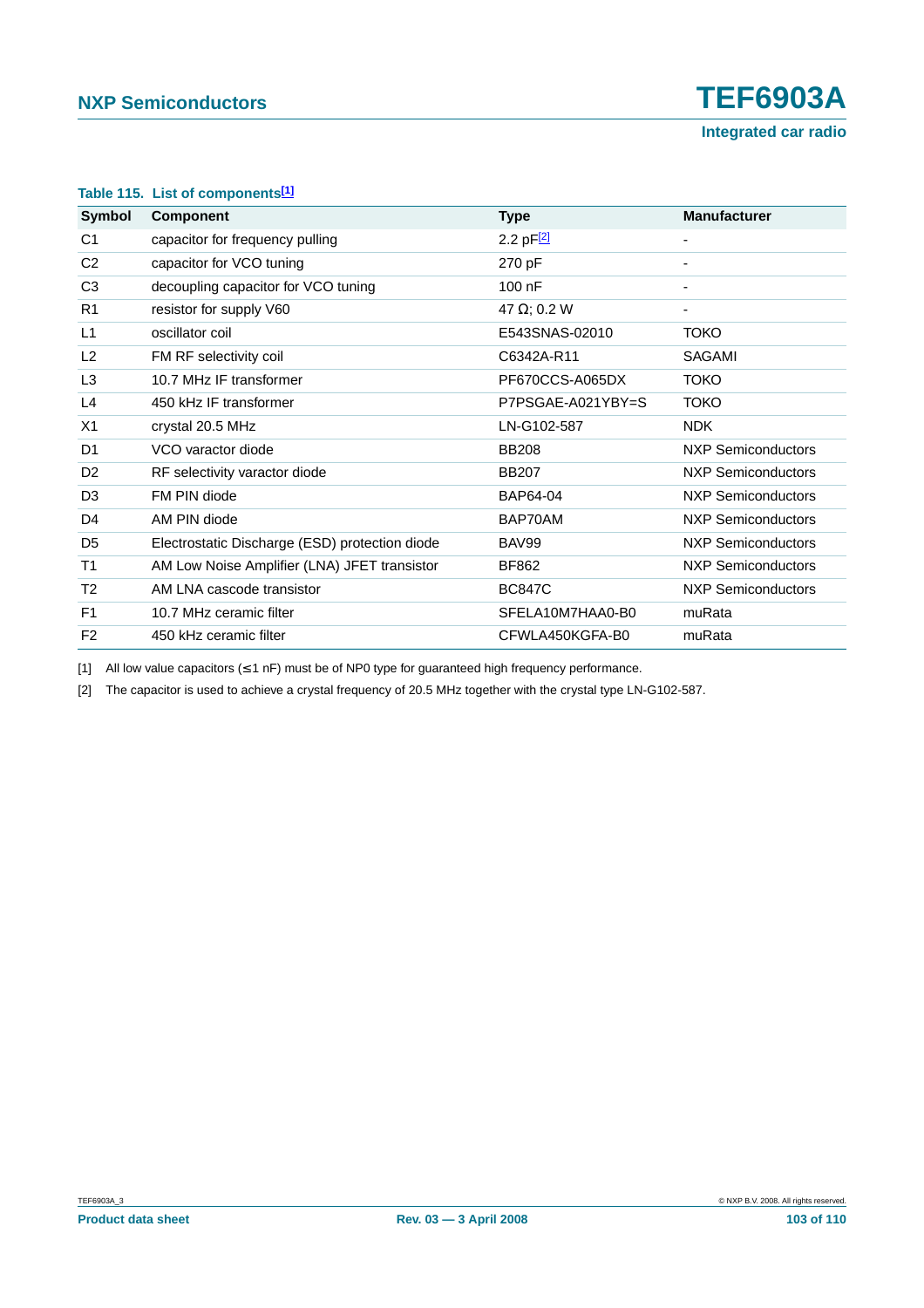**Table 115. List of components[1]**

| Symbol | Component | Type | Manufacturer |
|---|---|---|---|
| C1 | capacitor for frequency pulling | 2.2 pF[2] | - |
| C2 | capacitor for VCO tuning | 270 pF | - |
| C3 | decoupling capacitor for VCO tuning | 100 nF | - |
| R1 | resistor for supply V60 | 47 Ω; 0.2 W | - |
| L1 | oscillator coil | E543SNAS-02010 | TOKO |
| L2 | FM RF selectivity coil | C6342A-R11 | SAGAMI |
| L3 | 10.7 MHz IF transformer | PF670CCS-A065DX | TOKO |
| L4 | 450 kHz IF transformer | P7PSGAE-A021YBY=S | TOKO |
| X1 | crystal 20.5 MHz | LN-G102-587 | NDK |
| D1 | VCO varactor diode | BB208 | NXP Semiconductors |
| D2 | RF selectivity varactor diode | BB207 | NXP Semiconductors |
| D3 | FM PIN diode | BAP64-04 | NXP Semiconductors |
| D4 | AM PIN diode | BAP70AM | NXP Semiconductors |
| D5 | Electrostatic Discharge (ESD) protection diode | BAV99 | NXP Semiconductors |
| T1 | AM Low Noise Amplifier (LNA) JFET transistor | BF862 | NXP Semiconductors |
| T2 | AM LNA cascode transistor | BC847C | NXP Semiconductors |
| F1 | 10.7 MHz ceramic filter | SFELA10M7HAA0-B0 | muRata |
| F2 | 450 kHz ceramic filter | CFWLA450KGFA-B0 | muRata |

[1] All low value capacitors (≤ 1 nF) must be of NP0 type for guaranteed high frequency performance.

[2] The capacitor is used to achieve a crystal frequency of 20.5 MHz together with the crystal type LN-G102-587.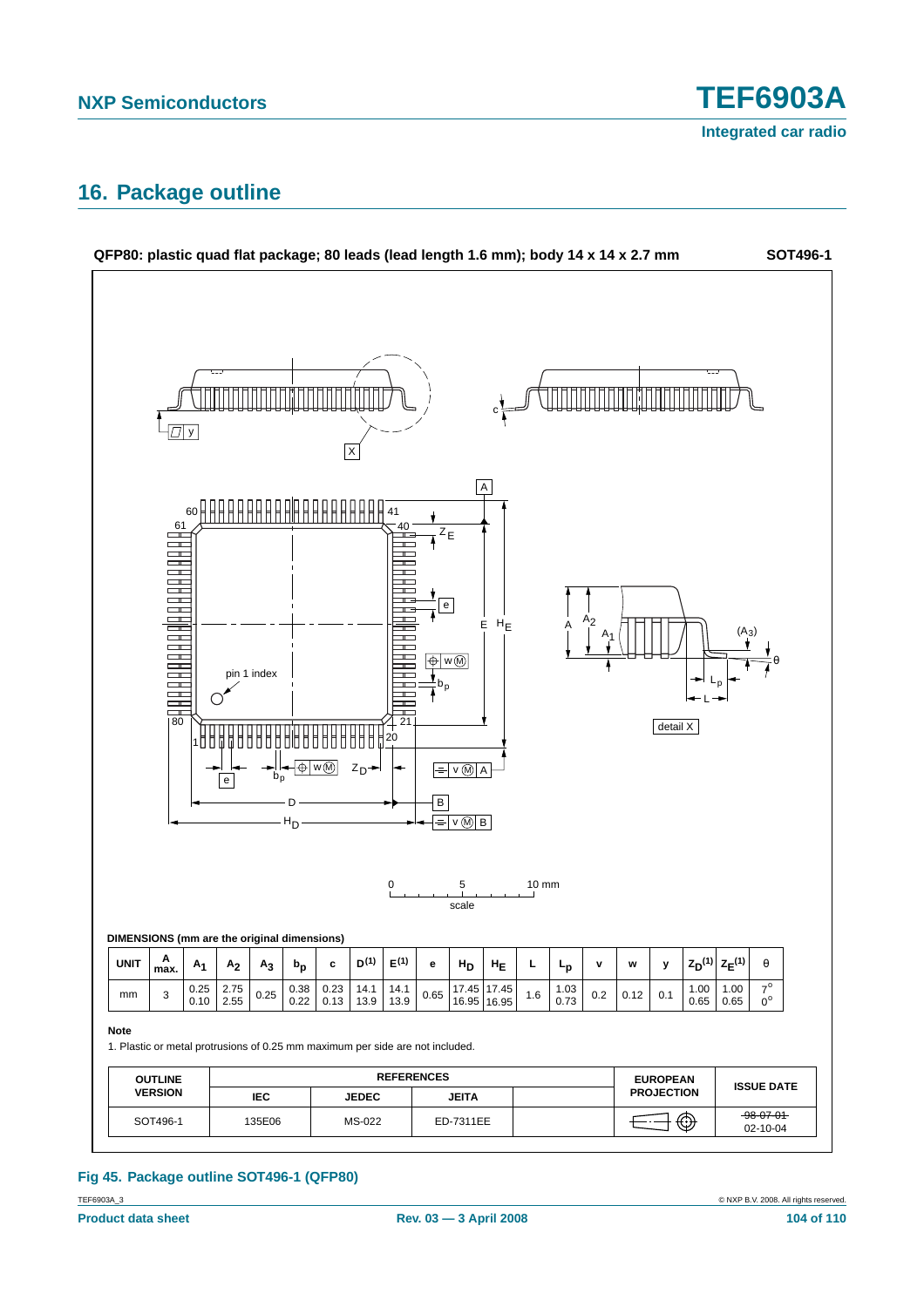## 16. Package outline

**QFP80: plastic quad flat package; 80 leads (lead length 1.6 mm); body 14 x 14 x 2.7 mm** **SOT496-1**

**DIMENSIONS (mm are the original dimensions)**

| UNIT | A max. | $A_1$ | $A_2$ | $A_3$ | $b_p$ | c | $D^{(1)}$ | $E^{(1)}$ | e | $H_D$ | $H_E$ | L | $L_p$ | v | w | y | $Z_D^{(1)}$ | $Z_E^{(1)}$ | θ |
|---|---|---|---|---|---|---|---|---|---|---|---|---|---|---|---|---|---|---|---|
| mm | 3 | 0.25<br>0.10 | 2.75<br>2.55 | 0.25 | 0.38<br>0.22 | 0.23<br>0.13 | 14.1<br>13.9 | 14.1<br>13.9 | 0.65 | 17.45<br>16.95 | 17.45<br>16.95 | 1.6 | 1.03<br>0.73 | 0.2 | 0.12 | 0.1 | 1.00<br>0.65 | 1.00<br>0.65 | 7°<br>0° |

**Note**

1. Plastic or metal protrusions of 0.25 mm maximum per side are not included.

| OUTLINE VERSION | REFERENCES | | | | EUROPEAN PROJECTION | ISSUE DATE |
|---|---|---|---|---|---|---|
| | IEC | JEDEC | JEITA | | | |
| SOT496-1 | 135E06 | MS-022 | ED-7311EE | | | ~~98-07-01~~<br>02-10-04 |

Fig 45. Package outline SOT496-1 (QFP80)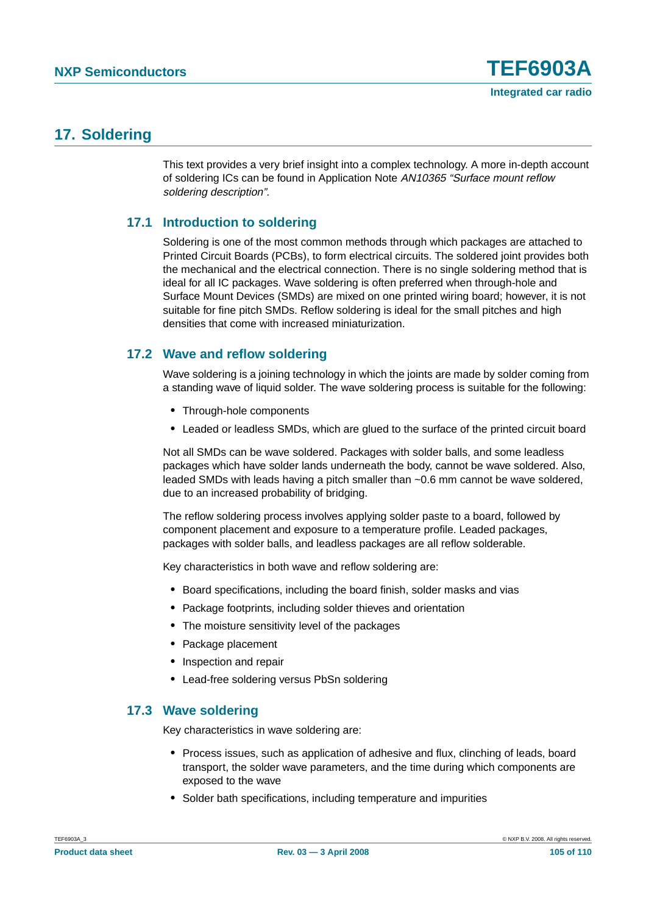# 17. Soldering

This text provides a very brief insight into a complex technology. A more in-depth account of soldering ICs can be found in Application Note *AN10365 “Surface mount reflow soldering description”*.

## 17.1 Introduction to soldering

Soldering is one of the most common methods through which packages are attached to Printed Circuit Boards (PCBs), to form electrical circuits. The soldered joint provides both the mechanical and the electrical connection. There is no single soldering method that is ideal for all IC packages. Wave soldering is often preferred when through-hole and Surface Mount Devices (SMDs) are mixed on one printed wiring board; however, it is not suitable for fine pitch SMDs. Reflow soldering is ideal for the small pitches and high densities that come with increased miniaturization.

## 17.2 Wave and reflow soldering

Wave soldering is a joining technology in which the joints are made by solder coming from a standing wave of liquid solder. The wave soldering process is suitable for the following:

- Through-hole components
- Leaded or leadless SMDs, which are glued to the surface of the printed circuit board

Not all SMDs can be wave soldered. Packages with solder balls, and some leadless packages which have solder lands underneath the body, cannot be wave soldered. Also, leaded SMDs with leads having a pitch smaller than ~0.6 mm cannot be wave soldered, due to an increased probability of bridging.

The reflow soldering process involves applying solder paste to a board, followed by component placement and exposure to a temperature profile. Leaded packages, packages with solder balls, and leadless packages are all reflow solderable.

Key characteristics in both wave and reflow soldering are:

- Board specifications, including the board finish, solder masks and vias
- Package footprints, including solder thieves and orientation
- The moisture sensitivity level of the packages
- Package placement
- Inspection and repair
- Lead-free soldering versus PbSn soldering

## 17.3 Wave soldering

Key characteristics in wave soldering are:

- Process issues, such as application of adhesive and flux, clinching of leads, board transport, the solder wave parameters, and the time during which components are exposed to the wave
- Solder bath specifications, including temperature and impurities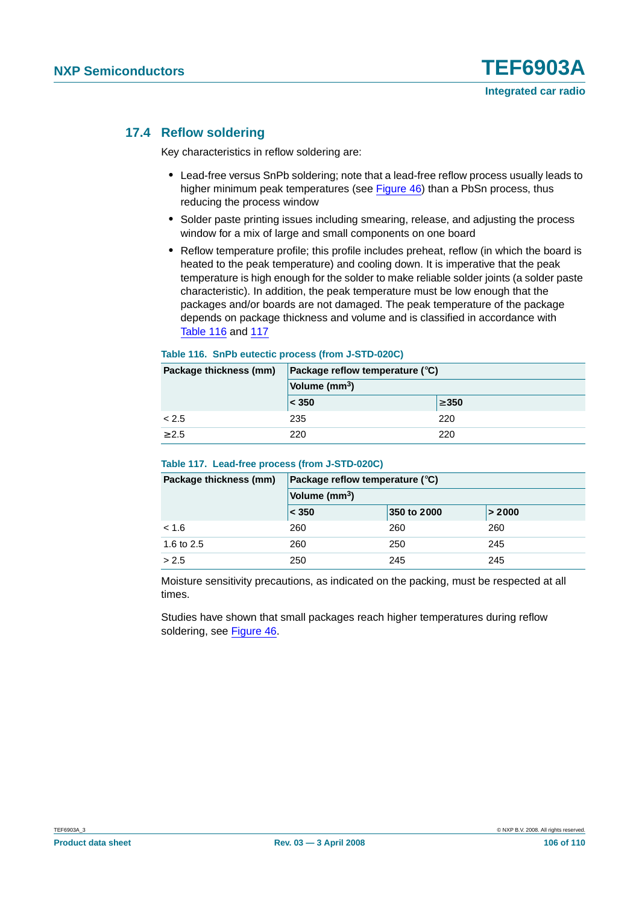### 17.4 Reflow soldering

Key characteristics in reflow soldering are:

- Lead-free versus SnPb soldering; note that a lead-free reflow process usually leads to higher minimum peak temperatures (see Figure 46) than a PbSn process, thus reducing the process window
- Solder paste printing issues including smearing, release, and adjusting the process window for a mix of large and small components on one board
- Reflow temperature profile; this profile includes preheat, reflow (in which the board is heated to the peak temperature) and cooling down. It is imperative that the peak temperature is high enough for the solder to make reliable solder joints (a solder paste characteristic). In addition, the peak temperature must be low enough that the packages and/or boards are not damaged. The peak temperature of the package depends on package thickness and volume and is classified in accordance with Table 116 and 117

**Table 116. SnPb eutectic process (from J-STD-020C)**

| Package thickness (mm) | Package reflow temperature (°C) | |
|---|---|---|
| | Volume ($mm^3$) | |
| | < 350 | ≥350 |
| < 2.5 | 235 | 220 |
| ≥2.5 | 220 | 220 |

**Table 117. Lead-free process (from J-STD-020C)**

| Package thickness (mm) | Package reflow temperature (°C) | | |
|---|---|---|---|
| | Volume ($mm^3$) | | |
| | < 350 | 350 to 2000 | > 2000 |
| < 1.6 | 260 | 260 | 260 |
| 1.6 to 2.5 | 260 | 250 | 245 |
| > 2.5 | 250 | 245 | 245 |

Moisture sensitivity precautions, as indicated on the packing, must be respected at all times.

Studies have shown that small packages reach higher temperatures during reflow soldering, see Figure 46.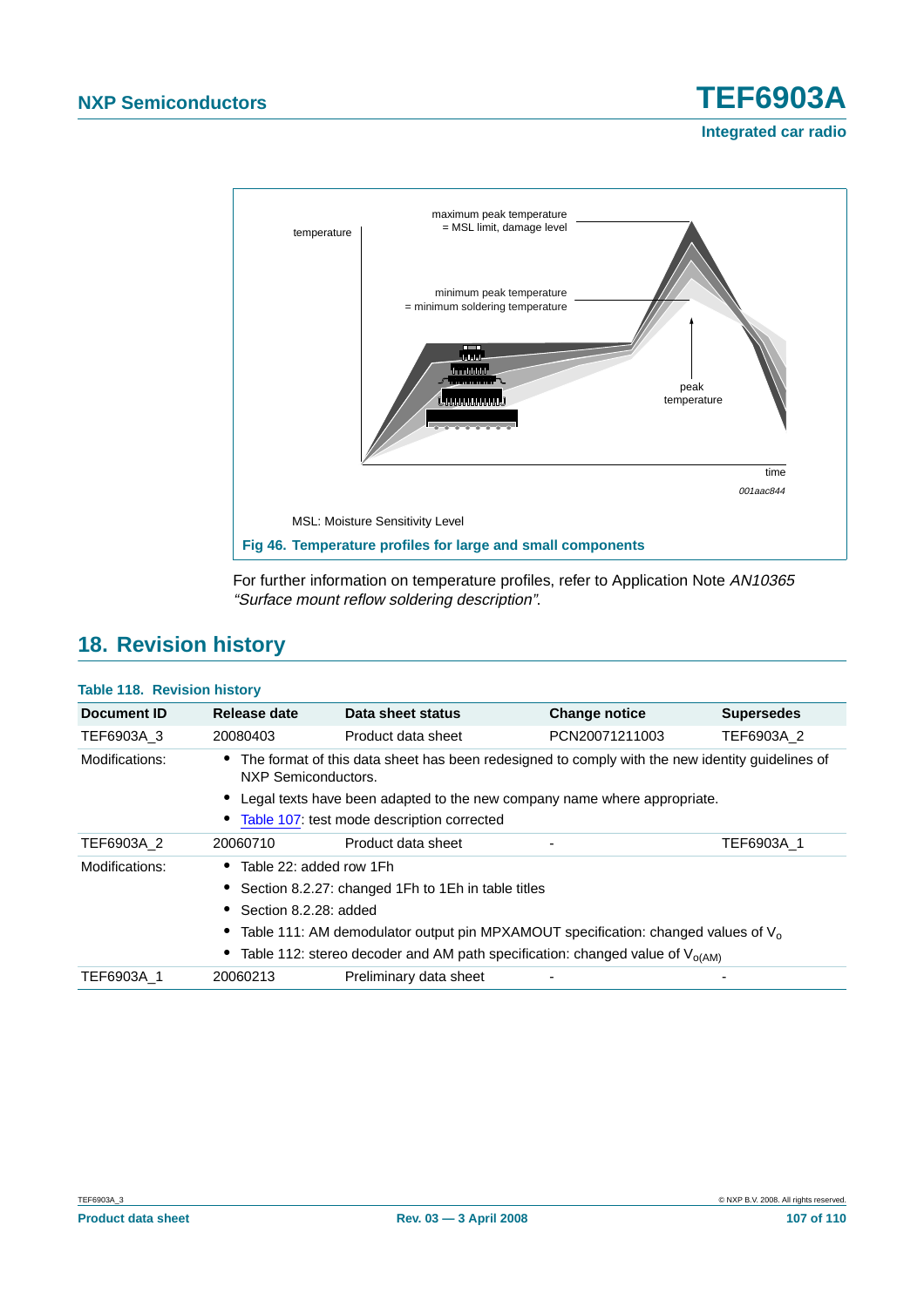MSL: Moisture Sensitivity Level

**Fig 46. Temperature profiles for large and small components**

For further information on temperature profiles, refer to Application Note *AN10365 "Surface mount reflow soldering description"*.

## 18. Revision history

**Table 118. Revision history**

| Document ID | Release date | Data sheet status | Change notice | Supersedes |
|---|---|---|---|---|
| TEF6903A_3 | 20080403 | Product data sheet | PCN20071211003 | TEF6903A_2 |
| Modifications: | • The format of this data sheet has been redesigned to comply with the new identity guidelines of NXP Semiconductors. • Legal texts have been adapted to the new company name where appropriate. • Table 107: test mode description corrected | | | |
| TEF6903A_2 | 20060710 | Product data sheet | - | TEF6903A_1 |
| Modifications: | • Table 22: added row 1Fh • Section 8.2.27: changed 1Fh to 1Eh in table titles • Section 8.2.28: added • Table 111: AM demodulator output pin MPXAMOUT specification: changed values of $V_o$ • Table 112: stereo decoder and AM path specification: changed value of $V_{o(AM)}$ | | | |
| TEF6903A_1 | 20060213 | Preliminary data sheet | - | - |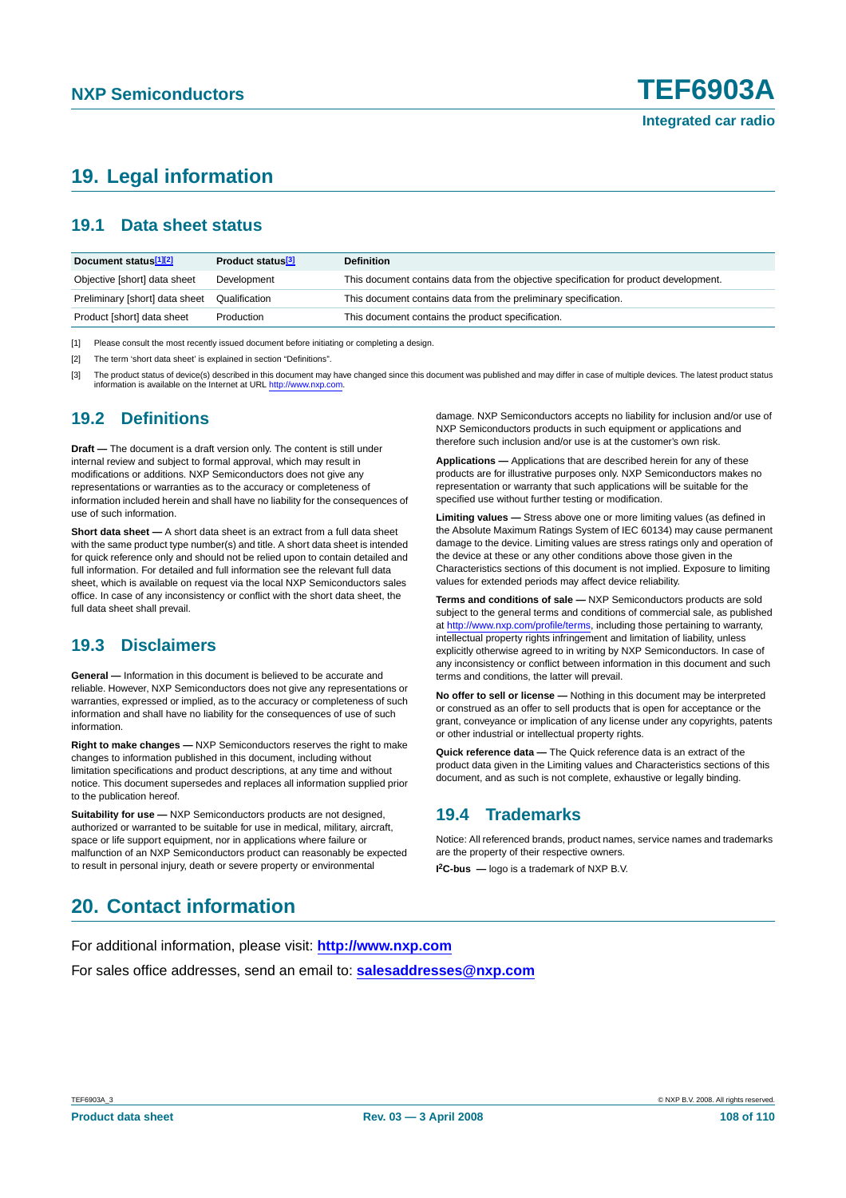## 19. Legal information

### 19.1 Data sheet status

| Document status[1][2] | Product status[3] | Definition |
|---|---|---|
| Objective [short] data sheet | Development | This document contains data from the objective specification for product development. |
| Preliminary [short] data sheet | Qualification | This document contains data from the preliminary specification. |
| Product [short] data sheet | Production | This document contains the product specification. |

[1] Please consult the most recently issued document before initiating or completing a design.

[2] The term 'short data sheet' is explained in section "Definitions".

[3] The product status of device(s) described in this document may have changed since this document was published and may differ in case of multiple devices. The latest product status information is available on the Internet at URL http://www.nxp.com.

### 19.2 Definitions

**Draft —** The document is a draft version only. The content is still under internal review and subject to formal approval, which may result in modifications or additions. NXP Semiconductors does not give any representations or warranties as to the accuracy or completeness of information included herein and shall have no liability for the consequences of use of such information.

**Short data sheet —** A short data sheet is an extract from a full data sheet with the same product type number(s) and title. A short data sheet is intended for quick reference only and should not be relied upon to contain detailed and full information. For detailed and full information see the relevant full data sheet, which is available on request via the local NXP Semiconductors sales office. In case of any inconsistency or conflict with the short data sheet, the full data sheet shall prevail.

### 19.3 Disclaimers

**General —** Information in this document is believed to be accurate and reliable. However, NXP Semiconductors does not give any representations or warranties, expressed or implied, as to the accuracy or completeness of such information and shall have no liability for the consequences of use of such information.

**Right to make changes —** NXP Semiconductors reserves the right to make changes to information published in this document, including without limitation specifications and product descriptions, at any time and without notice. This document supersedes and replaces all information supplied prior to the publication hereof.

**Suitability for use —** NXP Semiconductors products are not designed, authorized or warranted to be suitable for use in medical, military, aircraft, space or life support equipment, nor in applications where failure or malfunction of an NXP Semiconductors product can reasonably be expected to result in personal injury, death or severe property or environmental damage. NXP Semiconductors accepts no liability for inclusion and/or use of NXP Semiconductors products in such equipment or applications and therefore such inclusion and/or use is at the customer's own risk.

**Applications —** Applications that are described herein for any of these products are for illustrative purposes only. NXP Semiconductors makes no representation or warranty that such applications will be suitable for the specified use without further testing or modification.

**Limiting values —** Stress above one or more limiting values (as defined in the Absolute Maximum Ratings System of IEC 60134) may cause permanent damage to the device. Limiting values are stress ratings only and operation of the device at these or any other conditions above those given in the Characteristics sections of this document is not implied. Exposure to limiting values for extended periods may affect device reliability.

**Terms and conditions of sale —** NXP Semiconductors products are sold subject to the general terms and conditions of commercial sale, as published at http://www.nxp.com/profile/terms, including those pertaining to warranty, intellectual property rights infringement and limitation of liability, unless explicitly otherwise agreed to in writing by NXP Semiconductors. In case of any inconsistency or conflict between information in this document and such terms and conditions, the latter will prevail.

**No offer to sell or license —** Nothing in this document may be interpreted or construed as an offer to sell products that is open for acceptance or the grant, conveyance or implication of any license under any copyrights, patents or other industrial or intellectual property rights.

**Quick reference data —** The Quick reference data is an extract of the product data given in the Limiting values and Characteristics sections of this document, and as such is not complete, exhaustive or legally binding.

### 19.4 Trademarks

Notice: All referenced brands, product names, service names and trademarks are the property of their respective owners.

**I²C-bus —** logo is a trademark of NXP B.V.

## 20. Contact information

For additional information, please visit: **http://www.nxp.com**

For sales office addresses, send an email to: **salesaddresses@nxp.com**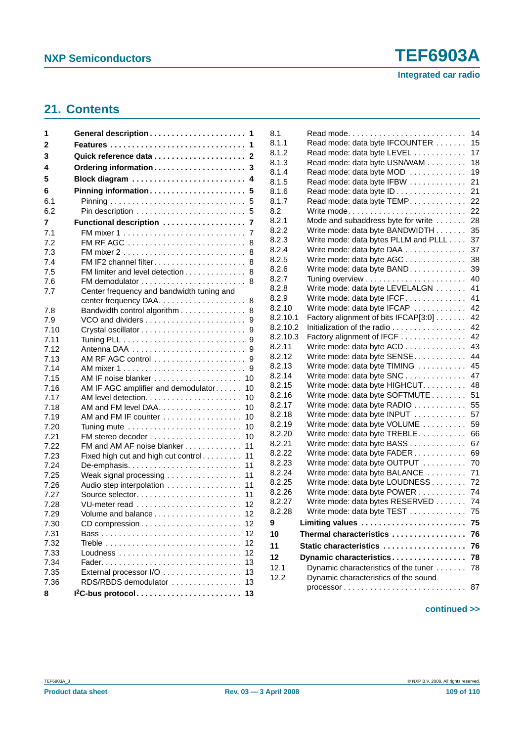## 21. Contents

| | | |
|---|---|---|
| **1** | **General description** | **1** |
| **2** | **Features** | **1** |
| **3** | **Quick reference data** | **2** |
| **4** | **Ordering information** | **3** |
| **5** | **Block diagram** | **4** |
| **6** | **Pinning information** | **5** |
| 6.1 | Pinning | 5 |
| 6.2 | Pin description | 5 |
| **7** | **Functional description** | **7** |
| 7.1 | FM mixer 1 | 7 |
| 7.2 | FM RF AGC | 8 |
| 7.3 | FM mixer 2 | 8 |
| 7.4 | FM IF2 channel filter | 8 |
| 7.5 | FM limiter and level detection | 8 |
| 7.6 | FM demodulator | 8 |
| 7.7 | Center frequency and bandwidth tuning and center frequency DAA | 8 |
| 7.8 | Bandwidth control algorithm | 8 |
| 7.9 | VCO and dividers | 9 |
| 7.10 | Crystal oscillator | 9 |
| 7.11 | Tuning PLL | 9 |
| 7.12 | Antenna DAA | 9 |
| 7.13 | AM RF AGC control | 9 |
| 7.14 | AM mixer 1 | 9 |
| 7.15 | AM IF noise blanker | 10 |
| 7.16 | AM IF AGC amplifier and demodulator | 10 |
| 7.17 | AM level detection | 10 |
| 7.18 | AM and FM level DAA | 10 |
| 7.19 | AM and FM IF counter | 10 |
| 7.20 | Tuning mute | 10 |
| 7.21 | FM stereo decoder | 10 |
| 7.22 | FM and AM AF noise blanker | 11 |
| 7.23 | Fixed high cut and high cut control | 11 |
| 7.24 | De-emphasis | 11 |
| 7.25 | Weak signal processing | 11 |
| 7.26 | Audio step interpolation | 11 |
| 7.27 | Source selector | 11 |
| 7.28 | VU-meter read | 12 |
| 7.29 | Volume and balance | 12 |
| 7.30 | CD compression | 12 |
| 7.31 | Bass | 12 |
| 7.32 | Treble | 12 |
| 7.33 | Loudness | 12 |
| 7.34 | Fader | 13 |
| 7.35 | External processor I/O | 13 |
| 7.36 | RDS/RBDS demodulator | 13 |
| **8** | **I²C-bus protocol** | **13** |
| 8.1 | Read mode | 14 |
| 8.1.1 | Read mode: data byte IFCOUNTER | 15 |
| 8.1.2 | Read mode: data byte LEVEL | 17 |
| 8.1.3 | Read mode: data byte USN/WAM | 18 |
| 8.1.4 | Read mode: data byte MOD | 19 |
| 8.1.5 | Read mode: data byte IFBW | 21 |
| 8.1.6 | Read mode: data byte ID | 21 |
| 8.1.7 | Read mode: data byte TEMP | 22 |
| 8.2 | Write mode | 22 |
| 8.2.1 | Mode and subaddress byte for write | 28 |
| 8.2.2 | Write mode: data byte BANDWIDTH | 35 |
| 8.2.3 | Write mode: data bytes PLLM and PLLL | 37 |
| 8.2.4 | Write mode: data byte DAA | 37 |
| 8.2.5 | Write mode: data byte AGC | 38 |
| 8.2.6 | Write mode: data byte BAND | 39 |
| 8.2.7 | Tuning overview | 40 |
| 8.2.8 | Write mode: data byte LEVELALGN | 41 |
| 8.2.9 | Write mode: data byte IFCF | 41 |
| 8.2.10 | Write mode: data byte IFCAP | 42 |
| 8.2.10.1 | Factory alignment of bits IFCAP[3:0] | 42 |
| 8.2.10.2 | Initialization of the radio | 42 |
| 8.2.10.3 | Factory alignment of IFCF | 42 |
| 8.2.11 | Write mode: data byte ACD | 43 |
| 8.2.12 | Write mode: data byte SENSE | 44 |
| 8.2.13 | Write mode: data byte TIMING | 45 |
| 8.2.14 | Write mode: data byte SNC | 47 |
| 8.2.15 | Write mode: data byte HIGHCUT | 48 |
| 8.2.16 | Write mode: data byte SOFTMUTE | 51 |
| 8.2.17 | Write mode: data byte RADIO | 55 |
| 8.2.18 | Write mode: data byte INPUT | 57 |
| 8.2.19 | Write mode: data byte VOLUME | 59 |
| 8.2.20 | Write mode: data byte TREBLE | 66 |
| 8.2.21 | Write mode: data byte BASS | 67 |
| 8.2.22 | Write mode: data byte FADER | 69 |
| 8.2.23 | Write mode: data byte OUTPUT | 70 |
| 8.2.24 | Write mode: data byte BALANCE | 71 |
| 8.2.25 | Write mode: data byte LOUDNESS | 72 |
| 8.2.26 | Write mode: data byte POWER | 74 |
| 8.2.27 | Write mode: data bytes RESERVED | 74 |
| 8.2.28 | Write mode: data byte TEST | 75 |
| **9** | **Limiting values** | **75** |
| **10** | **Thermal characteristics** | **76** |
| **11** | **Static characteristics** | **76** |
| **12** | **Dynamic characteristics** | **78** |
| 12.1 | Dynamic characteristics of the tuner | 78 |
| 12.2 | Dynamic characteristics of the sound processor | 87 |

**continued >>**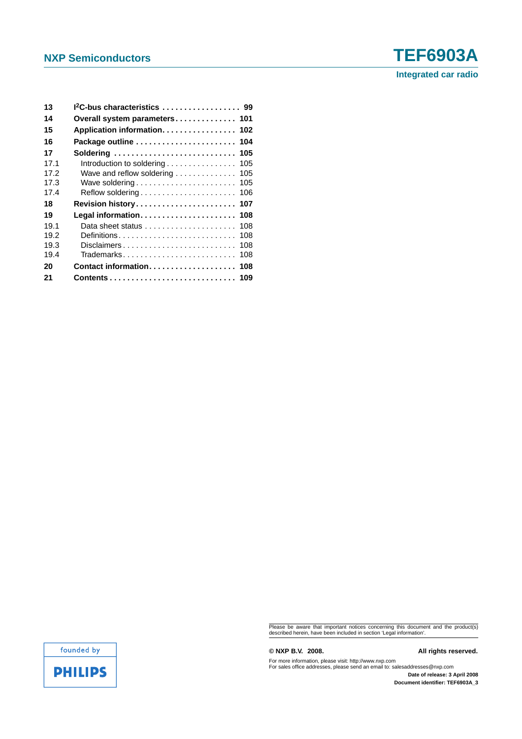| | | |
|---|---|---|
| **13** | **I²C-bus characteristics** | **99** |
| **14** | **Overall system parameters** | **101** |
| **15** | **Application information** | **102** |
| **16** | **Package outline** | **104** |
| **17** | **Soldering** | **105** |
| 17.1 | Introduction to soldering | 105 |
| 17.2 | Wave and reflow soldering | 105 |
| 17.3 | Wave soldering | 105 |
| 17.4 | Reflow soldering | 106 |
| **18** | **Revision history** | **107** |
| **19** | **Legal information** | **108** |
| 19.1 | Data sheet status | 108 |
| 19.2 | Definitions | 108 |
| 19.3 | Disclaimers | 108 |
| 19.4 | Trademarks | 108 |
| **20** | **Contact information** | **108** |
| **21** | **Contents** | **109** |

founded by

**PHILIPS**

Please be aware that important notices concerning this document and the product(s) described herein, have been included in section 'Legal information'.

**© NXP B.V. 2008. All rights reserved.**

For more information, please visit: http://www.nxp.com
For sales office addresses, please send an email to: salesaddresses@nxp.com

**Date of release: 3 April 2008**

**Document identifier: TEF6903A_3**